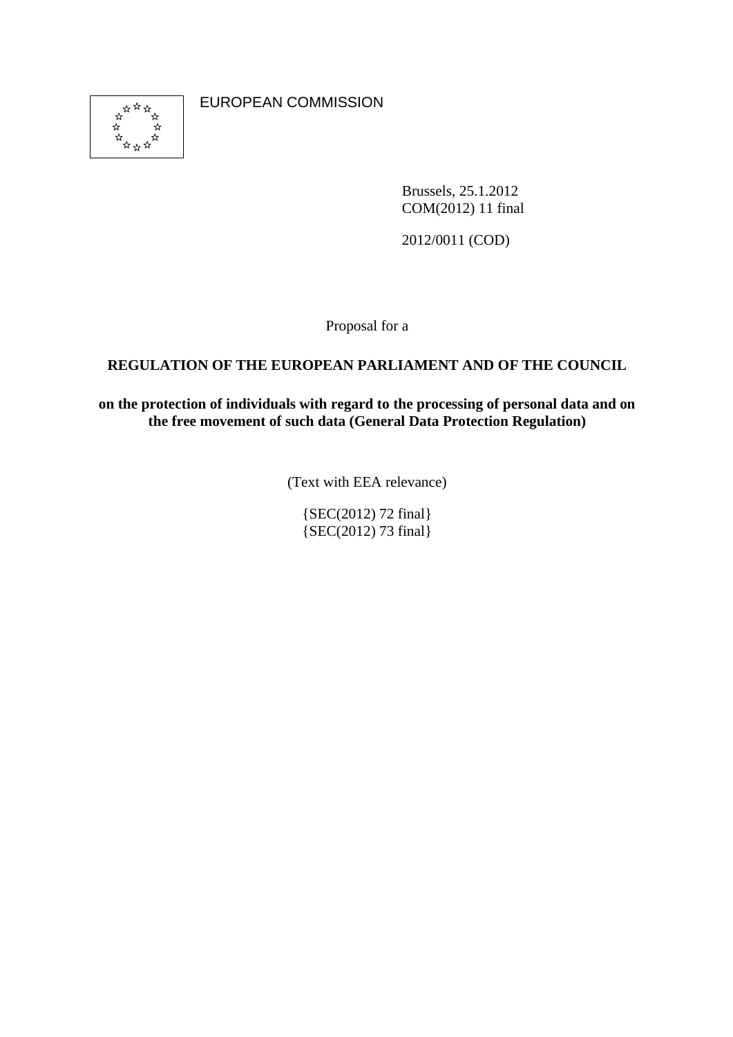EUROPEAN COMMISSION

Brussels, 25.1.2012
COM(2012) 11 final

2012/0011 (COD)

Proposal for a

**REGULATION OF THE EUROPEAN PARLIAMENT AND OF THE COUNCIL**

**on the protection of individuals with regard to the processing of personal data and on the free movement of such data (General Data Protection Regulation)**

(Text with EEA relevance)

{SEC(2012) 72 final}
{SEC(2012) 73 final}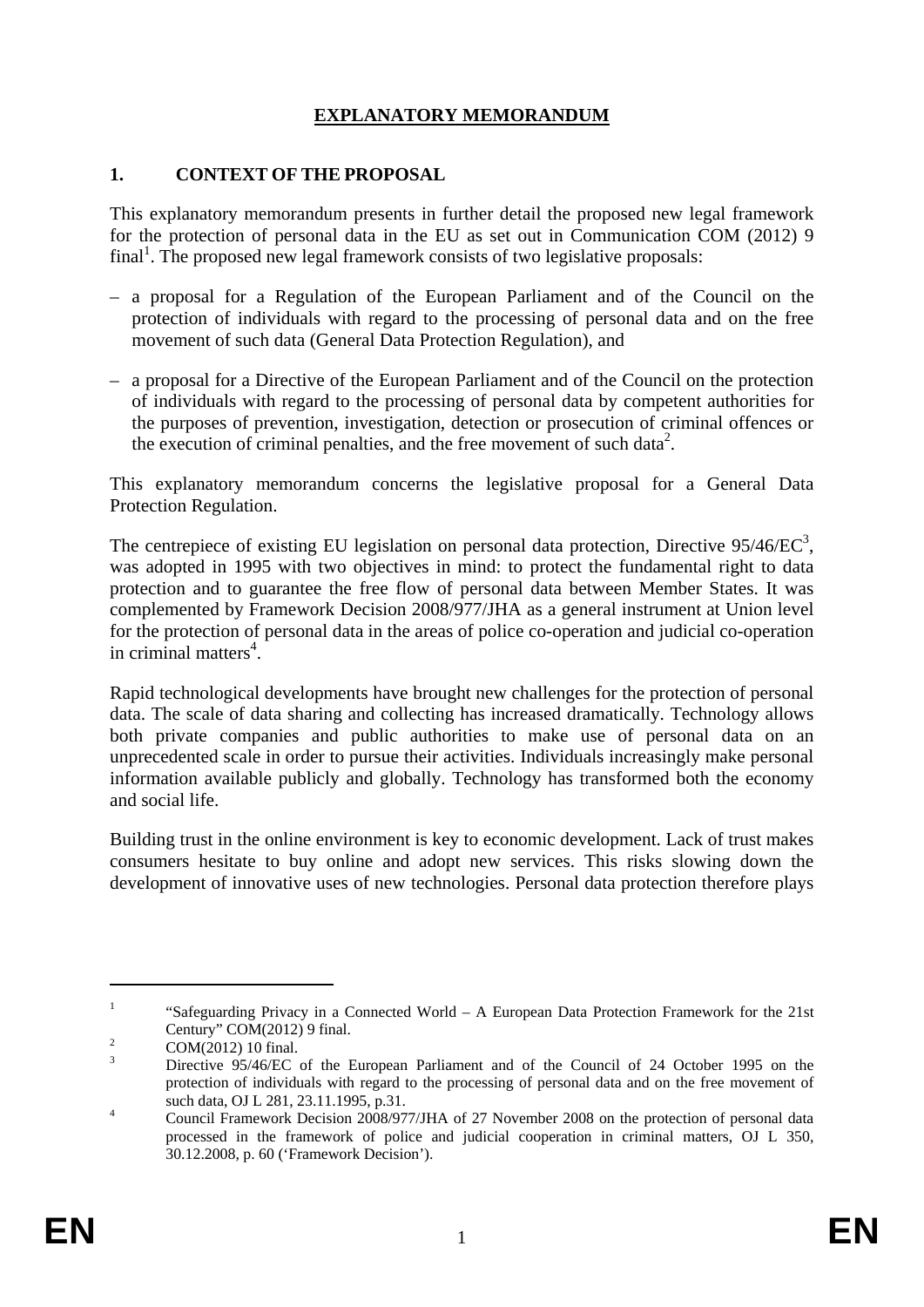# EXPLANATORY MEMORANDUM

## 1. CONTEXT OF THE PROPOSAL

This explanatory memorandum presents in further detail the proposed new legal framework for the protection of personal data in the EU as set out in Communication COM (2012) 9 final[1]. The proposed new legal framework consists of two legislative proposals:

– a proposal for a Regulation of the European Parliament and of the Council on the protection of individuals with regard to the processing of personal data and on the free movement of such data (General Data Protection Regulation), and

– a proposal for a Directive of the European Parliament and of the Council on the protection of individuals with regard to the processing of personal data by competent authorities for the purposes of prevention, investigation, detection or prosecution of criminal offences or the execution of criminal penalties, and the free movement of such data[2].

This explanatory memorandum concerns the legislative proposal for a General Data Protection Regulation.

The centrepiece of existing EU legislation on personal data protection, Directive 95/46/EC[3], was adopted in 1995 with two objectives in mind: to protect the fundamental right to data protection and to guarantee the free flow of personal data between Member States. It was complemented by Framework Decision 2008/977/JHA as a general instrument at Union level for the protection of personal data in the areas of police co-operation and judicial co-operation in criminal matters[4].

Rapid technological developments have brought new challenges for the protection of personal data. The scale of data sharing and collecting has increased dramatically. Technology allows both private companies and public authorities to make use of personal data on an unprecedented scale in order to pursue their activities. Individuals increasingly make personal information available publicly and globally. Technology has transformed both the economy and social life.

Building trust in the online environment is key to economic development. Lack of trust makes consumers hesitate to buy online and adopt new services. This risks slowing down the development of innovative uses of new technologies. Personal data protection therefore plays

---

[1] "Safeguarding Privacy in a Connected World – A European Data Protection Framework for the 21st Century" COM(2012) 9 final.

[2] COM(2012) 10 final.

[3] Directive 95/46/EC of the European Parliament and of the Council of 24 October 1995 on the protection of individuals with regard to the processing of personal data and on the free movement of such data, OJ L 281, 23.11.1995, p.31.

[4] Council Framework Decision 2008/977/JHA of 27 November 2008 on the protection of personal data processed in the framework of police and judicial cooperation in criminal matters, OJ L 350, 30.12.2008, p. 60 ('Framework Decision').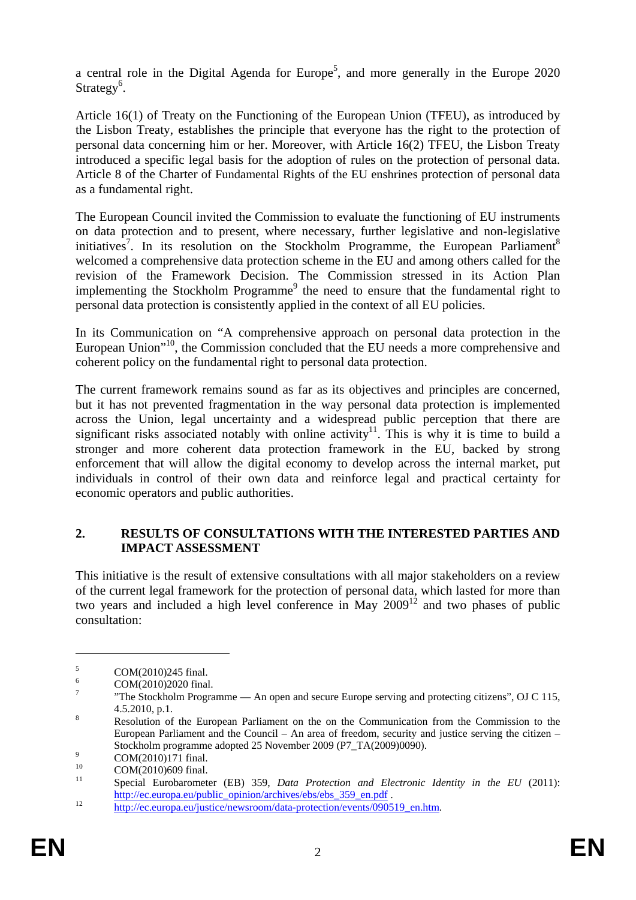a central role in the Digital Agenda for Europe[5], and more generally in the Europe 2020 Strategy[6].

Article 16(1) of Treaty on the Functioning of the European Union (TFEU), as introduced by the Lisbon Treaty, establishes the principle that everyone has the right to the protection of personal data concerning him or her. Moreover, with Article 16(2) TFEU, the Lisbon Treaty introduced a specific legal basis for the adoption of rules on the protection of personal data. Article 8 of the Charter of Fundamental Rights of the EU enshrines protection of personal data as a fundamental right.

The European Council invited the Commission to evaluate the functioning of EU instruments on data protection and to present, where necessary, further legislative and non-legislative initiatives[7]. In its resolution on the Stockholm Programme, the European Parliament[8] welcomed a comprehensive data protection scheme in the EU and among others called for the revision of the Framework Decision. The Commission stressed in its Action Plan implementing the Stockholm Programme[9] the need to ensure that the fundamental right to personal data protection is consistently applied in the context of all EU policies.

In its Communication on "A comprehensive approach on personal data protection in the European Union"[10], the Commission concluded that the EU needs a more comprehensive and coherent policy on the fundamental right to personal data protection.

The current framework remains sound as far as its objectives and principles are concerned, but it has not prevented fragmentation in the way personal data protection is implemented across the Union, legal uncertainty and a widespread public perception that there are significant risks associated notably with online activity[11]. This is why it is time to build a stronger and more coherent data protection framework in the EU, backed by strong enforcement that will allow the digital economy to develop across the internal market, put individuals in control of their own data and reinforce legal and practical certainty for economic operators and public authorities.

## 2. RESULTS OF CONSULTATIONS WITH THE INTERESTED PARTIES AND IMPACT ASSESSMENT

This initiative is the result of extensive consultations with all major stakeholders on a review of the current legal framework for the protection of personal data, which lasted for more than two years and included a high level conference in May 2009[12] and two phases of public consultation:

---

[5] COM(2010)245 final.

[6] COM(2010)2020 final.

[7] "The Stockholm Programme — An open and secure Europe serving and protecting citizens", OJ C 115, 4.5.2010, p.1.

[8] Resolution of the European Parliament on the on the Communication from the Commission to the European Parliament and the Council – An area of freedom, security and justice serving the citizen – Stockholm programme adopted 25 November 2009 (P7_TA(2009)0090).

[9] COM(2010)171 final.

[10] COM(2010)609 final.

[11] Special Eurobarometer (EB) 359, *Data Protection and Electronic Identity in the EU* (2011): http://ec.europa.eu/public_opinion/archives/ebs/ebs_359_en.pdf .

[12] http://ec.europa.eu/justice/newsroom/data-protection/events/090519_en.htm.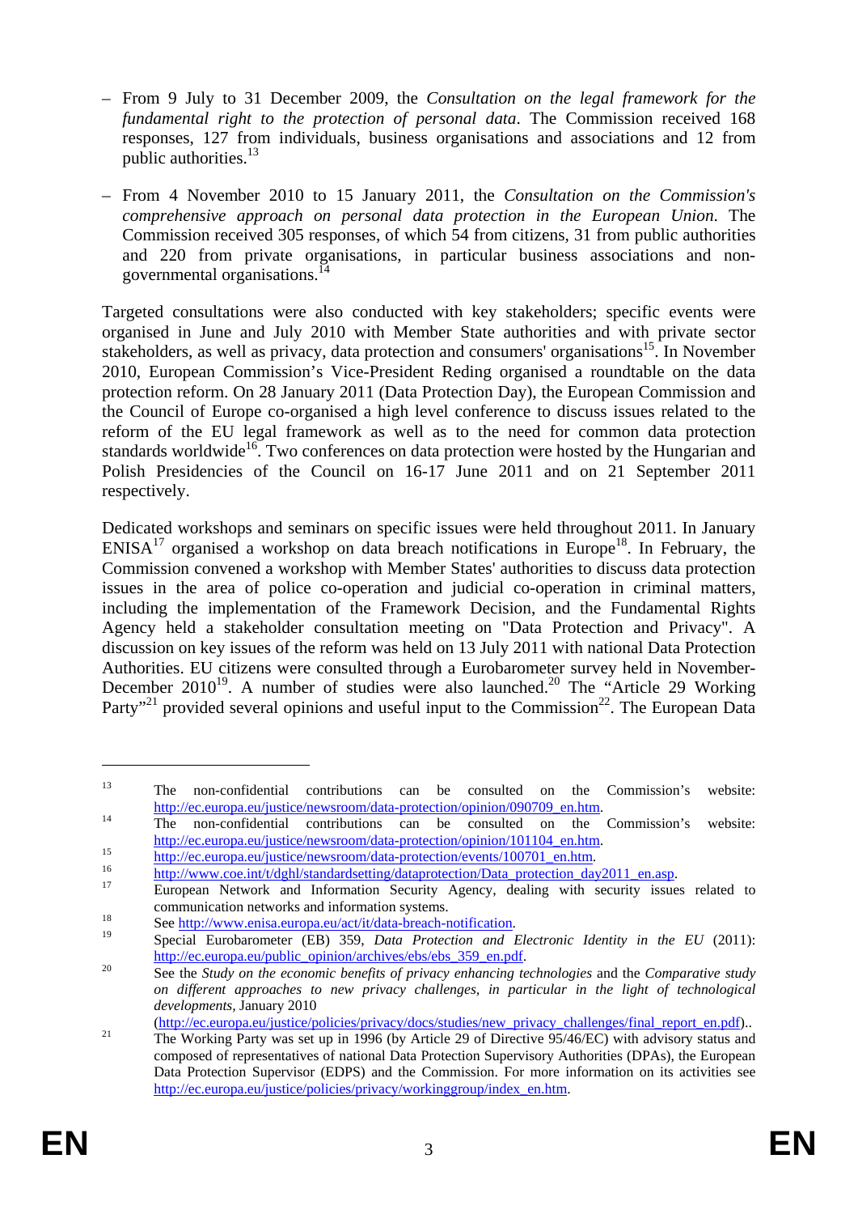– From 9 July to 31 December 2009, the *Consultation on the legal framework for the fundamental right to the protection of personal data*. The Commission received 168 responses, 127 from individuals, business organisations and associations and 12 from public authorities.[13]

– From 4 November 2010 to 15 January 2011, the *Consultation on the Commission's comprehensive approach on personal data protection in the European Union*. The Commission received 305 responses, of which 54 from citizens, 31 from public authorities and 220 from private organisations, in particular business associations and non-governmental organisations.[14]

Targeted consultations were also conducted with key stakeholders; specific events were organised in June and July 2010 with Member State authorities and with private sector stakeholders, as well as privacy, data protection and consumers' organisations[15]. In November 2010, European Commission's Vice-President Reding organised a roundtable on the data protection reform. On 28 January 2011 (Data Protection Day), the European Commission and the Council of Europe co-organised a high level conference to discuss issues related to the reform of the EU legal framework as well as to the need for common data protection standards worldwide[16]. Two conferences on data protection were hosted by the Hungarian and Polish Presidencies of the Council on 16-17 June 2011 and on 21 September 2011 respectively.

Dedicated workshops and seminars on specific issues were held throughout 2011. In January ENISA[17] organised a workshop on data breach notifications in Europe[18]. In February, the Commission convened a workshop with Member States' authorities to discuss data protection issues in the area of police co-operation and judicial co-operation in criminal matters, including the implementation of the Framework Decision, and the Fundamental Rights Agency held a stakeholder consultation meeting on "Data Protection and Privacy". A discussion on key issues of the reform was held on 13 July 2011 with national Data Protection Authorities. EU citizens were consulted through a Eurobarometer survey held in November-December 2010[19]. A number of studies were also launched.[20] The "Article 29 Working Party"[21] provided several opinions and useful input to the Commission[22]. The European Data

---

[13] The non-confidential contributions can be consulted on the Commission's website: http://ec.europa.eu/justice/newsroom/data-protection/opinion/090709_en.htm.

[14] The non-confidential contributions can be consulted on the Commission's website: http://ec.europa.eu/justice/newsroom/data-protection/opinion/101104_en.htm.

[15] http://ec.europa.eu/justice/newsroom/data-protection/events/100701_en.htm.

[16] http://www.coe.int/t/dghl/standardsetting/dataprotection/Data_protection_day2011_en.asp.

[17] European Network and Information Security Agency, dealing with security issues related to communication networks and information systems.

[18] See http://www.enisa.europa.eu/act/it/data-breach-notification.

[19] Special Eurobarometer (EB) 359, *Data Protection and Electronic Identity in the EU* (2011): http://ec.europa.eu/public_opinion/archives/ebs/ebs_359_en.pdf.

[20] See the *Study on the economic benefits of privacy enhancing technologies* and the *Comparative study on different approaches to new privacy challenges, in particular in the light of technological developments*, January 2010 (http://ec.europa.eu/justice/policies/privacy/docs/studies/new_privacy_challenges/final_report_en.pdf)..

[21] The Working Party was set up in 1996 (by Article 29 of Directive 95/46/EC) with advisory status and composed of representatives of national Data Protection Supervisory Authorities (DPAs), the European Data Protection Supervisor (EDPS) and the Commission. For more information on its activities see http://ec.europa.eu/justice/policies/privacy/workinggroup/index_en.htm.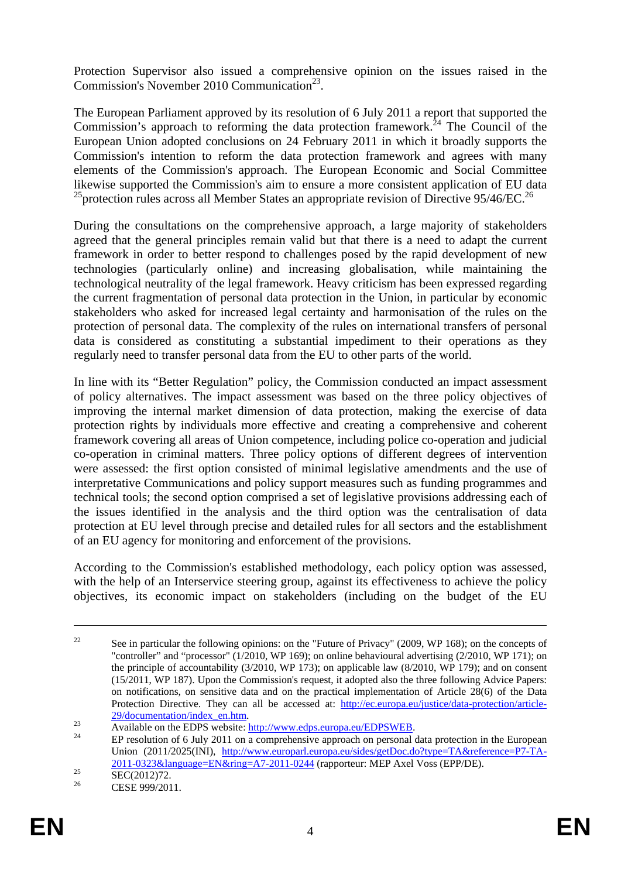Protection Supervisor also issued a comprehensive opinion on the issues raised in the Commission's November 2010 Communication[23].

The European Parliament approved by its resolution of 6 July 2011 a report that supported the Commission's approach to reforming the data protection framework.[24] The Council of the European Union adopted conclusions on 24 February 2011 in which it broadly supports the Commission's intention to reform the data protection framework and agrees with many elements of the Commission's approach. The European Economic and Social Committee likewise supported the Commission's aim to ensure a more consistent application of EU data [25]protection rules across all Member States an appropriate revision of Directive 95/46/EC.[26]

During the consultations on the comprehensive approach, a large majority of stakeholders agreed that the general principles remain valid but that there is a need to adapt the current framework in order to better respond to challenges posed by the rapid development of new technologies (particularly online) and increasing globalisation, while maintaining the technological neutrality of the legal framework. Heavy criticism has been expressed regarding the current fragmentation of personal data protection in the Union, in particular by economic stakeholders who asked for increased legal certainty and harmonisation of the rules on the protection of personal data. The complexity of the rules on international transfers of personal data is considered as constituting a substantial impediment to their operations as they regularly need to transfer personal data from the EU to other parts of the world.

In line with its "Better Regulation" policy, the Commission conducted an impact assessment of policy alternatives. The impact assessment was based on the three policy objectives of improving the internal market dimension of data protection, making the exercise of data protection rights by individuals more effective and creating a comprehensive and coherent framework covering all areas of Union competence, including police co-operation and judicial co-operation in criminal matters. Three policy options of different degrees of intervention were assessed: the first option consisted of minimal legislative amendments and the use of interpretative Communications and policy support measures such as funding programmes and technical tools; the second option comprised a set of legislative provisions addressing each of the issues identified in the analysis and the third option was the centralisation of data protection at EU level through precise and detailed rules for all sectors and the establishment of an EU agency for monitoring and enforcement of the provisions.

According to the Commission's established methodology, each policy option was assessed, with the help of an Interservice steering group, against its effectiveness to achieve the policy objectives, its economic impact on stakeholders (including on the budget of the EU

---

[22] See in particular the following opinions: on the "Future of Privacy" (2009, WP 168); on the concepts of "controller" and "processor" (1/2010, WP 169); on online behavioural advertising (2/2010, WP 171); on the principle of accountability (3/2010, WP 173); on applicable law (8/2010, WP 179); and on consent (15/2011, WP 187). Upon the Commission's request, it adopted also the three following Advice Papers: on notifications, on sensitive data and on the practical implementation of Article 28(6) of the Data Protection Directive. They can all be accessed at: http://ec.europa.eu/justice/data-protection/article-29/documentation/index_en.htm.

[23] Available on the EDPS website: http://www.edps.europa.eu/EDPSWEB.

[24] EP resolution of 6 July 2011 on a comprehensive approach on personal data protection in the European Union (2011/2025(INI), http://www.europarl.europa.eu/sides/getDoc.do?type=TA&reference=P7-TA-2011-0323&language=EN&ring=A7-2011-0244 (rapporteur: MEP Axel Voss (EPP/DE).

[25] SEC(2012)72.

[26] CESE 999/2011.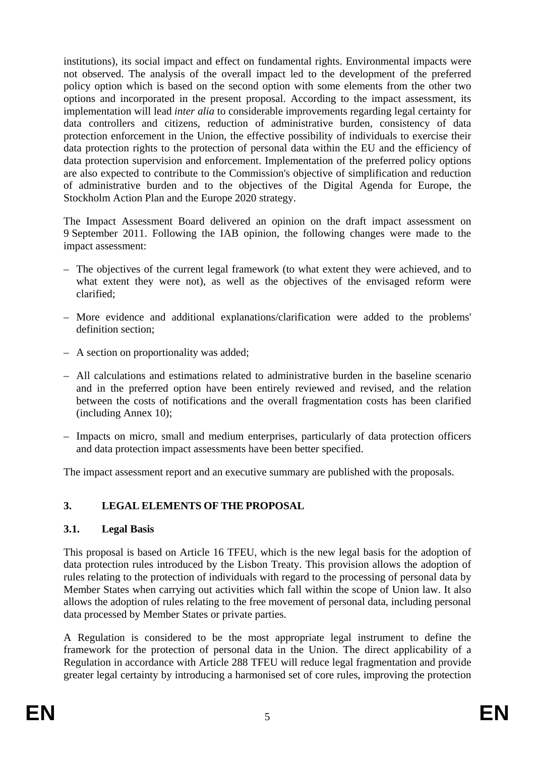institutions), its social impact and effect on fundamental rights. Environmental impacts were not observed. The analysis of the overall impact led to the development of the preferred policy option which is based on the second option with some elements from the other two options and incorporated in the present proposal. According to the impact assessment, its implementation will lead *inter alia* to considerable improvements regarding legal certainty for data controllers and citizens, reduction of administrative burden, consistency of data protection enforcement in the Union, the effective possibility of individuals to exercise their data protection rights to the protection of personal data within the EU and the efficiency of data protection supervision and enforcement. Implementation of the preferred policy options are also expected to contribute to the Commission's objective of simplification and reduction of administrative burden and to the objectives of the Digital Agenda for Europe, the Stockholm Action Plan and the Europe 2020 strategy.

The Impact Assessment Board delivered an opinion on the draft impact assessment on 9 September 2011. Following the IAB opinion, the following changes were made to the impact assessment:

– The objectives of the current legal framework (to what extent they were achieved, and to what extent they were not), as well as the objectives of the envisaged reform were clarified;

– More evidence and additional explanations/clarification were added to the problems' definition section;

– A section on proportionality was added;

– All calculations and estimations related to administrative burden in the baseline scenario and in the preferred option have been entirely reviewed and revised, and the relation between the costs of notifications and the overall fragmentation costs has been clarified (including Annex 10);

– Impacts on micro, small and medium enterprises, particularly of data protection officers and data protection impact assessments have been better specified.

The impact assessment report and an executive summary are published with the proposals.

## 3. LEGAL ELEMENTS OF THE PROPOSAL

### 3.1. Legal Basis

This proposal is based on Article 16 TFEU, which is the new legal basis for the adoption of data protection rules introduced by the Lisbon Treaty. This provision allows the adoption of rules relating to the protection of individuals with regard to the processing of personal data by Member States when carrying out activities which fall within the scope of Union law. It also allows the adoption of rules relating to the free movement of personal data, including personal data processed by Member States or private parties.

A Regulation is considered to be the most appropriate legal instrument to define the framework for the protection of personal data in the Union. The direct applicability of a Regulation in accordance with Article 288 TFEU will reduce legal fragmentation and provide greater legal certainty by introducing a harmonised set of core rules, improving the protection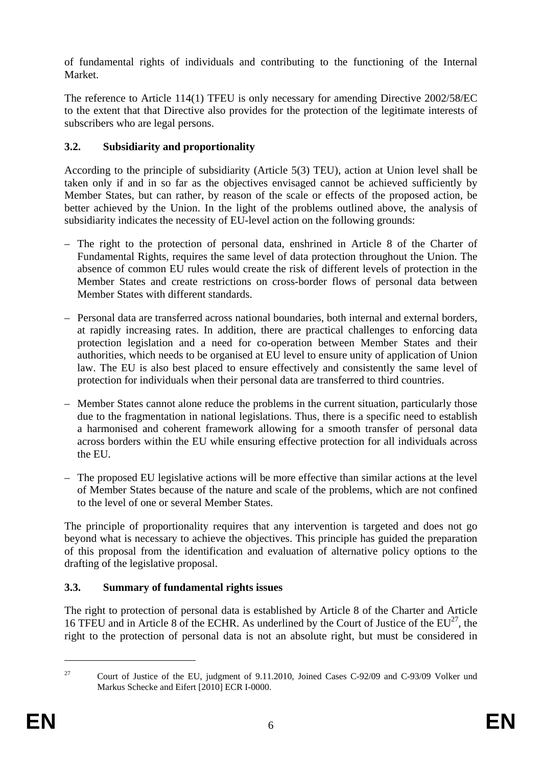of fundamental rights of individuals and contributing to the functioning of the Internal Market.

The reference to Article 114(1) TFEU is only necessary for amending Directive 2002/58/EC to the extent that that Directive also provides for the protection of the legitimate interests of subscribers who are legal persons.

### 3.2. Subsidiarity and proportionality

According to the principle of subsidiarity (Article 5(3) TEU), action at Union level shall be taken only if and in so far as the objectives envisaged cannot be achieved sufficiently by Member States, but can rather, by reason of the scale or effects of the proposed action, be better achieved by the Union. In the light of the problems outlined above, the analysis of subsidiarity indicates the necessity of EU-level action on the following grounds:

– The right to the protection of personal data, enshrined in Article 8 of the Charter of Fundamental Rights, requires the same level of data protection throughout the Union. The absence of common EU rules would create the risk of different levels of protection in the Member States and create restrictions on cross-border flows of personal data between Member States with different standards.

– Personal data are transferred across national boundaries, both internal and external borders, at rapidly increasing rates. In addition, there are practical challenges to enforcing data protection legislation and a need for co-operation between Member States and their authorities, which needs to be organised at EU level to ensure unity of application of Union law. The EU is also best placed to ensure effectively and consistently the same level of protection for individuals when their personal data are transferred to third countries.

– Member States cannot alone reduce the problems in the current situation, particularly those due to the fragmentation in national legislations. Thus, there is a specific need to establish a harmonised and coherent framework allowing for a smooth transfer of personal data across borders within the EU while ensuring effective protection for all individuals across the EU.

– The proposed EU legislative actions will be more effective than similar actions at the level of Member States because of the nature and scale of the problems, which are not confined to the level of one or several Member States.

The principle of proportionality requires that any intervention is targeted and does not go beyond what is necessary to achieve the objectives. This principle has guided the preparation of this proposal from the identification and evaluation of alternative policy options to the drafting of the legislative proposal.

### 3.3. Summary of fundamental rights issues

The right to protection of personal data is established by Article 8 of the Charter and Article 16 TFEU and in Article 8 of the ECHR. As underlined by the Court of Justice of the EU[27], the right to the protection of personal data is not an absolute right, but must be considered in

---

[27] Court of Justice of the EU, judgment of 9.11.2010, Joined Cases C-92/09 and C-93/09 Volker und Markus Schecke and Eifert [2010] ECR I-0000.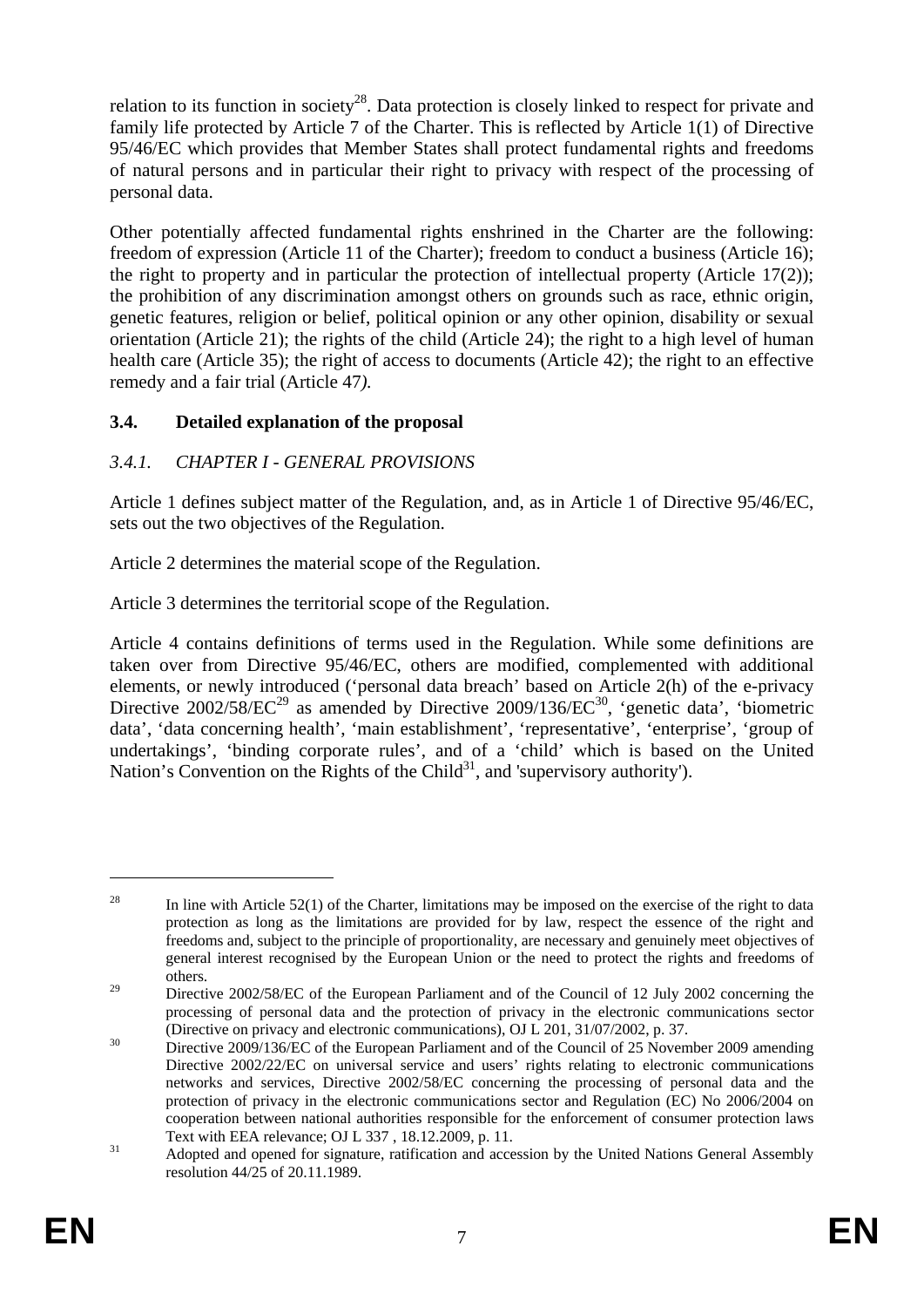relation to its function in society[28]. Data protection is closely linked to respect for private and family life protected by Article 7 of the Charter. This is reflected by Article 1(1) of Directive 95/46/EC which provides that Member States shall protect fundamental rights and freedoms of natural persons and in particular their right to privacy with respect of the processing of personal data.

Other potentially affected fundamental rights enshrined in the Charter are the following: freedom of expression (Article 11 of the Charter); freedom to conduct a business (Article 16); the right to property and in particular the protection of intellectual property (Article 17(2)); the prohibition of any discrimination amongst others on grounds such as race, ethnic origin, genetic features, religion or belief, political opinion or any other opinion, disability or sexual orientation (Article 21); the rights of the child (Article 24); the right to a high level of human health care (Article 35); the right of access to documents (Article 42); the right to an effective remedy and a fair trial (Article 47*).*

### 3.4. Detailed explanation of the proposal

#### *3.4.1. CHAPTER I - GENERAL PROVISIONS*

Article 1 defines subject matter of the Regulation, and, as in Article 1 of Directive 95/46/EC, sets out the two objectives of the Regulation.

Article 2 determines the material scope of the Regulation.

Article 3 determines the territorial scope of the Regulation.

Article 4 contains definitions of terms used in the Regulation. While some definitions are taken over from Directive 95/46/EC, others are modified, complemented with additional elements, or newly introduced ('personal data breach' based on Article 2(h) of the e-privacy Directive 2002/58/EC[29] as amended by Directive 2009/136/EC[30], 'genetic data', 'biometric data', 'data concerning health', 'main establishment', 'representative', 'enterprise', 'group of undertakings', 'binding corporate rules', and of a 'child' which is based on the United Nation's Convention on the Rights of the Child[31], and 'supervisory authority').

---

[28] In line with Article 52(1) of the Charter, limitations may be imposed on the exercise of the right to data protection as long as the limitations are provided for by law, respect the essence of the right and freedoms and, subject to the principle of proportionality, are necessary and genuinely meet objectives of general interest recognised by the European Union or the need to protect the rights and freedoms of others.

[29] Directive 2002/58/EC of the European Parliament and of the Council of 12 July 2002 concerning the processing of personal data and the protection of privacy in the electronic communications sector (Directive on privacy and electronic communications), OJ L 201, 31/07/2002, p. 37.

[30] Directive 2009/136/EC of the European Parliament and of the Council of 25 November 2009 amending Directive 2002/22/EC on universal service and users' rights relating to electronic communications networks and services, Directive 2002/58/EC concerning the processing of personal data and the protection of privacy in the electronic communications sector and Regulation (EC) No 2006/2004 on cooperation between national authorities responsible for the enforcement of consumer protection laws Text with EEA relevance; OJ L 337 , 18.12.2009, p. 11.

[31] Adopted and opened for signature, ratification and accession by the United Nations General Assembly resolution 44/25 of 20.11.1989.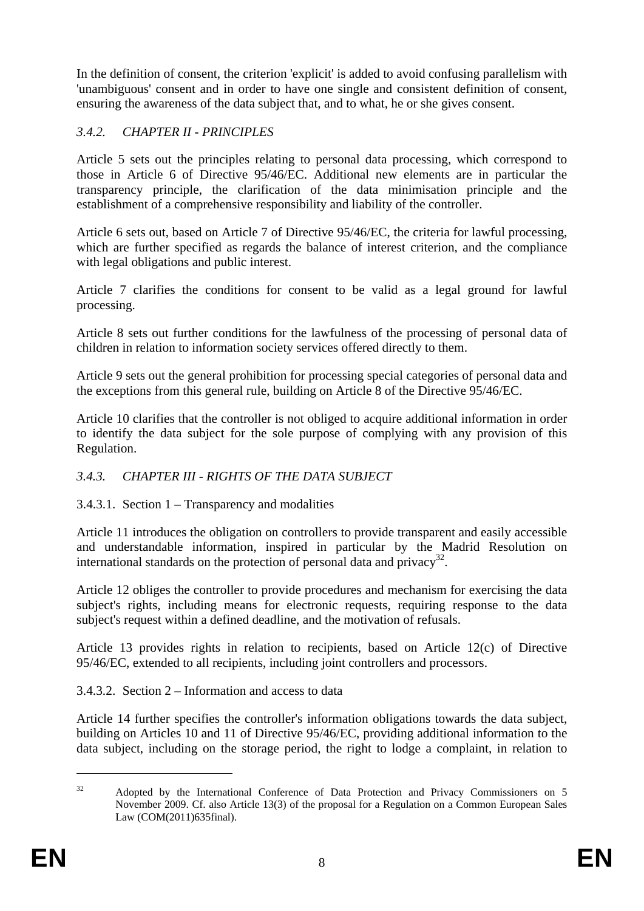In the definition of consent, the criterion 'explicit' is added to avoid confusing parallelism with 'unambiguous' consent and in order to have one single and consistent definition of consent, ensuring the awareness of the data subject that, and to what, he or she gives consent.

### *3.4.2. CHAPTER II - PRINCIPLES*

Article 5 sets out the principles relating to personal data processing, which correspond to those in Article 6 of Directive 95/46/EC. Additional new elements are in particular the transparency principle, the clarification of the data minimisation principle and the establishment of a comprehensive responsibility and liability of the controller.

Article 6 sets out, based on Article 7 of Directive 95/46/EC, the criteria for lawful processing, which are further specified as regards the balance of interest criterion, and the compliance with legal obligations and public interest.

Article 7 clarifies the conditions for consent to be valid as a legal ground for lawful processing.

Article 8 sets out further conditions for the lawfulness of the processing of personal data of children in relation to information society services offered directly to them.

Article 9 sets out the general prohibition for processing special categories of personal data and the exceptions from this general rule, building on Article 8 of the Directive 95/46/EC.

Article 10 clarifies that the controller is not obliged to acquire additional information in order to identify the data subject for the sole purpose of complying with any provision of this Regulation.

### *3.4.3. CHAPTER III - RIGHTS OF THE DATA SUBJECT*

#### 3.4.3.1. Section 1 – Transparency and modalities

Article 11 introduces the obligation on controllers to provide transparent and easily accessible and understandable information, inspired in particular by the Madrid Resolution on international standards on the protection of personal data and privacy[32].

Article 12 obliges the controller to provide procedures and mechanism for exercising the data subject's rights, including means for electronic requests, requiring response to the data subject's request within a defined deadline, and the motivation of refusals.

Article 13 provides rights in relation to recipients, based on Article 12(c) of Directive 95/46/EC, extended to all recipients, including joint controllers and processors.

#### 3.4.3.2. Section 2 – Information and access to data

Article 14 further specifies the controller's information obligations towards the data subject, building on Articles 10 and 11 of Directive 95/46/EC, providing additional information to the data subject, including on the storage period, the right to lodge a complaint, in relation to

---

[32] Adopted by the International Conference of Data Protection and Privacy Commissioners on 5 November 2009. Cf. also Article 13(3) of the proposal for a Regulation on a Common European Sales Law (COM(2011)635final).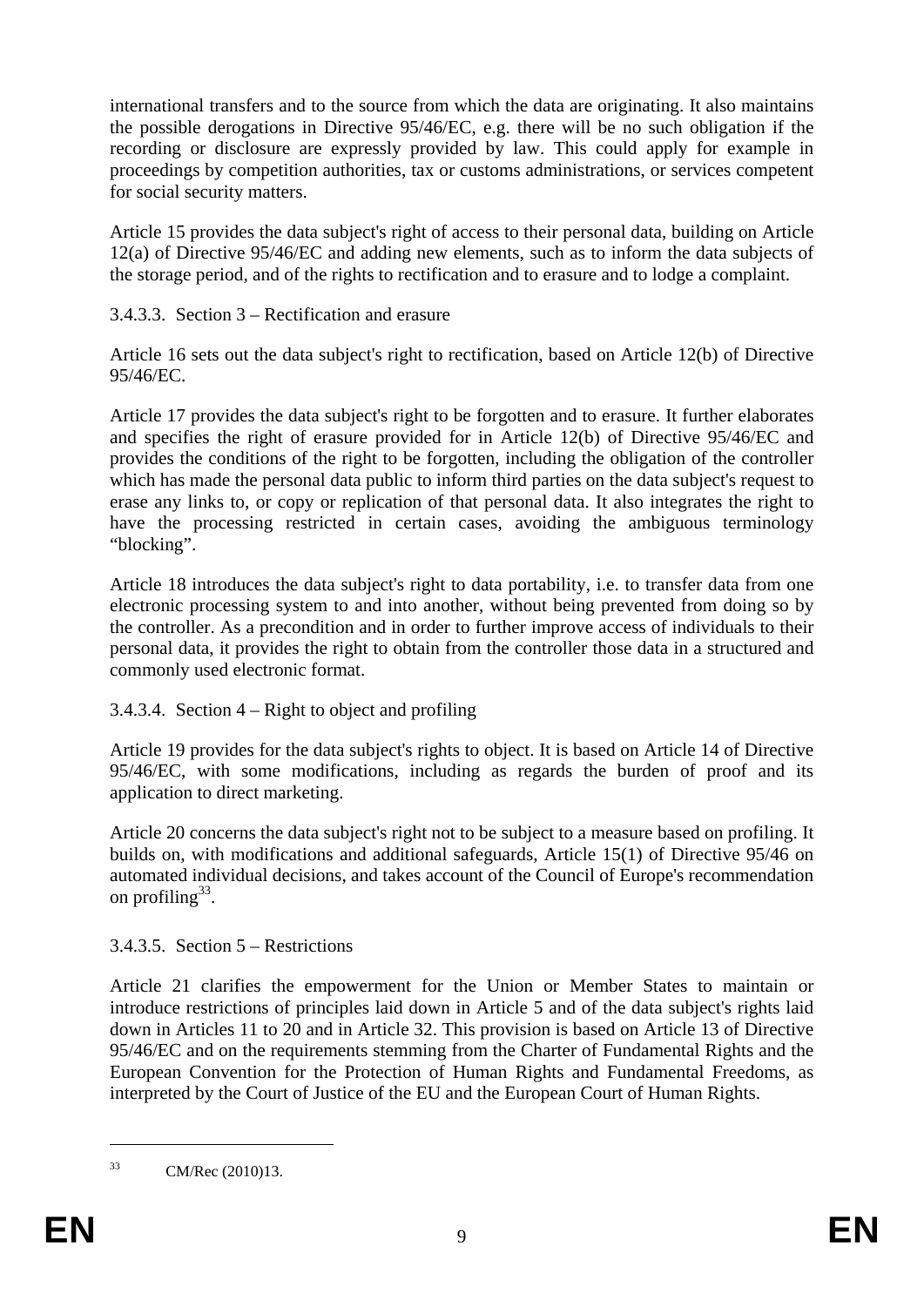international transfers and to the source from which the data are originating. It also maintains the possible derogations in Directive 95/46/EC, e.g. there will be no such obligation if the recording or disclosure are expressly provided by law. This could apply for example in proceedings by competition authorities, tax or customs administrations, or services competent for social security matters.

Article 15 provides the data subject's right of access to their personal data, building on Article 12(a) of Directive 95/46/EC and adding new elements, such as to inform the data subjects of the storage period, and of the rights to rectification and to erasure and to lodge a complaint.

#### 3.4.3.3. Section 3 – Rectification and erasure

Article 16 sets out the data subject's right to rectification, based on Article 12(b) of Directive 95/46/EC.

Article 17 provides the data subject's right to be forgotten and to erasure. It further elaborates and specifies the right of erasure provided for in Article 12(b) of Directive 95/46/EC and provides the conditions of the right to be forgotten, including the obligation of the controller which has made the personal data public to inform third parties on the data subject's request to erase any links to, or copy or replication of that personal data. It also integrates the right to have the processing restricted in certain cases, avoiding the ambiguous terminology "blocking".

Article 18 introduces the data subject's right to data portability, i.e. to transfer data from one electronic processing system to and into another, without being prevented from doing so by the controller. As a precondition and in order to further improve access of individuals to their personal data, it provides the right to obtain from the controller those data in a structured and commonly used electronic format.

#### 3.4.3.4. Section 4 – Right to object and profiling

Article 19 provides for the data subject's rights to object. It is based on Article 14 of Directive 95/46/EC, with some modifications, including as regards the burden of proof and its application to direct marketing.

Article 20 concerns the data subject's right not to be subject to a measure based on profiling. It builds on, with modifications and additional safeguards, Article 15(1) of Directive 95/46 on automated individual decisions, and takes account of the Council of Europe's recommendation on profiling[33].

#### 3.4.3.5. Section 5 – Restrictions

Article 21 clarifies the empowerment for the Union or Member States to maintain or introduce restrictions of principles laid down in Article 5 and of the data subject's rights laid down in Articles 11 to 20 and in Article 32. This provision is based on Article 13 of Directive 95/46/EC and on the requirements stemming from the Charter of Fundamental Rights and the European Convention for the Protection of Human Rights and Fundamental Freedoms, as interpreted by the Court of Justice of the EU and the European Court of Human Rights.

---

[33] CM/Rec (2010)13.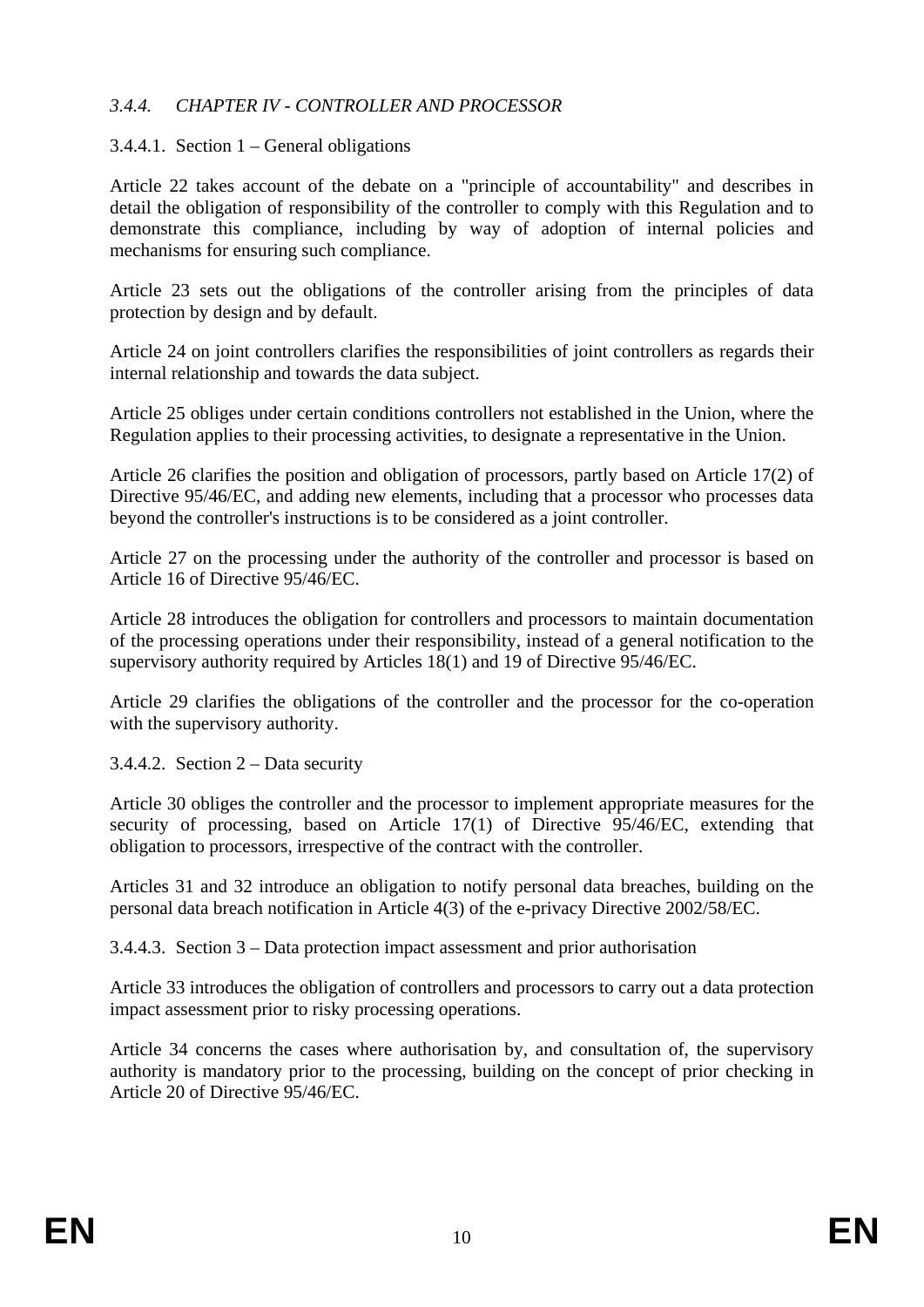### *3.4.4. CHAPTER IV - CONTROLLER AND PROCESSOR*

#### 3.4.4.1. Section 1 – General obligations

Article 22 takes account of the debate on a "principle of accountability" and describes in detail the obligation of responsibility of the controller to comply with this Regulation and to demonstrate this compliance, including by way of adoption of internal policies and mechanisms for ensuring such compliance.

Article 23 sets out the obligations of the controller arising from the principles of data protection by design and by default.

Article 24 on joint controllers clarifies the responsibilities of joint controllers as regards their internal relationship and towards the data subject.

Article 25 obliges under certain conditions controllers not established in the Union, where the Regulation applies to their processing activities, to designate a representative in the Union.

Article 26 clarifies the position and obligation of processors, partly based on Article 17(2) of Directive 95/46/EC, and adding new elements, including that a processor who processes data beyond the controller's instructions is to be considered as a joint controller.

Article 27 on the processing under the authority of the controller and processor is based on Article 16 of Directive 95/46/EC.

Article 28 introduces the obligation for controllers and processors to maintain documentation of the processing operations under their responsibility, instead of a general notification to the supervisory authority required by Articles 18(1) and 19 of Directive 95/46/EC.

Article 29 clarifies the obligations of the controller and the processor for the co-operation with the supervisory authority.

#### 3.4.4.2. Section 2 – Data security

Article 30 obliges the controller and the processor to implement appropriate measures for the security of processing, based on Article 17(1) of Directive 95/46/EC, extending that obligation to processors, irrespective of the contract with the controller.

Articles 31 and 32 introduce an obligation to notify personal data breaches, building on the personal data breach notification in Article 4(3) of the e-privacy Directive 2002/58/EC.

#### 3.4.4.3. Section 3 – Data protection impact assessment and prior authorisation

Article 33 introduces the obligation of controllers and processors to carry out a data protection impact assessment prior to risky processing operations.

Article 34 concerns the cases where authorisation by, and consultation of, the supervisory authority is mandatory prior to the processing, building on the concept of prior checking in Article 20 of Directive 95/46/EC.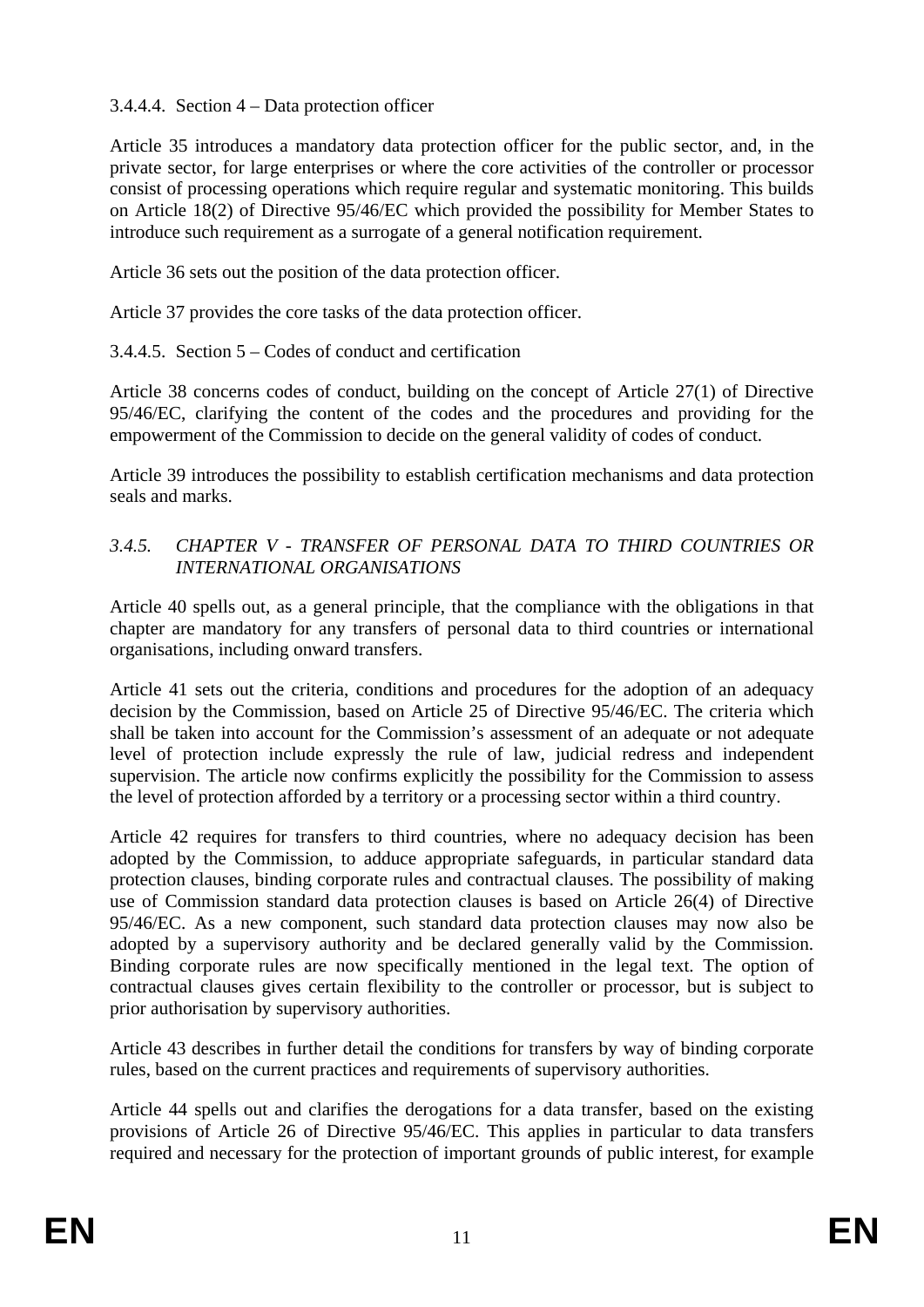#### 3.4.4.4. Section 4 – Data protection officer

Article 35 introduces a mandatory data protection officer for the public sector, and, in the private sector, for large enterprises or where the core activities of the controller or processor consist of processing operations which require regular and systematic monitoring. This builds on Article 18(2) of Directive 95/46/EC which provided the possibility for Member States to introduce such requirement as a surrogate of a general notification requirement.

Article 36 sets out the position of the data protection officer.

Article 37 provides the core tasks of the data protection officer.

#### 3.4.4.5. Section 5 – Codes of conduct and certification

Article 38 concerns codes of conduct, building on the concept of Article 27(1) of Directive 95/46/EC, clarifying the content of the codes and the procedures and providing for the empowerment of the Commission to decide on the general validity of codes of conduct.

Article 39 introduces the possibility to establish certification mechanisms and data protection seals and marks.

### *3.4.5. CHAPTER V - TRANSFER OF PERSONAL DATA TO THIRD COUNTRIES OR INTERNATIONAL ORGANISATIONS*

Article 40 spells out, as a general principle, that the compliance with the obligations in that chapter are mandatory for any transfers of personal data to third countries or international organisations, including onward transfers.

Article 41 sets out the criteria, conditions and procedures for the adoption of an adequacy decision by the Commission, based on Article 25 of Directive 95/46/EC. The criteria which shall be taken into account for the Commission's assessment of an adequate or not adequate level of protection include expressly the rule of law, judicial redress and independent supervision. The article now confirms explicitly the possibility for the Commission to assess the level of protection afforded by a territory or a processing sector within a third country.

Article 42 requires for transfers to third countries, where no adequacy decision has been adopted by the Commission, to adduce appropriate safeguards, in particular standard data protection clauses, binding corporate rules and contractual clauses. The possibility of making use of Commission standard data protection clauses is based on Article 26(4) of Directive 95/46/EC. As a new component, such standard data protection clauses may now also be adopted by a supervisory authority and be declared generally valid by the Commission. Binding corporate rules are now specifically mentioned in the legal text. The option of contractual clauses gives certain flexibility to the controller or processor, but is subject to prior authorisation by supervisory authorities.

Article 43 describes in further detail the conditions for transfers by way of binding corporate rules, based on the current practices and requirements of supervisory authorities.

Article 44 spells out and clarifies the derogations for a data transfer, based on the existing provisions of Article 26 of Directive 95/46/EC. This applies in particular to data transfers required and necessary for the protection of important grounds of public interest, for example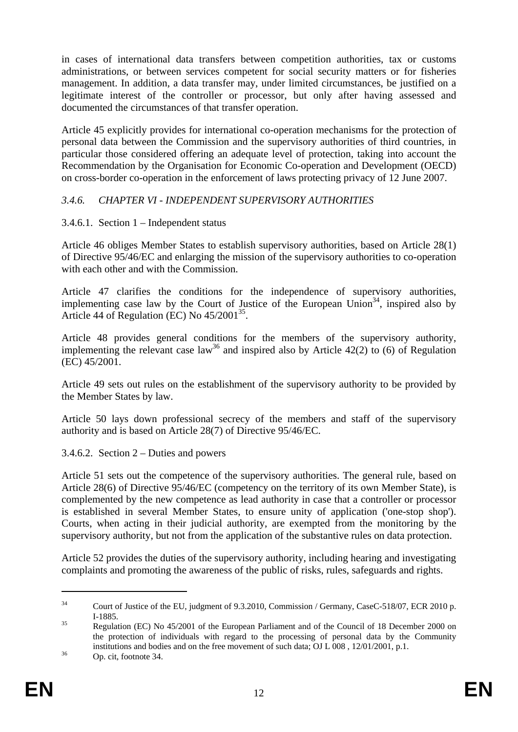in cases of international data transfers between competition authorities, tax or customs administrations, or between services competent for social security matters or for fisheries management. In addition, a data transfer may, under limited circumstances, be justified on a legitimate interest of the controller or processor, but only after having assessed and documented the circumstances of that transfer operation.

Article 45 explicitly provides for international co-operation mechanisms for the protection of personal data between the Commission and the supervisory authorities of third countries, in particular those considered offering an adequate level of protection, taking into account the Recommendation by the Organisation for Economic Co-operation and Development (OECD) on cross-border co-operation in the enforcement of laws protecting privacy of 12 June 2007.

### *3.4.6. CHAPTER VI - INDEPENDENT SUPERVISORY AUTHORITIES*

#### 3.4.6.1. Section 1 – Independent status

Article 46 obliges Member States to establish supervisory authorities, based on Article 28(1) of Directive 95/46/EC and enlarging the mission of the supervisory authorities to co-operation with each other and with the Commission.

Article 47 clarifies the conditions for the independence of supervisory authorities, implementing case law by the Court of Justice of the European Union[34], inspired also by Article 44 of Regulation (EC) No 45/2001[35].

Article 48 provides general conditions for the members of the supervisory authority, implementing the relevant case law[36] and inspired also by Article 42(2) to (6) of Regulation (EC) 45/2001.

Article 49 sets out rules on the establishment of the supervisory authority to be provided by the Member States by law.

Article 50 lays down professional secrecy of the members and staff of the supervisory authority and is based on Article 28(7) of Directive 95/46/EC.

#### 3.4.6.2. Section 2 – Duties and powers

Article 51 sets out the competence of the supervisory authorities. The general rule, based on Article 28(6) of Directive 95/46/EC (competency on the territory of its own Member State), is complemented by the new competence as lead authority in case that a controller or processor is established in several Member States, to ensure unity of application ('one-stop shop'). Courts, when acting in their judicial authority, are exempted from the monitoring by the supervisory authority, but not from the application of the substantive rules on data protection.

Article 52 provides the duties of the supervisory authority, including hearing and investigating complaints and promoting the awareness of the public of risks, rules, safeguards and rights.

---

[34] Court of Justice of the EU, judgment of 9.3.2010, Commission / Germany, CaseC-518/07, ECR 2010 p. I-1885.

[35] Regulation (EC) No 45/2001 of the European Parliament and of the Council of 18 December 2000 on the protection of individuals with regard to the processing of personal data by the Community institutions and bodies and on the free movement of such data; OJ L 008 , 12/01/2001, p.1.

[36] Op. cit, footnote 34.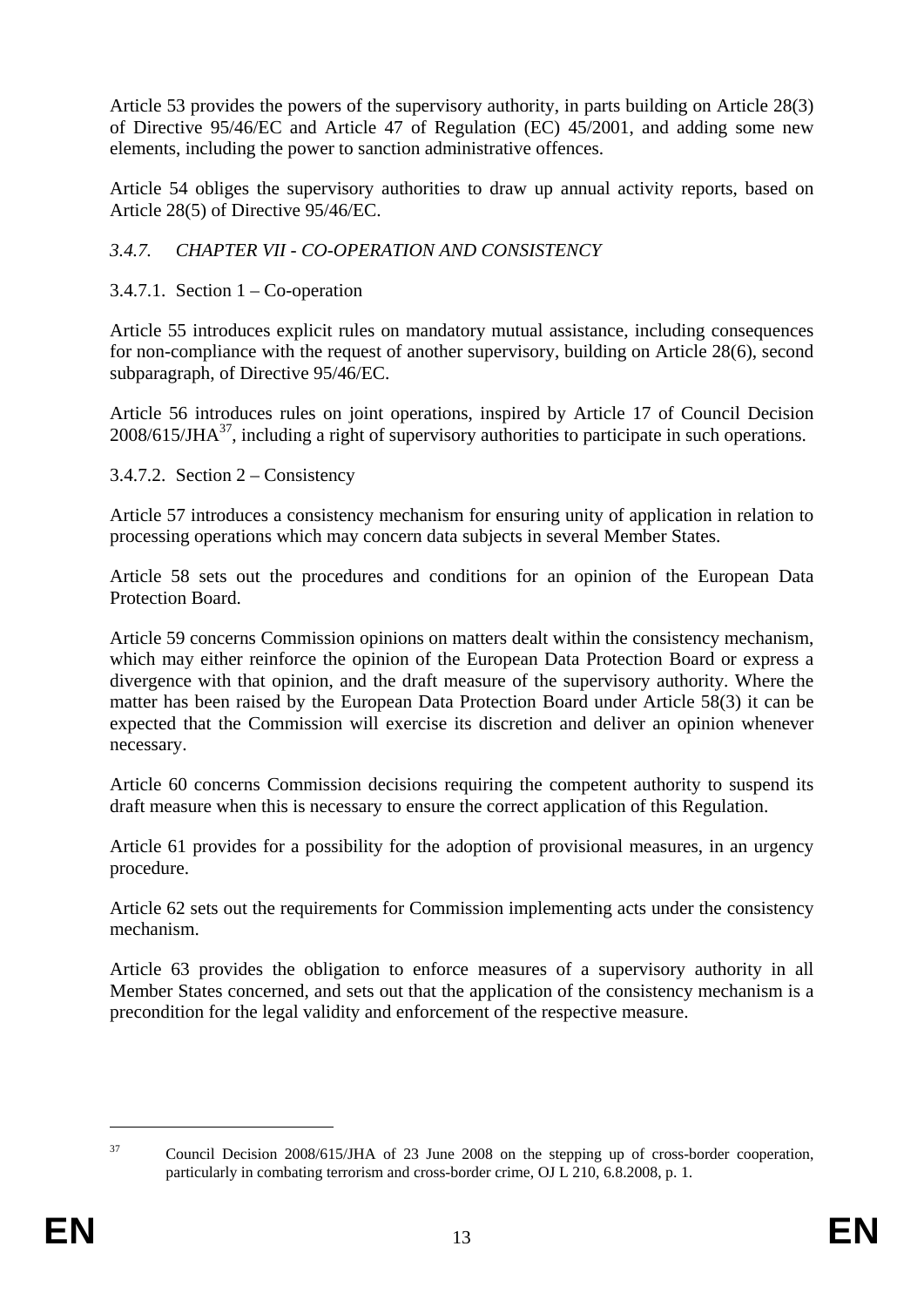Article 53 provides the powers of the supervisory authority, in parts building on Article 28(3) of Directive 95/46/EC and Article 47 of Regulation (EC) 45/2001, and adding some new elements, including the power to sanction administrative offences.

Article 54 obliges the supervisory authorities to draw up annual activity reports, based on Article 28(5) of Directive 95/46/EC.

### *3.4.7. CHAPTER VII - CO-OPERATION AND CONSISTENCY*

#### 3.4.7.1. Section 1 – Co-operation

Article 55 introduces explicit rules on mandatory mutual assistance, including consequences for non-compliance with the request of another supervisory, building on Article 28(6), second subparagraph, of Directive 95/46/EC.

Article 56 introduces rules on joint operations, inspired by Article 17 of Council Decision 2008/615/JHA[37], including a right of supervisory authorities to participate in such operations.

#### 3.4.7.2. Section 2 – Consistency

Article 57 introduces a consistency mechanism for ensuring unity of application in relation to processing operations which may concern data subjects in several Member States.

Article 58 sets out the procedures and conditions for an opinion of the European Data Protection Board.

Article 59 concerns Commission opinions on matters dealt within the consistency mechanism, which may either reinforce the opinion of the European Data Protection Board or express a divergence with that opinion, and the draft measure of the supervisory authority. Where the matter has been raised by the European Data Protection Board under Article 58(3) it can be expected that the Commission will exercise its discretion and deliver an opinion whenever necessary.

Article 60 concerns Commission decisions requiring the competent authority to suspend its draft measure when this is necessary to ensure the correct application of this Regulation.

Article 61 provides for a possibility for the adoption of provisional measures, in an urgency procedure.

Article 62 sets out the requirements for Commission implementing acts under the consistency mechanism.

Article 63 provides the obligation to enforce measures of a supervisory authority in all Member States concerned, and sets out that the application of the consistency mechanism is a precondition for the legal validity and enforcement of the respective measure.

---

[37] Council Decision 2008/615/JHA of 23 June 2008 on the stepping up of cross-border cooperation, particularly in combating terrorism and cross-border crime, OJ L 210, 6.8.2008, p. 1.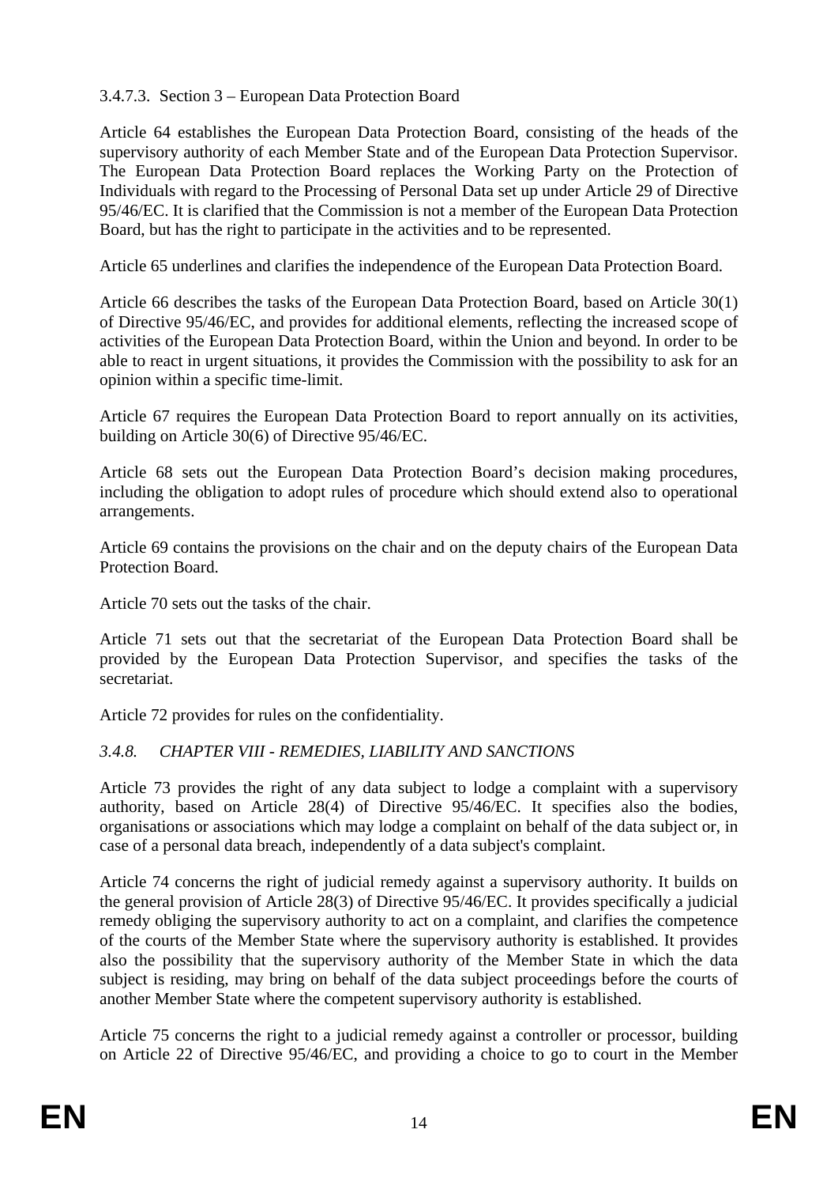#### 3.4.7.3. Section 3 – European Data Protection Board

Article 64 establishes the European Data Protection Board, consisting of the heads of the supervisory authority of each Member State and of the European Data Protection Supervisor. The European Data Protection Board replaces the Working Party on the Protection of Individuals with regard to the Processing of Personal Data set up under Article 29 of Directive 95/46/EC. It is clarified that the Commission is not a member of the European Data Protection Board, but has the right to participate in the activities and to be represented.

Article 65 underlines and clarifies the independence of the European Data Protection Board.

Article 66 describes the tasks of the European Data Protection Board, based on Article 30(1) of Directive 95/46/EC, and provides for additional elements, reflecting the increased scope of activities of the European Data Protection Board, within the Union and beyond. In order to be able to react in urgent situations, it provides the Commission with the possibility to ask for an opinion within a specific time-limit.

Article 67 requires the European Data Protection Board to report annually on its activities, building on Article 30(6) of Directive 95/46/EC.

Article 68 sets out the European Data Protection Board's decision making procedures, including the obligation to adopt rules of procedure which should extend also to operational arrangements.

Article 69 contains the provisions on the chair and on the deputy chairs of the European Data Protection Board.

Article 70 sets out the tasks of the chair.

Article 71 sets out that the secretariat of the European Data Protection Board shall be provided by the European Data Protection Supervisor, and specifies the tasks of the secretariat.

Article 72 provides for rules on the confidentiality.

### *3.4.8. CHAPTER VIII - REMEDIES, LIABILITY AND SANCTIONS*

Article 73 provides the right of any data subject to lodge a complaint with a supervisory authority, based on Article 28(4) of Directive 95/46/EC. It specifies also the bodies, organisations or associations which may lodge a complaint on behalf of the data subject or, in case of a personal data breach, independently of a data subject's complaint.

Article 74 concerns the right of judicial remedy against a supervisory authority. It builds on the general provision of Article 28(3) of Directive 95/46/EC. It provides specifically a judicial remedy obliging the supervisory authority to act on a complaint, and clarifies the competence of the courts of the Member State where the supervisory authority is established. It provides also the possibility that the supervisory authority of the Member State in which the data subject is residing, may bring on behalf of the data subject proceedings before the courts of another Member State where the competent supervisory authority is established.

Article 75 concerns the right to a judicial remedy against a controller or processor, building on Article 22 of Directive 95/46/EC, and providing a choice to go to court in the Member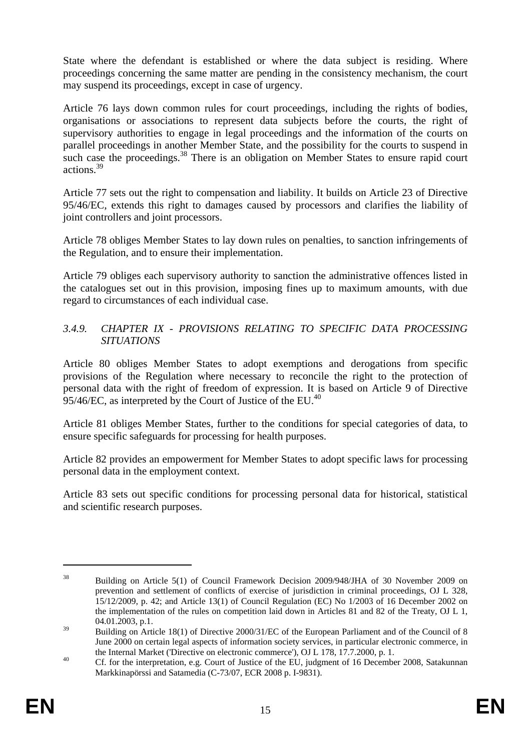State where the defendant is established or where the data subject is residing. Where proceedings concerning the same matter are pending in the consistency mechanism, the court may suspend its proceedings, except in case of urgency.

Article 76 lays down common rules for court proceedings, including the rights of bodies, organisations or associations to represent data subjects before the courts, the right of supervisory authorities to engage in legal proceedings and the information of the courts on parallel proceedings in another Member State, and the possibility for the courts to suspend in such case the proceedings.[38] There is an obligation on Member States to ensure rapid court actions.[39]

Article 77 sets out the right to compensation and liability. It builds on Article 23 of Directive 95/46/EC, extends this right to damages caused by processors and clarifies the liability of joint controllers and joint processors.

Article 78 obliges Member States to lay down rules on penalties, to sanction infringements of the Regulation, and to ensure their implementation.

Article 79 obliges each supervisory authority to sanction the administrative offences listed in the catalogues set out in this provision, imposing fines up to maximum amounts, with due regard to circumstances of each individual case.

### *3.4.9. CHAPTER IX - PROVISIONS RELATING TO SPECIFIC DATA PROCESSING SITUATIONS*

Article 80 obliges Member States to adopt exemptions and derogations from specific provisions of the Regulation where necessary to reconcile the right to the protection of personal data with the right of freedom of expression. It is based on Article 9 of Directive 95/46/EC, as interpreted by the Court of Justice of the EU.[40]

Article 81 obliges Member States, further to the conditions for special categories of data, to ensure specific safeguards for processing for health purposes.

Article 82 provides an empowerment for Member States to adopt specific laws for processing personal data in the employment context.

Article 83 sets out specific conditions for processing personal data for historical, statistical and scientific research purposes.

---

[38] Building on Article 5(1) of Council Framework Decision 2009/948/JHA of 30 November 2009 on prevention and settlement of conflicts of exercise of jurisdiction in criminal proceedings, OJ L 328, 15/12/2009, p. 42; and Article 13(1) of Council Regulation (EC) No 1/2003 of 16 December 2002 on the implementation of the rules on competition laid down in Articles 81 and 82 of the Treaty, OJ L 1, 04.01.2003, p.1.

[39] Building on Article 18(1) of Directive 2000/31/EC of the European Parliament and of the Council of 8 June 2000 on certain legal aspects of information society services, in particular electronic commerce, in the Internal Market ('Directive on electronic commerce'), OJ L 178, 17.7.2000, p. 1.

[40] Cf. for the interpretation, e.g. Court of Justice of the EU, judgment of 16 December 2008, Satakunnan Markkinapörssi and Satamedia (C-73/07, ECR 2008 p. I-9831).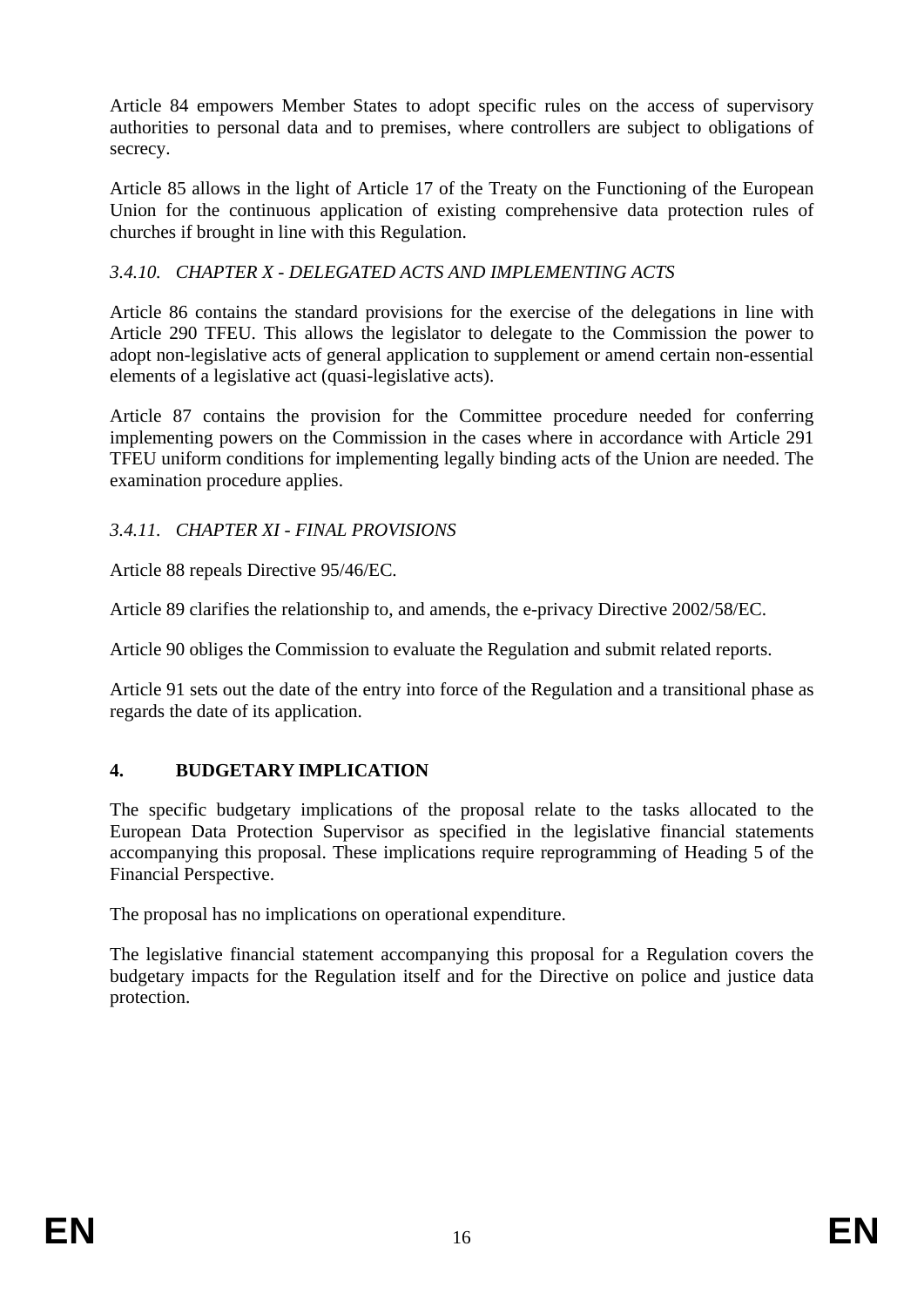Article 84 empowers Member States to adopt specific rules on the access of supervisory authorities to personal data and to premises, where controllers are subject to obligations of secrecy.

Article 85 allows in the light of Article 17 of the Treaty on the Functioning of the European Union for the continuous application of existing comprehensive data protection rules of churches if brought in line with this Regulation.

### *3.4.10. CHAPTER X - DELEGATED ACTS AND IMPLEMENTING ACTS*

Article 86 contains the standard provisions for the exercise of the delegations in line with Article 290 TFEU. This allows the legislator to delegate to the Commission the power to adopt non-legislative acts of general application to supplement or amend certain non-essential elements of a legislative act (quasi-legislative acts).

Article 87 contains the provision for the Committee procedure needed for conferring implementing powers on the Commission in the cases where in accordance with Article 291 TFEU uniform conditions for implementing legally binding acts of the Union are needed. The examination procedure applies.

### *3.4.11. CHAPTER XI - FINAL PROVISIONS*

Article 88 repeals Directive 95/46/EC.

Article 89 clarifies the relationship to, and amends, the e-privacy Directive 2002/58/EC.

Article 90 obliges the Commission to evaluate the Regulation and submit related reports.

Article 91 sets out the date of the entry into force of the Regulation and a transitional phase as regards the date of its application.

## **4. BUDGETARY IMPLICATION**

The specific budgetary implications of the proposal relate to the tasks allocated to the European Data Protection Supervisor as specified in the legislative financial statements accompanying this proposal. These implications require reprogramming of Heading 5 of the Financial Perspective.

The proposal has no implications on operational expenditure.

The legislative financial statement accompanying this proposal for a Regulation covers the budgetary impacts for the Regulation itself and for the Directive on police and justice data protection.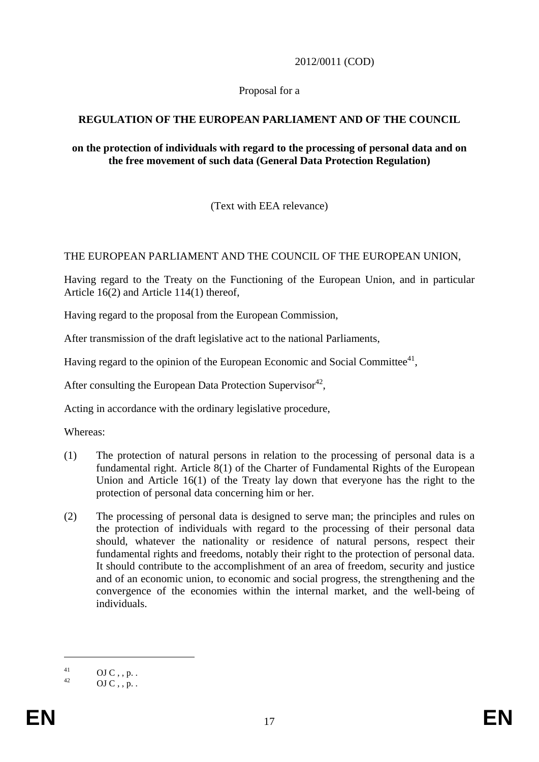2012/0011 (COD)

Proposal for a

**REGULATION OF THE EUROPEAN PARLIAMENT AND OF THE COUNCIL**

**on the protection of individuals with regard to the processing of personal data and on the free movement of such data (General Data Protection Regulation)**

(Text with EEA relevance)

THE EUROPEAN PARLIAMENT AND THE COUNCIL OF THE EUROPEAN UNION,

Having regard to the Treaty on the Functioning of the European Union, and in particular Article 16(2) and Article 114(1) thereof,

Having regard to the proposal from the European Commission,

After transmission of the draft legislative act to the national Parliaments,

Having regard to the opinion of the European Economic and Social Committee[41],

After consulting the European Data Protection Supervisor[42],

Acting in accordance with the ordinary legislative procedure,

Whereas:

(1) The protection of natural persons in relation to the processing of personal data is a fundamental right. Article 8(1) of the Charter of Fundamental Rights of the European Union and Article 16(1) of the Treaty lay down that everyone has the right to the protection of personal data concerning him or her.

(2) The processing of personal data is designed to serve man; the principles and rules on the protection of individuals with regard to the processing of their personal data should, whatever the nationality or residence of natural persons, respect their fundamental rights and freedoms, notably their right to the protection of personal data. It should contribute to the accomplishment of an area of freedom, security and justice and of an economic union, to economic and social progress, the strengthening and the convergence of the economies within the internal market, and the well-being of individuals.

---

[41] OJ C , , p. .

[42] OJ C , , p. .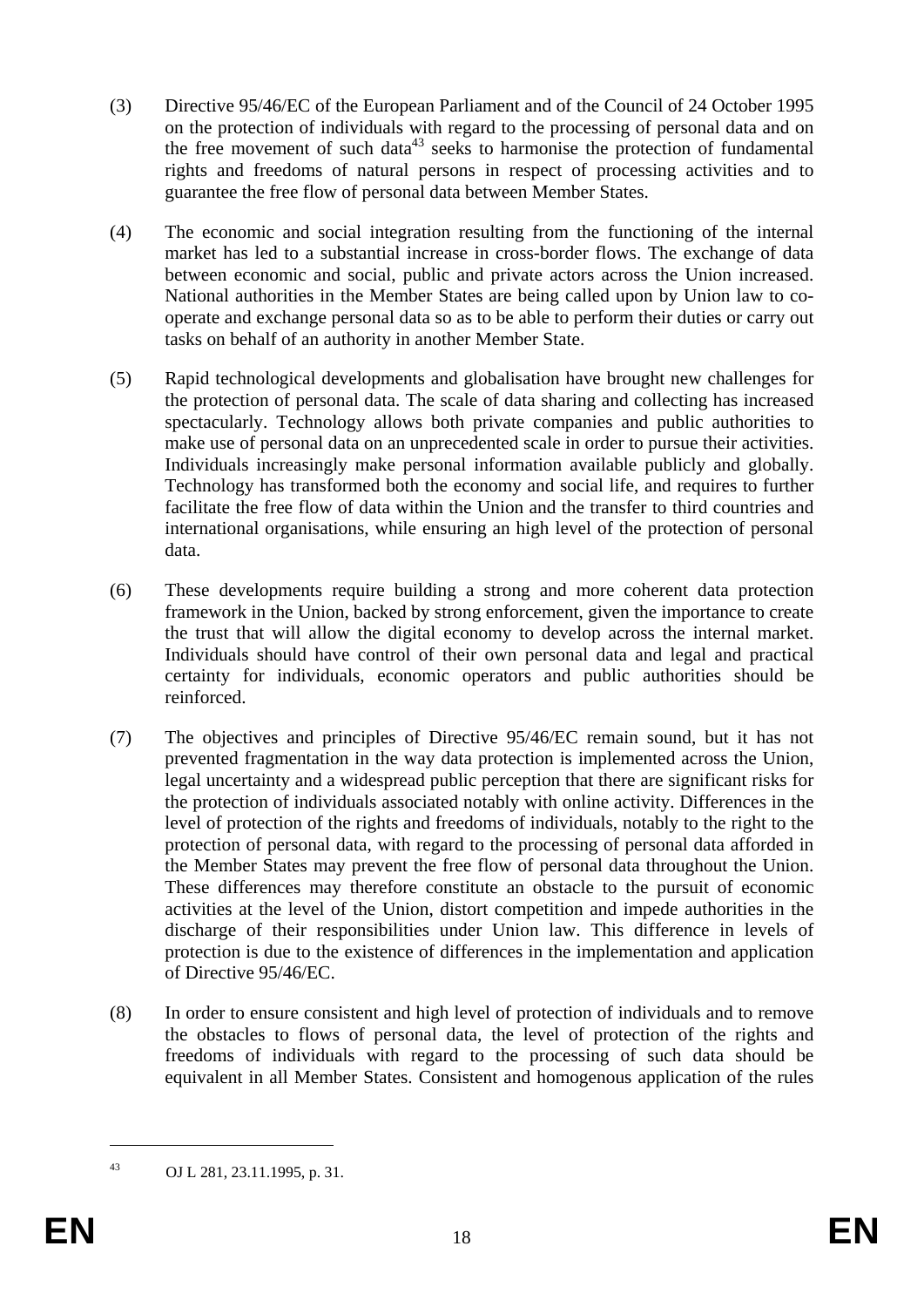(3) Directive 95/46/EC of the European Parliament and of the Council of 24 October 1995 on the protection of individuals with regard to the processing of personal data and on the free movement of such data[43] seeks to harmonise the protection of fundamental rights and freedoms of natural persons in respect of processing activities and to guarantee the free flow of personal data between Member States.

(4) The economic and social integration resulting from the functioning of the internal market has led to a substantial increase in cross-border flows. The exchange of data between economic and social, public and private actors across the Union increased. National authorities in the Member States are being called upon by Union law to co-operate and exchange personal data so as to be able to perform their duties or carry out tasks on behalf of an authority in another Member State.

(5) Rapid technological developments and globalisation have brought new challenges for the protection of personal data. The scale of data sharing and collecting has increased spectacularly. Technology allows both private companies and public authorities to make use of personal data on an unprecedented scale in order to pursue their activities. Individuals increasingly make personal information available publicly and globally. Technology has transformed both the economy and social life, and requires to further facilitate the free flow of data within the Union and the transfer to third countries and international organisations, while ensuring an high level of the protection of personal data.

(6) These developments require building a strong and more coherent data protection framework in the Union, backed by strong enforcement, given the importance to create the trust that will allow the digital economy to develop across the internal market. Individuals should have control of their own personal data and legal and practical certainty for individuals, economic operators and public authorities should be reinforced.

(7) The objectives and principles of Directive 95/46/EC remain sound, but it has not prevented fragmentation in the way data protection is implemented across the Union, legal uncertainty and a widespread public perception that there are significant risks for the protection of individuals associated notably with online activity. Differences in the level of protection of the rights and freedoms of individuals, notably to the right to the protection of personal data, with regard to the processing of personal data afforded in the Member States may prevent the free flow of personal data throughout the Union. These differences may therefore constitute an obstacle to the pursuit of economic activities at the level of the Union, distort competition and impede authorities in the discharge of their responsibilities under Union law. This difference in levels of protection is due to the existence of differences in the implementation and application of Directive 95/46/EC.

(8) In order to ensure consistent and high level of protection of individuals and to remove the obstacles to flows of personal data, the level of protection of the rights and freedoms of individuals with regard to the processing of such data should be equivalent in all Member States. Consistent and homogenous application of the rules

[43] OJ L 281, 23.11.1995, p. 31.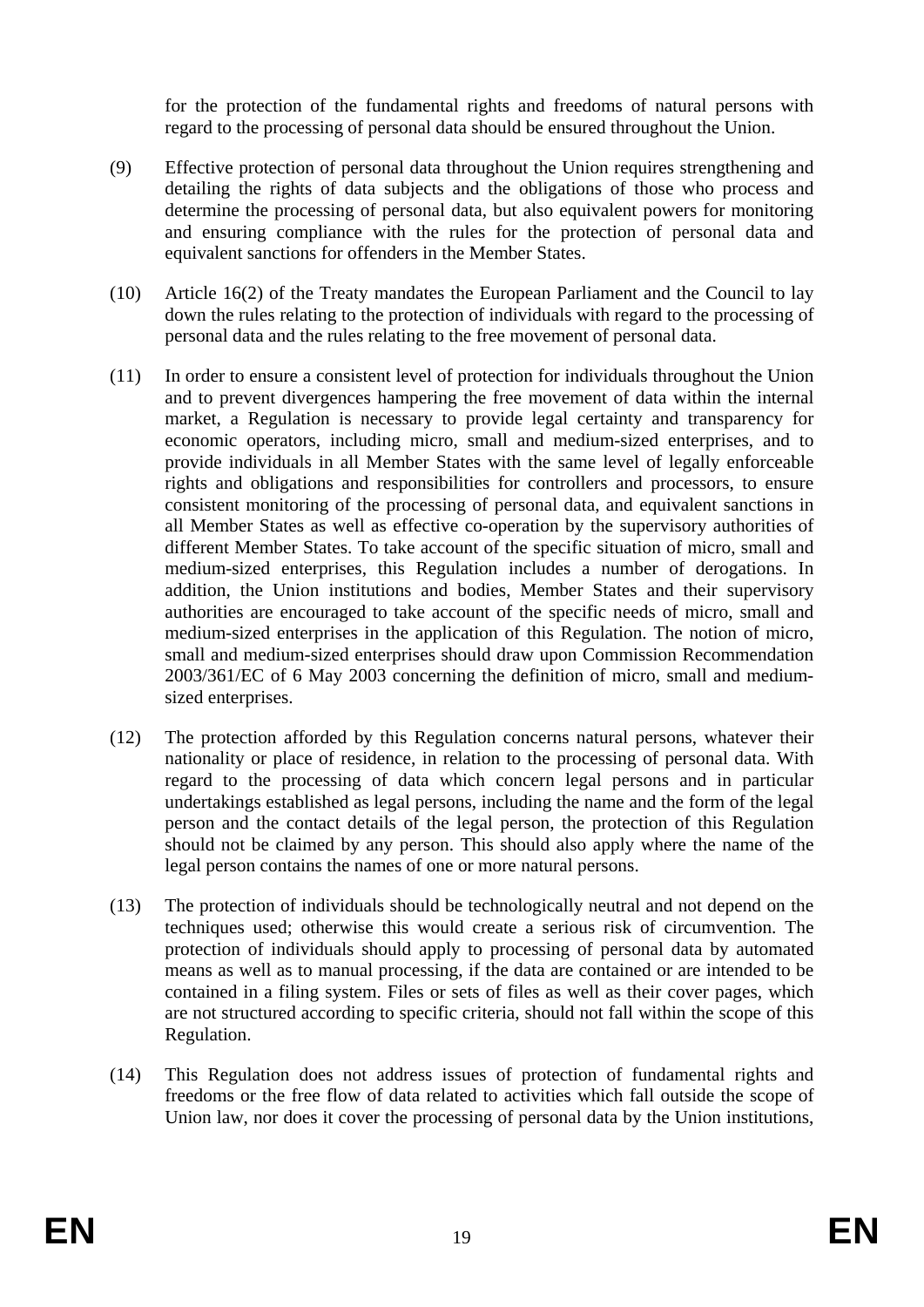for the protection of the fundamental rights and freedoms of natural persons with regard to the processing of personal data should be ensured throughout the Union.

(9) Effective protection of personal data throughout the Union requires strengthening and detailing the rights of data subjects and the obligations of those who process and determine the processing of personal data, but also equivalent powers for monitoring and ensuring compliance with the rules for the protection of personal data and equivalent sanctions for offenders in the Member States.

(10) Article 16(2) of the Treaty mandates the European Parliament and the Council to lay down the rules relating to the protection of individuals with regard to the processing of personal data and the rules relating to the free movement of personal data.

(11) In order to ensure a consistent level of protection for individuals throughout the Union and to prevent divergences hampering the free movement of data within the internal market, a Regulation is necessary to provide legal certainty and transparency for economic operators, including micro, small and medium-sized enterprises, and to provide individuals in all Member States with the same level of legally enforceable rights and obligations and responsibilities for controllers and processors, to ensure consistent monitoring of the processing of personal data, and equivalent sanctions in all Member States as well as effective co-operation by the supervisory authorities of different Member States. To take account of the specific situation of micro, small and medium-sized enterprises, this Regulation includes a number of derogations. In addition, the Union institutions and bodies, Member States and their supervisory authorities are encouraged to take account of the specific needs of micro, small and medium-sized enterprises in the application of this Regulation. The notion of micro, small and medium-sized enterprises should draw upon Commission Recommendation 2003/361/EC of 6 May 2003 concerning the definition of micro, small and medium-sized enterprises.

(12) The protection afforded by this Regulation concerns natural persons, whatever their nationality or place of residence, in relation to the processing of personal data. With regard to the processing of data which concern legal persons and in particular undertakings established as legal persons, including the name and the form of the legal person and the contact details of the legal person, the protection of this Regulation should not be claimed by any person. This should also apply where the name of the legal person contains the names of one or more natural persons.

(13) The protection of individuals should be technologically neutral and not depend on the techniques used; otherwise this would create a serious risk of circumvention. The protection of individuals should apply to processing of personal data by automated means as well as to manual processing, if the data are contained or are intended to be contained in a filing system. Files or sets of files as well as their cover pages, which are not structured according to specific criteria, should not fall within the scope of this Regulation.

(14) This Regulation does not address issues of protection of fundamental rights and freedoms or the free flow of data related to activities which fall outside the scope of Union law, nor does it cover the processing of personal data by the Union institutions,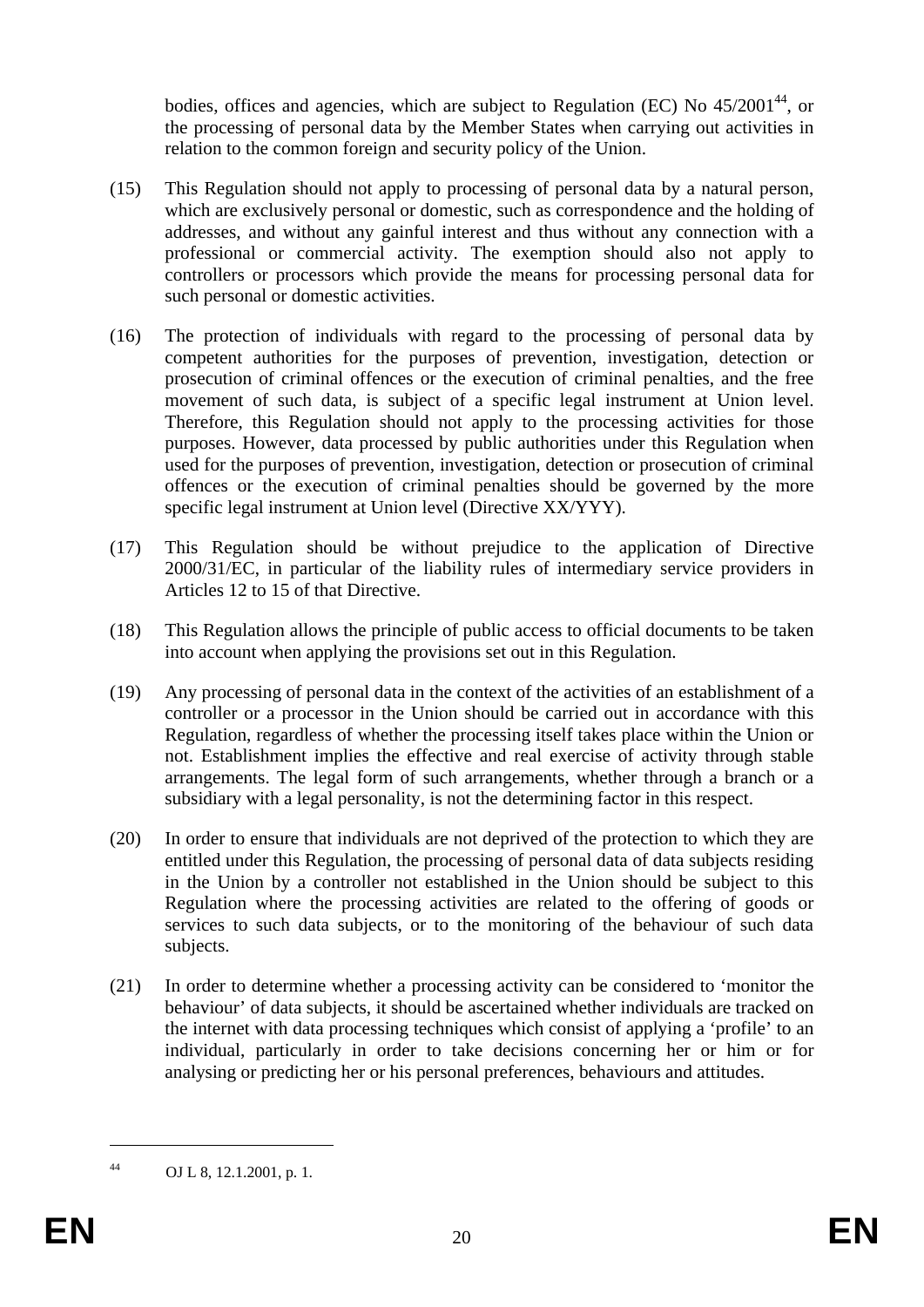bodies, offices and agencies, which are subject to Regulation (EC) No 45/2001[44], or the processing of personal data by the Member States when carrying out activities in relation to the common foreign and security policy of the Union.

(15) This Regulation should not apply to processing of personal data by a natural person, which are exclusively personal or domestic, such as correspondence and the holding of addresses, and without any gainful interest and thus without any connection with a professional or commercial activity. The exemption should also not apply to controllers or processors which provide the means for processing personal data for such personal or domestic activities.

(16) The protection of individuals with regard to the processing of personal data by competent authorities for the purposes of prevention, investigation, detection or prosecution of criminal offences or the execution of criminal penalties, and the free movement of such data, is subject of a specific legal instrument at Union level. Therefore, this Regulation should not apply to the processing activities for those purposes. However, data processed by public authorities under this Regulation when used for the purposes of prevention, investigation, detection or prosecution of criminal offences or the execution of criminal penalties should be governed by the more specific legal instrument at Union level (Directive XX/YYY).

(17) This Regulation should be without prejudice to the application of Directive 2000/31/EC, in particular of the liability rules of intermediary service providers in Articles 12 to 15 of that Directive.

(18) This Regulation allows the principle of public access to official documents to be taken into account when applying the provisions set out in this Regulation.

(19) Any processing of personal data in the context of the activities of an establishment of a controller or a processor in the Union should be carried out in accordance with this Regulation, regardless of whether the processing itself takes place within the Union or not. Establishment implies the effective and real exercise of activity through stable arrangements. The legal form of such arrangements, whether through a branch or a subsidiary with a legal personality, is not the determining factor in this respect.

(20) In order to ensure that individuals are not deprived of the protection to which they are entitled under this Regulation, the processing of personal data of data subjects residing in the Union by a controller not established in the Union should be subject to this Regulation where the processing activities are related to the offering of goods or services to such data subjects, or to the monitoring of the behaviour of such data subjects.

(21) In order to determine whether a processing activity can be considered to 'monitor the behaviour' of data subjects, it should be ascertained whether individuals are tracked on the internet with data processing techniques which consist of applying a 'profile' to an individual, particularly in order to take decisions concerning her or him or for analysing or predicting her or his personal preferences, behaviours and attitudes.

---

[44] OJ L 8, 12.1.2001, p. 1.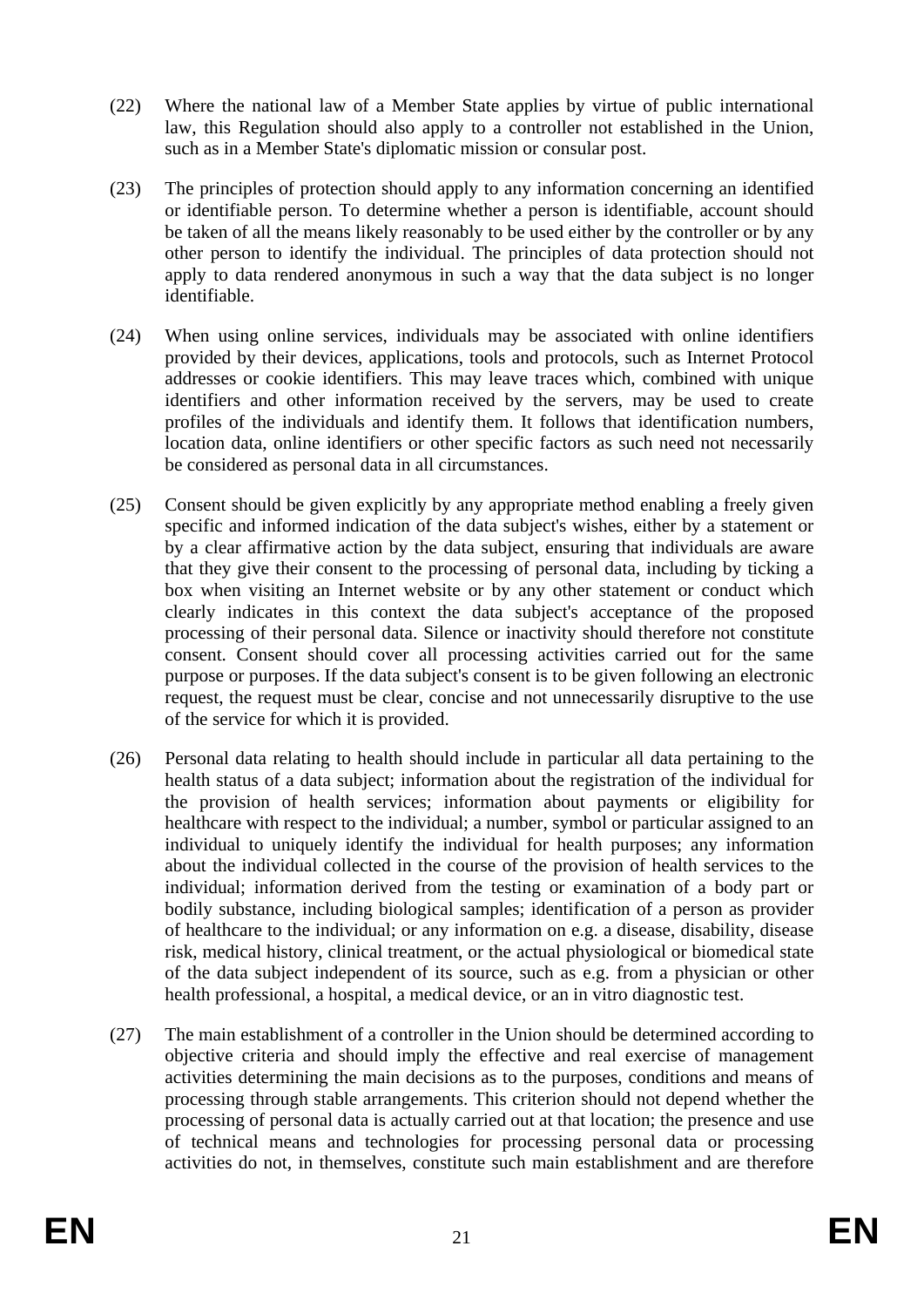(22) Where the national law of a Member State applies by virtue of public international law, this Regulation should also apply to a controller not established in the Union, such as in a Member State's diplomatic mission or consular post.

(23) The principles of protection should apply to any information concerning an identified or identifiable person. To determine whether a person is identifiable, account should be taken of all the means likely reasonably to be used either by the controller or by any other person to identify the individual. The principles of data protection should not apply to data rendered anonymous in such a way that the data subject is no longer identifiable.

(24) When using online services, individuals may be associated with online identifiers provided by their devices, applications, tools and protocols, such as Internet Protocol addresses or cookie identifiers. This may leave traces which, combined with unique identifiers and other information received by the servers, may be used to create profiles of the individuals and identify them. It follows that identification numbers, location data, online identifiers or other specific factors as such need not necessarily be considered as personal data in all circumstances.

(25) Consent should be given explicitly by any appropriate method enabling a freely given specific and informed indication of the data subject's wishes, either by a statement or by a clear affirmative action by the data subject, ensuring that individuals are aware that they give their consent to the processing of personal data, including by ticking a box when visiting an Internet website or by any other statement or conduct which clearly indicates in this context the data subject's acceptance of the proposed processing of their personal data. Silence or inactivity should therefore not constitute consent. Consent should cover all processing activities carried out for the same purpose or purposes. If the data subject's consent is to be given following an electronic request, the request must be clear, concise and not unnecessarily disruptive to the use of the service for which it is provided.

(26) Personal data relating to health should include in particular all data pertaining to the health status of a data subject; information about the registration of the individual for the provision of health services; information about payments or eligibility for healthcare with respect to the individual; a number, symbol or particular assigned to an individual to uniquely identify the individual for health purposes; any information about the individual collected in the course of the provision of health services to the individual; information derived from the testing or examination of a body part or bodily substance, including biological samples; identification of a person as provider of healthcare to the individual; or any information on e.g. a disease, disability, disease risk, medical history, clinical treatment, or the actual physiological or biomedical state of the data subject independent of its source, such as e.g. from a physician or other health professional, a hospital, a medical device, or an in vitro diagnostic test.

(27) The main establishment of a controller in the Union should be determined according to objective criteria and should imply the effective and real exercise of management activities determining the main decisions as to the purposes, conditions and means of processing through stable arrangements. This criterion should not depend whether the processing of personal data is actually carried out at that location; the presence and use of technical means and technologies for processing personal data or processing activities do not, in themselves, constitute such main establishment and are therefore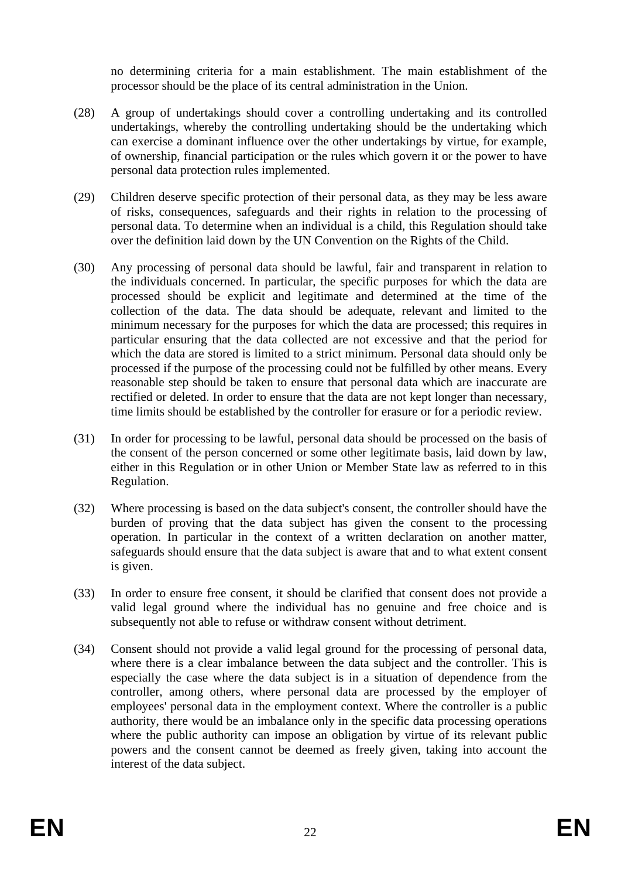no determining criteria for a main establishment. The main establishment of the processor should be the place of its central administration in the Union.

(28) A group of undertakings should cover a controlling undertaking and its controlled undertakings, whereby the controlling undertaking should be the undertaking which can exercise a dominant influence over the other undertakings by virtue, for example, of ownership, financial participation or the rules which govern it or the power to have personal data protection rules implemented.

(29) Children deserve specific protection of their personal data, as they may be less aware of risks, consequences, safeguards and their rights in relation to the processing of personal data. To determine when an individual is a child, this Regulation should take over the definition laid down by the UN Convention on the Rights of the Child.

(30) Any processing of personal data should be lawful, fair and transparent in relation to the individuals concerned. In particular, the specific purposes for which the data are processed should be explicit and legitimate and determined at the time of the collection of the data. The data should be adequate, relevant and limited to the minimum necessary for the purposes for which the data are processed; this requires in particular ensuring that the data collected are not excessive and that the period for which the data are stored is limited to a strict minimum. Personal data should only be processed if the purpose of the processing could not be fulfilled by other means. Every reasonable step should be taken to ensure that personal data which are inaccurate are rectified or deleted. In order to ensure that the data are not kept longer than necessary, time limits should be established by the controller for erasure or for a periodic review.

(31) In order for processing to be lawful, personal data should be processed on the basis of the consent of the person concerned or some other legitimate basis, laid down by law, either in this Regulation or in other Union or Member State law as referred to in this Regulation.

(32) Where processing is based on the data subject's consent, the controller should have the burden of proving that the data subject has given the consent to the processing operation. In particular in the context of a written declaration on another matter, safeguards should ensure that the data subject is aware that and to what extent consent is given.

(33) In order to ensure free consent, it should be clarified that consent does not provide a valid legal ground where the individual has no genuine and free choice and is subsequently not able to refuse or withdraw consent without detriment.

(34) Consent should not provide a valid legal ground for the processing of personal data, where there is a clear imbalance between the data subject and the controller. This is especially the case where the data subject is in a situation of dependence from the controller, among others, where personal data are processed by the employer of employees' personal data in the employment context. Where the controller is a public authority, there would be an imbalance only in the specific data processing operations where the public authority can impose an obligation by virtue of its relevant public powers and the consent cannot be deemed as freely given, taking into account the interest of the data subject.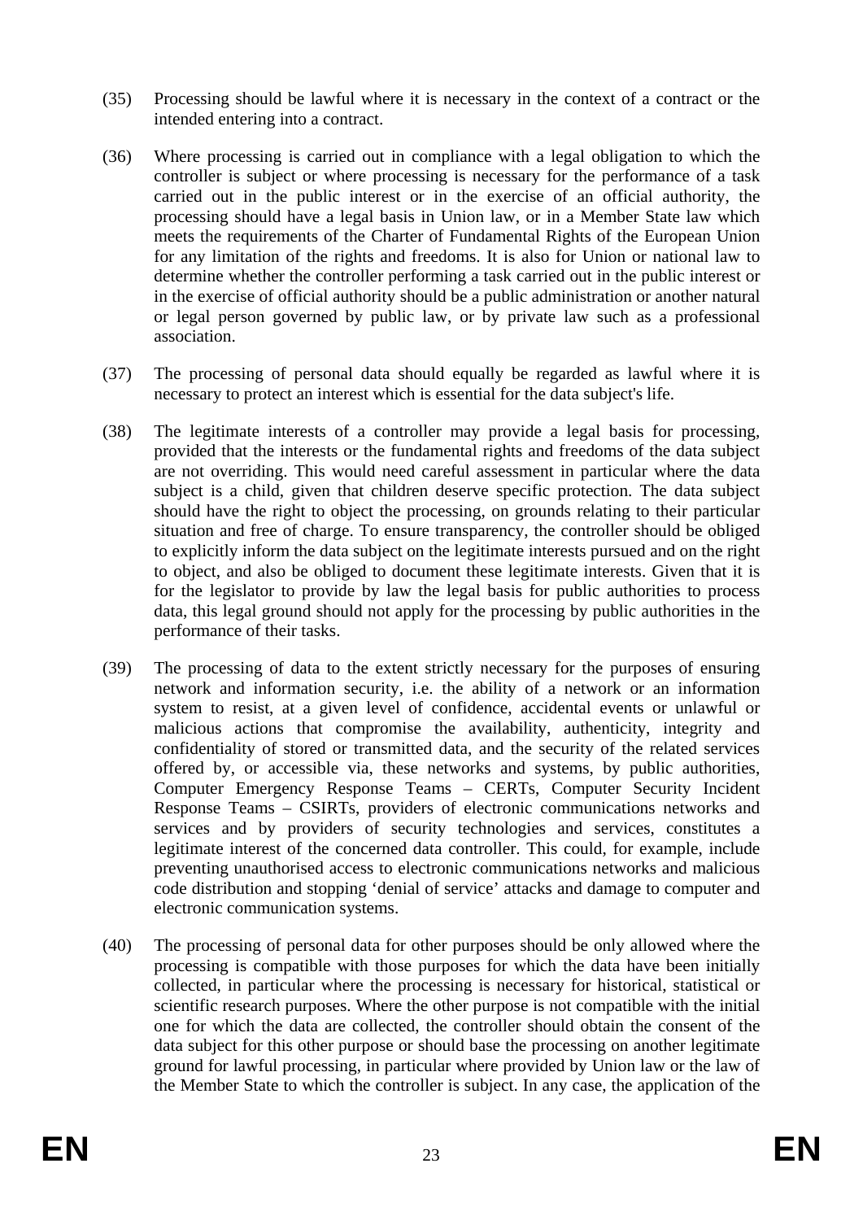(35) Processing should be lawful where it is necessary in the context of a contract or the intended entering into a contract.

(36) Where processing is carried out in compliance with a legal obligation to which the controller is subject or where processing is necessary for the performance of a task carried out in the public interest or in the exercise of an official authority, the processing should have a legal basis in Union law, or in a Member State law which meets the requirements of the Charter of Fundamental Rights of the European Union for any limitation of the rights and freedoms. It is also for Union or national law to determine whether the controller performing a task carried out in the public interest or in the exercise of official authority should be a public administration or another natural or legal person governed by public law, or by private law such as a professional association.

(37) The processing of personal data should equally be regarded as lawful where it is necessary to protect an interest which is essential for the data subject's life.

(38) The legitimate interests of a controller may provide a legal basis for processing, provided that the interests or the fundamental rights and freedoms of the data subject are not overriding. This would need careful assessment in particular where the data subject is a child, given that children deserve specific protection. The data subject should have the right to object the processing, on grounds relating to their particular situation and free of charge. To ensure transparency, the controller should be obliged to explicitly inform the data subject on the legitimate interests pursued and on the right to object, and also be obliged to document these legitimate interests. Given that it is for the legislator to provide by law the legal basis for public authorities to process data, this legal ground should not apply for the processing by public authorities in the performance of their tasks.

(39) The processing of data to the extent strictly necessary for the purposes of ensuring network and information security, i.e. the ability of a network or an information system to resist, at a given level of confidence, accidental events or unlawful or malicious actions that compromise the availability, authenticity, integrity and confidentiality of stored or transmitted data, and the security of the related services offered by, or accessible via, these networks and systems, by public authorities, Computer Emergency Response Teams – CERTs, Computer Security Incident Response Teams – CSIRTs, providers of electronic communications networks and services and by providers of security technologies and services, constitutes a legitimate interest of the concerned data controller. This could, for example, include preventing unauthorised access to electronic communications networks and malicious code distribution and stopping 'denial of service' attacks and damage to computer and electronic communication systems.

(40) The processing of personal data for other purposes should be only allowed where the processing is compatible with those purposes for which the data have been initially collected, in particular where the processing is necessary for historical, statistical or scientific research purposes. Where the other purpose is not compatible with the initial one for which the data are collected, the controller should obtain the consent of the data subject for this other purpose or should base the processing on another legitimate ground for lawful processing, in particular where provided by Union law or the law of the Member State to which the controller is subject. In any case, the application of the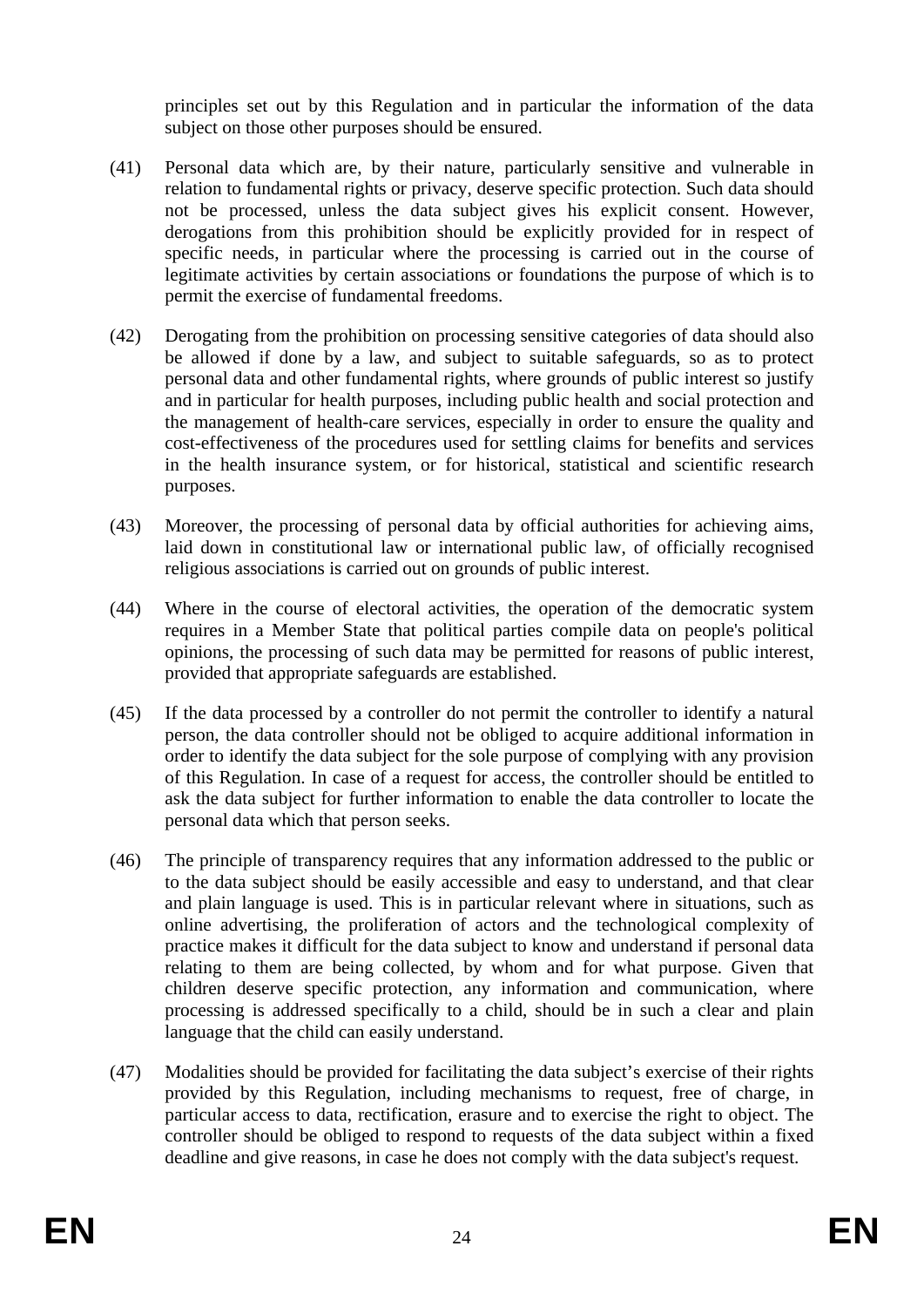principles set out by this Regulation and in particular the information of the data subject on those other purposes should be ensured.

(41) Personal data which are, by their nature, particularly sensitive and vulnerable in relation to fundamental rights or privacy, deserve specific protection. Such data should not be processed, unless the data subject gives his explicit consent. However, derogations from this prohibition should be explicitly provided for in respect of specific needs, in particular where the processing is carried out in the course of legitimate activities by certain associations or foundations the purpose of which is to permit the exercise of fundamental freedoms.

(42) Derogating from the prohibition on processing sensitive categories of data should also be allowed if done by a law, and subject to suitable safeguards, so as to protect personal data and other fundamental rights, where grounds of public interest so justify and in particular for health purposes, including public health and social protection and the management of health-care services, especially in order to ensure the quality and cost-effectiveness of the procedures used for settling claims for benefits and services in the health insurance system, or for historical, statistical and scientific research purposes.

(43) Moreover, the processing of personal data by official authorities for achieving aims, laid down in constitutional law or international public law, of officially recognised religious associations is carried out on grounds of public interest.

(44) Where in the course of electoral activities, the operation of the democratic system requires in a Member State that political parties compile data on people's political opinions, the processing of such data may be permitted for reasons of public interest, provided that appropriate safeguards are established.

(45) If the data processed by a controller do not permit the controller to identify a natural person, the data controller should not be obliged to acquire additional information in order to identify the data subject for the sole purpose of complying with any provision of this Regulation. In case of a request for access, the controller should be entitled to ask the data subject for further information to enable the data controller to locate the personal data which that person seeks.

(46) The principle of transparency requires that any information addressed to the public or to the data subject should be easily accessible and easy to understand, and that clear and plain language is used. This is in particular relevant where in situations, such as online advertising, the proliferation of actors and the technological complexity of practice makes it difficult for the data subject to know and understand if personal data relating to them are being collected, by whom and for what purpose. Given that children deserve specific protection, any information and communication, where processing is addressed specifically to a child, should be in such a clear and plain language that the child can easily understand.

(47) Modalities should be provided for facilitating the data subject's exercise of their rights provided by this Regulation, including mechanisms to request, free of charge, in particular access to data, rectification, erasure and to exercise the right to object. The controller should be obliged to respond to requests of the data subject within a fixed deadline and give reasons, in case he does not comply with the data subject's request.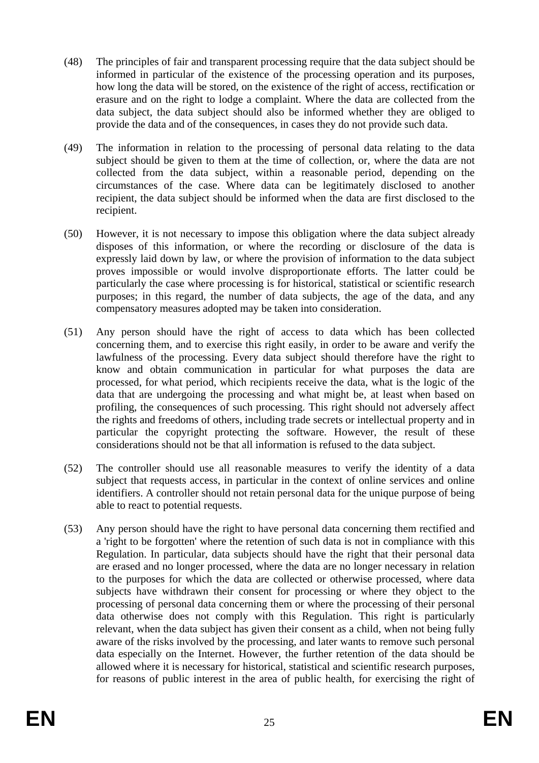(48) The principles of fair and transparent processing require that the data subject should be informed in particular of the existence of the processing operation and its purposes, how long the data will be stored, on the existence of the right of access, rectification or erasure and on the right to lodge a complaint. Where the data are collected from the data subject, the data subject should also be informed whether they are obliged to provide the data and of the consequences, in cases they do not provide such data.

(49) The information in relation to the processing of personal data relating to the data subject should be given to them at the time of collection, or, where the data are not collected from the data subject, within a reasonable period, depending on the circumstances of the case. Where data can be legitimately disclosed to another recipient, the data subject should be informed when the data are first disclosed to the recipient.

(50) However, it is not necessary to impose this obligation where the data subject already disposes of this information, or where the recording or disclosure of the data is expressly laid down by law, or where the provision of information to the data subject proves impossible or would involve disproportionate efforts. The latter could be particularly the case where processing is for historical, statistical or scientific research purposes; in this regard, the number of data subjects, the age of the data, and any compensatory measures adopted may be taken into consideration.

(51) Any person should have the right of access to data which has been collected concerning them, and to exercise this right easily, in order to be aware and verify the lawfulness of the processing. Every data subject should therefore have the right to know and obtain communication in particular for what purposes the data are processed, for what period, which recipients receive the data, what is the logic of the data that are undergoing the processing and what might be, at least when based on profiling, the consequences of such processing. This right should not adversely affect the rights and freedoms of others, including trade secrets or intellectual property and in particular the copyright protecting the software. However, the result of these considerations should not be that all information is refused to the data subject.

(52) The controller should use all reasonable measures to verify the identity of a data subject that requests access, in particular in the context of online services and online identifiers. A controller should not retain personal data for the unique purpose of being able to react to potential requests.

(53) Any person should have the right to have personal data concerning them rectified and a 'right to be forgotten' where the retention of such data is not in compliance with this Regulation. In particular, data subjects should have the right that their personal data are erased and no longer processed, where the data are no longer necessary in relation to the purposes for which the data are collected or otherwise processed, where data subjects have withdrawn their consent for processing or where they object to the processing of personal data concerning them or where the processing of their personal data otherwise does not comply with this Regulation. This right is particularly relevant, when the data subject has given their consent as a child, when not being fully aware of the risks involved by the processing, and later wants to remove such personal data especially on the Internet. However, the further retention of the data should be allowed where it is necessary for historical, statistical and scientific research purposes, for reasons of public interest in the area of public health, for exercising the right of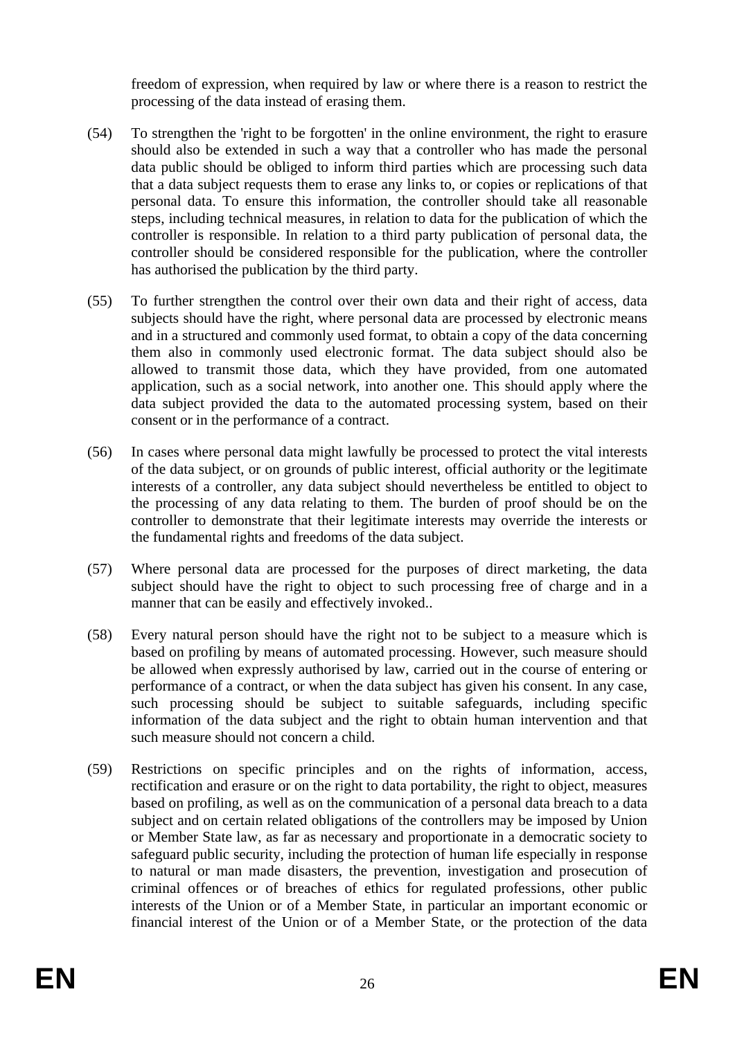freedom of expression, when required by law or where there is a reason to restrict the processing of the data instead of erasing them.

(54) To strengthen the 'right to be forgotten' in the online environment, the right to erasure should also be extended in such a way that a controller who has made the personal data public should be obliged to inform third parties which are processing such data that a data subject requests them to erase any links to, or copies or replications of that personal data. To ensure this information, the controller should take all reasonable steps, including technical measures, in relation to data for the publication of which the controller is responsible. In relation to a third party publication of personal data, the controller should be considered responsible for the publication, where the controller has authorised the publication by the third party.

(55) To further strengthen the control over their own data and their right of access, data subjects should have the right, where personal data are processed by electronic means and in a structured and commonly used format, to obtain a copy of the data concerning them also in commonly used electronic format. The data subject should also be allowed to transmit those data, which they have provided, from one automated application, such as a social network, into another one. This should apply where the data subject provided the data to the automated processing system, based on their consent or in the performance of a contract.

(56) In cases where personal data might lawfully be processed to protect the vital interests of the data subject, or on grounds of public interest, official authority or the legitimate interests of a controller, any data subject should nevertheless be entitled to object to the processing of any data relating to them. The burden of proof should be on the controller to demonstrate that their legitimate interests may override the interests or the fundamental rights and freedoms of the data subject.

(57) Where personal data are processed for the purposes of direct marketing, the data subject should have the right to object to such processing free of charge and in a manner that can be easily and effectively invoked..

(58) Every natural person should have the right not to be subject to a measure which is based on profiling by means of automated processing. However, such measure should be allowed when expressly authorised by law, carried out in the course of entering or performance of a contract, or when the data subject has given his consent. In any case, such processing should be subject to suitable safeguards, including specific information of the data subject and the right to obtain human intervention and that such measure should not concern a child.

(59) Restrictions on specific principles and on the rights of information, access, rectification and erasure or on the right to data portability, the right to object, measures based on profiling, as well as on the communication of a personal data breach to a data subject and on certain related obligations of the controllers may be imposed by Union or Member State law, as far as necessary and proportionate in a democratic society to safeguard public security, including the protection of human life especially in response to natural or man made disasters, the prevention, investigation and prosecution of criminal offences or of breaches of ethics for regulated professions, other public interests of the Union or of a Member State, in particular an important economic or financial interest of the Union or of a Member State, or the protection of the data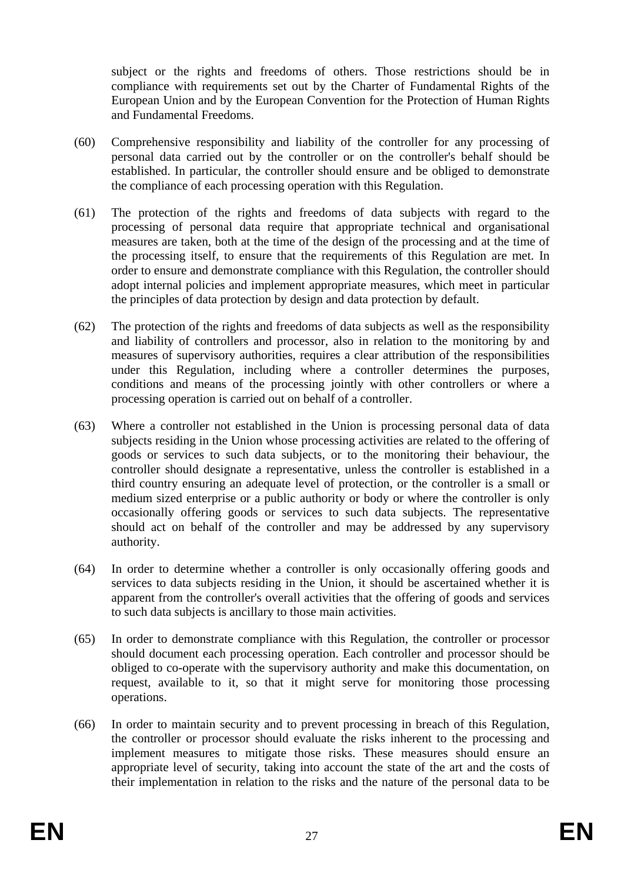subject or the rights and freedoms of others. Those restrictions should be in compliance with requirements set out by the Charter of Fundamental Rights of the European Union and by the European Convention for the Protection of Human Rights and Fundamental Freedoms.

(60) Comprehensive responsibility and liability of the controller for any processing of personal data carried out by the controller or on the controller's behalf should be established. In particular, the controller should ensure and be obliged to demonstrate the compliance of each processing operation with this Regulation.

(61) The protection of the rights and freedoms of data subjects with regard to the processing of personal data require that appropriate technical and organisational measures are taken, both at the time of the design of the processing and at the time of the processing itself, to ensure that the requirements of this Regulation are met. In order to ensure and demonstrate compliance with this Regulation, the controller should adopt internal policies and implement appropriate measures, which meet in particular the principles of data protection by design and data protection by default.

(62) The protection of the rights and freedoms of data subjects as well as the responsibility and liability of controllers and processor, also in relation to the monitoring by and measures of supervisory authorities, requires a clear attribution of the responsibilities under this Regulation, including where a controller determines the purposes, conditions and means of the processing jointly with other controllers or where a processing operation is carried out on behalf of a controller.

(63) Where a controller not established in the Union is processing personal data of data subjects residing in the Union whose processing activities are related to the offering of goods or services to such data subjects, or to the monitoring their behaviour, the controller should designate a representative, unless the controller is established in a third country ensuring an adequate level of protection, or the controller is a small or medium sized enterprise or a public authority or body or where the controller is only occasionally offering goods or services to such data subjects. The representative should act on behalf of the controller and may be addressed by any supervisory authority.

(64) In order to determine whether a controller is only occasionally offering goods and services to data subjects residing in the Union, it should be ascertained whether it is apparent from the controller's overall activities that the offering of goods and services to such data subjects is ancillary to those main activities.

(65) In order to demonstrate compliance with this Regulation, the controller or processor should document each processing operation. Each controller and processor should be obliged to co-operate with the supervisory authority and make this documentation, on request, available to it, so that it might serve for monitoring those processing operations.

(66) In order to maintain security and to prevent processing in breach of this Regulation, the controller or processor should evaluate the risks inherent to the processing and implement measures to mitigate those risks. These measures should ensure an appropriate level of security, taking into account the state of the art and the costs of their implementation in relation to the risks and the nature of the personal data to be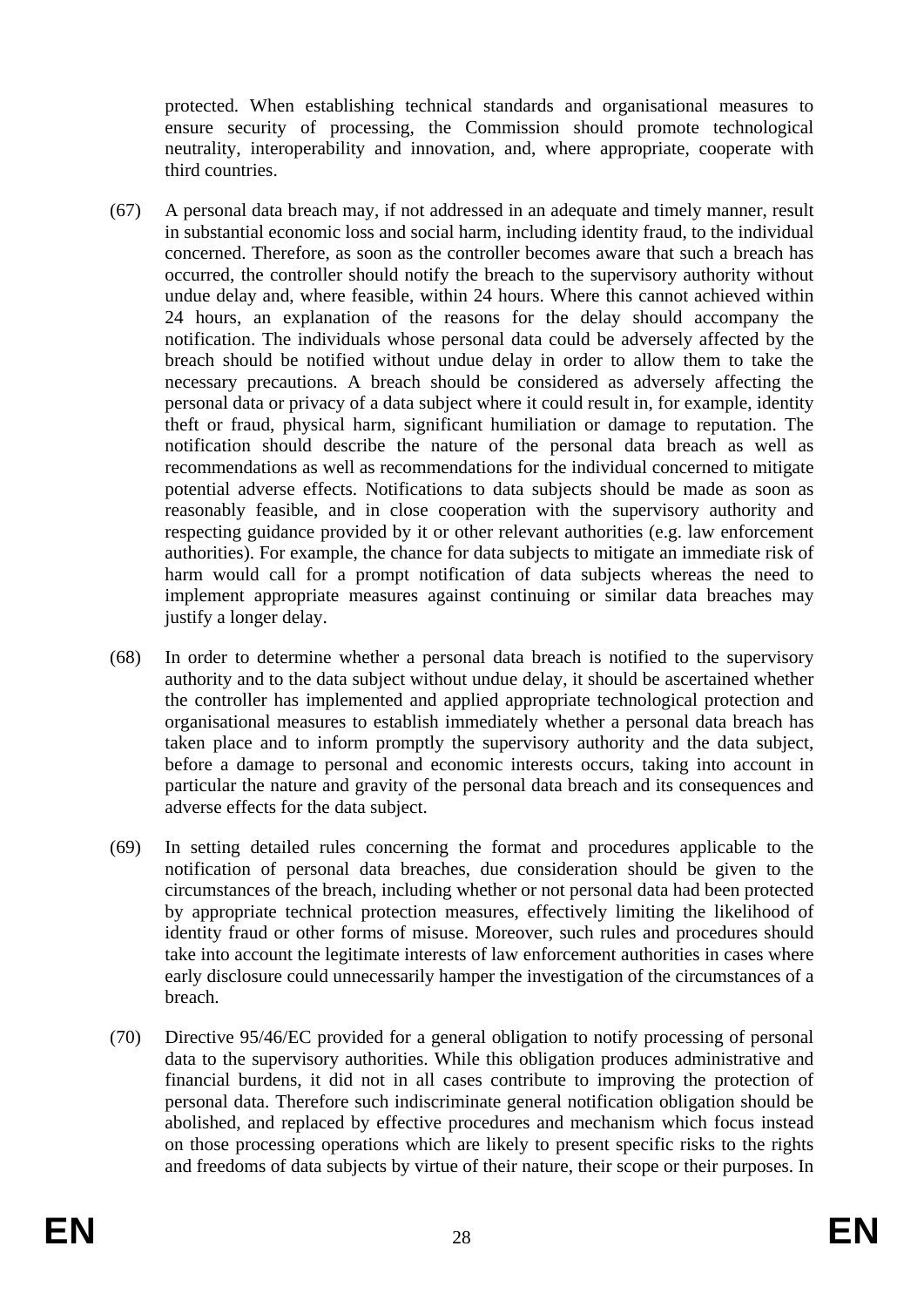protected. When establishing technical standards and organisational measures to ensure security of processing, the Commission should promote technological neutrality, interoperability and innovation, and, where appropriate, cooperate with third countries.

(67) A personal data breach may, if not addressed in an adequate and timely manner, result in substantial economic loss and social harm, including identity fraud, to the individual concerned. Therefore, as soon as the controller becomes aware that such a breach has occurred, the controller should notify the breach to the supervisory authority without undue delay and, where feasible, within 24 hours. Where this cannot achieved within 24 hours, an explanation of the reasons for the delay should accompany the notification. The individuals whose personal data could be adversely affected by the breach should be notified without undue delay in order to allow them to take the necessary precautions. A breach should be considered as adversely affecting the personal data or privacy of a data subject where it could result in, for example, identity theft or fraud, physical harm, significant humiliation or damage to reputation. The notification should describe the nature of the personal data breach as well as recommendations as well as recommendations for the individual concerned to mitigate potential adverse effects. Notifications to data subjects should be made as soon as reasonably feasible, and in close cooperation with the supervisory authority and respecting guidance provided by it or other relevant authorities (e.g. law enforcement authorities). For example, the chance for data subjects to mitigate an immediate risk of harm would call for a prompt notification of data subjects whereas the need to implement appropriate measures against continuing or similar data breaches may justify a longer delay.

(68) In order to determine whether a personal data breach is notified to the supervisory authority and to the data subject without undue delay, it should be ascertained whether the controller has implemented and applied appropriate technological protection and organisational measures to establish immediately whether a personal data breach has taken place and to inform promptly the supervisory authority and the data subject, before a damage to personal and economic interests occurs, taking into account in particular the nature and gravity of the personal data breach and its consequences and adverse effects for the data subject.

(69) In setting detailed rules concerning the format and procedures applicable to the notification of personal data breaches, due consideration should be given to the circumstances of the breach, including whether or not personal data had been protected by appropriate technical protection measures, effectively limiting the likelihood of identity fraud or other forms of misuse. Moreover, such rules and procedures should take into account the legitimate interests of law enforcement authorities in cases where early disclosure could unnecessarily hamper the investigation of the circumstances of a breach.

(70) Directive 95/46/EC provided for a general obligation to notify processing of personal data to the supervisory authorities. While this obligation produces administrative and financial burdens, it did not in all cases contribute to improving the protection of personal data. Therefore such indiscriminate general notification obligation should be abolished, and replaced by effective procedures and mechanism which focus instead on those processing operations which are likely to present specific risks to the rights and freedoms of data subjects by virtue of their nature, their scope or their purposes. In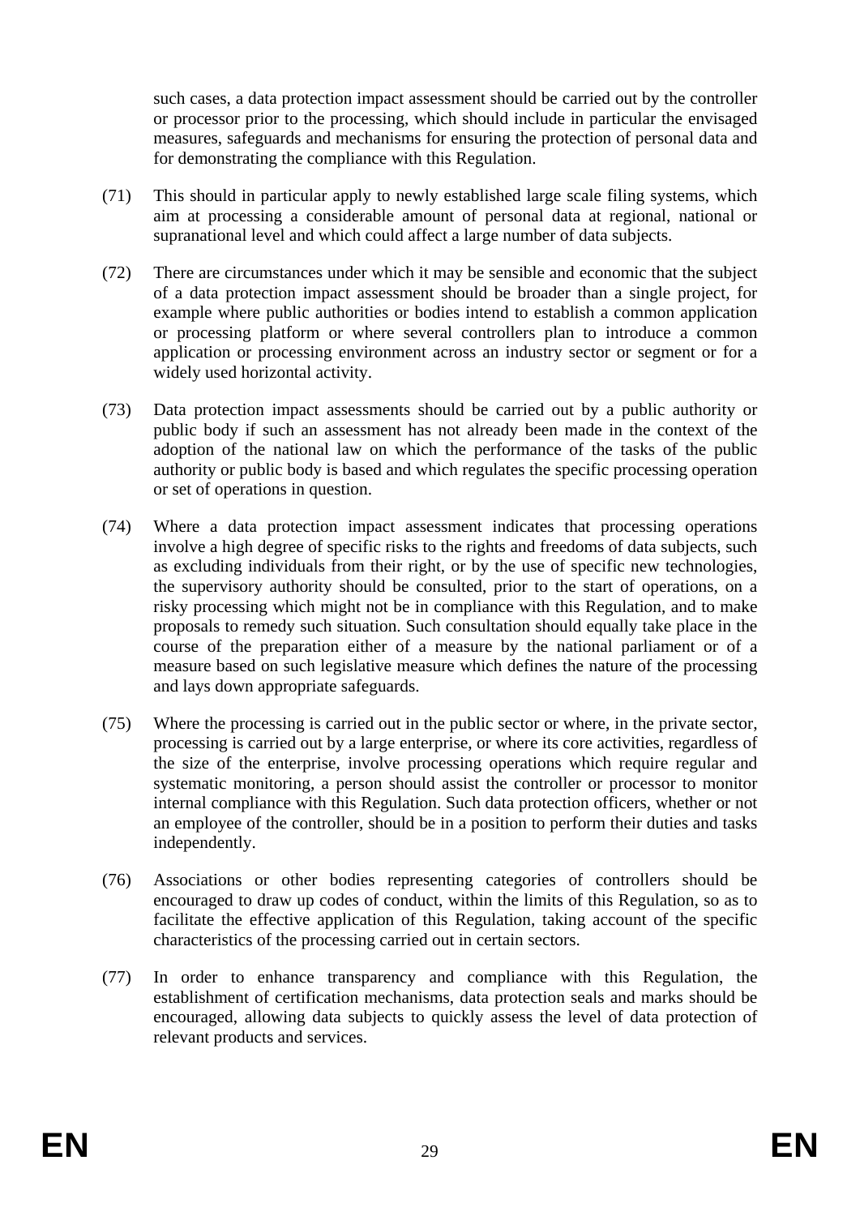such cases, a data protection impact assessment should be carried out by the controller or processor prior to the processing, which should include in particular the envisaged measures, safeguards and mechanisms for ensuring the protection of personal data and for demonstrating the compliance with this Regulation.

(71) This should in particular apply to newly established large scale filing systems, which aim at processing a considerable amount of personal data at regional, national or supranational level and which could affect a large number of data subjects.

(72) There are circumstances under which it may be sensible and economic that the subject of a data protection impact assessment should be broader than a single project, for example where public authorities or bodies intend to establish a common application or processing platform or where several controllers plan to introduce a common application or processing environment across an industry sector or segment or for a widely used horizontal activity.

(73) Data protection impact assessments should be carried out by a public authority or public body if such an assessment has not already been made in the context of the adoption of the national law on which the performance of the tasks of the public authority or public body is based and which regulates the specific processing operation or set of operations in question.

(74) Where a data protection impact assessment indicates that processing operations involve a high degree of specific risks to the rights and freedoms of data subjects, such as excluding individuals from their right, or by the use of specific new technologies, the supervisory authority should be consulted, prior to the start of operations, on a risky processing which might not be in compliance with this Regulation, and to make proposals to remedy such situation. Such consultation should equally take place in the course of the preparation either of a measure by the national parliament or of a measure based on such legislative measure which defines the nature of the processing and lays down appropriate safeguards.

(75) Where the processing is carried out in the public sector or where, in the private sector, processing is carried out by a large enterprise, or where its core activities, regardless of the size of the enterprise, involve processing operations which require regular and systematic monitoring, a person should assist the controller or processor to monitor internal compliance with this Regulation. Such data protection officers, whether or not an employee of the controller, should be in a position to perform their duties and tasks independently.

(76) Associations or other bodies representing categories of controllers should be encouraged to draw up codes of conduct, within the limits of this Regulation, so as to facilitate the effective application of this Regulation, taking account of the specific characteristics of the processing carried out in certain sectors.

(77) In order to enhance transparency and compliance with this Regulation, the establishment of certification mechanisms, data protection seals and marks should be encouraged, allowing data subjects to quickly assess the level of data protection of relevant products and services.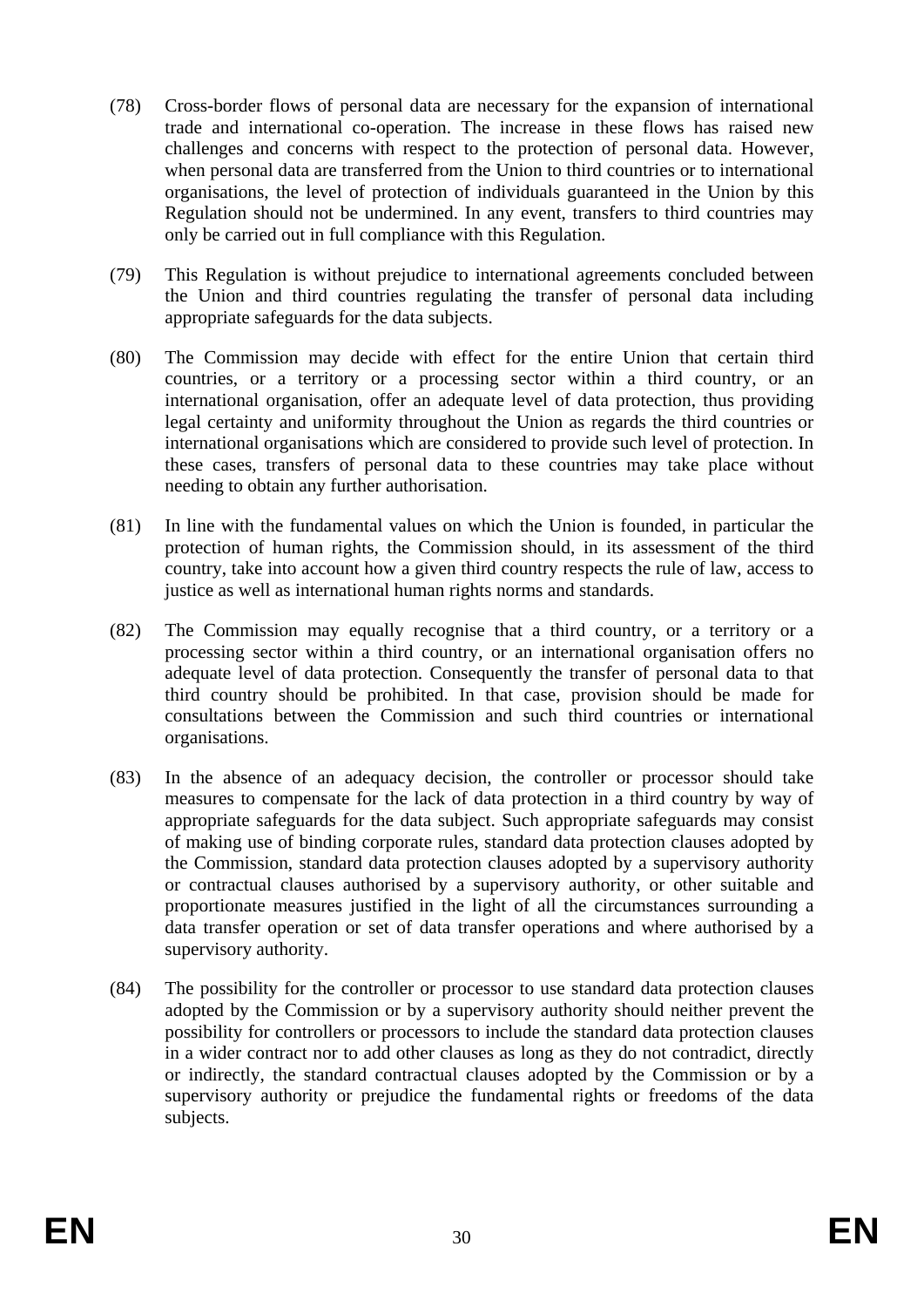(78) Cross-border flows of personal data are necessary for the expansion of international trade and international co-operation. The increase in these flows has raised new challenges and concerns with respect to the protection of personal data. However, when personal data are transferred from the Union to third countries or to international organisations, the level of protection of individuals guaranteed in the Union by this Regulation should not be undermined. In any event, transfers to third countries may only be carried out in full compliance with this Regulation.

(79) This Regulation is without prejudice to international agreements concluded between the Union and third countries regulating the transfer of personal data including appropriate safeguards for the data subjects.

(80) The Commission may decide with effect for the entire Union that certain third countries, or a territory or a processing sector within a third country, or an international organisation, offer an adequate level of data protection, thus providing legal certainty and uniformity throughout the Union as regards the third countries or international organisations which are considered to provide such level of protection. In these cases, transfers of personal data to these countries may take place without needing to obtain any further authorisation.

(81) In line with the fundamental values on which the Union is founded, in particular the protection of human rights, the Commission should, in its assessment of the third country, take into account how a given third country respects the rule of law, access to justice as well as international human rights norms and standards.

(82) The Commission may equally recognise that a third country, or a territory or a processing sector within a third country, or an international organisation offers no adequate level of data protection. Consequently the transfer of personal data to that third country should be prohibited. In that case, provision should be made for consultations between the Commission and such third countries or international organisations.

(83) In the absence of an adequacy decision, the controller or processor should take measures to compensate for the lack of data protection in a third country by way of appropriate safeguards for the data subject. Such appropriate safeguards may consist of making use of binding corporate rules, standard data protection clauses adopted by the Commission, standard data protection clauses adopted by a supervisory authority or contractual clauses authorised by a supervisory authority, or other suitable and proportionate measures justified in the light of all the circumstances surrounding a data transfer operation or set of data transfer operations and where authorised by a supervisory authority.

(84) The possibility for the controller or processor to use standard data protection clauses adopted by the Commission or by a supervisory authority should neither prevent the possibility for controllers or processors to include the standard data protection clauses in a wider contract nor to add other clauses as long as they do not contradict, directly or indirectly, the standard contractual clauses adopted by the Commission or by a supervisory authority or prejudice the fundamental rights or freedoms of the data subjects.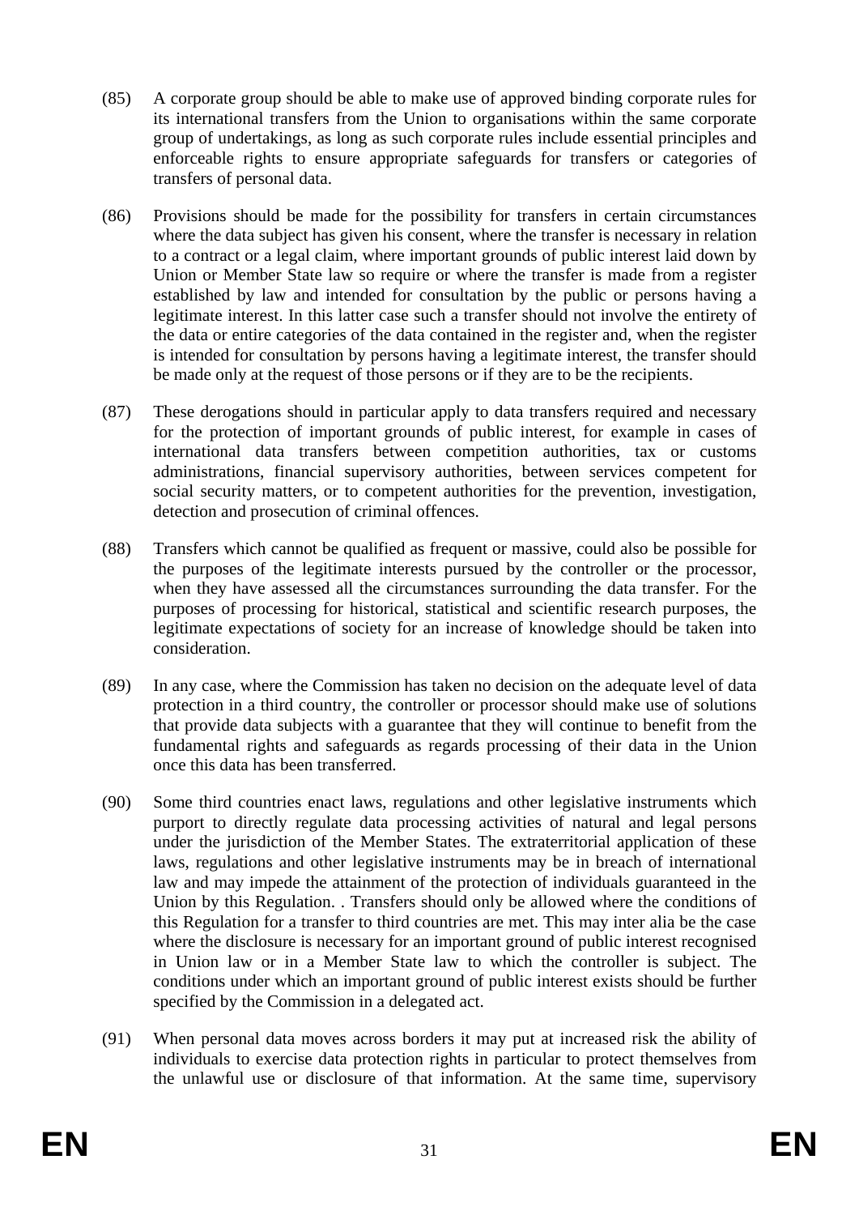(85) A corporate group should be able to make use of approved binding corporate rules for its international transfers from the Union to organisations within the same corporate group of undertakings, as long as such corporate rules include essential principles and enforceable rights to ensure appropriate safeguards for transfers or categories of transfers of personal data.

(86) Provisions should be made for the possibility for transfers in certain circumstances where the data subject has given his consent, where the transfer is necessary in relation to a contract or a legal claim, where important grounds of public interest laid down by Union or Member State law so require or where the transfer is made from a register established by law and intended for consultation by the public or persons having a legitimate interest. In this latter case such a transfer should not involve the entirety of the data or entire categories of the data contained in the register and, when the register is intended for consultation by persons having a legitimate interest, the transfer should be made only at the request of those persons or if they are to be the recipients.

(87) These derogations should in particular apply to data transfers required and necessary for the protection of important grounds of public interest, for example in cases of international data transfers between competition authorities, tax or customs administrations, financial supervisory authorities, between services competent for social security matters, or to competent authorities for the prevention, investigation, detection and prosecution of criminal offences.

(88) Transfers which cannot be qualified as frequent or massive, could also be possible for the purposes of the legitimate interests pursued by the controller or the processor, when they have assessed all the circumstances surrounding the data transfer. For the purposes of processing for historical, statistical and scientific research purposes, the legitimate expectations of society for an increase of knowledge should be taken into consideration.

(89) In any case, where the Commission has taken no decision on the adequate level of data protection in a third country, the controller or processor should make use of solutions that provide data subjects with a guarantee that they will continue to benefit from the fundamental rights and safeguards as regards processing of their data in the Union once this data has been transferred.

(90) Some third countries enact laws, regulations and other legislative instruments which purport to directly regulate data processing activities of natural and legal persons under the jurisdiction of the Member States. The extraterritorial application of these laws, regulations and other legislative instruments may be in breach of international law and may impede the attainment of the protection of individuals guaranteed in the Union by this Regulation. . Transfers should only be allowed where the conditions of this Regulation for a transfer to third countries are met. This may inter alia be the case where the disclosure is necessary for an important ground of public interest recognised in Union law or in a Member State law to which the controller is subject. The conditions under which an important ground of public interest exists should be further specified by the Commission in a delegated act.

(91) When personal data moves across borders it may put at increased risk the ability of individuals to exercise data protection rights in particular to protect themselves from the unlawful use or disclosure of that information. At the same time, supervisory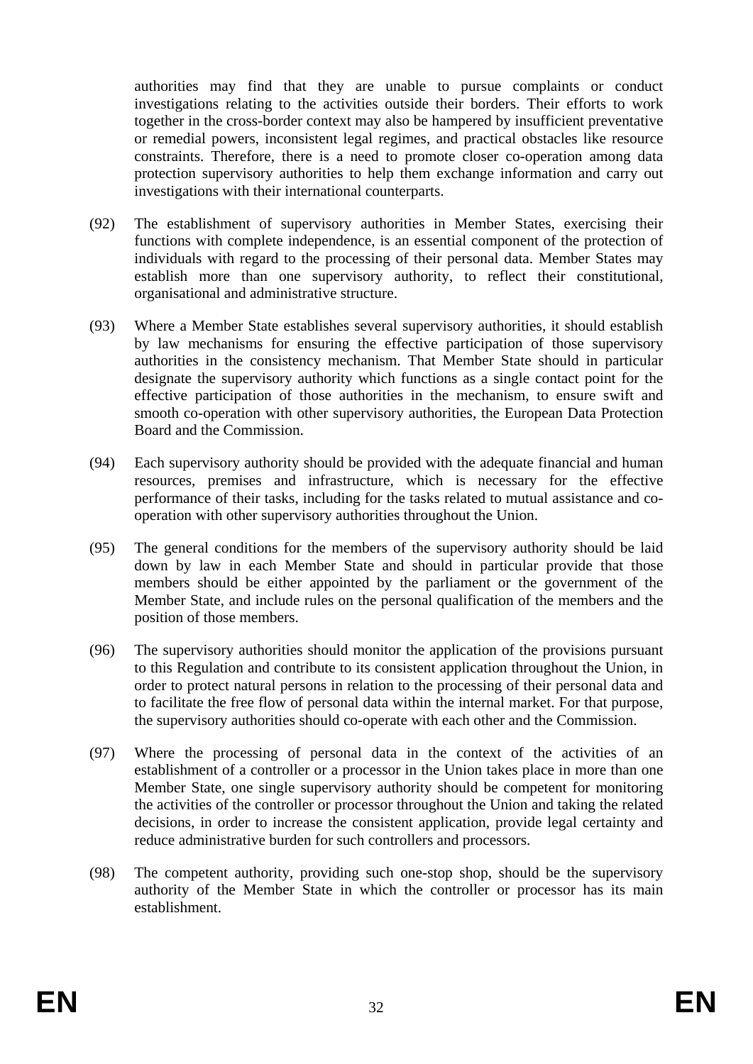authorities may find that they are unable to pursue complaints or conduct investigations relating to the activities outside their borders. Their efforts to work together in the cross-border context may also be hampered by insufficient preventative or remedial powers, inconsistent legal regimes, and practical obstacles like resource constraints. Therefore, there is a need to promote closer co-operation among data protection supervisory authorities to help them exchange information and carry out investigations with their international counterparts.

(92) The establishment of supervisory authorities in Member States, exercising their functions with complete independence, is an essential component of the protection of individuals with regard to the processing of their personal data. Member States may establish more than one supervisory authority, to reflect their constitutional, organisational and administrative structure.

(93) Where a Member State establishes several supervisory authorities, it should establish by law mechanisms for ensuring the effective participation of those supervisory authorities in the consistency mechanism. That Member State should in particular designate the supervisory authority which functions as a single contact point for the effective participation of those authorities in the mechanism, to ensure swift and smooth co-operation with other supervisory authorities, the European Data Protection Board and the Commission.

(94) Each supervisory authority should be provided with the adequate financial and human resources, premises and infrastructure, which is necessary for the effective performance of their tasks, including for the tasks related to mutual assistance and co-operation with other supervisory authorities throughout the Union.

(95) The general conditions for the members of the supervisory authority should be laid down by law in each Member State and should in particular provide that those members should be either appointed by the parliament or the government of the Member State, and include rules on the personal qualification of the members and the position of those members.

(96) The supervisory authorities should monitor the application of the provisions pursuant to this Regulation and contribute to its consistent application throughout the Union, in order to protect natural persons in relation to the processing of their personal data and to facilitate the free flow of personal data within the internal market. For that purpose, the supervisory authorities should co-operate with each other and the Commission.

(97) Where the processing of personal data in the context of the activities of an establishment of a controller or a processor in the Union takes place in more than one Member State, one single supervisory authority should be competent for monitoring the activities of the controller or processor throughout the Union and taking the related decisions, in order to increase the consistent application, provide legal certainty and reduce administrative burden for such controllers and processors.

(98) The competent authority, providing such one-stop shop, should be the supervisory authority of the Member State in which the controller or processor has its main establishment.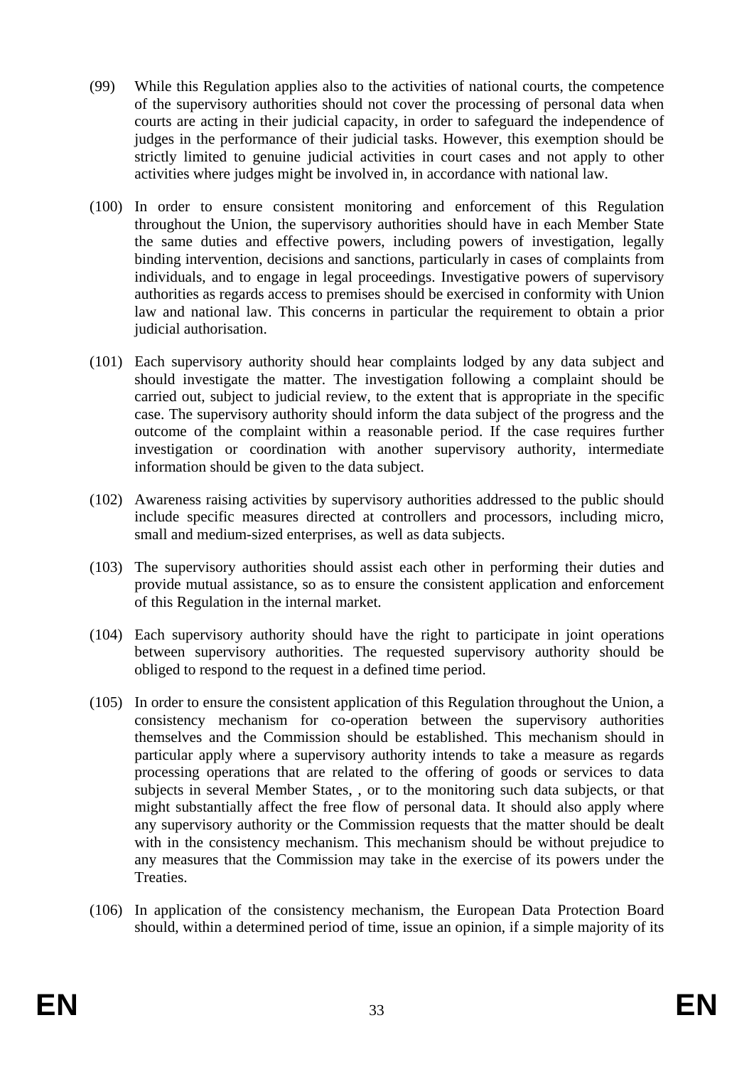(99) While this Regulation applies also to the activities of national courts, the competence of the supervisory authorities should not cover the processing of personal data when courts are acting in their judicial capacity, in order to safeguard the independence of judges in the performance of their judicial tasks. However, this exemption should be strictly limited to genuine judicial activities in court cases and not apply to other activities where judges might be involved in, in accordance with national law.

(100) In order to ensure consistent monitoring and enforcement of this Regulation throughout the Union, the supervisory authorities should have in each Member State the same duties and effective powers, including powers of investigation, legally binding intervention, decisions and sanctions, particularly in cases of complaints from individuals, and to engage in legal proceedings. Investigative powers of supervisory authorities as regards access to premises should be exercised in conformity with Union law and national law. This concerns in particular the requirement to obtain a prior judicial authorisation.

(101) Each supervisory authority should hear complaints lodged by any data subject and should investigate the matter. The investigation following a complaint should be carried out, subject to judicial review, to the extent that is appropriate in the specific case. The supervisory authority should inform the data subject of the progress and the outcome of the complaint within a reasonable period. If the case requires further investigation or coordination with another supervisory authority, intermediate information should be given to the data subject.

(102) Awareness raising activities by supervisory authorities addressed to the public should include specific measures directed at controllers and processors, including micro, small and medium-sized enterprises, as well as data subjects.

(103) The supervisory authorities should assist each other in performing their duties and provide mutual assistance, so as to ensure the consistent application and enforcement of this Regulation in the internal market.

(104) Each supervisory authority should have the right to participate in joint operations between supervisory authorities. The requested supervisory authority should be obliged to respond to the request in a defined time period.

(105) In order to ensure the consistent application of this Regulation throughout the Union, a consistency mechanism for co-operation between the supervisory authorities themselves and the Commission should be established. This mechanism should in particular apply where a supervisory authority intends to take a measure as regards processing operations that are related to the offering of goods or services to data subjects in several Member States, , or to the monitoring such data subjects, or that might substantially affect the free flow of personal data. It should also apply where any supervisory authority or the Commission requests that the matter should be dealt with in the consistency mechanism. This mechanism should be without prejudice to any measures that the Commission may take in the exercise of its powers under the Treaties.

(106) In application of the consistency mechanism, the European Data Protection Board should, within a determined period of time, issue an opinion, if a simple majority of its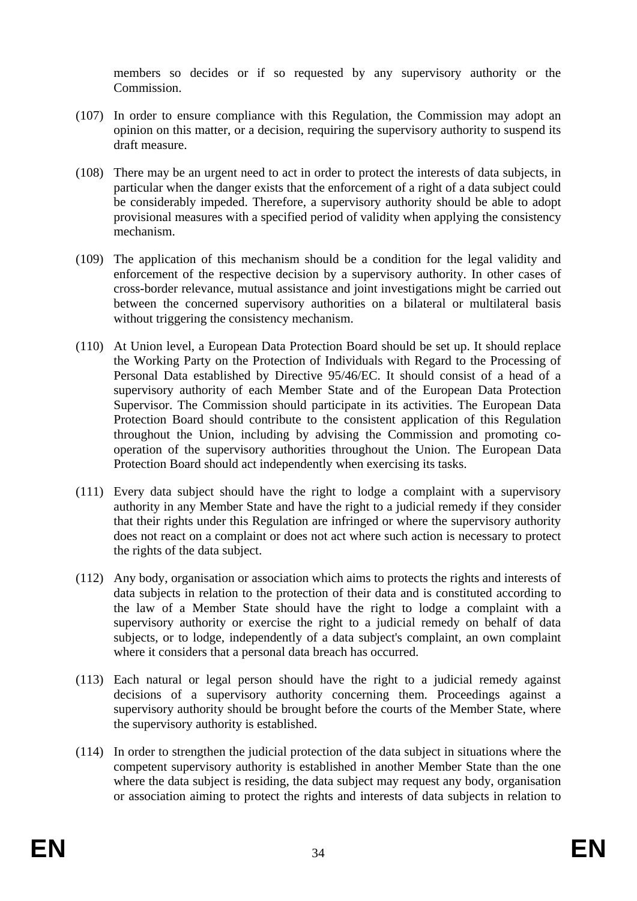members so decides or if so requested by any supervisory authority or the Commission.

(107) In order to ensure compliance with this Regulation, the Commission may adopt an opinion on this matter, or a decision, requiring the supervisory authority to suspend its draft measure.

(108) There may be an urgent need to act in order to protect the interests of data subjects, in particular when the danger exists that the enforcement of a right of a data subject could be considerably impeded. Therefore, a supervisory authority should be able to adopt provisional measures with a specified period of validity when applying the consistency mechanism.

(109) The application of this mechanism should be a condition for the legal validity and enforcement of the respective decision by a supervisory authority. In other cases of cross-border relevance, mutual assistance and joint investigations might be carried out between the concerned supervisory authorities on a bilateral or multilateral basis without triggering the consistency mechanism.

(110) At Union level, a European Data Protection Board should be set up. It should replace the Working Party on the Protection of Individuals with Regard to the Processing of Personal Data established by Directive 95/46/EC. It should consist of a head of a supervisory authority of each Member State and of the European Data Protection Supervisor. The Commission should participate in its activities. The European Data Protection Board should contribute to the consistent application of this Regulation throughout the Union, including by advising the Commission and promoting co-operation of the supervisory authorities throughout the Union. The European Data Protection Board should act independently when exercising its tasks.

(111) Every data subject should have the right to lodge a complaint with a supervisory authority in any Member State and have the right to a judicial remedy if they consider that their rights under this Regulation are infringed or where the supervisory authority does not react on a complaint or does not act where such action is necessary to protect the rights of the data subject.

(112) Any body, organisation or association which aims to protects the rights and interests of data subjects in relation to the protection of their data and is constituted according to the law of a Member State should have the right to lodge a complaint with a supervisory authority or exercise the right to a judicial remedy on behalf of data subjects, or to lodge, independently of a data subject's complaint, an own complaint where it considers that a personal data breach has occurred.

(113) Each natural or legal person should have the right to a judicial remedy against decisions of a supervisory authority concerning them. Proceedings against a supervisory authority should be brought before the courts of the Member State, where the supervisory authority is established.

(114) In order to strengthen the judicial protection of the data subject in situations where the competent supervisory authority is established in another Member State than the one where the data subject is residing, the data subject may request any body, organisation or association aiming to protect the rights and interests of data subjects in relation to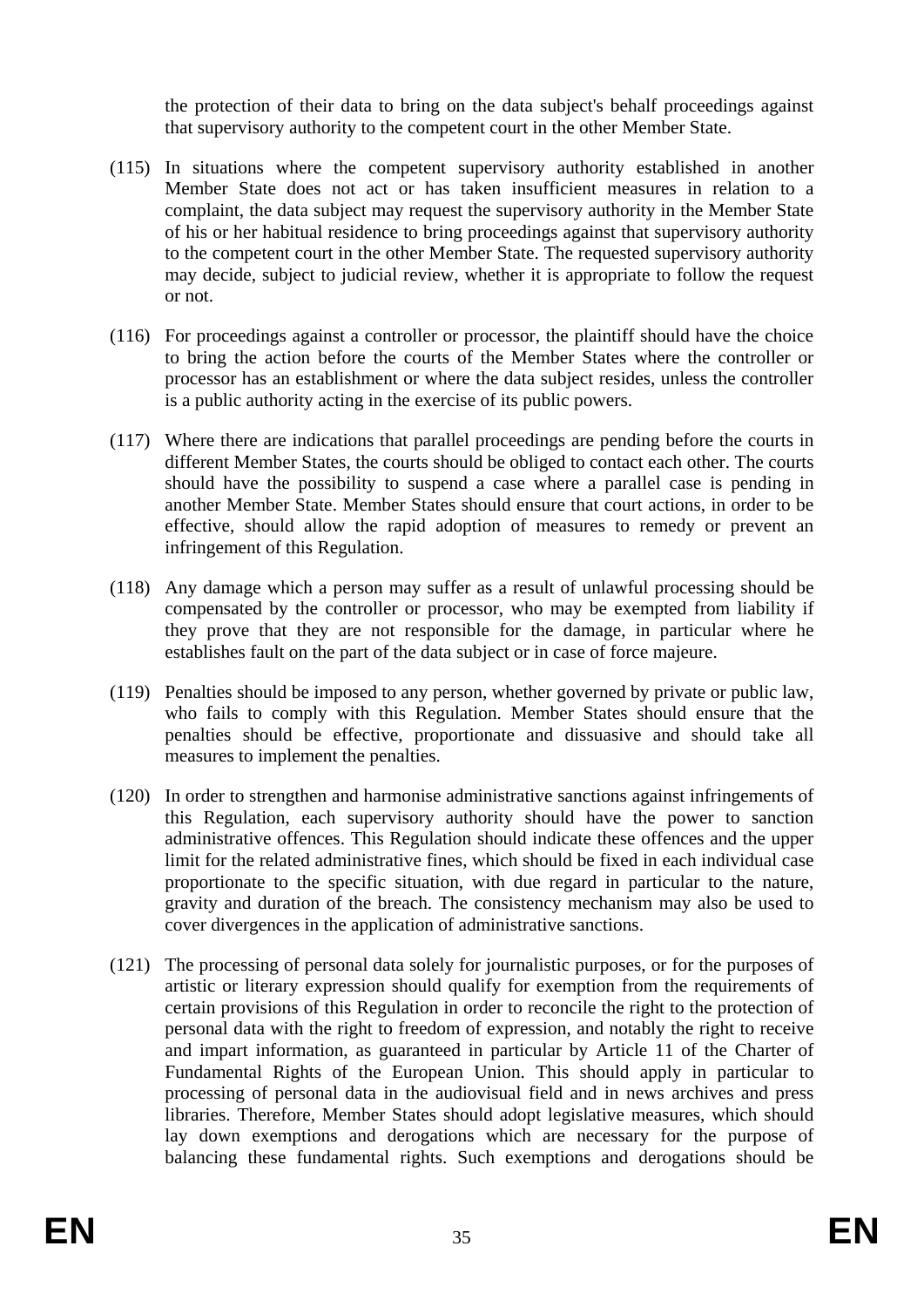the protection of their data to bring on the data subject's behalf proceedings against that supervisory authority to the competent court in the other Member State.

(115) In situations where the competent supervisory authority established in another Member State does not act or has taken insufficient measures in relation to a complaint, the data subject may request the supervisory authority in the Member State of his or her habitual residence to bring proceedings against that supervisory authority to the competent court in the other Member State. The requested supervisory authority may decide, subject to judicial review, whether it is appropriate to follow the request or not.

(116) For proceedings against a controller or processor, the plaintiff should have the choice to bring the action before the courts of the Member States where the controller or processor has an establishment or where the data subject resides, unless the controller is a public authority acting in the exercise of its public powers.

(117) Where there are indications that parallel proceedings are pending before the courts in different Member States, the courts should be obliged to contact each other. The courts should have the possibility to suspend a case where a parallel case is pending in another Member State. Member States should ensure that court actions, in order to be effective, should allow the rapid adoption of measures to remedy or prevent an infringement of this Regulation.

(118) Any damage which a person may suffer as a result of unlawful processing should be compensated by the controller or processor, who may be exempted from liability if they prove that they are not responsible for the damage, in particular where he establishes fault on the part of the data subject or in case of force majeure.

(119) Penalties should be imposed to any person, whether governed by private or public law, who fails to comply with this Regulation. Member States should ensure that the penalties should be effective, proportionate and dissuasive and should take all measures to implement the penalties.

(120) In order to strengthen and harmonise administrative sanctions against infringements of this Regulation, each supervisory authority should have the power to sanction administrative offences. This Regulation should indicate these offences and the upper limit for the related administrative fines, which should be fixed in each individual case proportionate to the specific situation, with due regard in particular to the nature, gravity and duration of the breach. The consistency mechanism may also be used to cover divergences in the application of administrative sanctions.

(121) The processing of personal data solely for journalistic purposes, or for the purposes of artistic or literary expression should qualify for exemption from the requirements of certain provisions of this Regulation in order to reconcile the right to the protection of personal data with the right to freedom of expression, and notably the right to receive and impart information, as guaranteed in particular by Article 11 of the Charter of Fundamental Rights of the European Union. This should apply in particular to processing of personal data in the audiovisual field and in news archives and press libraries. Therefore, Member States should adopt legislative measures, which should lay down exemptions and derogations which are necessary for the purpose of balancing these fundamental rights. Such exemptions and derogations should be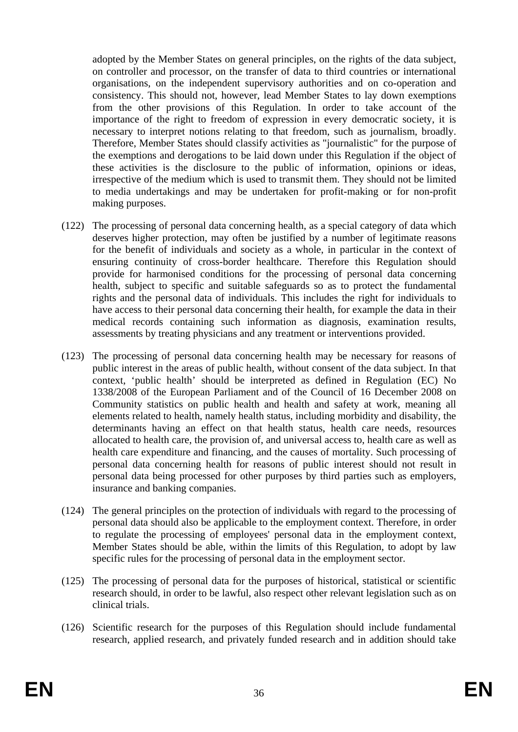adopted by the Member States on general principles, on the rights of the data subject, on controller and processor, on the transfer of data to third countries or international organisations, on the independent supervisory authorities and on co-operation and consistency. This should not, however, lead Member States to lay down exemptions from the other provisions of this Regulation. In order to take account of the importance of the right to freedom of expression in every democratic society, it is necessary to interpret notions relating to that freedom, such as journalism, broadly. Therefore, Member States should classify activities as "journalistic" for the purpose of the exemptions and derogations to be laid down under this Regulation if the object of these activities is the disclosure to the public of information, opinions or ideas, irrespective of the medium which is used to transmit them. They should not be limited to media undertakings and may be undertaken for profit-making or for non-profit making purposes.

(122) The processing of personal data concerning health, as a special category of data which deserves higher protection, may often be justified by a number of legitimate reasons for the benefit of individuals and society as a whole, in particular in the context of ensuring continuity of cross-border healthcare. Therefore this Regulation should provide for harmonised conditions for the processing of personal data concerning health, subject to specific and suitable safeguards so as to protect the fundamental rights and the personal data of individuals. This includes the right for individuals to have access to their personal data concerning their health, for example the data in their medical records containing such information as diagnosis, examination results, assessments by treating physicians and any treatment or interventions provided.

(123) The processing of personal data concerning health may be necessary for reasons of public interest in the areas of public health, without consent of the data subject. In that context, 'public health' should be interpreted as defined in Regulation (EC) No 1338/2008 of the European Parliament and of the Council of 16 December 2008 on Community statistics on public health and health and safety at work, meaning all elements related to health, namely health status, including morbidity and disability, the determinants having an effect on that health status, health care needs, resources allocated to health care, the provision of, and universal access to, health care as well as health care expenditure and financing, and the causes of mortality. Such processing of personal data concerning health for reasons of public interest should not result in personal data being processed for other purposes by third parties such as employers, insurance and banking companies.

(124) The general principles on the protection of individuals with regard to the processing of personal data should also be applicable to the employment context. Therefore, in order to regulate the processing of employees' personal data in the employment context, Member States should be able, within the limits of this Regulation, to adopt by law specific rules for the processing of personal data in the employment sector.

(125) The processing of personal data for the purposes of historical, statistical or scientific research should, in order to be lawful, also respect other relevant legislation such as on clinical trials.

(126) Scientific research for the purposes of this Regulation should include fundamental research, applied research, and privately funded research and in addition should take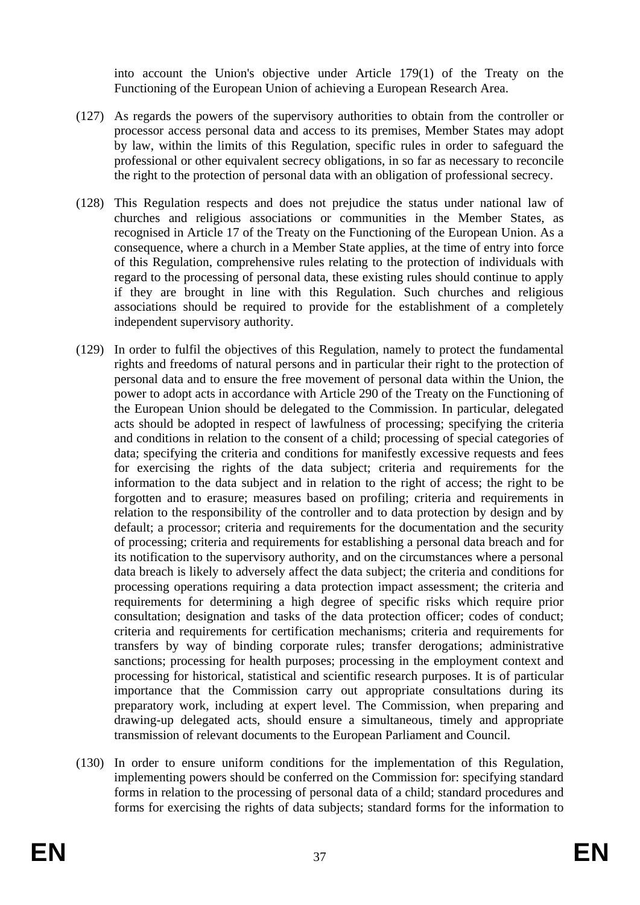into account the Union's objective under Article 179(1) of the Treaty on the Functioning of the European Union of achieving a European Research Area.

(127) As regards the powers of the supervisory authorities to obtain from the controller or processor access personal data and access to its premises, Member States may adopt by law, within the limits of this Regulation, specific rules in order to safeguard the professional or other equivalent secrecy obligations, in so far as necessary to reconcile the right to the protection of personal data with an obligation of professional secrecy.

(128) This Regulation respects and does not prejudice the status under national law of churches and religious associations or communities in the Member States, as recognised in Article 17 of the Treaty on the Functioning of the European Union. As a consequence, where a church in a Member State applies, at the time of entry into force of this Regulation, comprehensive rules relating to the protection of individuals with regard to the processing of personal data, these existing rules should continue to apply if they are brought in line with this Regulation. Such churches and religious associations should be required to provide for the establishment of a completely independent supervisory authority.

(129) In order to fulfil the objectives of this Regulation, namely to protect the fundamental rights and freedoms of natural persons and in particular their right to the protection of personal data and to ensure the free movement of personal data within the Union, the power to adopt acts in accordance with Article 290 of the Treaty on the Functioning of the European Union should be delegated to the Commission. In particular, delegated acts should be adopted in respect of lawfulness of processing; specifying the criteria and conditions in relation to the consent of a child; processing of special categories of data; specifying the criteria and conditions for manifestly excessive requests and fees for exercising the rights of the data subject; criteria and requirements for the information to the data subject and in relation to the right of access; the right to be forgotten and to erasure; measures based on profiling; criteria and requirements in relation to the responsibility of the controller and to data protection by design and by default; a processor; criteria and requirements for the documentation and the security of processing; criteria and requirements for establishing a personal data breach and for its notification to the supervisory authority, and on the circumstances where a personal data breach is likely to adversely affect the data subject; the criteria and conditions for processing operations requiring a data protection impact assessment; the criteria and requirements for determining a high degree of specific risks which require prior consultation; designation and tasks of the data protection officer; codes of conduct; criteria and requirements for certification mechanisms; criteria and requirements for transfers by way of binding corporate rules; transfer derogations; administrative sanctions; processing for health purposes; processing in the employment context and processing for historical, statistical and scientific research purposes. It is of particular importance that the Commission carry out appropriate consultations during its preparatory work, including at expert level. The Commission, when preparing and drawing-up delegated acts, should ensure a simultaneous, timely and appropriate transmission of relevant documents to the European Parliament and Council.

(130) In order to ensure uniform conditions for the implementation of this Regulation, implementing powers should be conferred on the Commission for: specifying standard forms in relation to the processing of personal data of a child; standard procedures and forms for exercising the rights of data subjects; standard forms for the information to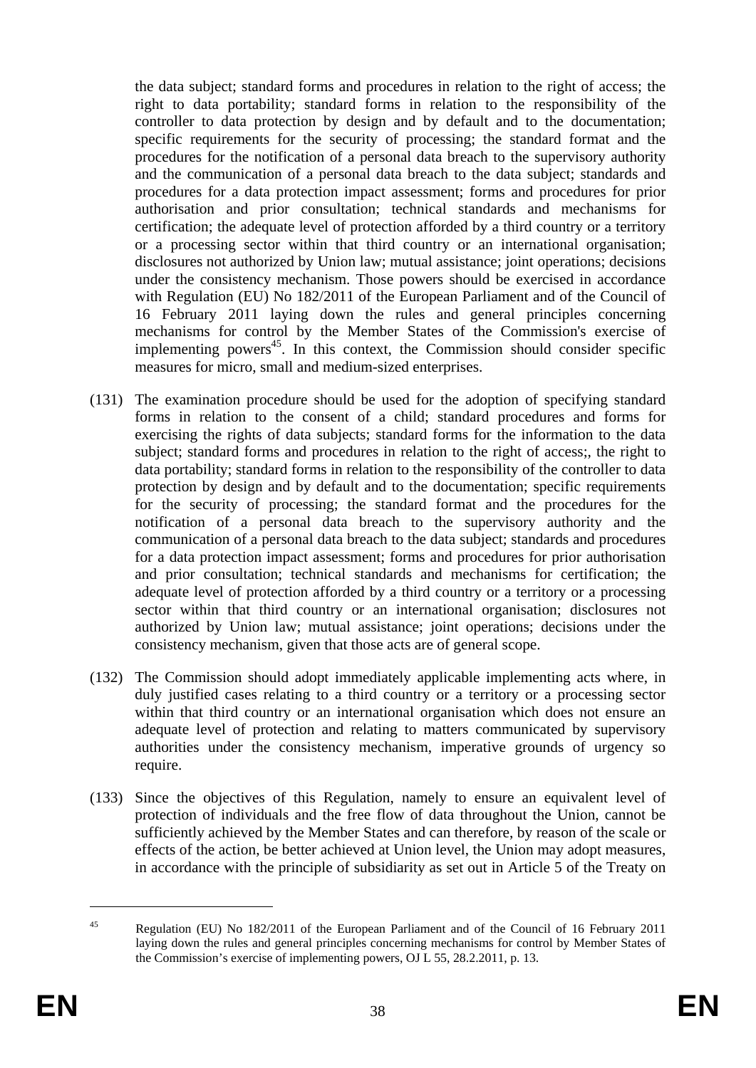the data subject; standard forms and procedures in relation to the right of access; the right to data portability; standard forms in relation to the responsibility of the controller to data protection by design and by default and to the documentation; specific requirements for the security of processing; the standard format and the procedures for the notification of a personal data breach to the supervisory authority and the communication of a personal data breach to the data subject; standards and procedures for a data protection impact assessment; forms and procedures for prior authorisation and prior consultation; technical standards and mechanisms for certification; the adequate level of protection afforded by a third country or a territory or a processing sector within that third country or an international organisation; disclosures not authorized by Union law; mutual assistance; joint operations; decisions under the consistency mechanism. Those powers should be exercised in accordance with Regulation (EU) No 182/2011 of the European Parliament and of the Council of 16 February 2011 laying down the rules and general principles concerning mechanisms for control by the Member States of the Commission's exercise of implementing powers[45]. In this context, the Commission should consider specific measures for micro, small and medium-sized enterprises.

(131) The examination procedure should be used for the adoption of specifying standard forms in relation to the consent of a child; standard procedures and forms for exercising the rights of data subjects; standard forms for the information to the data subject; standard forms and procedures in relation to the right of access;, the right to data portability; standard forms in relation to the responsibility of the controller to data protection by design and by default and to the documentation; specific requirements for the security of processing; the standard format and the procedures for the notification of a personal data breach to the supervisory authority and the communication of a personal data breach to the data subject; standards and procedures for a data protection impact assessment; forms and procedures for prior authorisation and prior consultation; technical standards and mechanisms for certification; the adequate level of protection afforded by a third country or a territory or a processing sector within that third country or an international organisation; disclosures not authorized by Union law; mutual assistance; joint operations; decisions under the consistency mechanism, given that those acts are of general scope.

(132) The Commission should adopt immediately applicable implementing acts where, in duly justified cases relating to a third country or a territory or a processing sector within that third country or an international organisation which does not ensure an adequate level of protection and relating to matters communicated by supervisory authorities under the consistency mechanism, imperative grounds of urgency so require.

(133) Since the objectives of this Regulation, namely to ensure an equivalent level of protection of individuals and the free flow of data throughout the Union, cannot be sufficiently achieved by the Member States and can therefore, by reason of the scale or effects of the action, be better achieved at Union level, the Union may adopt measures, in accordance with the principle of subsidiarity as set out in Article 5 of the Treaty on

---

[45] Regulation (EU) No 182/2011 of the European Parliament and of the Council of 16 February 2011 laying down the rules and general principles concerning mechanisms for control by Member States of the Commission's exercise of implementing powers, OJ L 55, 28.2.2011, p. 13.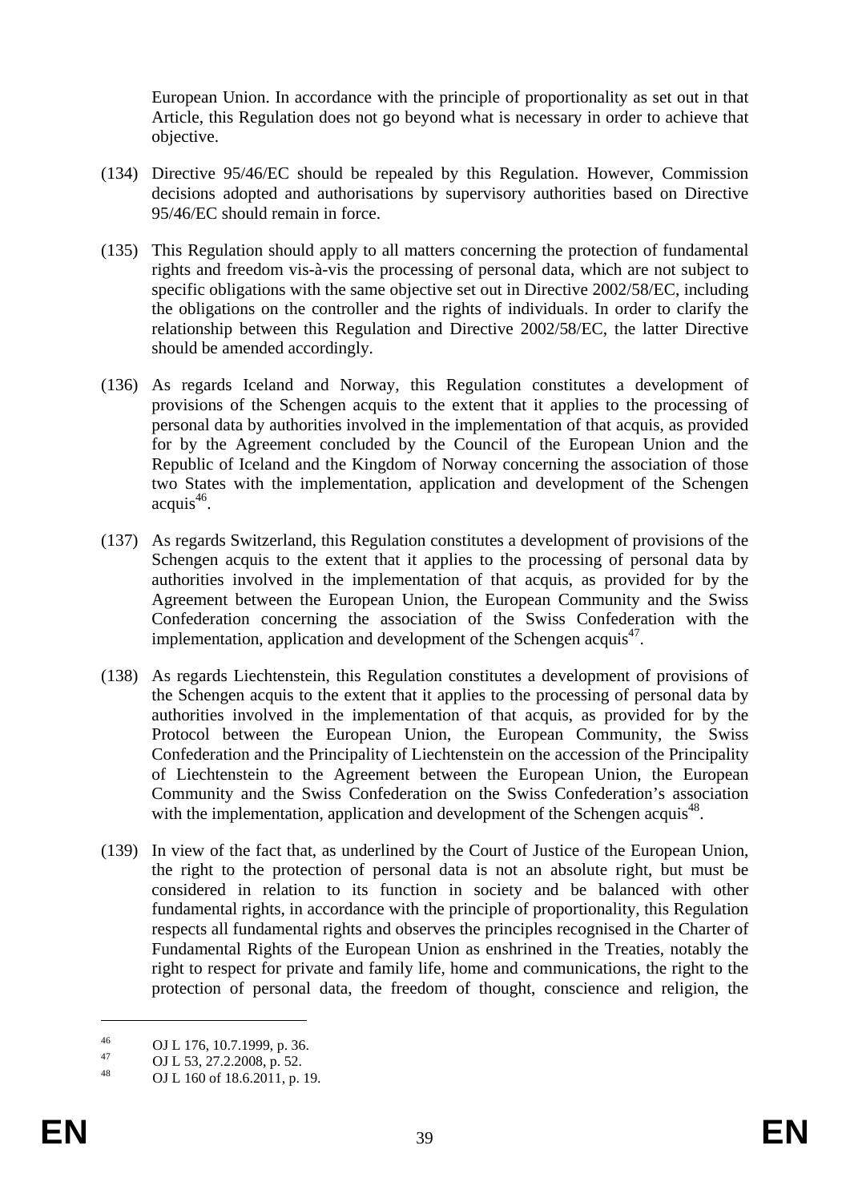European Union. In accordance with the principle of proportionality as set out in that Article, this Regulation does not go beyond what is necessary in order to achieve that objective.

(134) Directive 95/46/EC should be repealed by this Regulation. However, Commission decisions adopted and authorisations by supervisory authorities based on Directive 95/46/EC should remain in force.

(135) This Regulation should apply to all matters concerning the protection of fundamental rights and freedom vis-à-vis the processing of personal data, which are not subject to specific obligations with the same objective set out in Directive 2002/58/EC, including the obligations on the controller and the rights of individuals. In order to clarify the relationship between this Regulation and Directive 2002/58/EC, the latter Directive should be amended accordingly.

(136) As regards Iceland and Norway, this Regulation constitutes a development of provisions of the Schengen acquis to the extent that it applies to the processing of personal data by authorities involved in the implementation of that acquis, as provided for by the Agreement concluded by the Council of the European Union and the Republic of Iceland and the Kingdom of Norway concerning the association of those two States with the implementation, application and development of the Schengen acquis[46].

(137) As regards Switzerland, this Regulation constitutes a development of provisions of the Schengen acquis to the extent that it applies to the processing of personal data by authorities involved in the implementation of that acquis, as provided for by the Agreement between the European Union, the European Community and the Swiss Confederation concerning the association of the Swiss Confederation with the implementation, application and development of the Schengen acquis[47].

(138) As regards Liechtenstein, this Regulation constitutes a development of provisions of the Schengen acquis to the extent that it applies to the processing of personal data by authorities involved in the implementation of that acquis, as provided for by the Protocol between the European Union, the European Community, the Swiss Confederation and the Principality of Liechtenstein on the accession of the Principality of Liechtenstein to the Agreement between the European Union, the European Community and the Swiss Confederation on the Swiss Confederation's association with the implementation, application and development of the Schengen acquis[48].

(139) In view of the fact that, as underlined by the Court of Justice of the European Union, the right to the protection of personal data is not an absolute right, but must be considered in relation to its function in society and be balanced with other fundamental rights, in accordance with the principle of proportionality, this Regulation respects all fundamental rights and observes the principles recognised in the Charter of Fundamental Rights of the European Union as enshrined in the Treaties, notably the right to respect for private and family life, home and communications, the right to the protection of personal data, the freedom of thought, conscience and religion, the

---

[46] OJ L 176, 10.7.1999, p. 36.

[47] OJ L 53, 27.2.2008, p. 52.

[48] OJ L 160 of 18.6.2011, p. 19.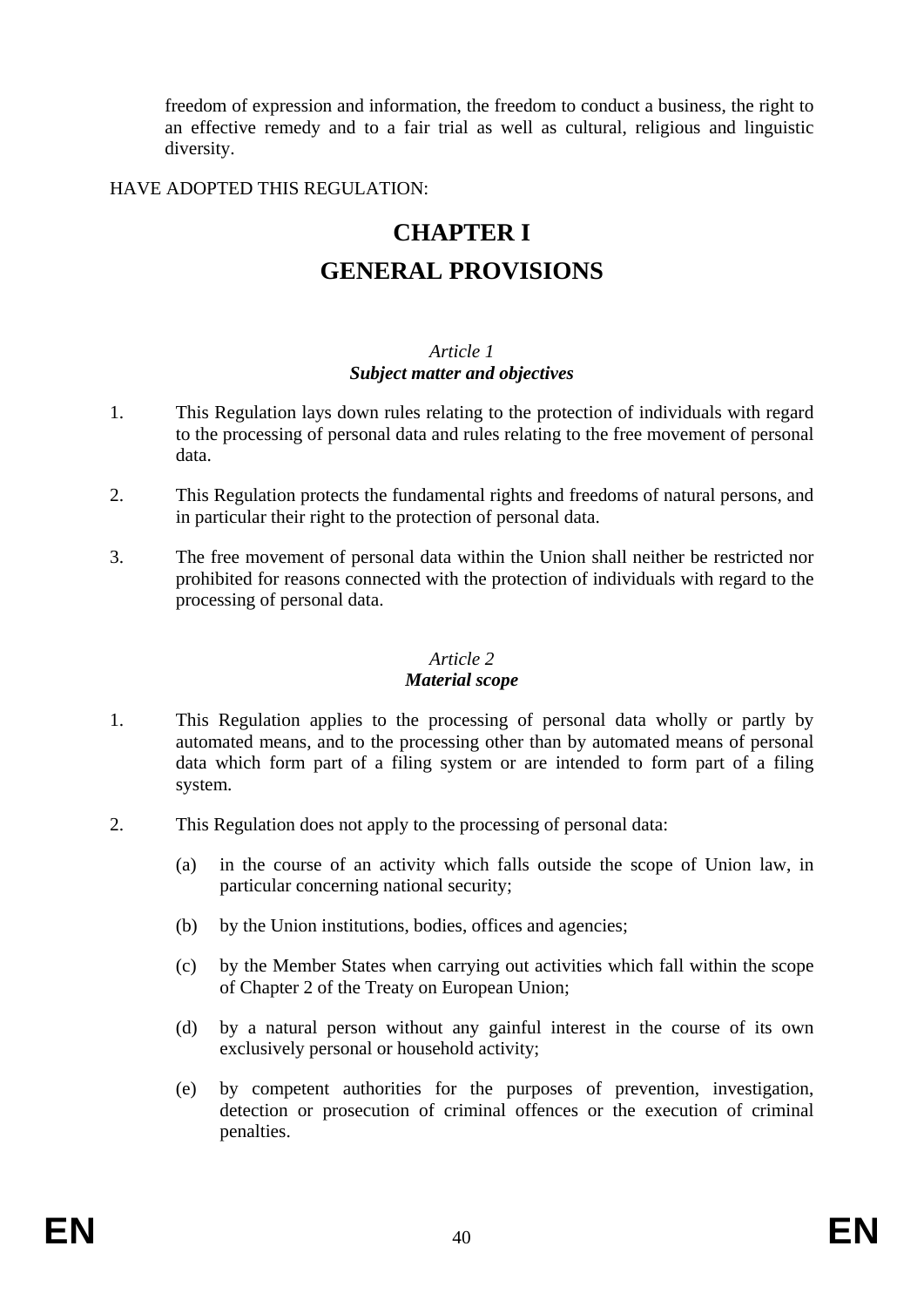freedom of expression and information, the freedom to conduct a business, the right to an effective remedy and to a fair trial as well as cultural, religious and linguistic diversity.

HAVE ADOPTED THIS REGULATION:

# CHAPTER I
# GENERAL PROVISIONS

*Article 1*
***Subject matter and objectives***

1. This Regulation lays down rules relating to the protection of individuals with regard to the processing of personal data and rules relating to the free movement of personal data.

2. This Regulation protects the fundamental rights and freedoms of natural persons, and in particular their right to the protection of personal data.

3. The free movement of personal data within the Union shall neither be restricted nor prohibited for reasons connected with the protection of individuals with regard to the processing of personal data.

*Article 2*
***Material scope***

1. This Regulation applies to the processing of personal data wholly or partly by automated means, and to the processing other than by automated means of personal data which form part of a filing system or are intended to form part of a filing system.

2. This Regulation does not apply to the processing of personal data:

    (a) in the course of an activity which falls outside the scope of Union law, in particular concerning national security;

    (b) by the Union institutions, bodies, offices and agencies;

    (c) by the Member States when carrying out activities which fall within the scope of Chapter 2 of the Treaty on European Union;

    (d) by a natural person without any gainful interest in the course of its own exclusively personal or household activity;

    (e) by competent authorities for the purposes of prevention, investigation, detection or prosecution of criminal offences or the execution of criminal penalties.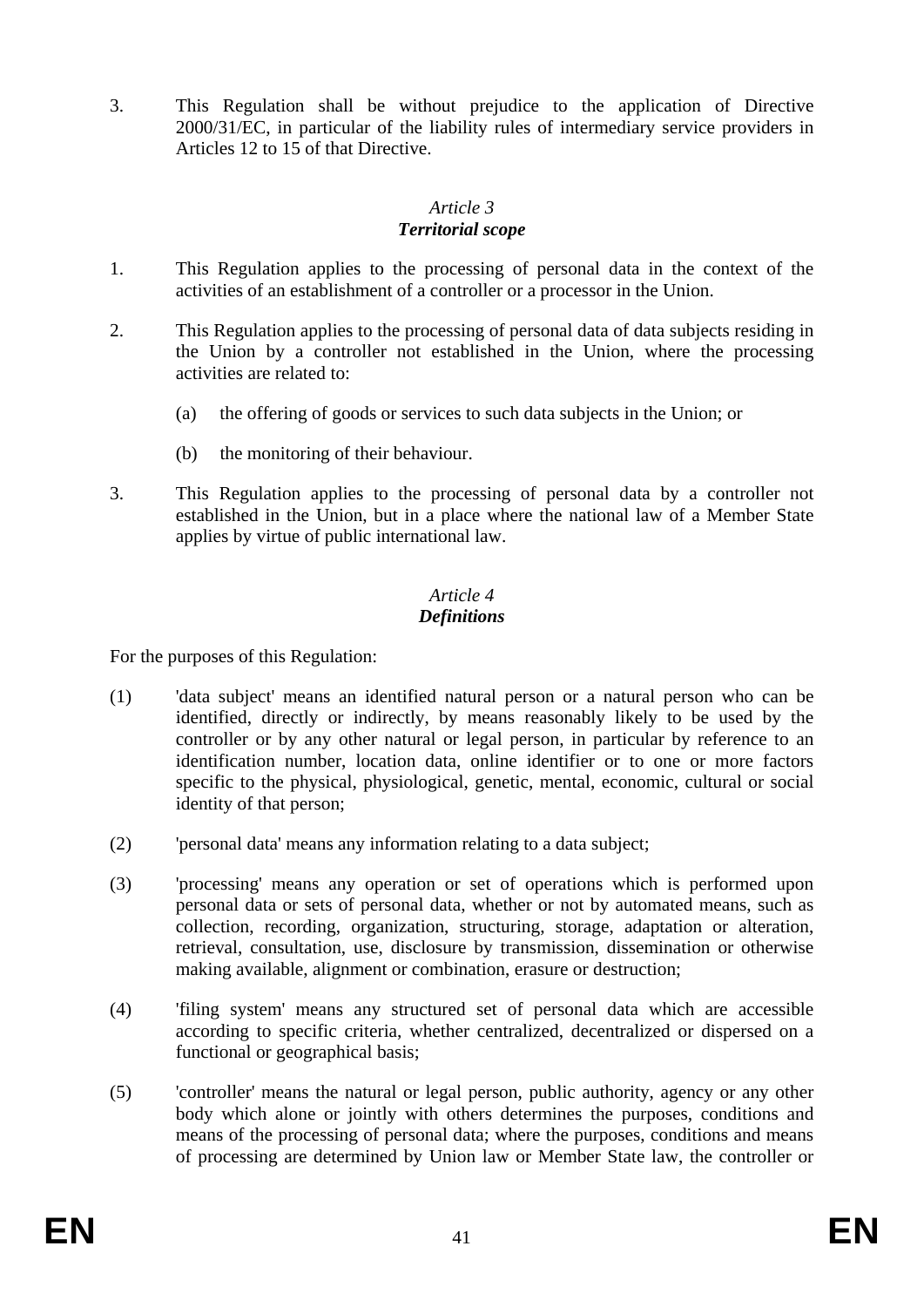3. This Regulation shall be without prejudice to the application of Directive 2000/31/EC, in particular of the liability rules of intermediary service providers in Articles 12 to 15 of that Directive.

### *Article 3*
### ***Territorial scope***

1. This Regulation applies to the processing of personal data in the context of the activities of an establishment of a controller or a processor in the Union.

2. This Regulation applies to the processing of personal data of data subjects residing in the Union by a controller not established in the Union, where the processing activities are related to:

   (a) the offering of goods or services to such data subjects in the Union; or

   (b) the monitoring of their behaviour.

3. This Regulation applies to the processing of personal data by a controller not established in the Union, but in a place where the national law of a Member State applies by virtue of public international law.

### *Article 4*
### ***Definitions***

For the purposes of this Regulation:

(1) 'data subject' means an identified natural person or a natural person who can be identified, directly or indirectly, by means reasonably likely to be used by the controller or by any other natural or legal person, in particular by reference to an identification number, location data, online identifier or to one or more factors specific to the physical, physiological, genetic, mental, economic, cultural or social identity of that person;

(2) 'personal data' means any information relating to a data subject;

(3) 'processing' means any operation or set of operations which is performed upon personal data or sets of personal data, whether or not by automated means, such as collection, recording, organization, structuring, storage, adaptation or alteration, retrieval, consultation, use, disclosure by transmission, dissemination or otherwise making available, alignment or combination, erasure or destruction;

(4) 'filing system' means any structured set of personal data which are accessible according to specific criteria, whether centralized, decentralized or dispersed on a functional or geographical basis;

(5) 'controller' means the natural or legal person, public authority, agency or any other body which alone or jointly with others determines the purposes, conditions and means of the processing of personal data; where the purposes, conditions and means of processing are determined by Union law or Member State law, the controller or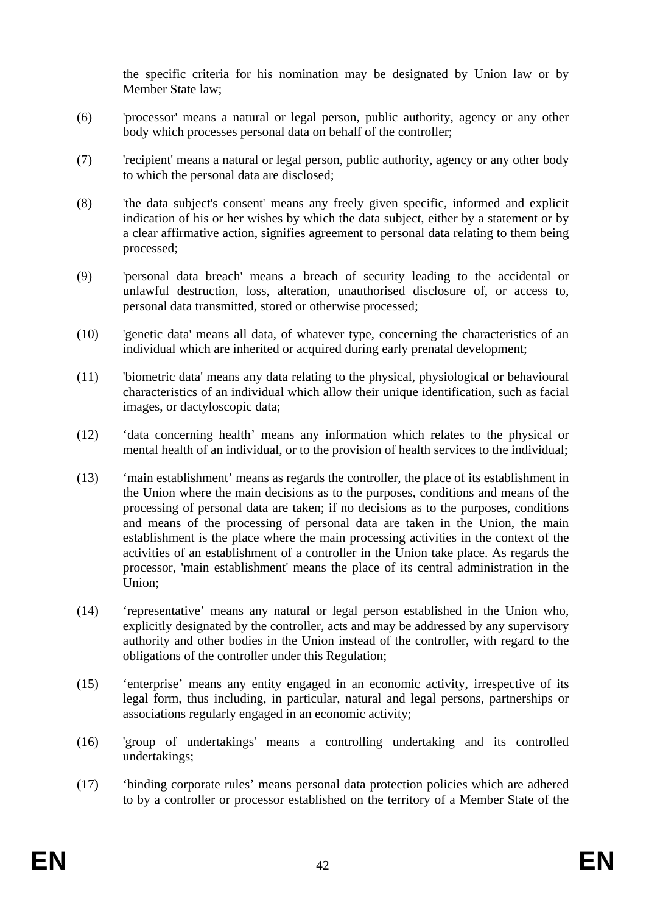the specific criteria for his nomination may be designated by Union law or by Member State law;

(6) 'processor' means a natural or legal person, public authority, agency or any other body which processes personal data on behalf of the controller;

(7) 'recipient' means a natural or legal person, public authority, agency or any other body to which the personal data are disclosed;

(8) 'the data subject's consent' means any freely given specific, informed and explicit indication of his or her wishes by which the data subject, either by a statement or by a clear affirmative action, signifies agreement to personal data relating to them being processed;

(9) 'personal data breach' means a breach of security leading to the accidental or unlawful destruction, loss, alteration, unauthorised disclosure of, or access to, personal data transmitted, stored or otherwise processed;

(10) 'genetic data' means all data, of whatever type, concerning the characteristics of an individual which are inherited or acquired during early prenatal development;

(11) 'biometric data' means any data relating to the physical, physiological or behavioural characteristics of an individual which allow their unique identification, such as facial images, or dactyloscopic data;

(12) 'data concerning health' means any information which relates to the physical or mental health of an individual, or to the provision of health services to the individual;

(13) 'main establishment' means as regards the controller, the place of its establishment in the Union where the main decisions as to the purposes, conditions and means of the processing of personal data are taken; if no decisions as to the purposes, conditions and means of the processing of personal data are taken in the Union, the main establishment is the place where the main processing activities in the context of the activities of an establishment of a controller in the Union take place. As regards the processor, 'main establishment' means the place of its central administration in the Union;

(14) 'representative' means any natural or legal person established in the Union who, explicitly designated by the controller, acts and may be addressed by any supervisory authority and other bodies in the Union instead of the controller, with regard to the obligations of the controller under this Regulation;

(15) 'enterprise' means any entity engaged in an economic activity, irrespective of its legal form, thus including, in particular, natural and legal persons, partnerships or associations regularly engaged in an economic activity;

(16) 'group of undertakings' means a controlling undertaking and its controlled undertakings;

(17) 'binding corporate rules' means personal data protection policies which are adhered to by a controller or processor established on the territory of a Member State of the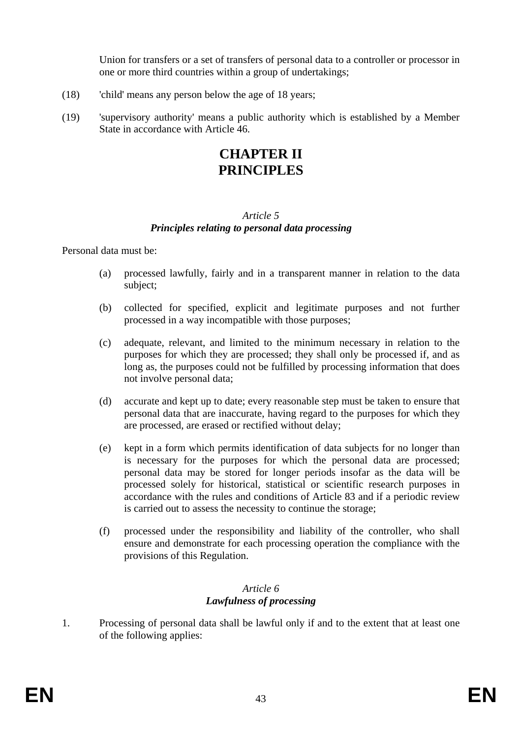Union for transfers or a set of transfers of personal data to a controller or processor in one or more third countries within a group of undertakings;

(18) 'child' means any person below the age of 18 years;

(19) 'supervisory authority' means a public authority which is established by a Member State in accordance with Article 46.

# CHAPTER II
# PRINCIPLES

### *Article 5*
### ***Principles relating to personal data processing***

Personal data must be:

(a) processed lawfully, fairly and in a transparent manner in relation to the data subject;

(b) collected for specified, explicit and legitimate purposes and not further processed in a way incompatible with those purposes;

(c) adequate, relevant, and limited to the minimum necessary in relation to the purposes for which they are processed; they shall only be processed if, and as long as, the purposes could not be fulfilled by processing information that does not involve personal data;

(d) accurate and kept up to date; every reasonable step must be taken to ensure that personal data that are inaccurate, having regard to the purposes for which they are processed, are erased or rectified without delay;

(e) kept in a form which permits identification of data subjects for no longer than is necessary for the purposes for which the personal data are processed; personal data may be stored for longer periods insofar as the data will be processed solely for historical, statistical or scientific research purposes in accordance with the rules and conditions of Article 83 and if a periodic review is carried out to assess the necessity to continue the storage;

(f) processed under the responsibility and liability of the controller, who shall ensure and demonstrate for each processing operation the compliance with the provisions of this Regulation.

### *Article 6*
### ***Lawfulness of processing***

1. Processing of personal data shall be lawful only if and to the extent that at least one of the following applies: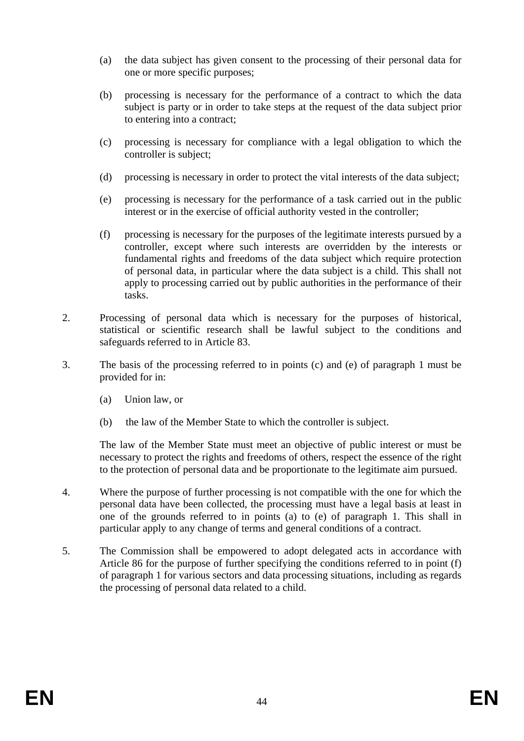(a) the data subject has given consent to the processing of their personal data for one or more specific purposes;

(b) processing is necessary for the performance of a contract to which the data subject is party or in order to take steps at the request of the data subject prior to entering into a contract;

(c) processing is necessary for compliance with a legal obligation to which the controller is subject;

(d) processing is necessary in order to protect the vital interests of the data subject;

(e) processing is necessary for the performance of a task carried out in the public interest or in the exercise of official authority vested in the controller;

(f) processing is necessary for the purposes of the legitimate interests pursued by a controller, except where such interests are overridden by the interests or fundamental rights and freedoms of the data subject which require protection of personal data, in particular where the data subject is a child. This shall not apply to processing carried out by public authorities in the performance of their tasks.

2. Processing of personal data which is necessary for the purposes of historical, statistical or scientific research shall be lawful subject to the conditions and safeguards referred to in Article 83.

3. The basis of the processing referred to in points (c) and (e) of paragraph 1 must be provided for in:

(a) Union law, or

(b) the law of the Member State to which the controller is subject.

The law of the Member State must meet an objective of public interest or must be necessary to protect the rights and freedoms of others, respect the essence of the right to the protection of personal data and be proportionate to the legitimate aim pursued.

4. Where the purpose of further processing is not compatible with the one for which the personal data have been collected, the processing must have a legal basis at least in one of the grounds referred to in points (a) to (e) of paragraph 1. This shall in particular apply to any change of terms and general conditions of a contract.

5. The Commission shall be empowered to adopt delegated acts in accordance with Article 86 for the purpose of further specifying the conditions referred to in point (f) of paragraph 1 for various sectors and data processing situations, including as regards the processing of personal data related to a child.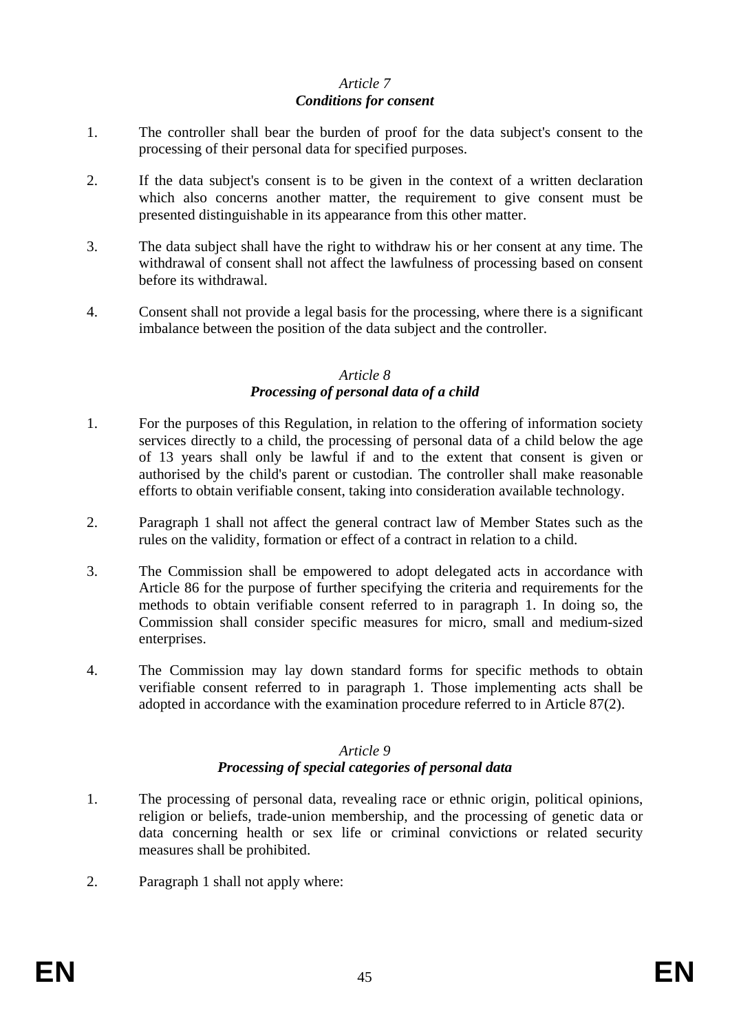*Article 7*
***Conditions for consent***

1. The controller shall bear the burden of proof for the data subject's consent to the processing of their personal data for specified purposes.

2. If the data subject's consent is to be given in the context of a written declaration which also concerns another matter, the requirement to give consent must be presented distinguishable in its appearance from this other matter.

3. The data subject shall have the right to withdraw his or her consent at any time. The withdrawal of consent shall not affect the lawfulness of processing based on consent before its withdrawal.

4. Consent shall not provide a legal basis for the processing, where there is a significant imbalance between the position of the data subject and the controller.

*Article 8*
***Processing of personal data of a child***

1. For the purposes of this Regulation, in relation to the offering of information society services directly to a child, the processing of personal data of a child below the age of 13 years shall only be lawful if and to the extent that consent is given or authorised by the child's parent or custodian. The controller shall make reasonable efforts to obtain verifiable consent, taking into consideration available technology.

2. Paragraph 1 shall not affect the general contract law of Member States such as the rules on the validity, formation or effect of a contract in relation to a child.

3. The Commission shall be empowered to adopt delegated acts in accordance with Article 86 for the purpose of further specifying the criteria and requirements for the methods to obtain verifiable consent referred to in paragraph 1. In doing so, the Commission shall consider specific measures for micro, small and medium-sized enterprises.

4. The Commission may lay down standard forms for specific methods to obtain verifiable consent referred to in paragraph 1. Those implementing acts shall be adopted in accordance with the examination procedure referred to in Article 87(2).

*Article 9*
***Processing of special categories of personal data***

1. The processing of personal data, revealing race or ethnic origin, political opinions, religion or beliefs, trade-union membership, and the processing of genetic data or data concerning health or sex life or criminal convictions or related security measures shall be prohibited.

2. Paragraph 1 shall not apply where: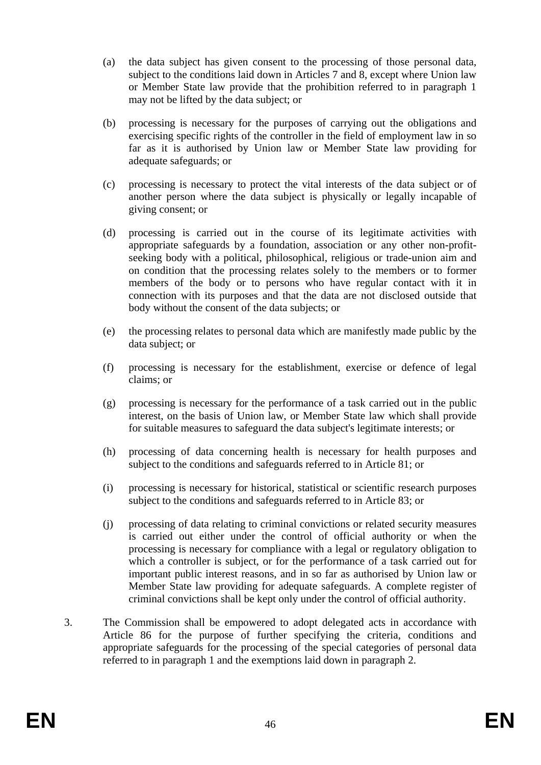(a) the data subject has given consent to the processing of those personal data, subject to the conditions laid down in Articles 7 and 8, except where Union law or Member State law provide that the prohibition referred to in paragraph 1 may not be lifted by the data subject; or

(b) processing is necessary for the purposes of carrying out the obligations and exercising specific rights of the controller in the field of employment law in so far as it is authorised by Union law or Member State law providing for adequate safeguards; or

(c) processing is necessary to protect the vital interests of the data subject or of another person where the data subject is physically or legally incapable of giving consent; or

(d) processing is carried out in the course of its legitimate activities with appropriate safeguards by a foundation, association or any other non-profit-seeking body with a political, philosophical, religious or trade-union aim and on condition that the processing relates solely to the members or to former members of the body or to persons who have regular contact with it in connection with its purposes and that the data are not disclosed outside that body without the consent of the data subjects; or

(e) the processing relates to personal data which are manifestly made public by the data subject; or

(f) processing is necessary for the establishment, exercise or defence of legal claims; or

(g) processing is necessary for the performance of a task carried out in the public interest, on the basis of Union law, or Member State law which shall provide for suitable measures to safeguard the data subject's legitimate interests; or

(h) processing of data concerning health is necessary for health purposes and subject to the conditions and safeguards referred to in Article 81; or

(i) processing is necessary for historical, statistical or scientific research purposes subject to the conditions and safeguards referred to in Article 83; or

(j) processing of data relating to criminal convictions or related security measures is carried out either under the control of official authority or when the processing is necessary for compliance with a legal or regulatory obligation to which a controller is subject, or for the performance of a task carried out for important public interest reasons, and in so far as authorised by Union law or Member State law providing for adequate safeguards. A complete register of criminal convictions shall be kept only under the control of official authority.

3. The Commission shall be empowered to adopt delegated acts in accordance with Article 86 for the purpose of further specifying the criteria, conditions and appropriate safeguards for the processing of the special categories of personal data referred to in paragraph 1 and the exemptions laid down in paragraph 2.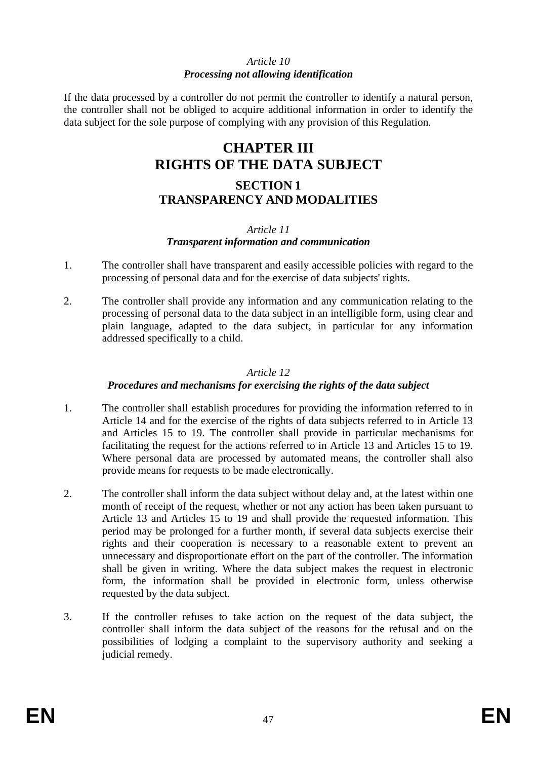*Article 10*
***Processing not allowing identification***

If the data processed by a controller do not permit the controller to identify a natural person, the controller shall not be obliged to acquire additional information in order to identify the data subject for the sole purpose of complying with any provision of this Regulation.

# CHAPTER III
# RIGHTS OF THE DATA SUBJECT

## SECTION 1
## TRANSPARENCY AND MODALITIES

*Article 11*
***Transparent information and communication***

1. The controller shall have transparent and easily accessible policies with regard to the processing of personal data and for the exercise of data subjects' rights.

2. The controller shall provide any information and any communication relating to the processing of personal data to the data subject in an intelligible form, using clear and plain language, adapted to the data subject, in particular for any information addressed specifically to a child.

*Article 12*
***Procedures and mechanisms for exercising the rights of the data subject***

1. The controller shall establish procedures for providing the information referred to in Article 14 and for the exercise of the rights of data subjects referred to in Article 13 and Articles 15 to 19. The controller shall provide in particular mechanisms for facilitating the request for the actions referred to in Article 13 and Articles 15 to 19. Where personal data are processed by automated means, the controller shall also provide means for requests to be made electronically.

2. The controller shall inform the data subject without delay and, at the latest within one month of receipt of the request, whether or not any action has been taken pursuant to Article 13 and Articles 15 to 19 and shall provide the requested information. This period may be prolonged for a further month, if several data subjects exercise their rights and their cooperation is necessary to a reasonable extent to prevent an unnecessary and disproportionate effort on the part of the controller. The information shall be given in writing. Where the data subject makes the request in electronic form, the information shall be provided in electronic form, unless otherwise requested by the data subject.

3. If the controller refuses to take action on the request of the data subject, the controller shall inform the data subject of the reasons for the refusal and on the possibilities of lodging a complaint to the supervisory authority and seeking a judicial remedy.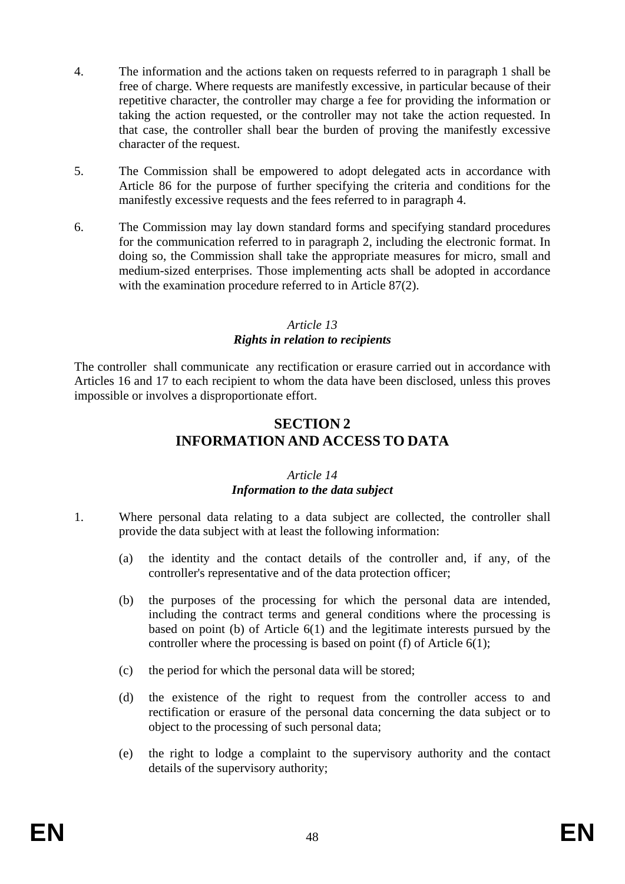4. The information and the actions taken on requests referred to in paragraph 1 shall be free of charge. Where requests are manifestly excessive, in particular because of their repetitive character, the controller may charge a fee for providing the information or taking the action requested, or the controller may not take the action requested. In that case, the controller shall bear the burden of proving the manifestly excessive character of the request.

5. The Commission shall be empowered to adopt delegated acts in accordance with Article 86 for the purpose of further specifying the criteria and conditions for the manifestly excessive requests and the fees referred to in paragraph 4.

6. The Commission may lay down standard forms and specifying standard procedures for the communication referred to in paragraph 2, including the electronic format. In doing so, the Commission shall take the appropriate measures for micro, small and medium-sized enterprises. Those implementing acts shall be adopted in accordance with the examination procedure referred to in Article 87(2).

### *Article 13*
### ***Rights in relation to recipients***

The controller shall communicate any rectification or erasure carried out in accordance with Articles 16 and 17 to each recipient to whom the data have been disclosed, unless this proves impossible or involves a disproportionate effort.

## SECTION 2
## INFORMATION AND ACCESS TO DATA

### *Article 14*
### ***Information to the data subject***

1. Where personal data relating to a data subject are collected, the controller shall provide the data subject with at least the following information:

   (a) the identity and the contact details of the controller and, if any, of the controller's representative and of the data protection officer;

   (b) the purposes of the processing for which the personal data are intended, including the contract terms and general conditions where the processing is based on point (b) of Article 6(1) and the legitimate interests pursued by the controller where the processing is based on point (f) of Article 6(1);

   (c) the period for which the personal data will be stored;

   (d) the existence of the right to request from the controller access to and rectification or erasure of the personal data concerning the data subject or to object to the processing of such personal data;

   (e) the right to lodge a complaint to the supervisory authority and the contact details of the supervisory authority;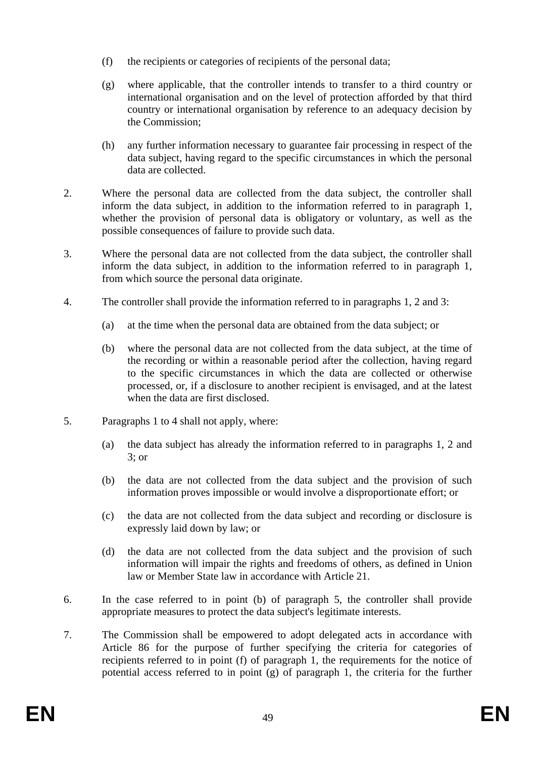(f) the recipients or categories of recipients of the personal data;

(g) where applicable, that the controller intends to transfer to a third country or international organisation and on the level of protection afforded by that third country or international organisation by reference to an adequacy decision by the Commission;

(h) any further information necessary to guarantee fair processing in respect of the data subject, having regard to the specific circumstances in which the personal data are collected.

2. Where the personal data are collected from the data subject, the controller shall inform the data subject, in addition to the information referred to in paragraph 1, whether the provision of personal data is obligatory or voluntary, as well as the possible consequences of failure to provide such data.

3. Where the personal data are not collected from the data subject, the controller shall inform the data subject, in addition to the information referred to in paragraph 1, from which source the personal data originate.

4. The controller shall provide the information referred to in paragraphs 1, 2 and 3:

(a) at the time when the personal data are obtained from the data subject; or

(b) where the personal data are not collected from the data subject, at the time of the recording or within a reasonable period after the collection, having regard to the specific circumstances in which the data are collected or otherwise processed, or, if a disclosure to another recipient is envisaged, and at the latest when the data are first disclosed.

5. Paragraphs 1 to 4 shall not apply, where:

(a) the data subject has already the information referred to in paragraphs 1, 2 and 3; or

(b) the data are not collected from the data subject and the provision of such information proves impossible or would involve a disproportionate effort; or

(c) the data are not collected from the data subject and recording or disclosure is expressly laid down by law; or

(d) the data are not collected from the data subject and the provision of such information will impair the rights and freedoms of others, as defined in Union law or Member State law in accordance with Article 21.

6. In the case referred to in point (b) of paragraph 5, the controller shall provide appropriate measures to protect the data subject's legitimate interests.

7. The Commission shall be empowered to adopt delegated acts in accordance with Article 86 for the purpose of further specifying the criteria for categories of recipients referred to in point (f) of paragraph 1, the requirements for the notice of potential access referred to in point (g) of paragraph 1, the criteria for the further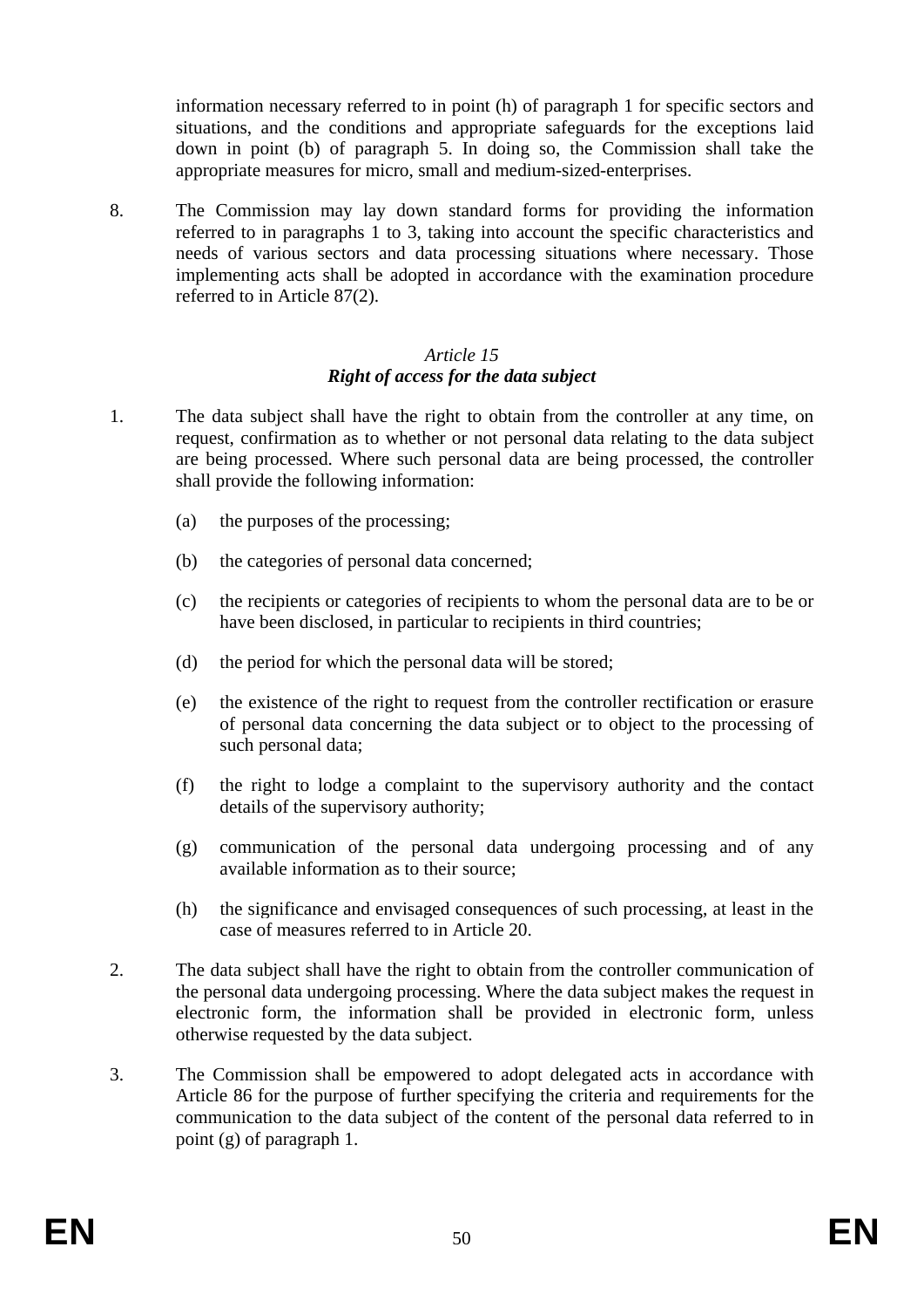information necessary referred to in point (h) of paragraph 1 for specific sectors and situations, and the conditions and appropriate safeguards for the exceptions laid down in point (b) of paragraph 5. In doing so, the Commission shall take the appropriate measures for micro, small and medium-sized-enterprises.

8. The Commission may lay down standard forms for providing the information referred to in paragraphs 1 to 3, taking into account the specific characteristics and needs of various sectors and data processing situations where necessary. Those implementing acts shall be adopted in accordance with the examination procedure referred to in Article 87(2).

*Article 15*
***Right of access for the data subject***

1. The data subject shall have the right to obtain from the controller at any time, on request, confirmation as to whether or not personal data relating to the data subject are being processed. Where such personal data are being processed, the controller shall provide the following information:

   (a) the purposes of the processing;

   (b) the categories of personal data concerned;

   (c) the recipients or categories of recipients to whom the personal data are to be or have been disclosed, in particular to recipients in third countries;

   (d) the period for which the personal data will be stored;

   (e) the existence of the right to request from the controller rectification or erasure of personal data concerning the data subject or to object to the processing of such personal data;

   (f) the right to lodge a complaint to the supervisory authority and the contact details of the supervisory authority;

   (g) communication of the personal data undergoing processing and of any available information as to their source;

   (h) the significance and envisaged consequences of such processing, at least in the case of measures referred to in Article 20.

2. The data subject shall have the right to obtain from the controller communication of the personal data undergoing processing. Where the data subject makes the request in electronic form, the information shall be provided in electronic form, unless otherwise requested by the data subject.

3. The Commission shall be empowered to adopt delegated acts in accordance with Article 86 for the purpose of further specifying the criteria and requirements for the communication to the data subject of the content of the personal data referred to in point (g) of paragraph 1.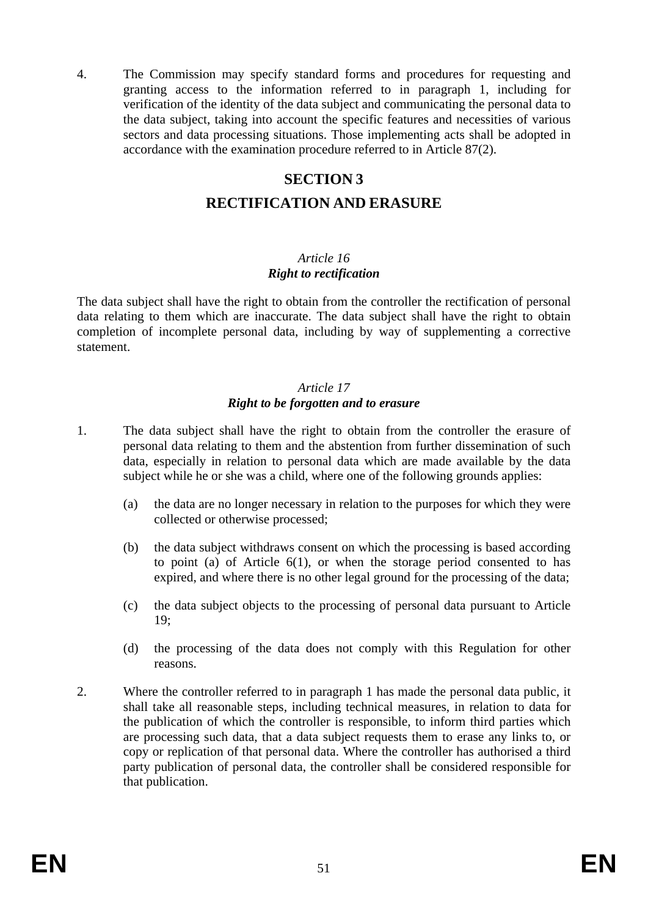4. The Commission may specify standard forms and procedures for requesting and granting access to the information referred to in paragraph 1, including for verification of the identity of the data subject and communicating the personal data to the data subject, taking into account the specific features and necessities of various sectors and data processing situations. Those implementing acts shall be adopted in accordance with the examination procedure referred to in Article 87(2).

## SECTION 3

## RECTIFICATION AND ERASURE

### *Article 16*
### ***Right to rectification***

The data subject shall have the right to obtain from the controller the rectification of personal data relating to them which are inaccurate. The data subject shall have the right to obtain completion of incomplete personal data, including by way of supplementing a corrective statement.

### *Article 17*
### ***Right to be forgotten and to erasure***

1. The data subject shall have the right to obtain from the controller the erasure of personal data relating to them and the abstention from further dissemination of such data, especially in relation to personal data which are made available by the data subject while he or she was a child, where one of the following grounds applies:

   (a) the data are no longer necessary in relation to the purposes for which they were collected or otherwise processed;

   (b) the data subject withdraws consent on which the processing is based according to point (a) of Article 6(1), or when the storage period consented to has expired, and where there is no other legal ground for the processing of the data;

   (c) the data subject objects to the processing of personal data pursuant to Article 19;

   (d) the processing of the data does not comply with this Regulation for other reasons.

2. Where the controller referred to in paragraph 1 has made the personal data public, it shall take all reasonable steps, including technical measures, in relation to data for the publication of which the controller is responsible, to inform third parties which are processing such data, that a data subject requests them to erase any links to, or copy or replication of that personal data. Where the controller has authorised a third party publication of personal data, the controller shall be considered responsible for that publication.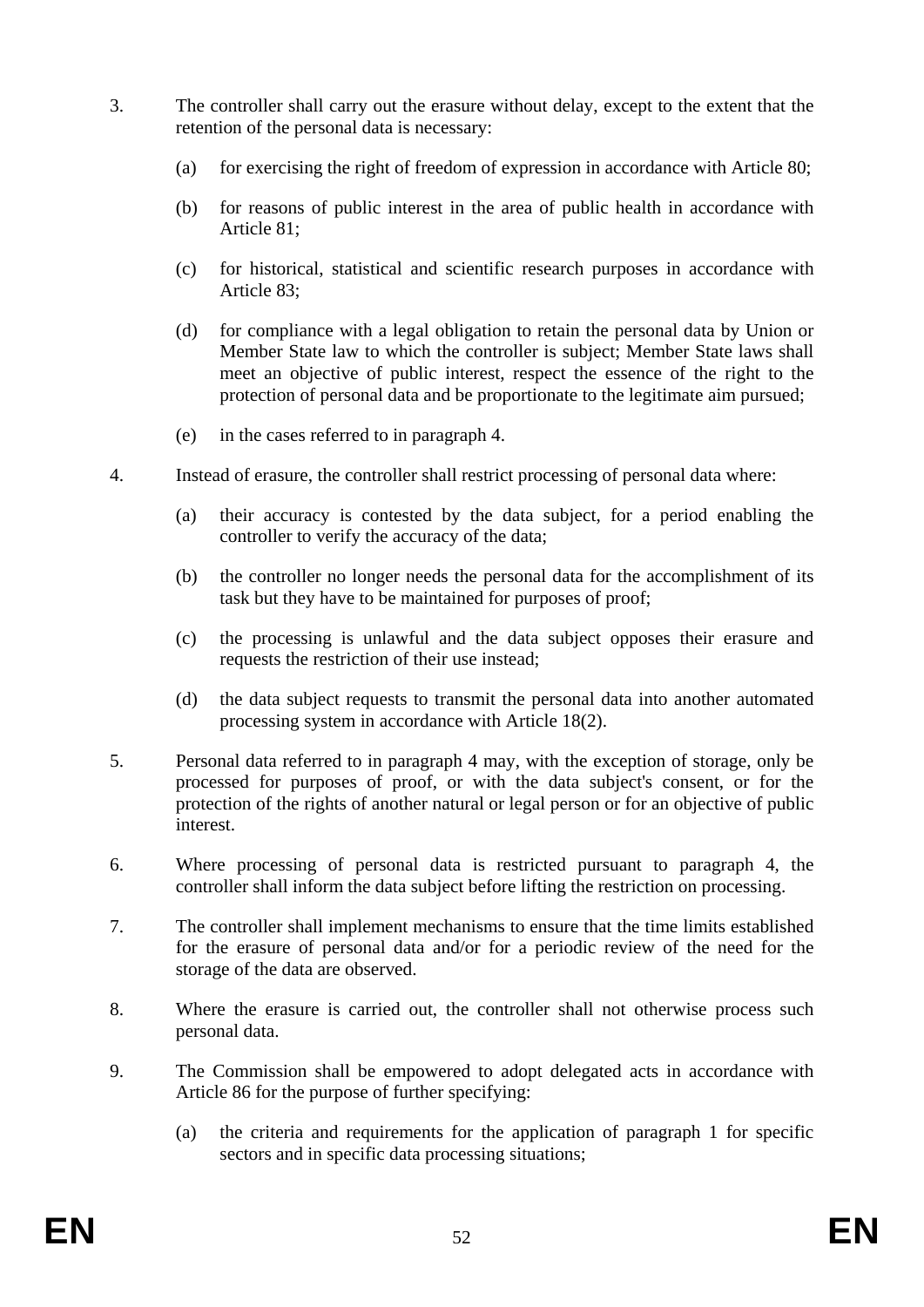3. The controller shall carry out the erasure without delay, except to the extent that the retention of the personal data is necessary:

   (a) for exercising the right of freedom of expression in accordance with Article 80;

   (b) for reasons of public interest in the area of public health in accordance with Article 81;

   (c) for historical, statistical and scientific research purposes in accordance with Article 83;

   (d) for compliance with a legal obligation to retain the personal data by Union or Member State law to which the controller is subject; Member State laws shall meet an objective of public interest, respect the essence of the right to the protection of personal data and be proportionate to the legitimate aim pursued;

   (e) in the cases referred to in paragraph 4.

4. Instead of erasure, the controller shall restrict processing of personal data where:

   (a) their accuracy is contested by the data subject, for a period enabling the controller to verify the accuracy of the data;

   (b) the controller no longer needs the personal data for the accomplishment of its task but they have to be maintained for purposes of proof;

   (c) the processing is unlawful and the data subject opposes their erasure and requests the restriction of their use instead;

   (d) the data subject requests to transmit the personal data into another automated processing system in accordance with Article 18(2).

5. Personal data referred to in paragraph 4 may, with the exception of storage, only be processed for purposes of proof, or with the data subject's consent, or for the protection of the rights of another natural or legal person or for an objective of public interest.

6. Where processing of personal data is restricted pursuant to paragraph 4, the controller shall inform the data subject before lifting the restriction on processing.

7. The controller shall implement mechanisms to ensure that the time limits established for the erasure of personal data and/or for a periodic review of the need for the storage of the data are observed.

8. Where the erasure is carried out, the controller shall not otherwise process such personal data.

9. The Commission shall be empowered to adopt delegated acts in accordance with Article 86 for the purpose of further specifying:

   (a) the criteria and requirements for the application of paragraph 1 for specific sectors and in specific data processing situations;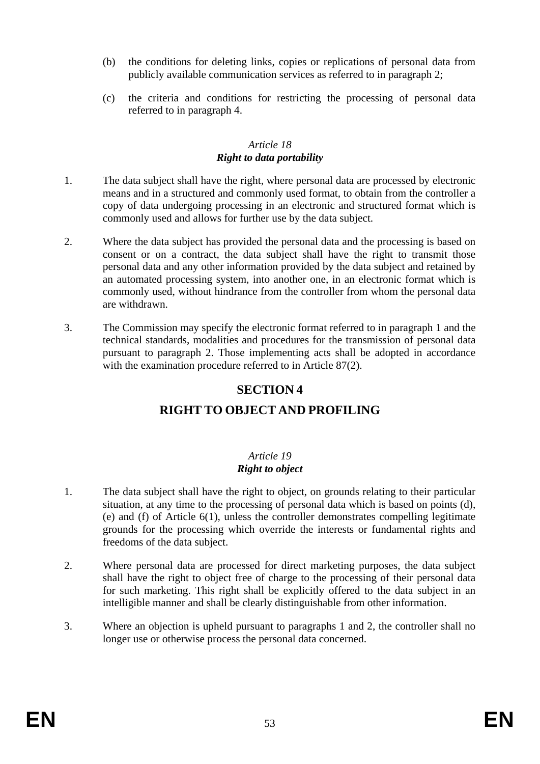(b) the conditions for deleting links, copies or replications of personal data from publicly available communication services as referred to in paragraph 2;

(c) the criteria and conditions for restricting the processing of personal data referred to in paragraph 4.

### *Article 18*
### ***Right to data portability***

1. The data subject shall have the right, where personal data are processed by electronic means and in a structured and commonly used format, to obtain from the controller a copy of data undergoing processing in an electronic and structured format which is commonly used and allows for further use by the data subject.

2. Where the data subject has provided the personal data and the processing is based on consent or on a contract, the data subject shall have the right to transmit those personal data and any other information provided by the data subject and retained by an automated processing system, into another one, in an electronic format which is commonly used, without hindrance from the controller from whom the personal data are withdrawn.

3. The Commission may specify the electronic format referred to in paragraph 1 and the technical standards, modalities and procedures for the transmission of personal data pursuant to paragraph 2. Those implementing acts shall be adopted in accordance with the examination procedure referred to in Article 87(2).

## SECTION 4

## RIGHT TO OBJECT AND PROFILING

### *Article 19*
### ***Right to object***

1. The data subject shall have the right to object, on grounds relating to their particular situation, at any time to the processing of personal data which is based on points (d), (e) and (f) of Article 6(1), unless the controller demonstrates compelling legitimate grounds for the processing which override the interests or fundamental rights and freedoms of the data subject.

2. Where personal data are processed for direct marketing purposes, the data subject shall have the right to object free of charge to the processing of their personal data for such marketing. This right shall be explicitly offered to the data subject in an intelligible manner and shall be clearly distinguishable from other information.

3. Where an objection is upheld pursuant to paragraphs 1 and 2, the controller shall no longer use or otherwise process the personal data concerned.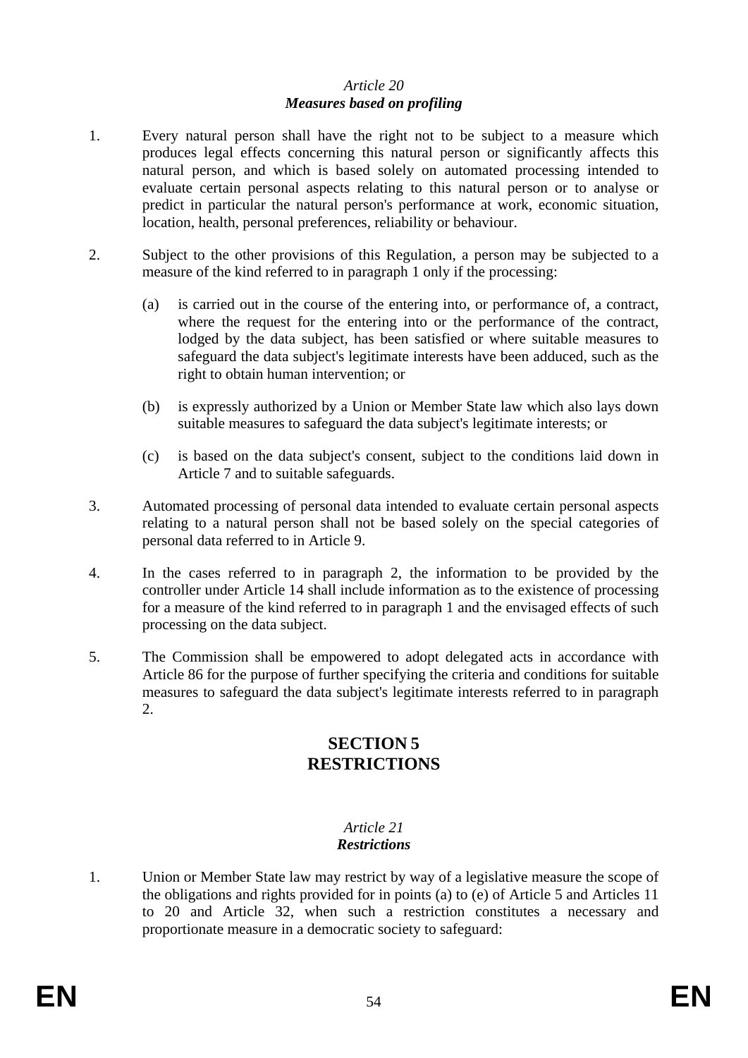*Article 20*

***Measures based on profiling***

1. Every natural person shall have the right not to be subject to a measure which produces legal effects concerning this natural person or significantly affects this natural person, and which is based solely on automated processing intended to evaluate certain personal aspects relating to this natural person or to analyse or predict in particular the natural person's performance at work, economic situation, location, health, personal preferences, reliability or behaviour.

2. Subject to the other provisions of this Regulation, a person may be subjected to a measure of the kind referred to in paragraph 1 only if the processing:

   (a) is carried out in the course of the entering into, or performance of, a contract, where the request for the entering into or the performance of the contract, lodged by the data subject, has been satisfied or where suitable measures to safeguard the data subject's legitimate interests have been adduced, such as the right to obtain human intervention; or

   (b) is expressly authorized by a Union or Member State law which also lays down suitable measures to safeguard the data subject's legitimate interests; or

   (c) is based on the data subject's consent, subject to the conditions laid down in Article 7 and to suitable safeguards.

3. Automated processing of personal data intended to evaluate certain personal aspects relating to a natural person shall not be based solely on the special categories of personal data referred to in Article 9.

4. In the cases referred to in paragraph 2, the information to be provided by the controller under Article 14 shall include information as to the existence of processing for a measure of the kind referred to in paragraph 1 and the envisaged effects of such processing on the data subject.

5. The Commission shall be empowered to adopt delegated acts in accordance with Article 86 for the purpose of further specifying the criteria and conditions for suitable measures to safeguard the data subject's legitimate interests referred to in paragraph 2.

## SECTION 5
## RESTRICTIONS

*Article 21*

***Restrictions***

1. Union or Member State law may restrict by way of a legislative measure the scope of the obligations and rights provided for in points (a) to (e) of Article 5 and Articles 11 to 20 and Article 32, when such a restriction constitutes a necessary and proportionate measure in a democratic society to safeguard: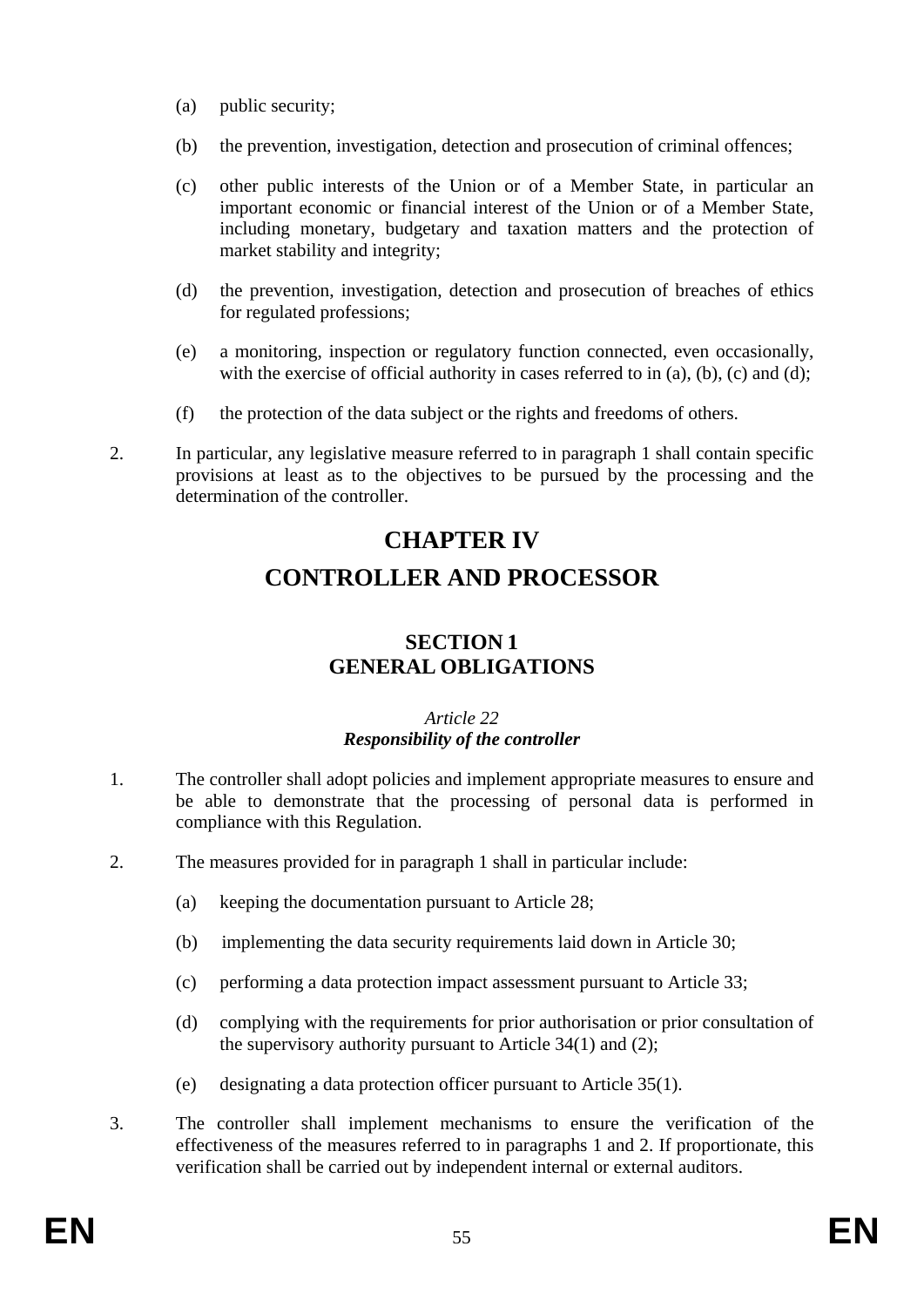(a) public security;

(b) the prevention, investigation, detection and prosecution of criminal offences;

(c) other public interests of the Union or of a Member State, in particular an important economic or financial interest of the Union or of a Member State, including monetary, budgetary and taxation matters and the protection of market stability and integrity;

(d) the prevention, investigation, detection and prosecution of breaches of ethics for regulated professions;

(e) a monitoring, inspection or regulatory function connected, even occasionally, with the exercise of official authority in cases referred to in (a), (b), (c) and (d);

(f) the protection of the data subject or the rights and freedoms of others.

2. In particular, any legislative measure referred to in paragraph 1 shall contain specific provisions at least as to the objectives to be pursued by the processing and the determination of the controller.

# CHAPTER IV
# CONTROLLER AND PROCESSOR

## SECTION 1
## GENERAL OBLIGATIONS

*Article 22*
***Responsibility of the controller***

1. The controller shall adopt policies and implement appropriate measures to ensure and be able to demonstrate that the processing of personal data is performed in compliance with this Regulation.

2. The measures provided for in paragraph 1 shall in particular include:

(a) keeping the documentation pursuant to Article 28;

(b) implementing the data security requirements laid down in Article 30;

(c) performing a data protection impact assessment pursuant to Article 33;

(d) complying with the requirements for prior authorisation or prior consultation of the supervisory authority pursuant to Article 34(1) and (2);

(e) designating a data protection officer pursuant to Article 35(1).

3. The controller shall implement mechanisms to ensure the verification of the effectiveness of the measures referred to in paragraphs 1 and 2. If proportionate, this verification shall be carried out by independent internal or external auditors.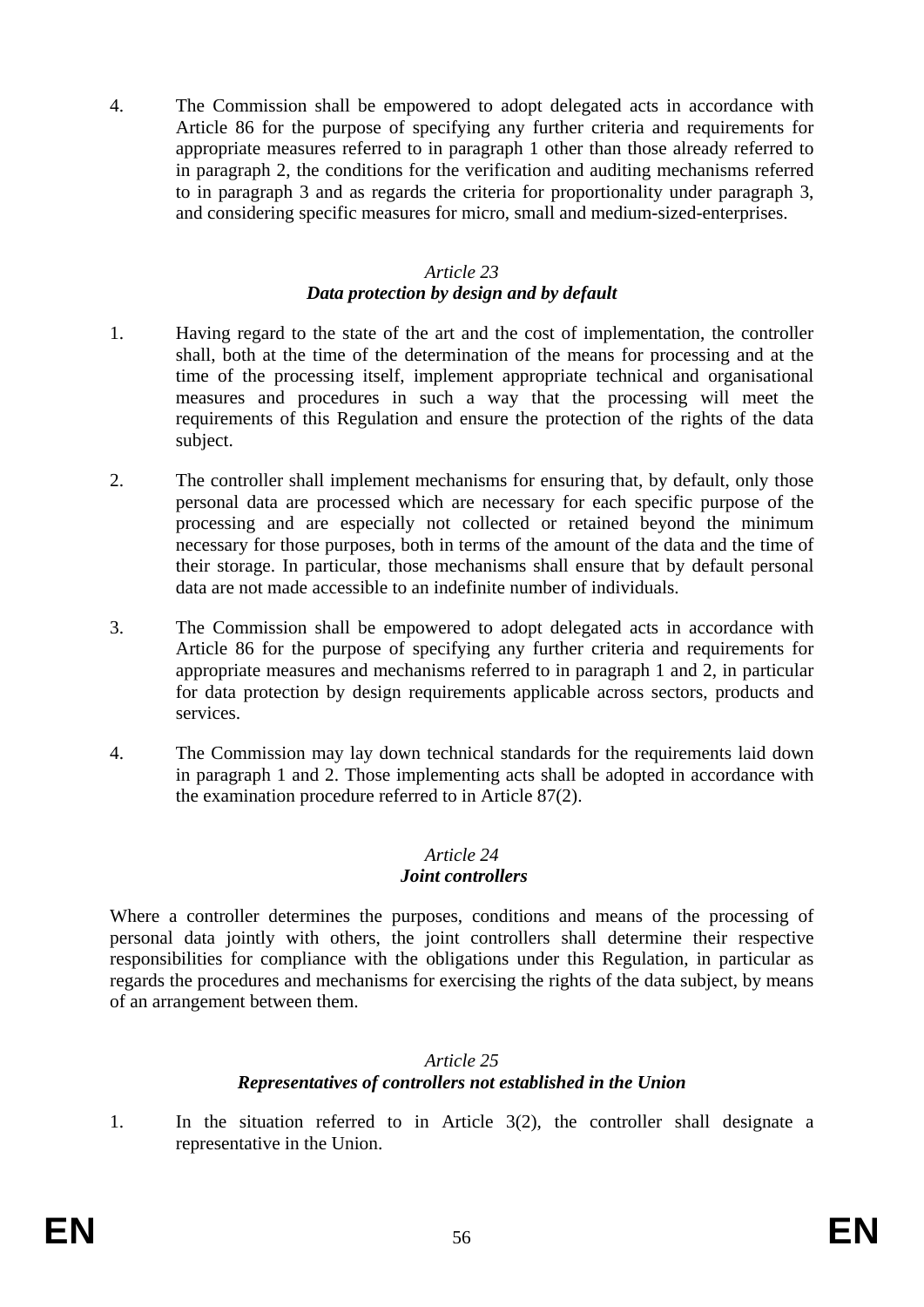4. The Commission shall be empowered to adopt delegated acts in accordance with Article 86 for the purpose of specifying any further criteria and requirements for appropriate measures referred to in paragraph 1 other than those already referred to in paragraph 2, the conditions for the verification and auditing mechanisms referred to in paragraph 3 and as regards the criteria for proportionality under paragraph 3, and considering specific measures for micro, small and medium-sized-enterprises.

*Article 23*
***Data protection by design and by default***

1. Having regard to the state of the art and the cost of implementation, the controller shall, both at the time of the determination of the means for processing and at the time of the processing itself, implement appropriate technical and organisational measures and procedures in such a way that the processing will meet the requirements of this Regulation and ensure the protection of the rights of the data subject.

2. The controller shall implement mechanisms for ensuring that, by default, only those personal data are processed which are necessary for each specific purpose of the processing and are especially not collected or retained beyond the minimum necessary for those purposes, both in terms of the amount of the data and the time of their storage. In particular, those mechanisms shall ensure that by default personal data are not made accessible to an indefinite number of individuals.

3. The Commission shall be empowered to adopt delegated acts in accordance with Article 86 for the purpose of specifying any further criteria and requirements for appropriate measures and mechanisms referred to in paragraph 1 and 2, in particular for data protection by design requirements applicable across sectors, products and services.

4. The Commission may lay down technical standards for the requirements laid down in paragraph 1 and 2. Those implementing acts shall be adopted in accordance with the examination procedure referred to in Article 87(2).

*Article 24*
***Joint controllers***

Where a controller determines the purposes, conditions and means of the processing of personal data jointly with others, the joint controllers shall determine their respective responsibilities for compliance with the obligations under this Regulation, in particular as regards the procedures and mechanisms for exercising the rights of the data subject, by means of an arrangement between them.

*Article 25*
***Representatives of controllers not established in the Union***

1. In the situation referred to in Article 3(2), the controller shall designate a representative in the Union.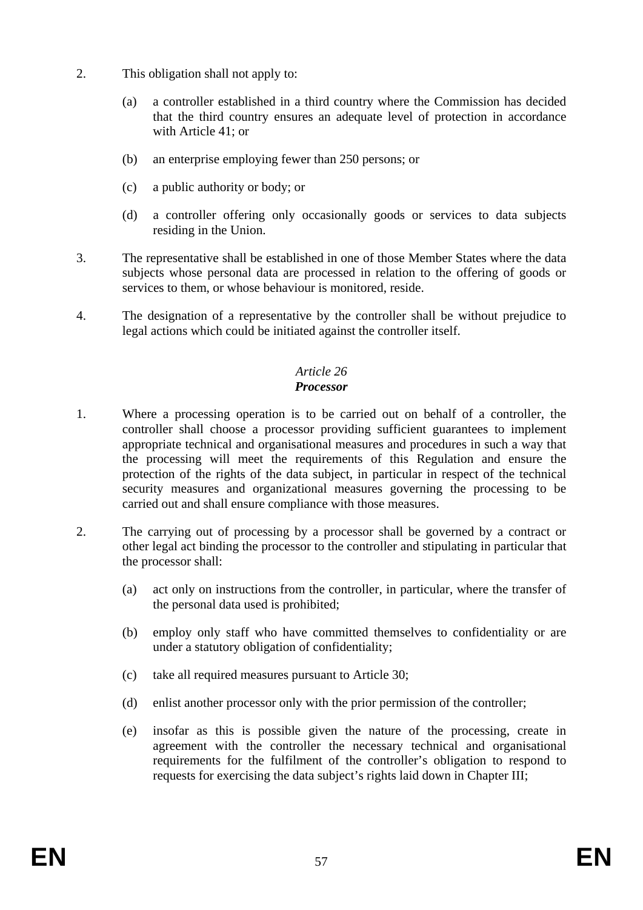2. This obligation shall not apply to:

   (a) a controller established in a third country where the Commission has decided that the third country ensures an adequate level of protection in accordance with Article 41; or

   (b) an enterprise employing fewer than 250 persons; or

   (c) a public authority or body; or

   (d) a controller offering only occasionally goods or services to data subjects residing in the Union.

3. The representative shall be established in one of those Member States where the data subjects whose personal data are processed in relation to the offering of goods or services to them, or whose behaviour is monitored, reside.

4. The designation of a representative by the controller shall be without prejudice to legal actions which could be initiated against the controller itself.

*Article 26*
***Processor***

1. Where a processing operation is to be carried out on behalf of a controller, the controller shall choose a processor providing sufficient guarantees to implement appropriate technical and organisational measures and procedures in such a way that the processing will meet the requirements of this Regulation and ensure the protection of the rights of the data subject, in particular in respect of the technical security measures and organizational measures governing the processing to be carried out and shall ensure compliance with those measures.

2. The carrying out of processing by a processor shall be governed by a contract or other legal act binding the processor to the controller and stipulating in particular that the processor shall:

   (a) act only on instructions from the controller, in particular, where the transfer of the personal data used is prohibited;

   (b) employ only staff who have committed themselves to confidentiality or are under a statutory obligation of confidentiality;

   (c) take all required measures pursuant to Article 30;

   (d) enlist another processor only with the prior permission of the controller;

   (e) insofar as this is possible given the nature of the processing, create in agreement with the controller the necessary technical and organisational requirements for the fulfilment of the controller's obligation to respond to requests for exercising the data subject's rights laid down in Chapter III;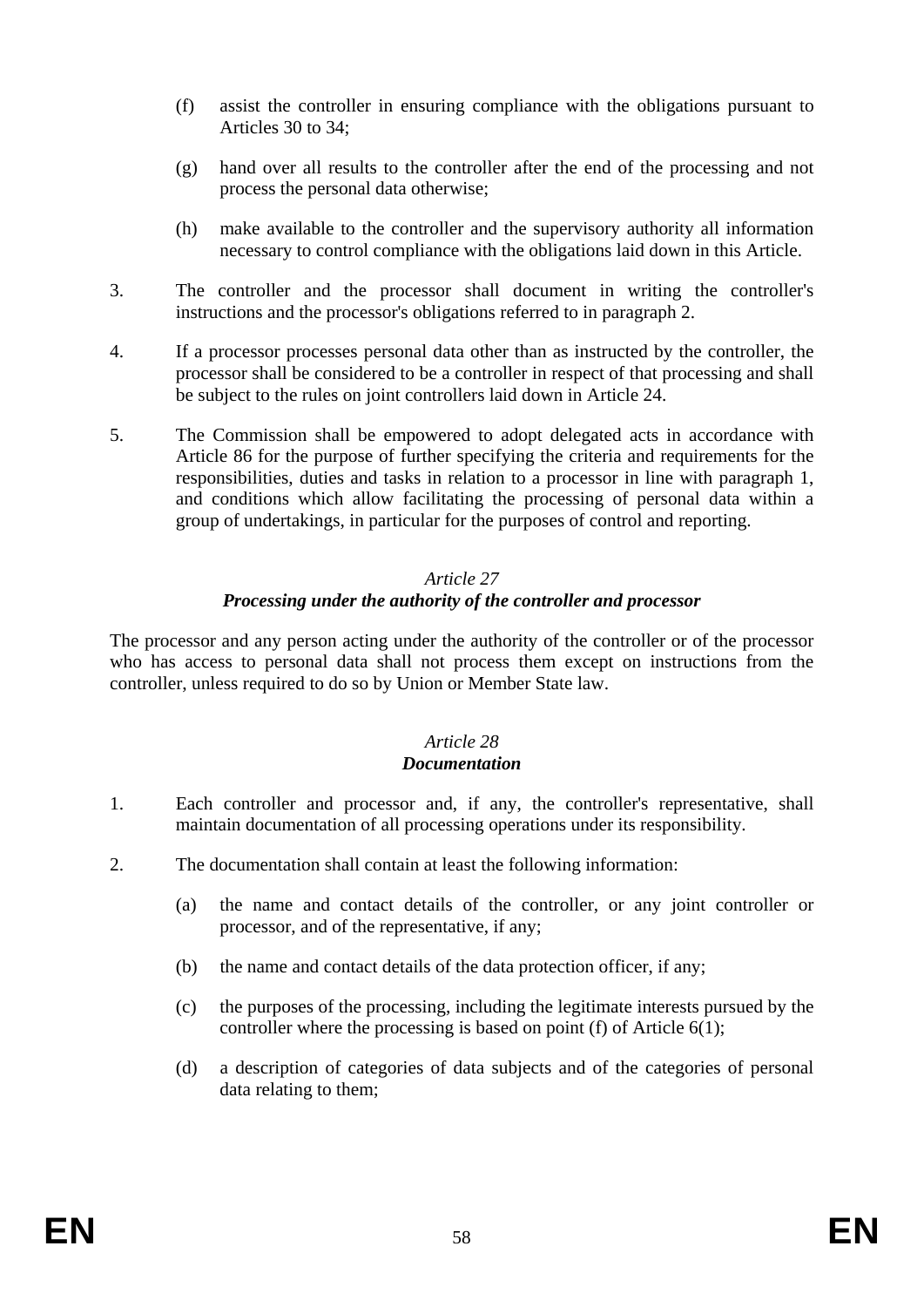(f) assist the controller in ensuring compliance with the obligations pursuant to Articles 30 to 34;

(g) hand over all results to the controller after the end of the processing and not process the personal data otherwise;

(h) make available to the controller and the supervisory authority all information necessary to control compliance with the obligations laid down in this Article.

3. The controller and the processor shall document in writing the controller's instructions and the processor's obligations referred to in paragraph 2.

4. If a processor processes personal data other than as instructed by the controller, the processor shall be considered to be a controller in respect of that processing and shall be subject to the rules on joint controllers laid down in Article 24.

5. The Commission shall be empowered to adopt delegated acts in accordance with Article 86 for the purpose of further specifying the criteria and requirements for the responsibilities, duties and tasks in relation to a processor in line with paragraph 1, and conditions which allow facilitating the processing of personal data within a group of undertakings, in particular for the purposes of control and reporting.

### *Article 27*
### ***Processing under the authority of the controller and processor***

The processor and any person acting under the authority of the controller or of the processor who has access to personal data shall not process them except on instructions from the controller, unless required to do so by Union or Member State law.

### *Article 28*
### ***Documentation***

1. Each controller and processor and, if any, the controller's representative, shall maintain documentation of all processing operations under its responsibility.

2. The documentation shall contain at least the following information:

(a) the name and contact details of the controller, or any joint controller or processor, and of the representative, if any;

(b) the name and contact details of the data protection officer, if any;

(c) the purposes of the processing, including the legitimate interests pursued by the controller where the processing is based on point (f) of Article 6(1);

(d) a description of categories of data subjects and of the categories of personal data relating to them;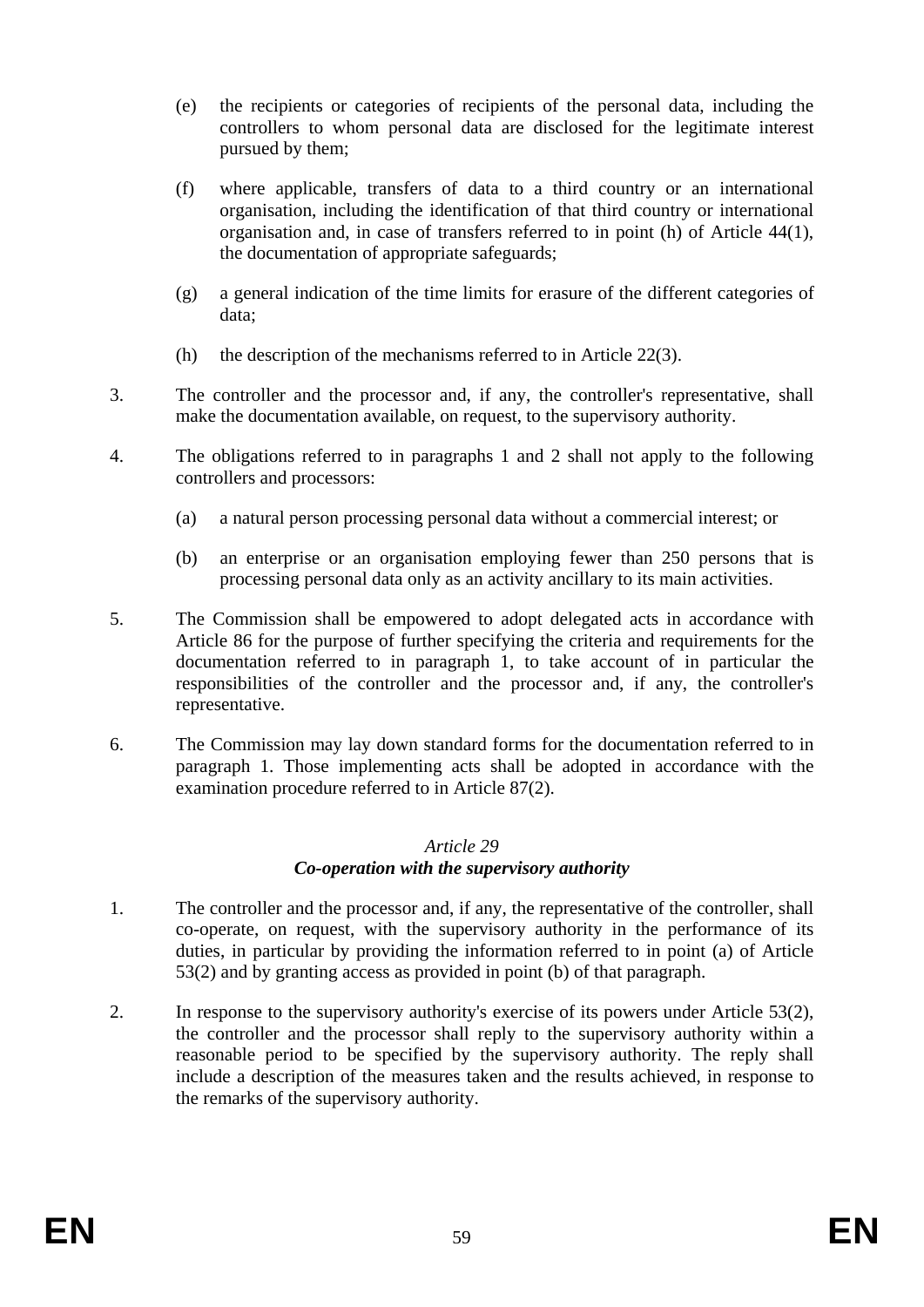(e) the recipients or categories of recipients of the personal data, including the controllers to whom personal data are disclosed for the legitimate interest pursued by them;

(f) where applicable, transfers of data to a third country or an international organisation, including the identification of that third country or international organisation and, in case of transfers referred to in point (h) of Article 44(1), the documentation of appropriate safeguards;

(g) a general indication of the time limits for erasure of the different categories of data;

(h) the description of the mechanisms referred to in Article 22(3).

3. The controller and the processor and, if any, the controller's representative, shall make the documentation available, on request, to the supervisory authority.

4. The obligations referred to in paragraphs 1 and 2 shall not apply to the following controllers and processors:

(a) a natural person processing personal data without a commercial interest; or

(b) an enterprise or an organisation employing fewer than 250 persons that is processing personal data only as an activity ancillary to its main activities.

5. The Commission shall be empowered to adopt delegated acts in accordance with Article 86 for the purpose of further specifying the criteria and requirements for the documentation referred to in paragraph 1, to take account of in particular the responsibilities of the controller and the processor and, if any, the controller's representative.

6. The Commission may lay down standard forms for the documentation referred to in paragraph 1. Those implementing acts shall be adopted in accordance with the examination procedure referred to in Article 87(2).

*Article 29*
***Co-operation with the supervisory authority***

1. The controller and the processor and, if any, the representative of the controller, shall co-operate, on request, with the supervisory authority in the performance of its duties, in particular by providing the information referred to in point (a) of Article 53(2) and by granting access as provided in point (b) of that paragraph.

2. In response to the supervisory authority's exercise of its powers under Article 53(2), the controller and the processor shall reply to the supervisory authority within a reasonable period to be specified by the supervisory authority. The reply shall include a description of the measures taken and the results achieved, in response to the remarks of the supervisory authority.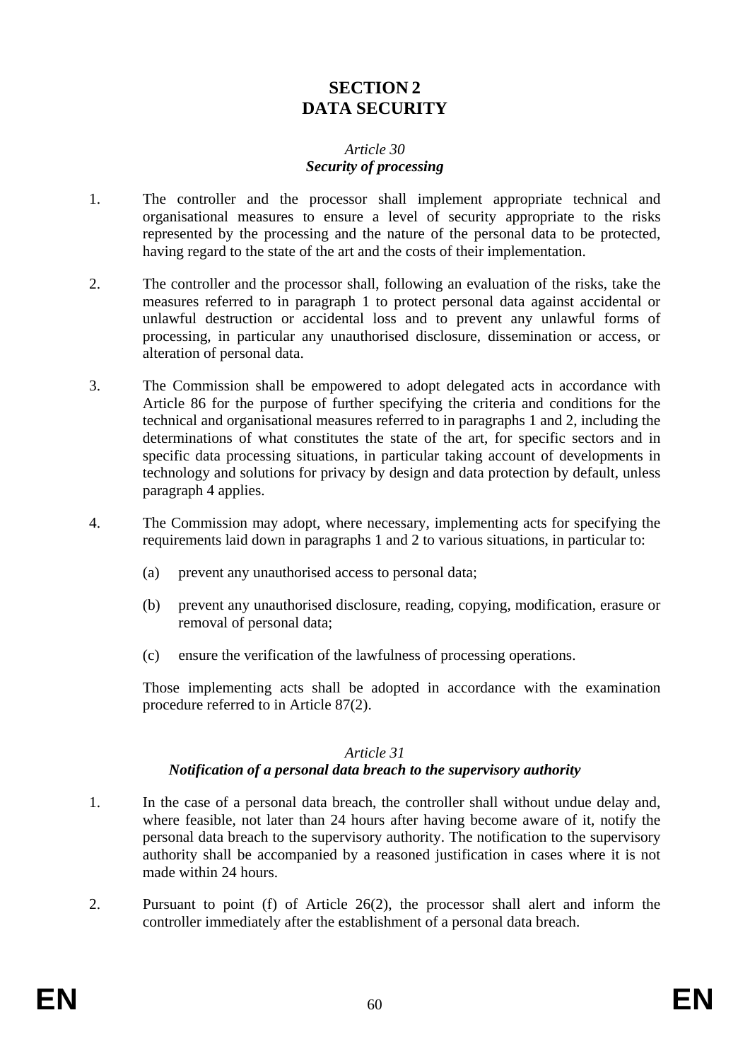## SECTION 2
## DATA SECURITY

*Article 30*
***Security of processing***

1. The controller and the processor shall implement appropriate technical and organisational measures to ensure a level of security appropriate to the risks represented by the processing and the nature of the personal data to be protected, having regard to the state of the art and the costs of their implementation.

2. The controller and the processor shall, following an evaluation of the risks, take the measures referred to in paragraph 1 to protect personal data against accidental or unlawful destruction or accidental loss and to prevent any unlawful forms of processing, in particular any unauthorised disclosure, dissemination or access, or alteration of personal data.

3. The Commission shall be empowered to adopt delegated acts in accordance with Article 86 for the purpose of further specifying the criteria and conditions for the technical and organisational measures referred to in paragraphs 1 and 2, including the determinations of what constitutes the state of the art, for specific sectors and in specific data processing situations, in particular taking account of developments in technology and solutions for privacy by design and data protection by default, unless paragraph 4 applies.

4. The Commission may adopt, where necessary, implementing acts for specifying the requirements laid down in paragraphs 1 and 2 to various situations, in particular to:

   (a) prevent any unauthorised access to personal data;

   (b) prevent any unauthorised disclosure, reading, copying, modification, erasure or removal of personal data;

   (c) ensure the verification of the lawfulness of processing operations.

   Those implementing acts shall be adopted in accordance with the examination procedure referred to in Article 87(2).

*Article 31*
***Notification of a personal data breach to the supervisory authority***

1. In the case of a personal data breach, the controller shall without undue delay and, where feasible, not later than 24 hours after having become aware of it, notify the personal data breach to the supervisory authority. The notification to the supervisory authority shall be accompanied by a reasoned justification in cases where it is not made within 24 hours.

2. Pursuant to point (f) of Article 26(2), the processor shall alert and inform the controller immediately after the establishment of a personal data breach.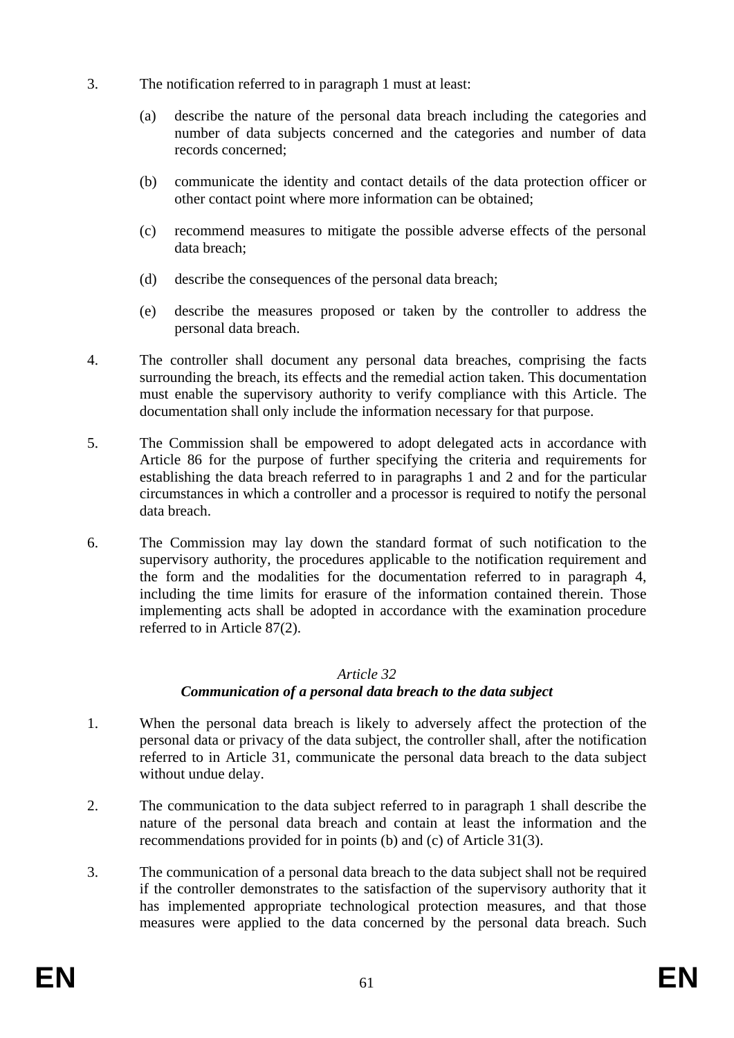3. The notification referred to in paragraph 1 must at least:

   (a) describe the nature of the personal data breach including the categories and number of data subjects concerned and the categories and number of data records concerned;

   (b) communicate the identity and contact details of the data protection officer or other contact point where more information can be obtained;

   (c) recommend measures to mitigate the possible adverse effects of the personal data breach;

   (d) describe the consequences of the personal data breach;

   (e) describe the measures proposed or taken by the controller to address the personal data breach.

4. The controller shall document any personal data breaches, comprising the facts surrounding the breach, its effects and the remedial action taken. This documentation must enable the supervisory authority to verify compliance with this Article. The documentation shall only include the information necessary for that purpose.

5. The Commission shall be empowered to adopt delegated acts in accordance with Article 86 for the purpose of further specifying the criteria and requirements for establishing the data breach referred to in paragraphs 1 and 2 and for the particular circumstances in which a controller and a processor is required to notify the personal data breach.

6. The Commission may lay down the standard format of such notification to the supervisory authority, the procedures applicable to the notification requirement and the form and the modalities for the documentation referred to in paragraph 4, including the time limits for erasure of the information contained therein. Those implementing acts shall be adopted in accordance with the examination procedure referred to in Article 87(2).

### *Article 32*
### ***Communication of a personal data breach to the data subject***

1. When the personal data breach is likely to adversely affect the protection of the personal data or privacy of the data subject, the controller shall, after the notification referred to in Article 31, communicate the personal data breach to the data subject without undue delay.

2. The communication to the data subject referred to in paragraph 1 shall describe the nature of the personal data breach and contain at least the information and the recommendations provided for in points (b) and (c) of Article 31(3).

3. The communication of a personal data breach to the data subject shall not be required if the controller demonstrates to the satisfaction of the supervisory authority that it has implemented appropriate technological protection measures, and that those measures were applied to the data concerned by the personal data breach. Such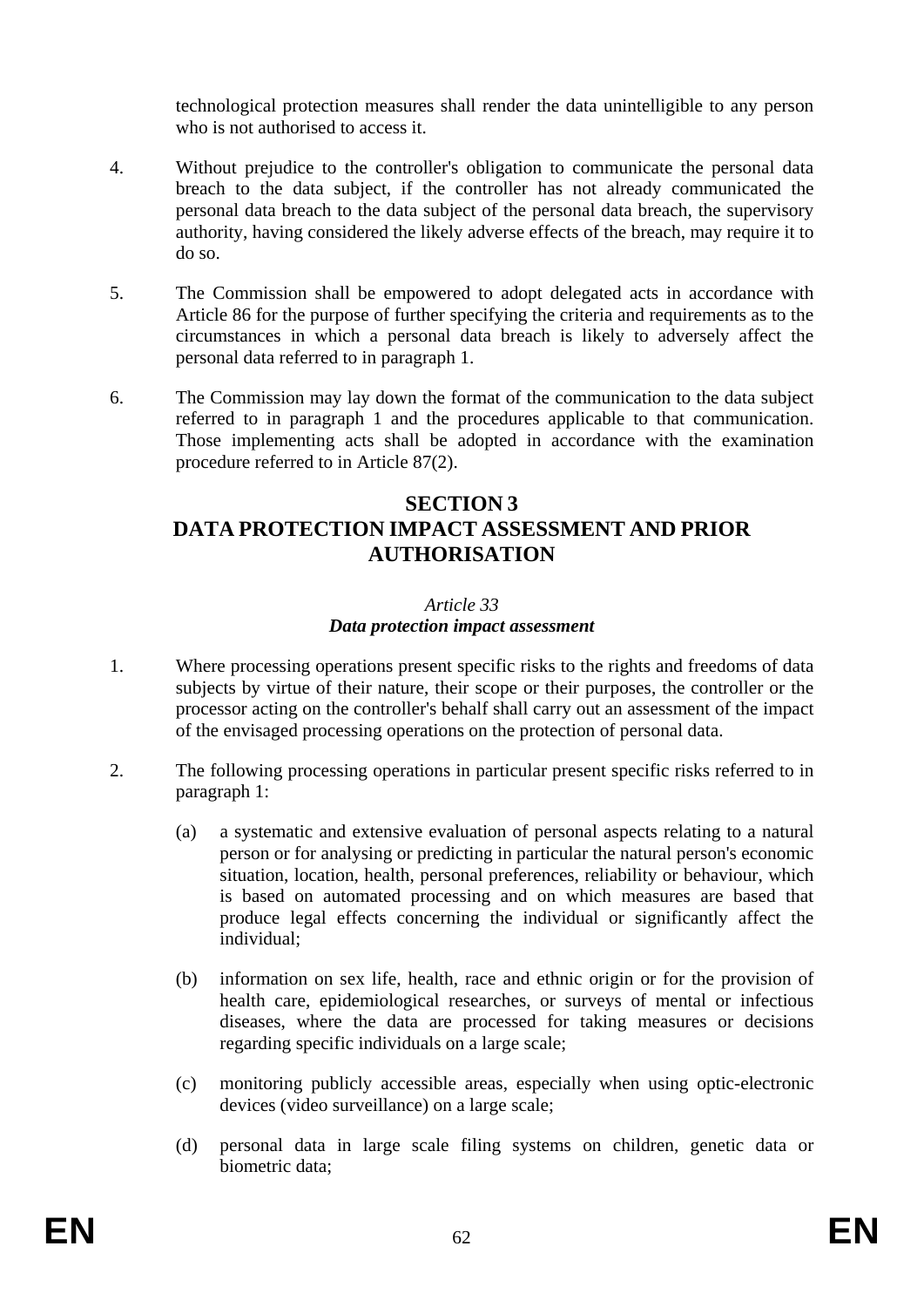technological protection measures shall render the data unintelligible to any person who is not authorised to access it.

4. Without prejudice to the controller's obligation to communicate the personal data breach to the data subject, if the controller has not already communicated the personal data breach to the data subject of the personal data breach, the supervisory authority, having considered the likely adverse effects of the breach, may require it to do so.

5. The Commission shall be empowered to adopt delegated acts in accordance with Article 86 for the purpose of further specifying the criteria and requirements as to the circumstances in which a personal data breach is likely to adversely affect the personal data referred to in paragraph 1.

6. The Commission may lay down the format of the communication to the data subject referred to in paragraph 1 and the procedures applicable to that communication. Those implementing acts shall be adopted in accordance with the examination procedure referred to in Article 87(2).

## SECTION 3
## DATA PROTECTION IMPACT ASSESSMENT AND PRIOR AUTHORISATION

*Article 33*
***Data protection impact assessment***

1. Where processing operations present specific risks to the rights and freedoms of data subjects by virtue of their nature, their scope or their purposes, the controller or the processor acting on the controller's behalf shall carry out an assessment of the impact of the envisaged processing operations on the protection of personal data.

2. The following processing operations in particular present specific risks referred to in paragraph 1:

   (a) a systematic and extensive evaluation of personal aspects relating to a natural person or for analysing or predicting in particular the natural person's economic situation, location, health, personal preferences, reliability or behaviour, which is based on automated processing and on which measures are based that produce legal effects concerning the individual or significantly affect the individual;

   (b) information on sex life, health, race and ethnic origin or for the provision of health care, epidemiological researches, or surveys of mental or infectious diseases, where the data are processed for taking measures or decisions regarding specific individuals on a large scale;

   (c) monitoring publicly accessible areas, especially when using optic-electronic devices (video surveillance) on a large scale;

   (d) personal data in large scale filing systems on children, genetic data or biometric data;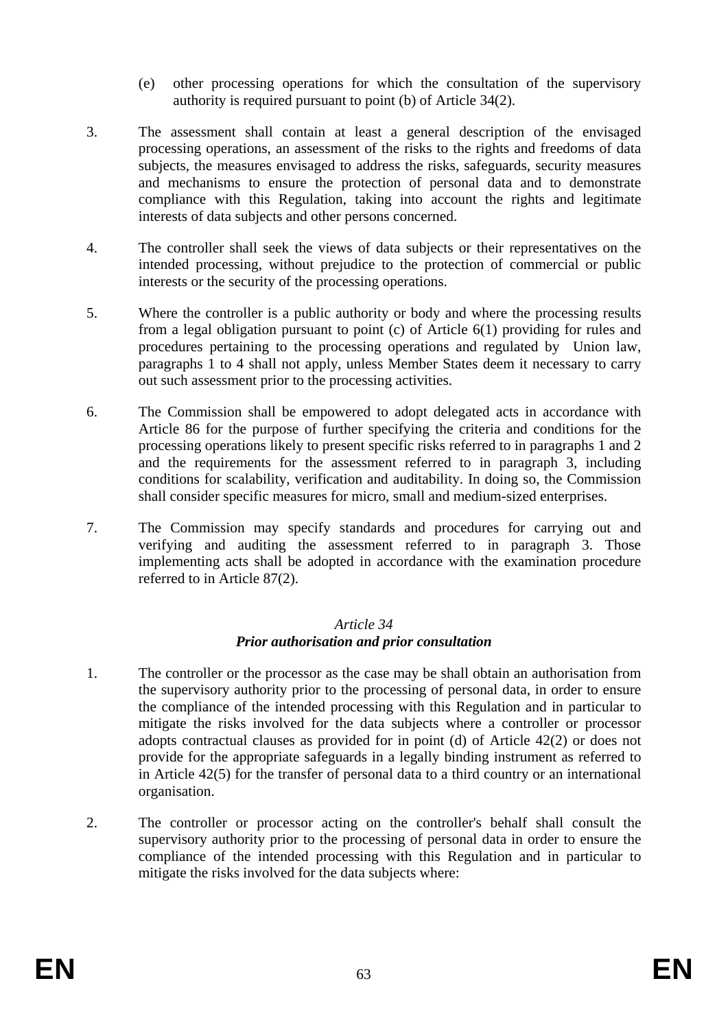(e) other processing operations for which the consultation of the supervisory authority is required pursuant to point (b) of Article 34(2).

3. The assessment shall contain at least a general description of the envisaged processing operations, an assessment of the risks to the rights and freedoms of data subjects, the measures envisaged to address the risks, safeguards, security measures and mechanisms to ensure the protection of personal data and to demonstrate compliance with this Regulation, taking into account the rights and legitimate interests of data subjects and other persons concerned.

4. The controller shall seek the views of data subjects or their representatives on the intended processing, without prejudice to the protection of commercial or public interests or the security of the processing operations.

5. Where the controller is a public authority or body and where the processing results from a legal obligation pursuant to point (c) of Article 6(1) providing for rules and procedures pertaining to the processing operations and regulated by Union law, paragraphs 1 to 4 shall not apply, unless Member States deem it necessary to carry out such assessment prior to the processing activities.

6. The Commission shall be empowered to adopt delegated acts in accordance with Article 86 for the purpose of further specifying the criteria and conditions for the processing operations likely to present specific risks referred to in paragraphs 1 and 2 and the requirements for the assessment referred to in paragraph 3, including conditions for scalability, verification and auditability. In doing so, the Commission shall consider specific measures for micro, small and medium-sized enterprises.

7. The Commission may specify standards and procedures for carrying out and verifying and auditing the assessment referred to in paragraph 3. Those implementing acts shall be adopted in accordance with the examination procedure referred to in Article 87(2).

### *Article 34*
### ***Prior authorisation and prior consultation***

1. The controller or the processor as the case may be shall obtain an authorisation from the supervisory authority prior to the processing of personal data, in order to ensure the compliance of the intended processing with this Regulation and in particular to mitigate the risks involved for the data subjects where a controller or processor adopts contractual clauses as provided for in point (d) of Article 42(2) or does not provide for the appropriate safeguards in a legally binding instrument as referred to in Article 42(5) for the transfer of personal data to a third country or an international organisation.

2. The controller or processor acting on the controller's behalf shall consult the supervisory authority prior to the processing of personal data in order to ensure the compliance of the intended processing with this Regulation and in particular to mitigate the risks involved for the data subjects where: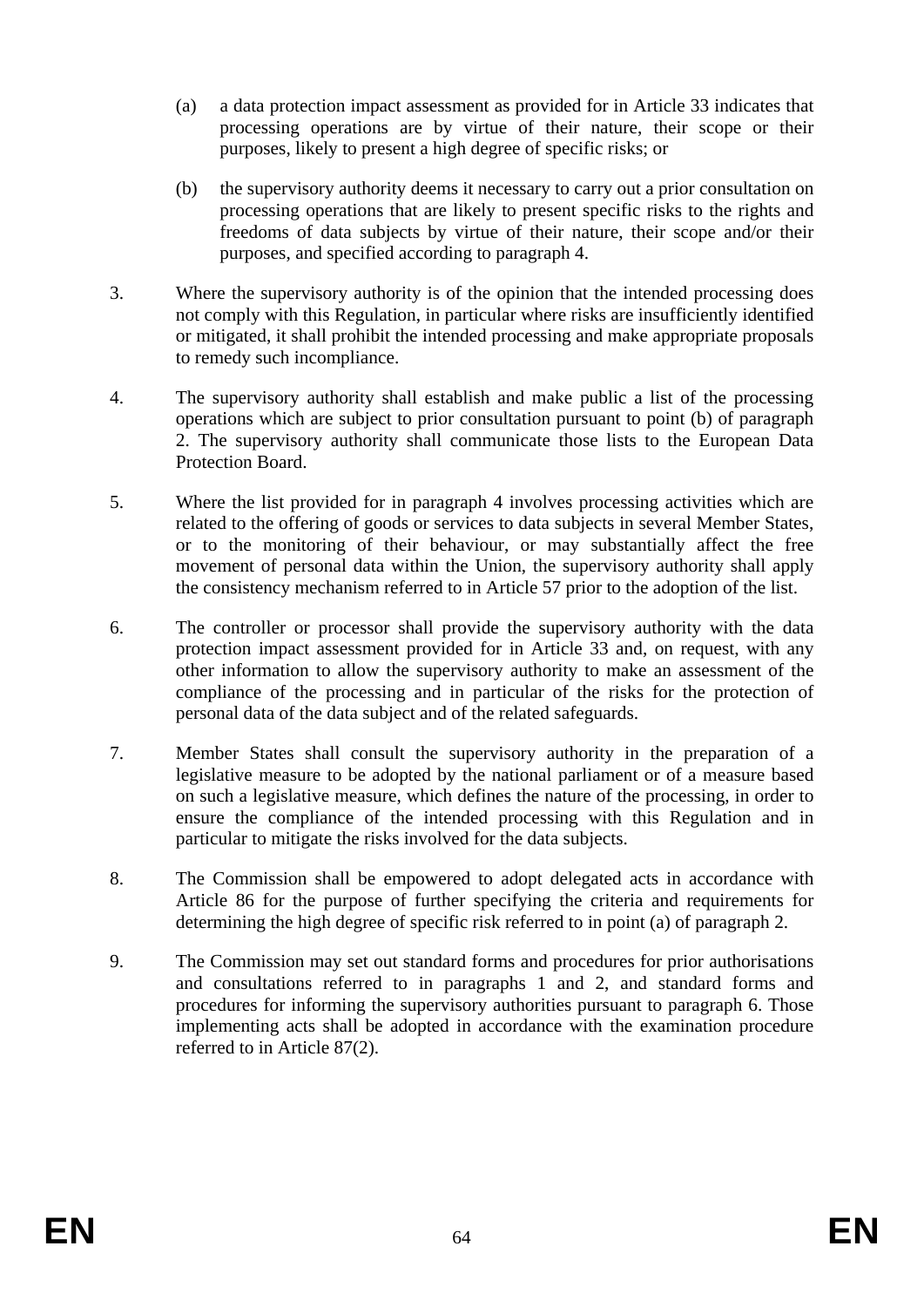(a) a data protection impact assessment as provided for in Article 33 indicates that processing operations are by virtue of their nature, their scope or their purposes, likely to present a high degree of specific risks; or

(b) the supervisory authority deems it necessary to carry out a prior consultation on processing operations that are likely to present specific risks to the rights and freedoms of data subjects by virtue of their nature, their scope and/or their purposes, and specified according to paragraph 4.

3. Where the supervisory authority is of the opinion that the intended processing does not comply with this Regulation, in particular where risks are insufficiently identified or mitigated, it shall prohibit the intended processing and make appropriate proposals to remedy such incompliance.

4. The supervisory authority shall establish and make public a list of the processing operations which are subject to prior consultation pursuant to point (b) of paragraph 2. The supervisory authority shall communicate those lists to the European Data Protection Board.

5. Where the list provided for in paragraph 4 involves processing activities which are related to the offering of goods or services to data subjects in several Member States, or to the monitoring of their behaviour, or may substantially affect the free movement of personal data within the Union, the supervisory authority shall apply the consistency mechanism referred to in Article 57 prior to the adoption of the list.

6. The controller or processor shall provide the supervisory authority with the data protection impact assessment provided for in Article 33 and, on request, with any other information to allow the supervisory authority to make an assessment of the compliance of the processing and in particular of the risks for the protection of personal data of the data subject and of the related safeguards.

7. Member States shall consult the supervisory authority in the preparation of a legislative measure to be adopted by the national parliament or of a measure based on such a legislative measure, which defines the nature of the processing, in order to ensure the compliance of the intended processing with this Regulation and in particular to mitigate the risks involved for the data subjects.

8. The Commission shall be empowered to adopt delegated acts in accordance with Article 86 for the purpose of further specifying the criteria and requirements for determining the high degree of specific risk referred to in point (a) of paragraph 2.

9. The Commission may set out standard forms and procedures for prior authorisations and consultations referred to in paragraphs 1 and 2, and standard forms and procedures for informing the supervisory authorities pursuant to paragraph 6. Those implementing acts shall be adopted in accordance with the examination procedure referred to in Article 87(2).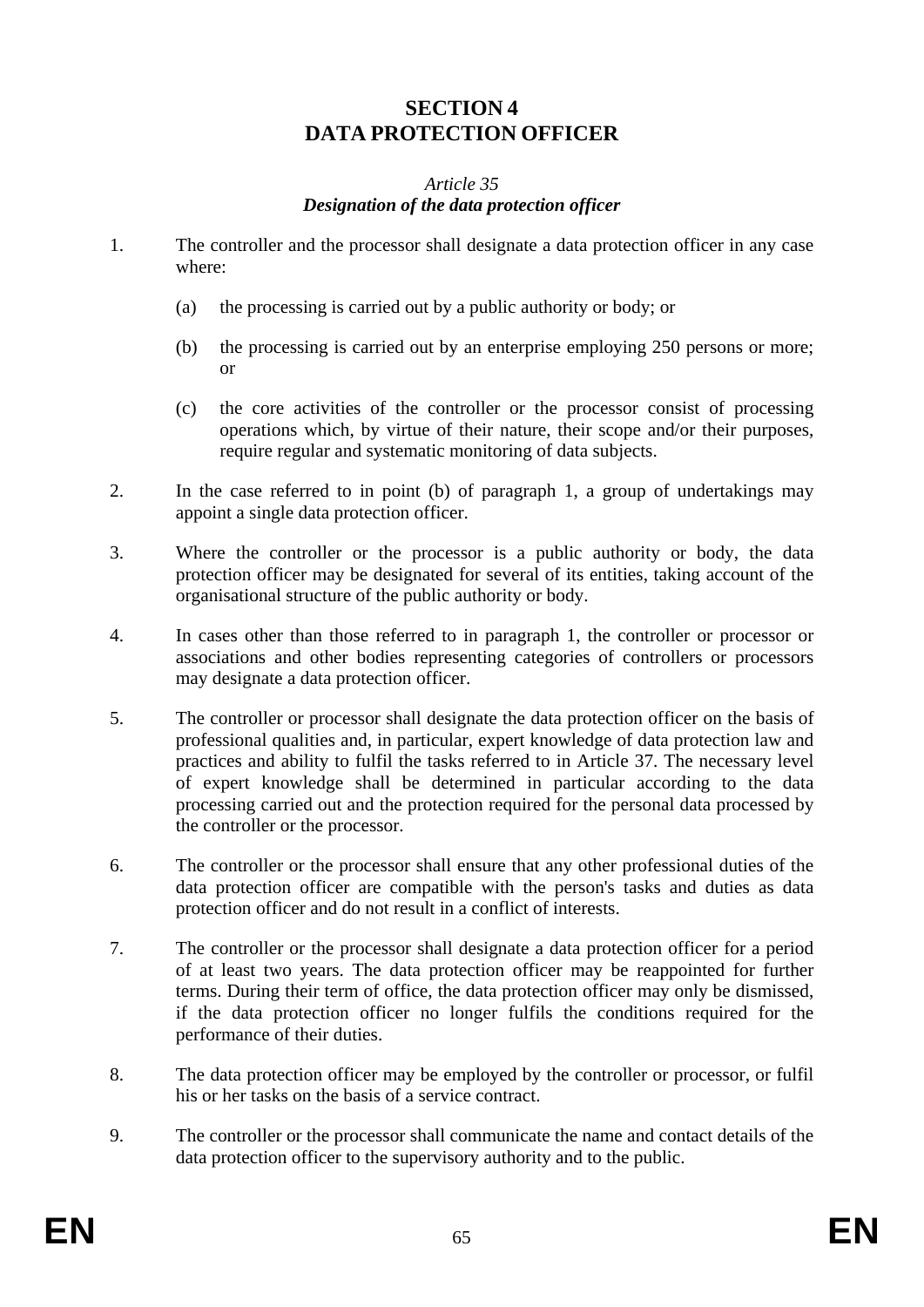## SECTION 4
## DATA PROTECTION OFFICER

*Article 35*
***Designation of the data protection officer***

1. The controller and the processor shall designate a data protection officer in any case where:

   (a) the processing is carried out by a public authority or body; or

   (b) the processing is carried out by an enterprise employing 250 persons or more; or

   (c) the core activities of the controller or the processor consist of processing operations which, by virtue of their nature, their scope and/or their purposes, require regular and systematic monitoring of data subjects.

2. In the case referred to in point (b) of paragraph 1, a group of undertakings may appoint a single data protection officer.

3. Where the controller or the processor is a public authority or body, the data protection officer may be designated for several of its entities, taking account of the organisational structure of the public authority or body.

4. In cases other than those referred to in paragraph 1, the controller or processor or associations and other bodies representing categories of controllers or processors may designate a data protection officer.

5. The controller or processor shall designate the data protection officer on the basis of professional qualities and, in particular, expert knowledge of data protection law and practices and ability to fulfil the tasks referred to in Article 37. The necessary level of expert knowledge shall be determined in particular according to the data processing carried out and the protection required for the personal data processed by the controller or the processor.

6. The controller or the processor shall ensure that any other professional duties of the data protection officer are compatible with the person's tasks and duties as data protection officer and do not result in a conflict of interests.

7. The controller or the processor shall designate a data protection officer for a period of at least two years. The data protection officer may be reappointed for further terms. During their term of office, the data protection officer may only be dismissed, if the data protection officer no longer fulfils the conditions required for the performance of their duties.

8. The data protection officer may be employed by the controller or processor, or fulfil his or her tasks on the basis of a service contract.

9. The controller or the processor shall communicate the name and contact details of the data protection officer to the supervisory authority and to the public.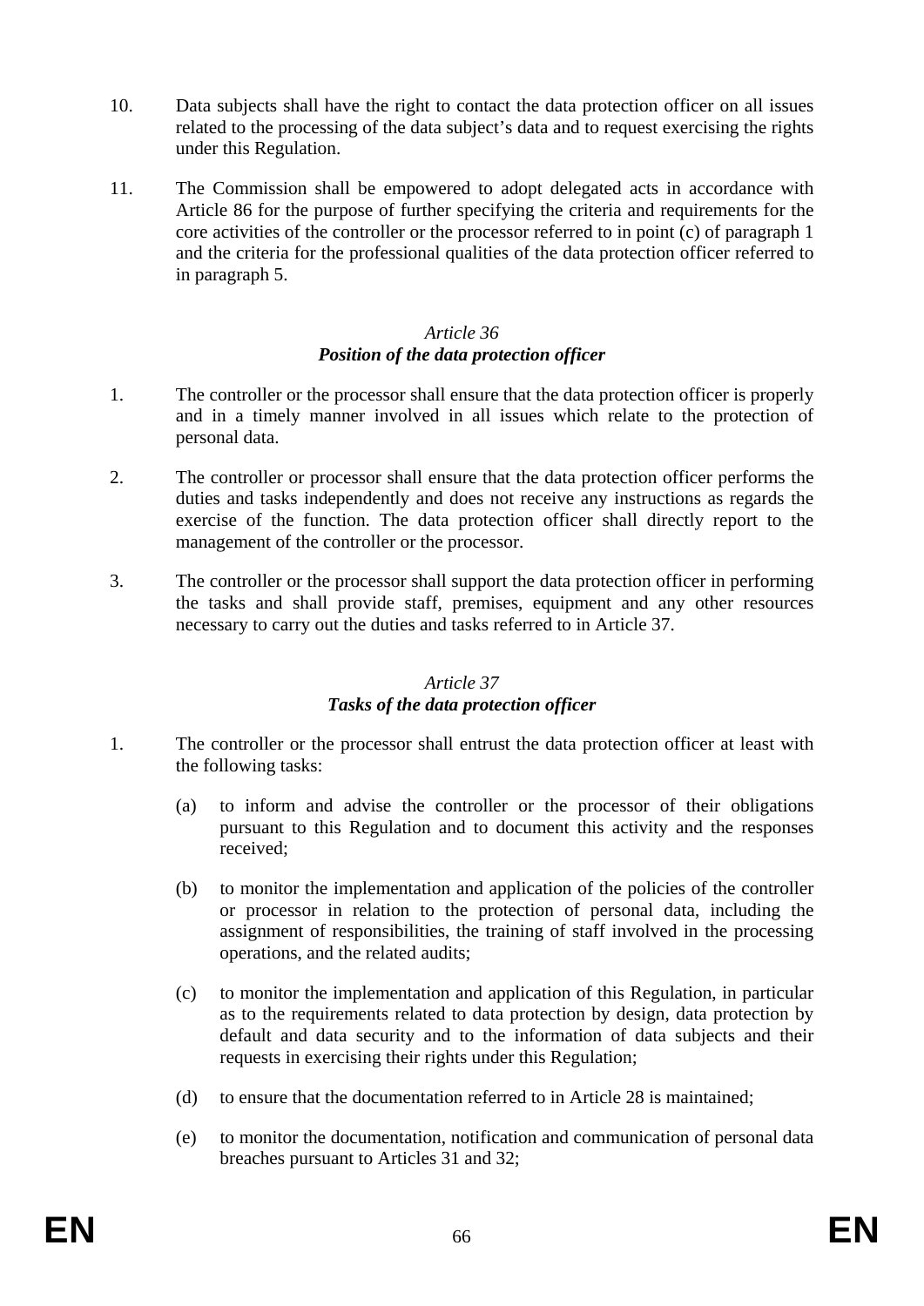10. Data subjects shall have the right to contact the data protection officer on all issues related to the processing of the data subject's data and to request exercising the rights under this Regulation.

11. The Commission shall be empowered to adopt delegated acts in accordance with Article 86 for the purpose of further specifying the criteria and requirements for the core activities of the controller or the processor referred to in point (c) of paragraph 1 and the criteria for the professional qualities of the data protection officer referred to in paragraph 5.

### *Article 36*
### ***Position of the data protection officer***

1. The controller or the processor shall ensure that the data protection officer is properly and in a timely manner involved in all issues which relate to the protection of personal data.

2. The controller or processor shall ensure that the data protection officer performs the duties and tasks independently and does not receive any instructions as regards the exercise of the function. The data protection officer shall directly report to the management of the controller or the processor.

3. The controller or the processor shall support the data protection officer in performing the tasks and shall provide staff, premises, equipment and any other resources necessary to carry out the duties and tasks referred to in Article 37.

### *Article 37*
### ***Tasks of the data protection officer***

1. The controller or the processor shall entrust the data protection officer at least with the following tasks:

   (a) to inform and advise the controller or the processor of their obligations pursuant to this Regulation and to document this activity and the responses received;

   (b) to monitor the implementation and application of the policies of the controller or processor in relation to the protection of personal data, including the assignment of responsibilities, the training of staff involved in the processing operations, and the related audits;

   (c) to monitor the implementation and application of this Regulation, in particular as to the requirements related to data protection by design, data protection by default and data security and to the information of data subjects and their requests in exercising their rights under this Regulation;

   (d) to ensure that the documentation referred to in Article 28 is maintained;

   (e) to monitor the documentation, notification and communication of personal data breaches pursuant to Articles 31 and 32;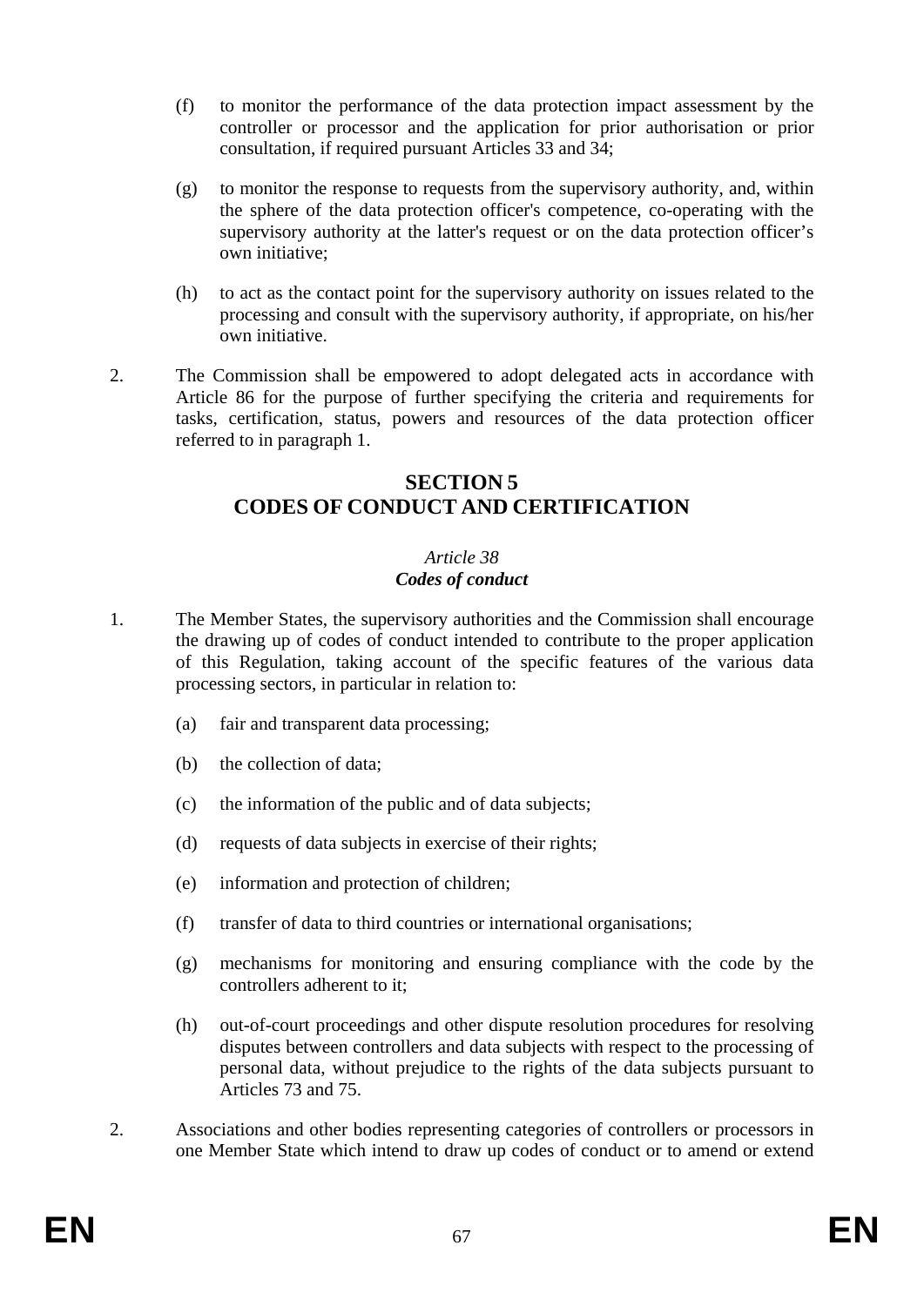(f) to monitor the performance of the data protection impact assessment by the controller or processor and the application for prior authorisation or prior consultation, if required pursuant Articles 33 and 34;

(g) to monitor the response to requests from the supervisory authority, and, within the sphere of the data protection officer's competence, co-operating with the supervisory authority at the latter's request or on the data protection officer's own initiative;

(h) to act as the contact point for the supervisory authority on issues related to the processing and consult with the supervisory authority, if appropriate, on his/her own initiative.

2. The Commission shall be empowered to adopt delegated acts in accordance with Article 86 for the purpose of further specifying the criteria and requirements for tasks, certification, status, powers and resources of the data protection officer referred to in paragraph 1.

## SECTION 5
## CODES OF CONDUCT AND CERTIFICATION

### *Article 38*
### ***Codes of conduct***

1. The Member States, the supervisory authorities and the Commission shall encourage the drawing up of codes of conduct intended to contribute to the proper application of this Regulation, taking account of the specific features of the various data processing sectors, in particular in relation to:

(a) fair and transparent data processing;

(b) the collection of data;

(c) the information of the public and of data subjects;

(d) requests of data subjects in exercise of their rights;

(e) information and protection of children;

(f) transfer of data to third countries or international organisations;

(g) mechanisms for monitoring and ensuring compliance with the code by the controllers adherent to it;

(h) out-of-court proceedings and other dispute resolution procedures for resolving disputes between controllers and data subjects with respect to the processing of personal data, without prejudice to the rights of the data subjects pursuant to Articles 73 and 75.

2. Associations and other bodies representing categories of controllers or processors in one Member State which intend to draw up codes of conduct or to amend or extend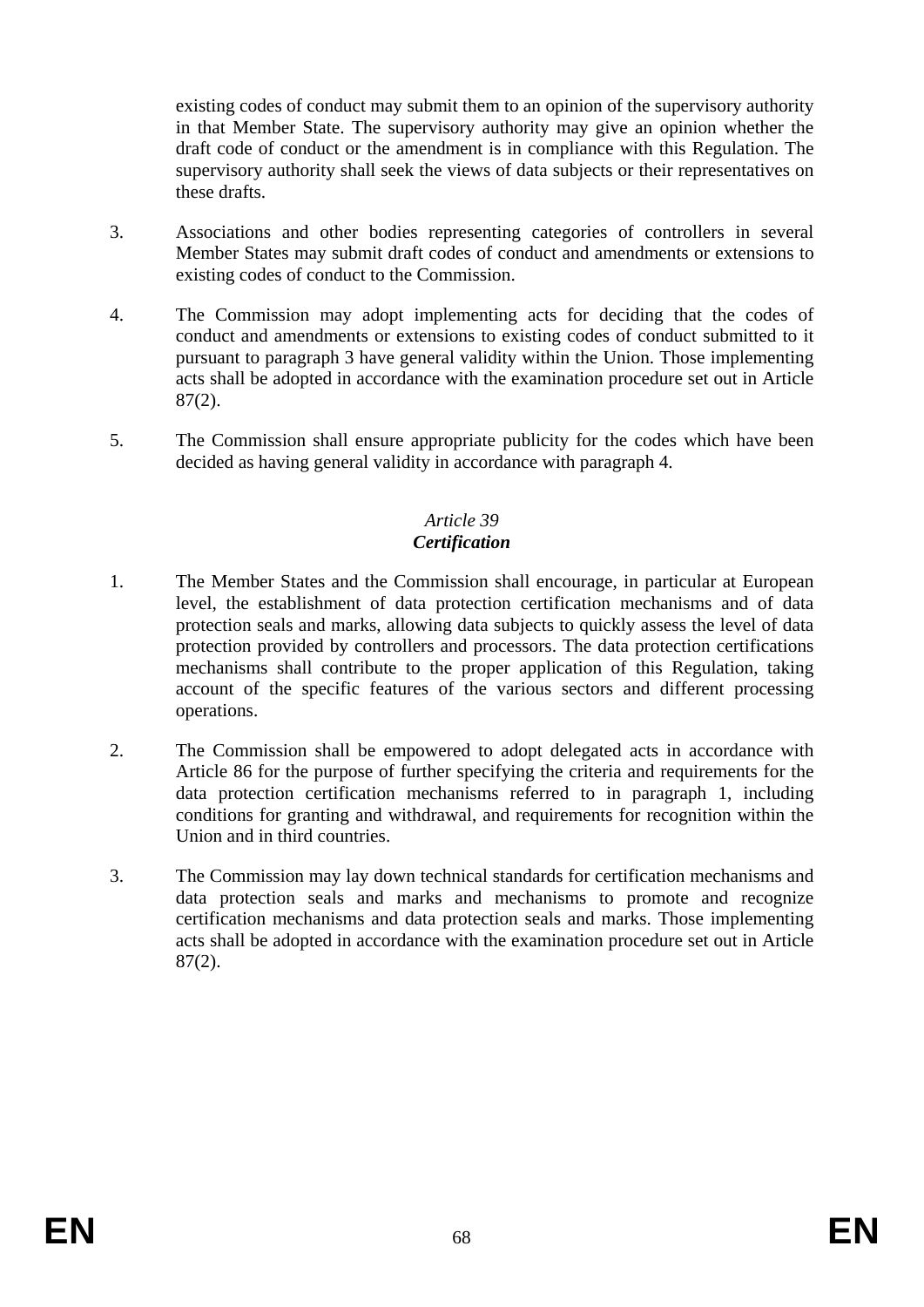existing codes of conduct may submit them to an opinion of the supervisory authority in that Member State. The supervisory authority may give an opinion whether the draft code of conduct or the amendment is in compliance with this Regulation. The supervisory authority shall seek the views of data subjects or their representatives on these drafts.

3. Associations and other bodies representing categories of controllers in several Member States may submit draft codes of conduct and amendments or extensions to existing codes of conduct to the Commission.

4. The Commission may adopt implementing acts for deciding that the codes of conduct and amendments or extensions to existing codes of conduct submitted to it pursuant to paragraph 3 have general validity within the Union. Those implementing acts shall be adopted in accordance with the examination procedure set out in Article 87(2).

5. The Commission shall ensure appropriate publicity for the codes which have been decided as having general validity in accordance with paragraph 4.

### *Article 39*
### ***Certification***

1. The Member States and the Commission shall encourage, in particular at European level, the establishment of data protection certification mechanisms and of data protection seals and marks, allowing data subjects to quickly assess the level of data protection provided by controllers and processors. The data protection certifications mechanisms shall contribute to the proper application of this Regulation, taking account of the specific features of the various sectors and different processing operations.

2. The Commission shall be empowered to adopt delegated acts in accordance with Article 86 for the purpose of further specifying the criteria and requirements for the data protection certification mechanisms referred to in paragraph 1, including conditions for granting and withdrawal, and requirements for recognition within the Union and in third countries.

3. The Commission may lay down technical standards for certification mechanisms and data protection seals and marks and mechanisms to promote and recognize certification mechanisms and data protection seals and marks. Those implementing acts shall be adopted in accordance with the examination procedure set out in Article 87(2).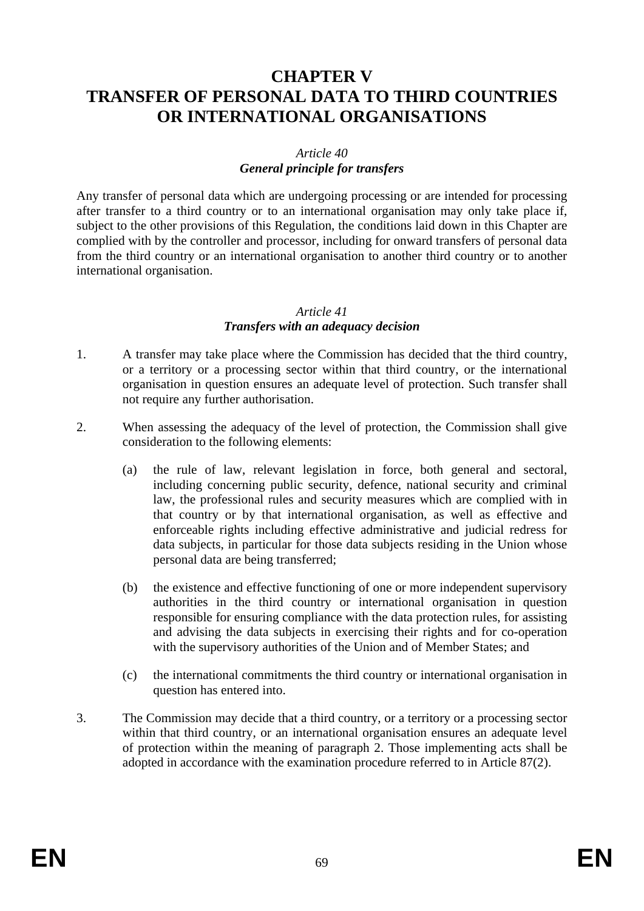# CHAPTER V
# TRANSFER OF PERSONAL DATA TO THIRD COUNTRIES OR INTERNATIONAL ORGANISATIONS

*Article 40*
***General principle for transfers***

Any transfer of personal data which are undergoing processing or are intended for processing after transfer to a third country or to an international organisation may only take place if, subject to the other provisions of this Regulation, the conditions laid down in this Chapter are complied with by the controller and processor, including for onward transfers of personal data from the third country or an international organisation to another third country or to another international organisation.

*Article 41*
***Transfers with an adequacy decision***

1. A transfer may take place where the Commission has decided that the third country, or a territory or a processing sector within that third country, or the international organisation in question ensures an adequate level of protection. Such transfer shall not require any further authorisation.

2. When assessing the adequacy of the level of protection, the Commission shall give consideration to the following elements:

   (a) the rule of law, relevant legislation in force, both general and sectoral, including concerning public security, defence, national security and criminal law, the professional rules and security measures which are complied with in that country or by that international organisation, as well as effective and enforceable rights including effective administrative and judicial redress for data subjects, in particular for those data subjects residing in the Union whose personal data are being transferred;

   (b) the existence and effective functioning of one or more independent supervisory authorities in the third country or international organisation in question responsible for ensuring compliance with the data protection rules, for assisting and advising the data subjects in exercising their rights and for co-operation with the supervisory authorities of the Union and of Member States; and

   (c) the international commitments the third country or international organisation in question has entered into.

3. The Commission may decide that a third country, or a territory or a processing sector within that third country, or an international organisation ensures an adequate level of protection within the meaning of paragraph 2. Those implementing acts shall be adopted in accordance with the examination procedure referred to in Article 87(2).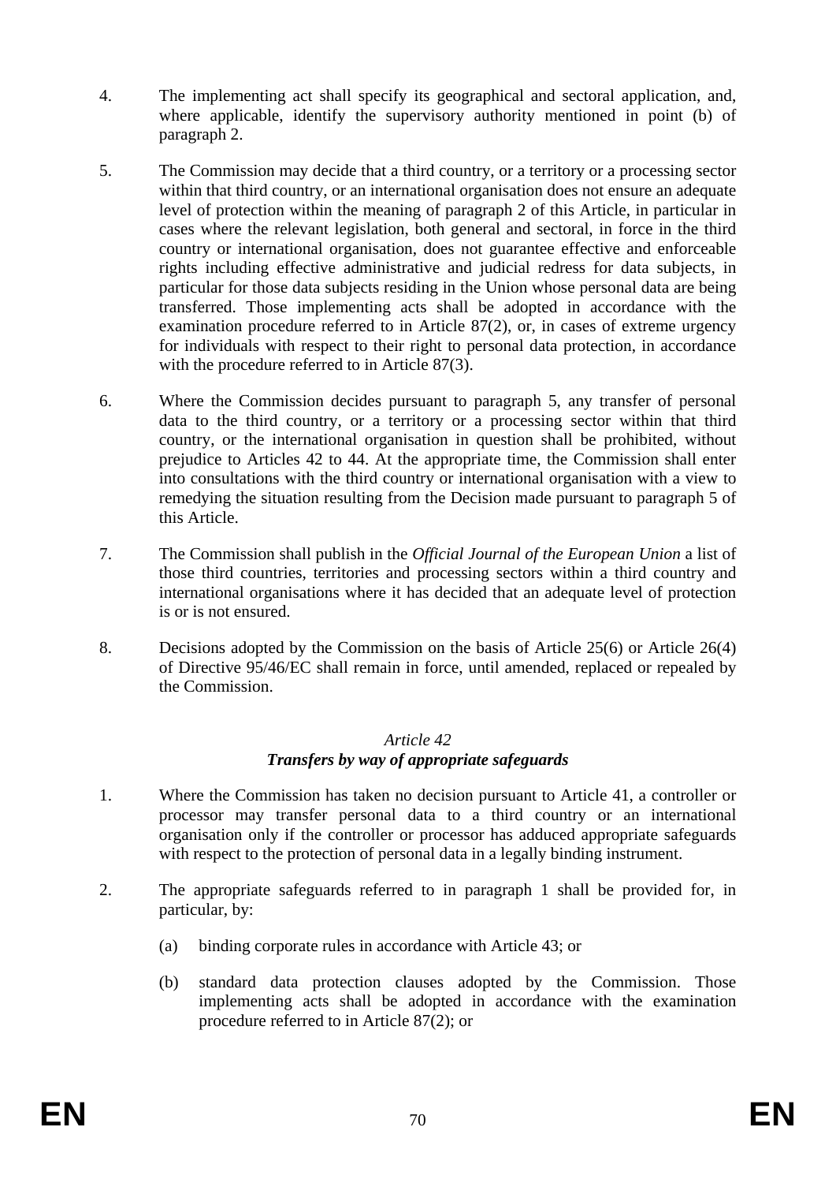4. The implementing act shall specify its geographical and sectoral application, and, where applicable, identify the supervisory authority mentioned in point (b) of paragraph 2.

5. The Commission may decide that a third country, or a territory or a processing sector within that third country, or an international organisation does not ensure an adequate level of protection within the meaning of paragraph 2 of this Article, in particular in cases where the relevant legislation, both general and sectoral, in force in the third country or international organisation, does not guarantee effective and enforceable rights including effective administrative and judicial redress for data subjects, in particular for those data subjects residing in the Union whose personal data are being transferred. Those implementing acts shall be adopted in accordance with the examination procedure referred to in Article 87(2), or, in cases of extreme urgency for individuals with respect to their right to personal data protection, in accordance with the procedure referred to in Article 87(3).

6. Where the Commission decides pursuant to paragraph 5, any transfer of personal data to the third country, or a territory or a processing sector within that third country, or the international organisation in question shall be prohibited, without prejudice to Articles 42 to 44. At the appropriate time, the Commission shall enter into consultations with the third country or international organisation with a view to remedying the situation resulting from the Decision made pursuant to paragraph 5 of this Article.

7. The Commission shall publish in the *Official Journal of the European Union* a list of those third countries, territories and processing sectors within a third country and international organisations where it has decided that an adequate level of protection is or is not ensured.

8. Decisions adopted by the Commission on the basis of Article 25(6) or Article 26(4) of Directive 95/46/EC shall remain in force, until amended, replaced or repealed by the Commission.

### *Article 42*
### ***Transfers by way of appropriate safeguards***

1. Where the Commission has taken no decision pursuant to Article 41, a controller or processor may transfer personal data to a third country or an international organisation only if the controller or processor has adduced appropriate safeguards with respect to the protection of personal data in a legally binding instrument.

2. The appropriate safeguards referred to in paragraph 1 shall be provided for, in particular, by:

   (a) binding corporate rules in accordance with Article 43; or

   (b) standard data protection clauses adopted by the Commission. Those implementing acts shall be adopted in accordance with the examination procedure referred to in Article 87(2); or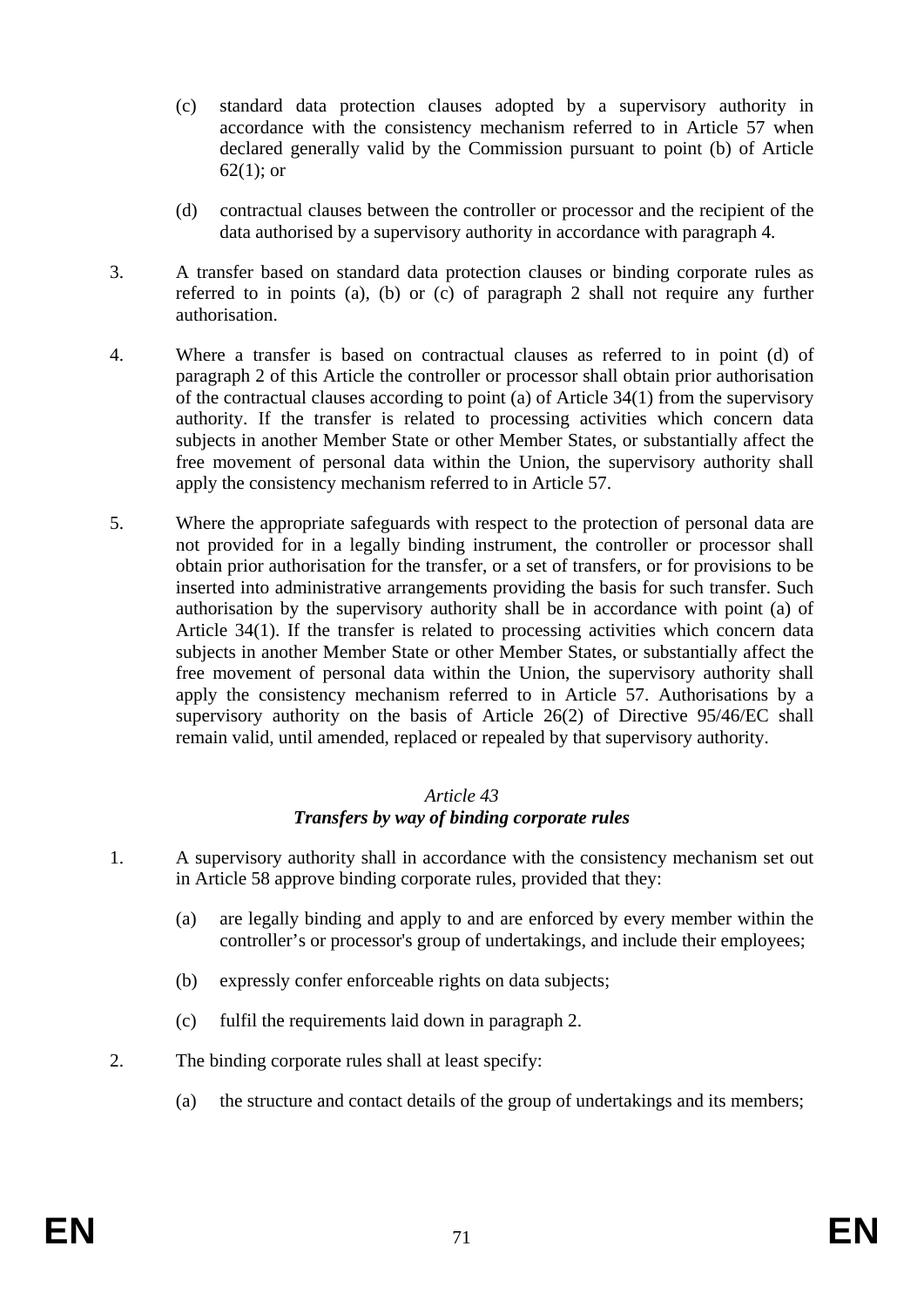(c) standard data protection clauses adopted by a supervisory authority in accordance with the consistency mechanism referred to in Article 57 when declared generally valid by the Commission pursuant to point (b) of Article 62(1); or

(d) contractual clauses between the controller or processor and the recipient of the data authorised by a supervisory authority in accordance with paragraph 4.

3. A transfer based on standard data protection clauses or binding corporate rules as referred to in points (a), (b) or (c) of paragraph 2 shall not require any further authorisation.

4. Where a transfer is based on contractual clauses as referred to in point (d) of paragraph 2 of this Article the controller or processor shall obtain prior authorisation of the contractual clauses according to point (a) of Article 34(1) from the supervisory authority. If the transfer is related to processing activities which concern data subjects in another Member State or other Member States, or substantially affect the free movement of personal data within the Union, the supervisory authority shall apply the consistency mechanism referred to in Article 57.

5. Where the appropriate safeguards with respect to the protection of personal data are not provided for in a legally binding instrument, the controller or processor shall obtain prior authorisation for the transfer, or a set of transfers, or for provisions to be inserted into administrative arrangements providing the basis for such transfer. Such authorisation by the supervisory authority shall be in accordance with point (a) of Article 34(1). If the transfer is related to processing activities which concern data subjects in another Member State or other Member States, or substantially affect the free movement of personal data within the Union, the supervisory authority shall apply the consistency mechanism referred to in Article 57. Authorisations by a supervisory authority on the basis of Article 26(2) of Directive 95/46/EC shall remain valid, until amended, replaced or repealed by that supervisory authority.

### *Article 43*
### ***Transfers by way of binding corporate rules***

1. A supervisory authority shall in accordance with the consistency mechanism set out in Article 58 approve binding corporate rules, provided that they:

   (a) are legally binding and apply to and are enforced by every member within the controller's or processor's group of undertakings, and include their employees;

   (b) expressly confer enforceable rights on data subjects;

   (c) fulfil the requirements laid down in paragraph 2.

2. The binding corporate rules shall at least specify:

   (a) the structure and contact details of the group of undertakings and its members;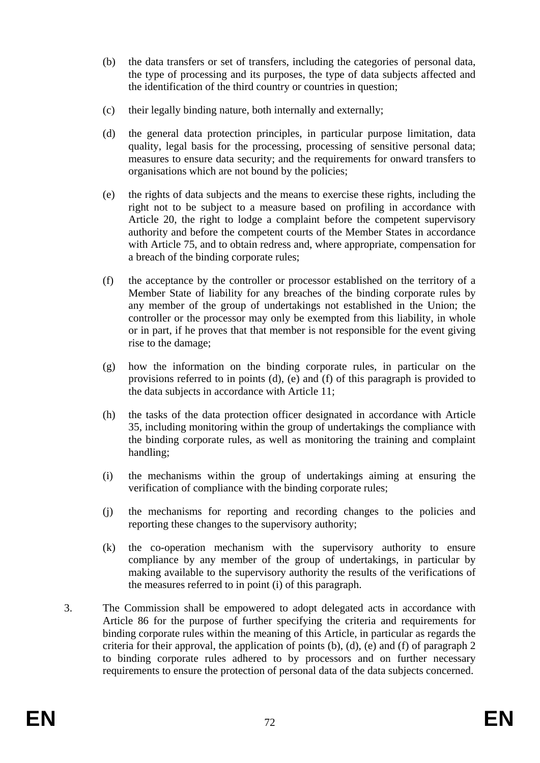(b) the data transfers or set of transfers, including the categories of personal data, the type of processing and its purposes, the type of data subjects affected and the identification of the third country or countries in question;

(c) their legally binding nature, both internally and externally;

(d) the general data protection principles, in particular purpose limitation, data quality, legal basis for the processing, processing of sensitive personal data; measures to ensure data security; and the requirements for onward transfers to organisations which are not bound by the policies;

(e) the rights of data subjects and the means to exercise these rights, including the right not to be subject to a measure based on profiling in accordance with Article 20, the right to lodge a complaint before the competent supervisory authority and before the competent courts of the Member States in accordance with Article 75, and to obtain redress and, where appropriate, compensation for a breach of the binding corporate rules;

(f) the acceptance by the controller or processor established on the territory of a Member State of liability for any breaches of the binding corporate rules by any member of the group of undertakings not established in the Union; the controller or the processor may only be exempted from this liability, in whole or in part, if he proves that that member is not responsible for the event giving rise to the damage;

(g) how the information on the binding corporate rules, in particular on the provisions referred to in points (d), (e) and (f) of this paragraph is provided to the data subjects in accordance with Article 11;

(h) the tasks of the data protection officer designated in accordance with Article 35, including monitoring within the group of undertakings the compliance with the binding corporate rules, as well as monitoring the training and complaint handling;

(i) the mechanisms within the group of undertakings aiming at ensuring the verification of compliance with the binding corporate rules;

(j) the mechanisms for reporting and recording changes to the policies and reporting these changes to the supervisory authority;

(k) the co-operation mechanism with the supervisory authority to ensure compliance by any member of the group of undertakings, in particular by making available to the supervisory authority the results of the verifications of the measures referred to in point (i) of this paragraph.

3. The Commission shall be empowered to adopt delegated acts in accordance with Article 86 for the purpose of further specifying the criteria and requirements for binding corporate rules within the meaning of this Article, in particular as regards the criteria for their approval, the application of points (b), (d), (e) and (f) of paragraph 2 to binding corporate rules adhered to by processors and on further necessary requirements to ensure the protection of personal data of the data subjects concerned.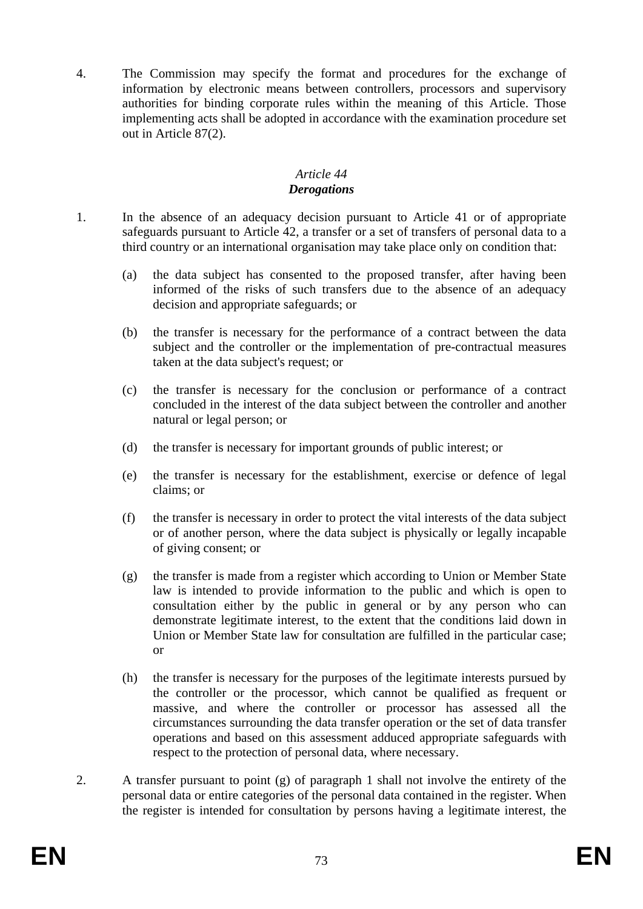4. The Commission may specify the format and procedures for the exchange of information by electronic means between controllers, processors and supervisory authorities for binding corporate rules within the meaning of this Article. Those implementing acts shall be adopted in accordance with the examination procedure set out in Article 87(2).

### *Article 44*
### ***Derogations***

1. In the absence of an adequacy decision pursuant to Article 41 or of appropriate safeguards pursuant to Article 42, a transfer or a set of transfers of personal data to a third country or an international organisation may take place only on condition that:

   (a) the data subject has consented to the proposed transfer, after having been informed of the risks of such transfers due to the absence of an adequacy decision and appropriate safeguards; or

   (b) the transfer is necessary for the performance of a contract between the data subject and the controller or the implementation of pre-contractual measures taken at the data subject's request; or

   (c) the transfer is necessary for the conclusion or performance of a contract concluded in the interest of the data subject between the controller and another natural or legal person; or

   (d) the transfer is necessary for important grounds of public interest; or

   (e) the transfer is necessary for the establishment, exercise or defence of legal claims; or

   (f) the transfer is necessary in order to protect the vital interests of the data subject or of another person, where the data subject is physically or legally incapable of giving consent; or

   (g) the transfer is made from a register which according to Union or Member State law is intended to provide information to the public and which is open to consultation either by the public in general or by any person who can demonstrate legitimate interest, to the extent that the conditions laid down in Union or Member State law for consultation are fulfilled in the particular case; or

   (h) the transfer is necessary for the purposes of the legitimate interests pursued by the controller or the processor, which cannot be qualified as frequent or massive, and where the controller or processor has assessed all the circumstances surrounding the data transfer operation or the set of data transfer operations and based on this assessment adduced appropriate safeguards with respect to the protection of personal data, where necessary.

2. A transfer pursuant to point (g) of paragraph 1 shall not involve the entirety of the personal data or entire categories of the personal data contained in the register. When the register is intended for consultation by persons having a legitimate interest, the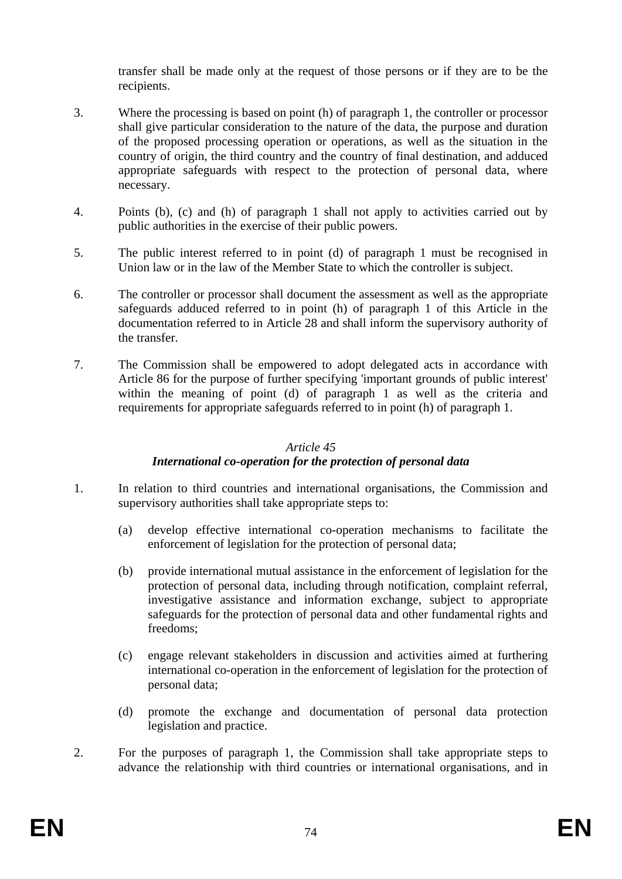transfer shall be made only at the request of those persons or if they are to be the recipients.

3. Where the processing is based on point (h) of paragraph 1, the controller or processor shall give particular consideration to the nature of the data, the purpose and duration of the proposed processing operation or operations, as well as the situation in the country of origin, the third country and the country of final destination, and adduced appropriate safeguards with respect to the protection of personal data, where necessary.

4. Points (b), (c) and (h) of paragraph 1 shall not apply to activities carried out by public authorities in the exercise of their public powers.

5. The public interest referred to in point (d) of paragraph 1 must be recognised in Union law or in the law of the Member State to which the controller is subject.

6. The controller or processor shall document the assessment as well as the appropriate safeguards adduced referred to in point (h) of paragraph 1 of this Article in the documentation referred to in Article 28 and shall inform the supervisory authority of the transfer.

7. The Commission shall be empowered to adopt delegated acts in accordance with Article 86 for the purpose of further specifying 'important grounds of public interest' within the meaning of point (d) of paragraph 1 as well as the criteria and requirements for appropriate safeguards referred to in point (h) of paragraph 1.

### *Article 45*
### ***International co-operation for the protection of personal data***

1. In relation to third countries and international organisations, the Commission and supervisory authorities shall take appropriate steps to:

   (a) develop effective international co-operation mechanisms to facilitate the enforcement of legislation for the protection of personal data;

   (b) provide international mutual assistance in the enforcement of legislation for the protection of personal data, including through notification, complaint referral, investigative assistance and information exchange, subject to appropriate safeguards for the protection of personal data and other fundamental rights and freedoms;

   (c) engage relevant stakeholders in discussion and activities aimed at furthering international co-operation in the enforcement of legislation for the protection of personal data;

   (d) promote the exchange and documentation of personal data protection legislation and practice.

2. For the purposes of paragraph 1, the Commission shall take appropriate steps to advance the relationship with third countries or international organisations, and in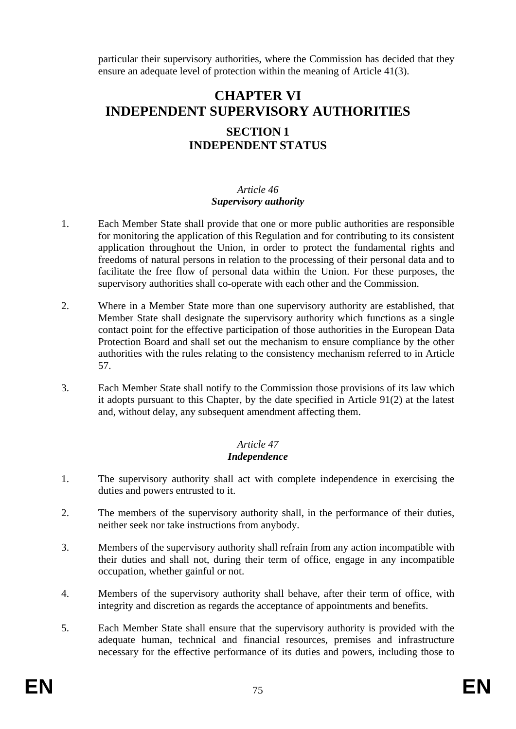particular their supervisory authorities, where the Commission has decided that they ensure an adequate level of protection within the meaning of Article 41(3).

# CHAPTER VI
# INDEPENDENT SUPERVISORY AUTHORITIES

## SECTION 1
## INDEPENDENT STATUS

### *Article 46*
### ***Supervisory authority***

1. Each Member State shall provide that one or more public authorities are responsible for monitoring the application of this Regulation and for contributing to its consistent application throughout the Union, in order to protect the fundamental rights and freedoms of natural persons in relation to the processing of their personal data and to facilitate the free flow of personal data within the Union. For these purposes, the supervisory authorities shall co-operate with each other and the Commission.

2. Where in a Member State more than one supervisory authority are established, that Member State shall designate the supervisory authority which functions as a single contact point for the effective participation of those authorities in the European Data Protection Board and shall set out the mechanism to ensure compliance by the other authorities with the rules relating to the consistency mechanism referred to in Article 57.

3. Each Member State shall notify to the Commission those provisions of its law which it adopts pursuant to this Chapter, by the date specified in Article 91(2) at the latest and, without delay, any subsequent amendment affecting them.

### *Article 47*
### ***Independence***

1. The supervisory authority shall act with complete independence in exercising the duties and powers entrusted to it.

2. The members of the supervisory authority shall, in the performance of their duties, neither seek nor take instructions from anybody.

3. Members of the supervisory authority shall refrain from any action incompatible with their duties and shall not, during their term of office, engage in any incompatible occupation, whether gainful or not.

4. Members of the supervisory authority shall behave, after their term of office, with integrity and discretion as regards the acceptance of appointments and benefits.

5. Each Member State shall ensure that the supervisory authority is provided with the adequate human, technical and financial resources, premises and infrastructure necessary for the effective performance of its duties and powers, including those to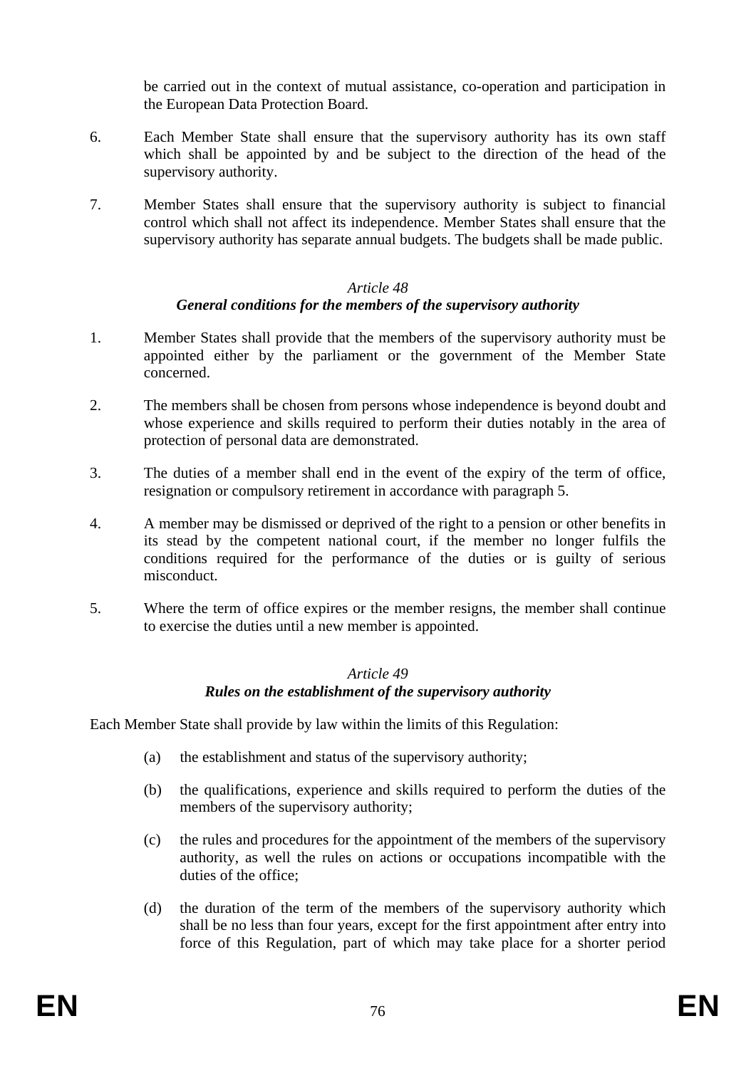be carried out in the context of mutual assistance, co-operation and participation in the European Data Protection Board.

6. Each Member State shall ensure that the supervisory authority has its own staff which shall be appointed by and be subject to the direction of the head of the supervisory authority.

7. Member States shall ensure that the supervisory authority is subject to financial control which shall not affect its independence. Member States shall ensure that the supervisory authority has separate annual budgets. The budgets shall be made public.

### *Article 48*
### ***General conditions for the members of the supervisory authority***

1. Member States shall provide that the members of the supervisory authority must be appointed either by the parliament or the government of the Member State concerned.

2. The members shall be chosen from persons whose independence is beyond doubt and whose experience and skills required to perform their duties notably in the area of protection of personal data are demonstrated.

3. The duties of a member shall end in the event of the expiry of the term of office, resignation or compulsory retirement in accordance with paragraph 5.

4. A member may be dismissed or deprived of the right to a pension or other benefits in its stead by the competent national court, if the member no longer fulfils the conditions required for the performance of the duties or is guilty of serious misconduct.

5. Where the term of office expires or the member resigns, the member shall continue to exercise the duties until a new member is appointed.

### *Article 49*
### ***Rules on the establishment of the supervisory authority***

Each Member State shall provide by law within the limits of this Regulation:

(a) the establishment and status of the supervisory authority;

(b) the qualifications, experience and skills required to perform the duties of the members of the supervisory authority;

(c) the rules and procedures for the appointment of the members of the supervisory authority, as well the rules on actions or occupations incompatible with the duties of the office;

(d) the duration of the term of the members of the supervisory authority which shall be no less than four years, except for the first appointment after entry into force of this Regulation, part of which may take place for a shorter period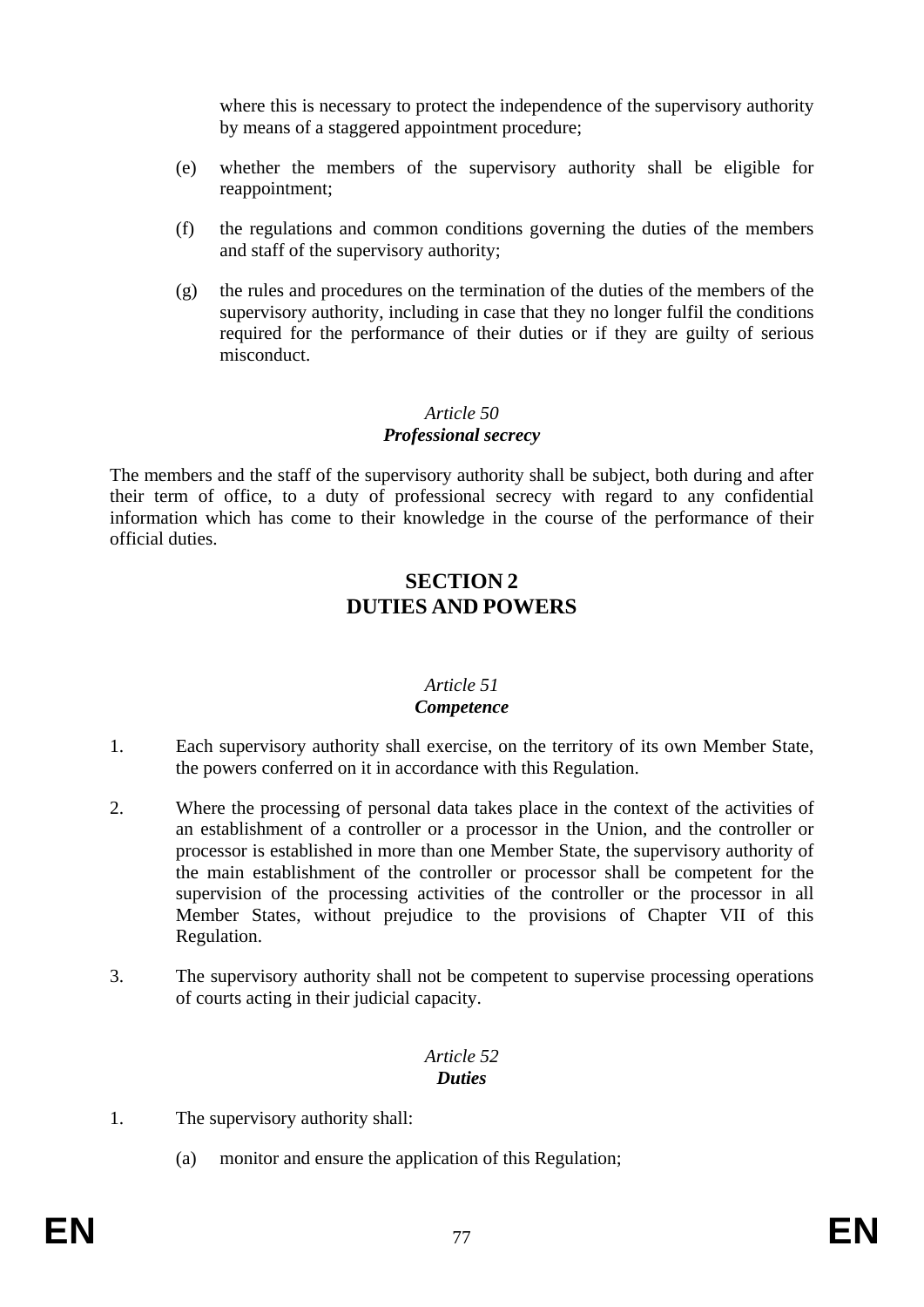where this is necessary to protect the independence of the supervisory authority by means of a staggered appointment procedure;

(e) whether the members of the supervisory authority shall be eligible for reappointment;

(f) the regulations and common conditions governing the duties of the members and staff of the supervisory authority;

(g) the rules and procedures on the termination of the duties of the members of the supervisory authority, including in case that they no longer fulfil the conditions required for the performance of their duties or if they are guilty of serious misconduct.

### *Article 50*
### ***Professional secrecy***

The members and the staff of the supervisory authority shall be subject, both during and after their term of office, to a duty of professional secrecy with regard to any confidential information which has come to their knowledge in the course of the performance of their official duties.

## SECTION 2
## DUTIES AND POWERS

### *Article 51*
### ***Competence***

1. Each supervisory authority shall exercise, on the territory of its own Member State, the powers conferred on it in accordance with this Regulation.

2. Where the processing of personal data takes place in the context of the activities of an establishment of a controller or a processor in the Union, and the controller or processor is established in more than one Member State, the supervisory authority of the main establishment of the controller or processor shall be competent for the supervision of the processing activities of the controller or the processor in all Member States, without prejudice to the provisions of Chapter VII of this Regulation.

3. The supervisory authority shall not be competent to supervise processing operations of courts acting in their judicial capacity.

### *Article 52*
### ***Duties***

1. The supervisory authority shall:

   (a) monitor and ensure the application of this Regulation;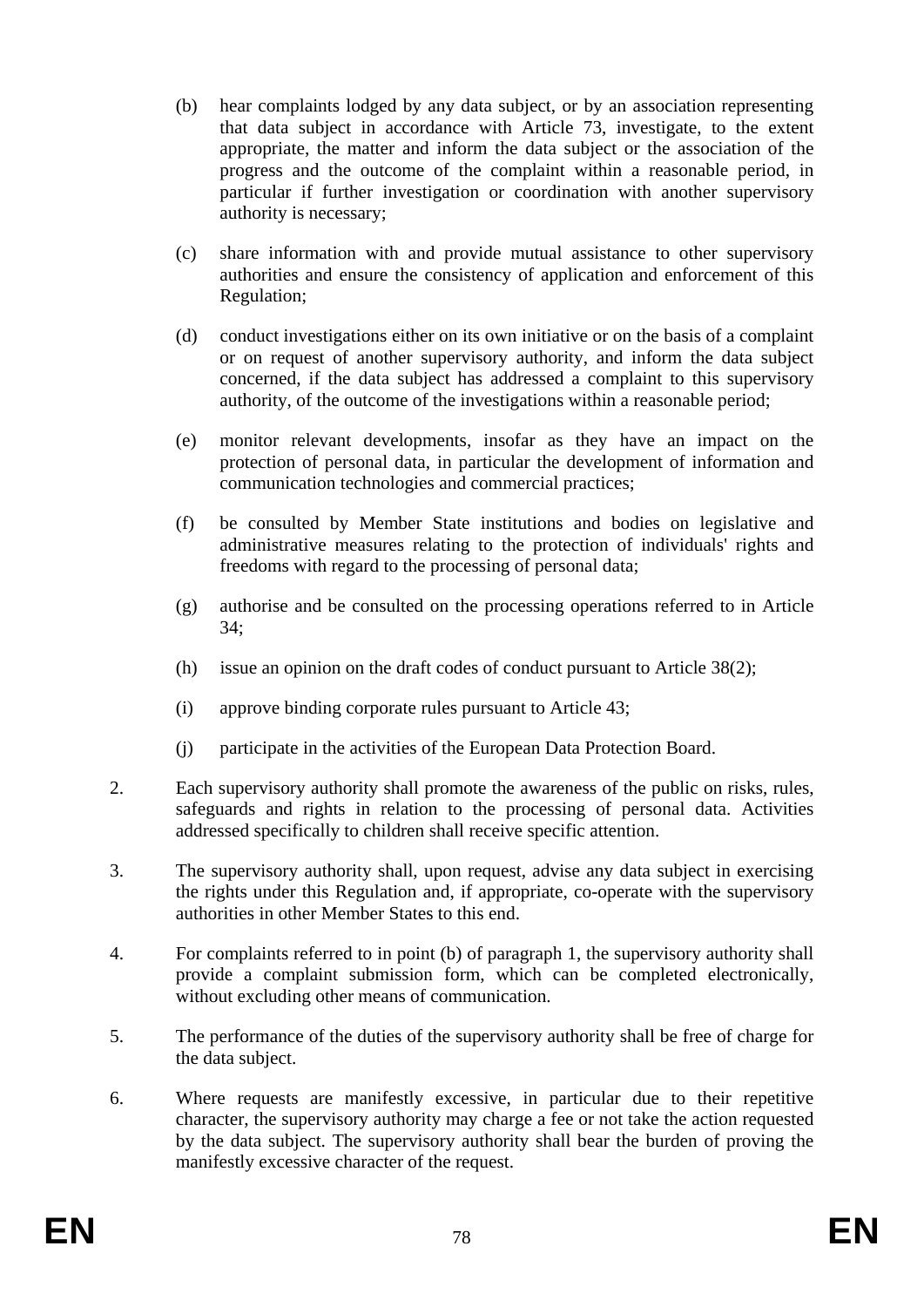(b) hear complaints lodged by any data subject, or by an association representing that data subject in accordance with Article 73, investigate, to the extent appropriate, the matter and inform the data subject or the association of the progress and the outcome of the complaint within a reasonable period, in particular if further investigation or coordination with another supervisory authority is necessary;

(c) share information with and provide mutual assistance to other supervisory authorities and ensure the consistency of application and enforcement of this Regulation;

(d) conduct investigations either on its own initiative or on the basis of a complaint or on request of another supervisory authority, and inform the data subject concerned, if the data subject has addressed a complaint to this supervisory authority, of the outcome of the investigations within a reasonable period;

(e) monitor relevant developments, insofar as they have an impact on the protection of personal data, in particular the development of information and communication technologies and commercial practices;

(f) be consulted by Member State institutions and bodies on legislative and administrative measures relating to the protection of individuals' rights and freedoms with regard to the processing of personal data;

(g) authorise and be consulted on the processing operations referred to in Article 34;

(h) issue an opinion on the draft codes of conduct pursuant to Article 38(2);

(i) approve binding corporate rules pursuant to Article 43;

(j) participate in the activities of the European Data Protection Board.

2. Each supervisory authority shall promote the awareness of the public on risks, rules, safeguards and rights in relation to the processing of personal data. Activities addressed specifically to children shall receive specific attention.

3. The supervisory authority shall, upon request, advise any data subject in exercising the rights under this Regulation and, if appropriate, co-operate with the supervisory authorities in other Member States to this end.

4. For complaints referred to in point (b) of paragraph 1, the supervisory authority shall provide a complaint submission form, which can be completed electronically, without excluding other means of communication.

5. The performance of the duties of the supervisory authority shall be free of charge for the data subject.

6. Where requests are manifestly excessive, in particular due to their repetitive character, the supervisory authority may charge a fee or not take the action requested by the data subject. The supervisory authority shall bear the burden of proving the manifestly excessive character of the request.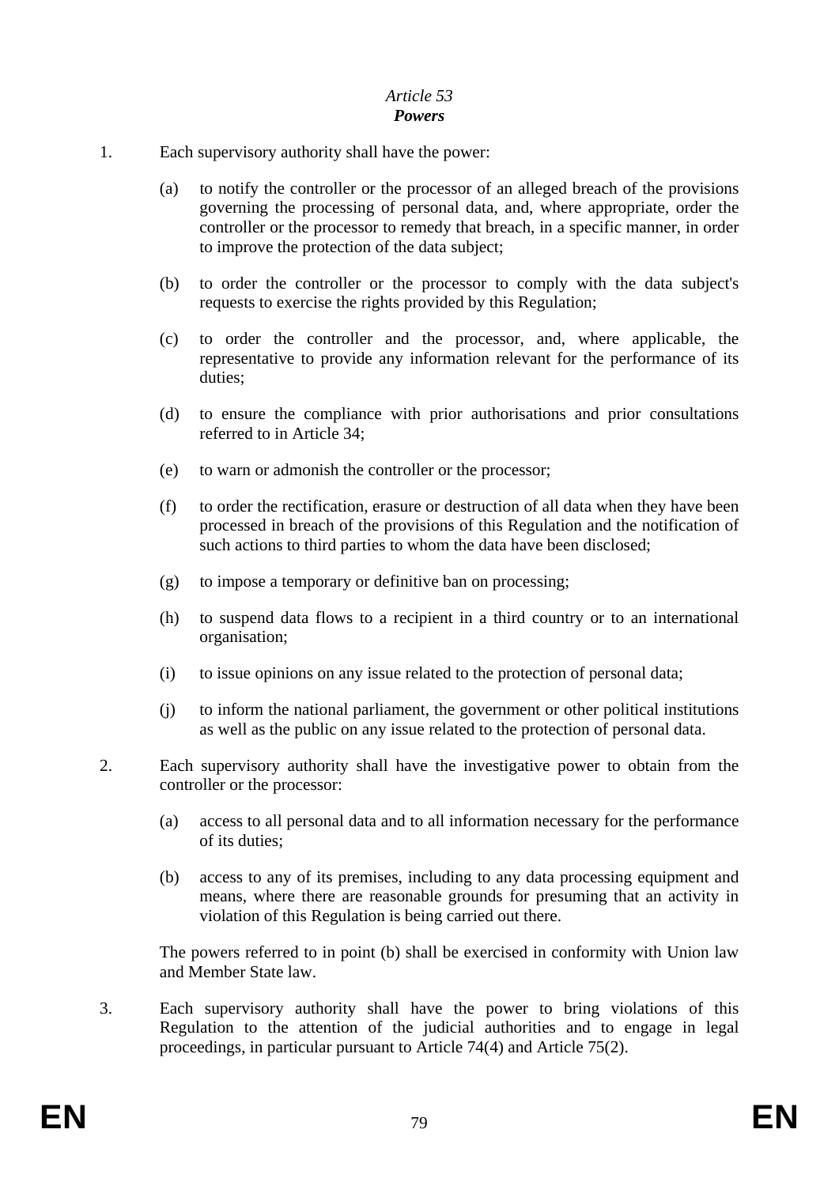*Article 53*

***Powers***

1. Each supervisory authority shall have the power:

   (a) to notify the controller or the processor of an alleged breach of the provisions governing the processing of personal data, and, where appropriate, order the controller or the processor to remedy that breach, in a specific manner, in order to improve the protection of the data subject;

   (b) to order the controller or the processor to comply with the data subject's requests to exercise the rights provided by this Regulation;

   (c) to order the controller and the processor, and, where applicable, the representative to provide any information relevant for the performance of its duties;

   (d) to ensure the compliance with prior authorisations and prior consultations referred to in Article 34;

   (e) to warn or admonish the controller or the processor;

   (f) to order the rectification, erasure or destruction of all data when they have been processed in breach of the provisions of this Regulation and the notification of such actions to third parties to whom the data have been disclosed;

   (g) to impose a temporary or definitive ban on processing;

   (h) to suspend data flows to a recipient in a third country or to an international organisation;

   (i) to issue opinions on any issue related to the protection of personal data;

   (j) to inform the national parliament, the government or other political institutions as well as the public on any issue related to the protection of personal data.

2. Each supervisory authority shall have the investigative power to obtain from the controller or the processor:

   (a) access to all personal data and to all information necessary for the performance of its duties;

   (b) access to any of its premises, including to any data processing equipment and means, where there are reasonable grounds for presuming that an activity in violation of this Regulation is being carried out there.

   The powers referred to in point (b) shall be exercised in conformity with Union law and Member State law.

3. Each supervisory authority shall have the power to bring violations of this Regulation to the attention of the judicial authorities and to engage in legal proceedings, in particular pursuant to Article 74(4) and Article 75(2).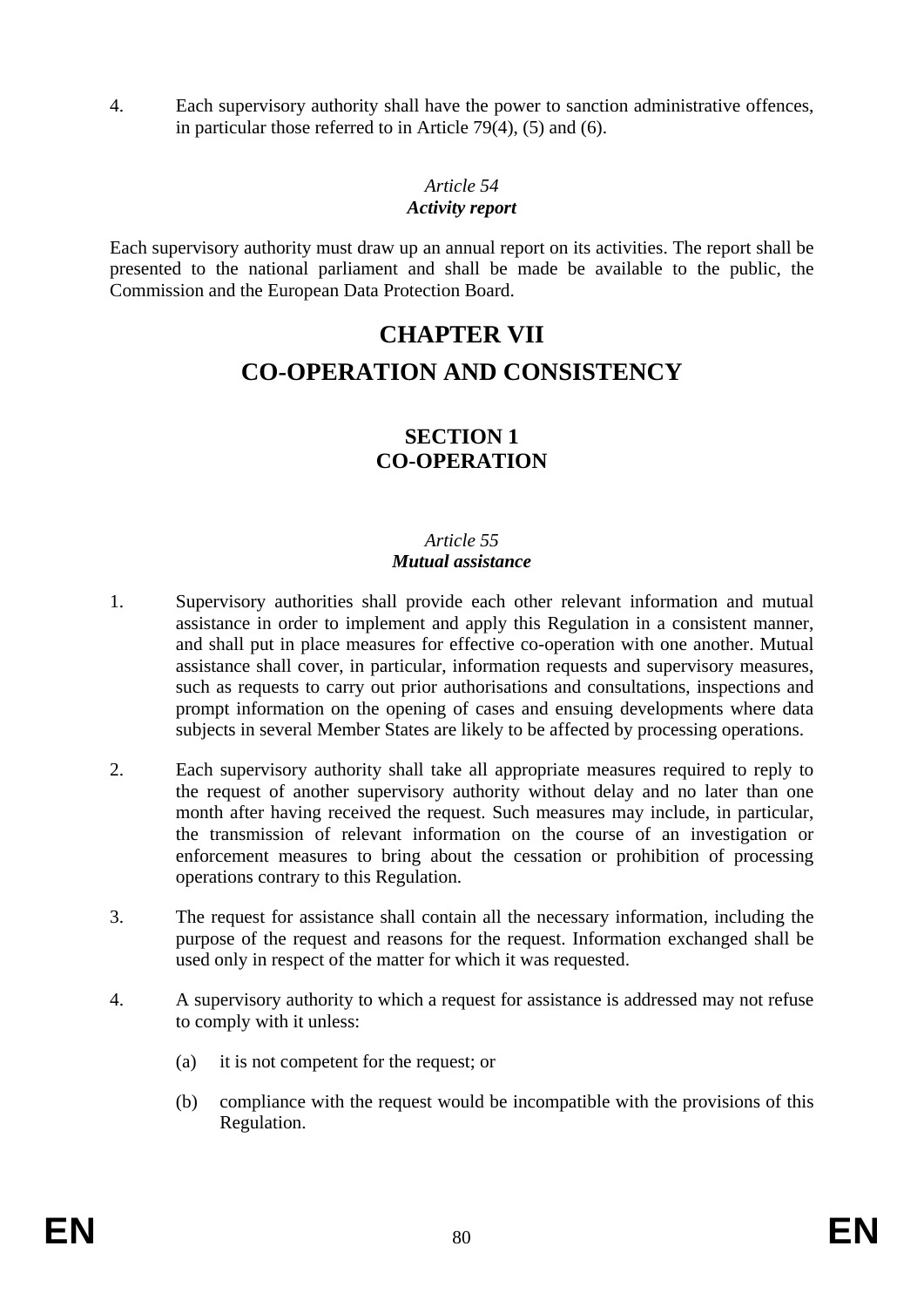4. Each supervisory authority shall have the power to sanction administrative offences, in particular those referred to in Article 79(4), (5) and (6).

*Article 54*
***Activity report***

Each supervisory authority must draw up an annual report on its activities. The report shall be presented to the national parliament and shall be made be available to the public, the Commission and the European Data Protection Board.

# CHAPTER VII
# CO-OPERATION AND CONSISTENCY

## SECTION 1
## CO-OPERATION

*Article 55*
***Mutual assistance***

1. Supervisory authorities shall provide each other relevant information and mutual assistance in order to implement and apply this Regulation in a consistent manner, and shall put in place measures for effective co-operation with one another. Mutual assistance shall cover, in particular, information requests and supervisory measures, such as requests to carry out prior authorisations and consultations, inspections and prompt information on the opening of cases and ensuing developments where data subjects in several Member States are likely to be affected by processing operations.

2. Each supervisory authority shall take all appropriate measures required to reply to the request of another supervisory authority without delay and no later than one month after having received the request. Such measures may include, in particular, the transmission of relevant information on the course of an investigation or enforcement measures to bring about the cessation or prohibition of processing operations contrary to this Regulation.

3. The request for assistance shall contain all the necessary information, including the purpose of the request and reasons for the request. Information exchanged shall be used only in respect of the matter for which it was requested.

4. A supervisory authority to which a request for assistance is addressed may not refuse to comply with it unless:

   (a) it is not competent for the request; or

   (b) compliance with the request would be incompatible with the provisions of this Regulation.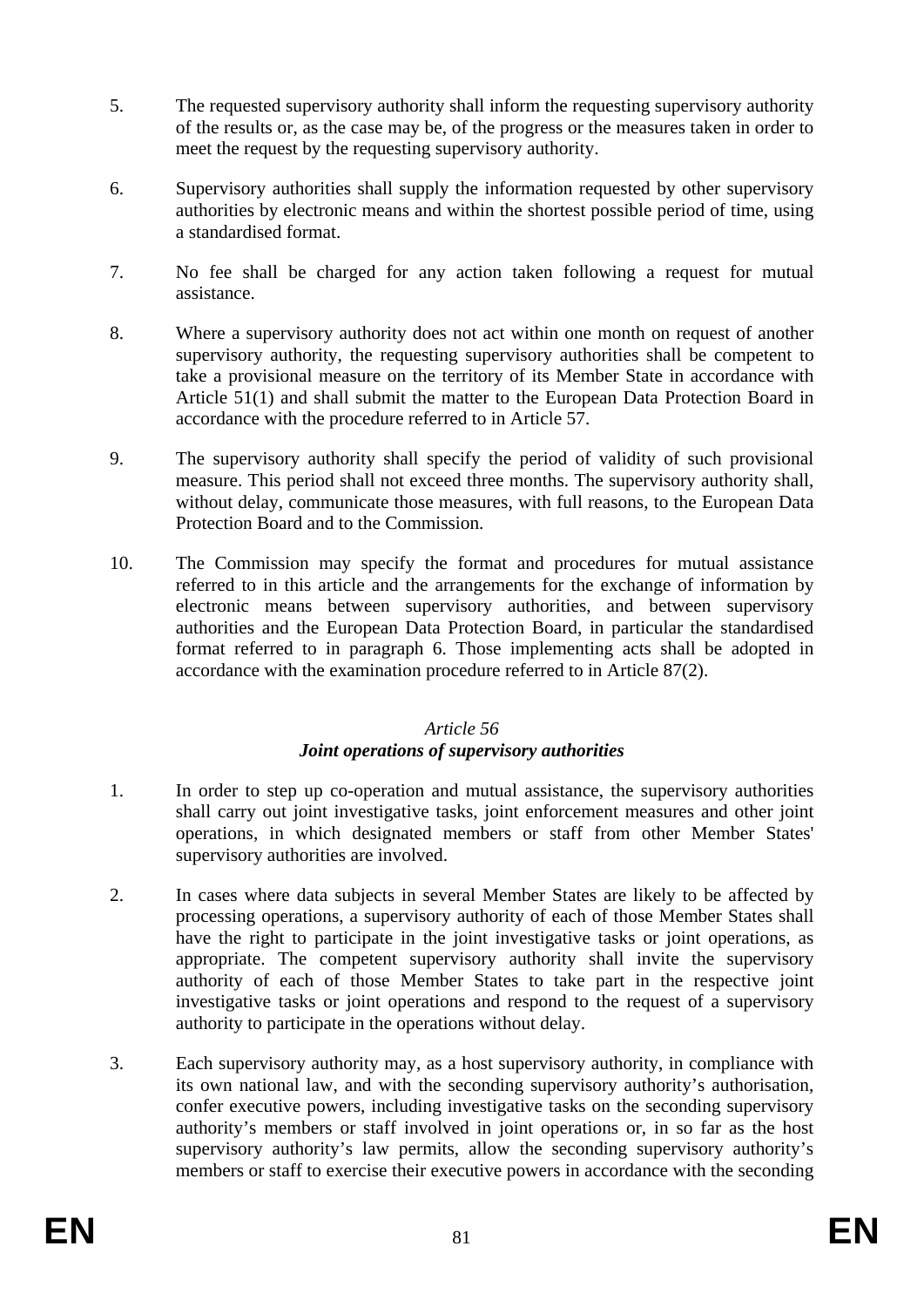5. The requested supervisory authority shall inform the requesting supervisory authority of the results or, as the case may be, of the progress or the measures taken in order to meet the request by the requesting supervisory authority.

6. Supervisory authorities shall supply the information requested by other supervisory authorities by electronic means and within the shortest possible period of time, using a standardised format.

7. No fee shall be charged for any action taken following a request for mutual assistance.

8. Where a supervisory authority does not act within one month on request of another supervisory authority, the requesting supervisory authorities shall be competent to take a provisional measure on the territory of its Member State in accordance with Article 51(1) and shall submit the matter to the European Data Protection Board in accordance with the procedure referred to in Article 57.

9. The supervisory authority shall specify the period of validity of such provisional measure. This period shall not exceed three months. The supervisory authority shall, without delay, communicate those measures, with full reasons, to the European Data Protection Board and to the Commission.

10. The Commission may specify the format and procedures for mutual assistance referred to in this article and the arrangements for the exchange of information by electronic means between supervisory authorities, and between supervisory authorities and the European Data Protection Board, in particular the standardised format referred to in paragraph 6. Those implementing acts shall be adopted in accordance with the examination procedure referred to in Article 87(2).

*Article 56*
***Joint operations of supervisory authorities***

1. In order to step up co-operation and mutual assistance, the supervisory authorities shall carry out joint investigative tasks, joint enforcement measures and other joint operations, in which designated members or staff from other Member States' supervisory authorities are involved.

2. In cases where data subjects in several Member States are likely to be affected by processing operations, a supervisory authority of each of those Member States shall have the right to participate in the joint investigative tasks or joint operations, as appropriate. The competent supervisory authority shall invite the supervisory authority of each of those Member States to take part in the respective joint investigative tasks or joint operations and respond to the request of a supervisory authority to participate in the operations without delay.

3. Each supervisory authority may, as a host supervisory authority, in compliance with its own national law, and with the seconding supervisory authority's authorisation, confer executive powers, including investigative tasks on the seconding supervisory authority's members or staff involved in joint operations or, in so far as the host supervisory authority's law permits, allow the seconding supervisory authority's members or staff to exercise their executive powers in accordance with the seconding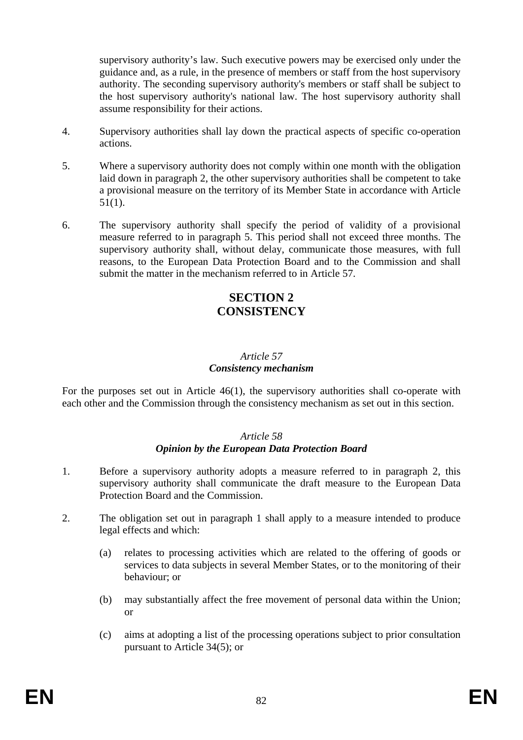supervisory authority's law. Such executive powers may be exercised only under the guidance and, as a rule, in the presence of members or staff from the host supervisory authority. The seconding supervisory authority's members or staff shall be subject to the host supervisory authority's national law. The host supervisory authority shall assume responsibility for their actions.

4. Supervisory authorities shall lay down the practical aspects of specific co-operation actions.

5. Where a supervisory authority does not comply within one month with the obligation laid down in paragraph 2, the other supervisory authorities shall be competent to take a provisional measure on the territory of its Member State in accordance with Article 51(1).

6. The supervisory authority shall specify the period of validity of a provisional measure referred to in paragraph 5. This period shall not exceed three months. The supervisory authority shall, without delay, communicate those measures, with full reasons, to the European Data Protection Board and to the Commission and shall submit the matter in the mechanism referred to in Article 57.

## SECTION 2
## CONSISTENCY

### *Article 57*
### ***Consistency mechanism***

For the purposes set out in Article 46(1), the supervisory authorities shall co-operate with each other and the Commission through the consistency mechanism as set out in this section.

### *Article 58*
### ***Opinion by the European Data Protection Board***

1. Before a supervisory authority adopts a measure referred to in paragraph 2, this supervisory authority shall communicate the draft measure to the European Data Protection Board and the Commission.

2. The obligation set out in paragraph 1 shall apply to a measure intended to produce legal effects and which:

   (a) relates to processing activities which are related to the offering of goods or services to data subjects in several Member States, or to the monitoring of their behaviour; or

   (b) may substantially affect the free movement of personal data within the Union; or

   (c) aims at adopting a list of the processing operations subject to prior consultation pursuant to Article 34(5); or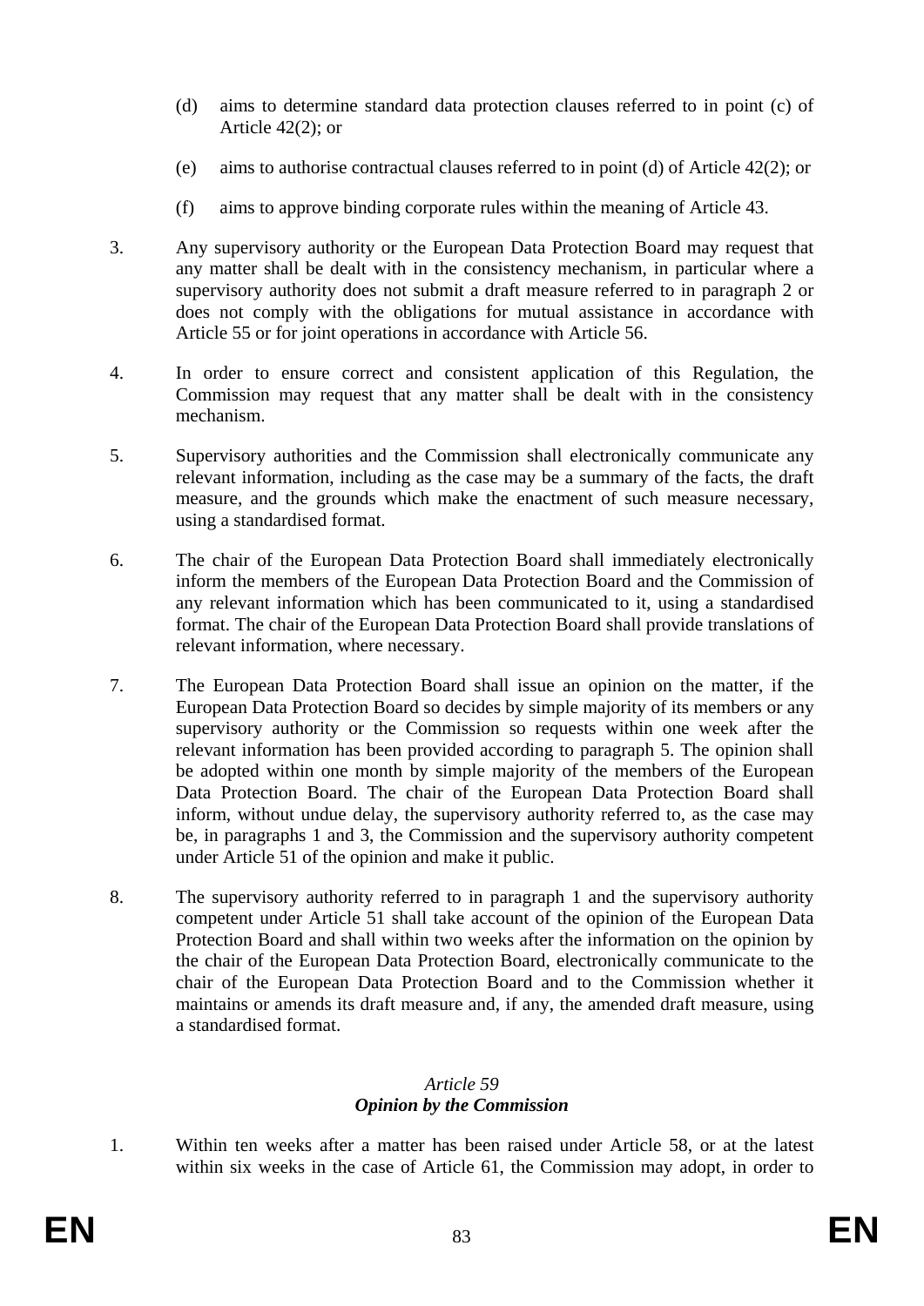(d) aims to determine standard data protection clauses referred to in point (c) of Article 42(2); or

(e) aims to authorise contractual clauses referred to in point (d) of Article 42(2); or

(f) aims to approve binding corporate rules within the meaning of Article 43.

3. Any supervisory authority or the European Data Protection Board may request that any matter shall be dealt with in the consistency mechanism, in particular where a supervisory authority does not submit a draft measure referred to in paragraph 2 or does not comply with the obligations for mutual assistance in accordance with Article 55 or for joint operations in accordance with Article 56.

4. In order to ensure correct and consistent application of this Regulation, the Commission may request that any matter shall be dealt with in the consistency mechanism.

5. Supervisory authorities and the Commission shall electronically communicate any relevant information, including as the case may be a summary of the facts, the draft measure, and the grounds which make the enactment of such measure necessary, using a standardised format.

6. The chair of the European Data Protection Board shall immediately electronically inform the members of the European Data Protection Board and the Commission of any relevant information which has been communicated to it, using a standardised format. The chair of the European Data Protection Board shall provide translations of relevant information, where necessary.

7. The European Data Protection Board shall issue an opinion on the matter, if the European Data Protection Board so decides by simple majority of its members or any supervisory authority or the Commission so requests within one week after the relevant information has been provided according to paragraph 5. The opinion shall be adopted within one month by simple majority of the members of the European Data Protection Board. The chair of the European Data Protection Board shall inform, without undue delay, the supervisory authority referred to, as the case may be, in paragraphs 1 and 3, the Commission and the supervisory authority competent under Article 51 of the opinion and make it public.

8. The supervisory authority referred to in paragraph 1 and the supervisory authority competent under Article 51 shall take account of the opinion of the European Data Protection Board and shall within two weeks after the information on the opinion by the chair of the European Data Protection Board, electronically communicate to the chair of the European Data Protection Board and to the Commission whether it maintains or amends its draft measure and, if any, the amended draft measure, using a standardised format.

*Article 59*
***Opinion by the Commission***

1. Within ten weeks after a matter has been raised under Article 58, or at the latest within six weeks in the case of Article 61, the Commission may adopt, in order to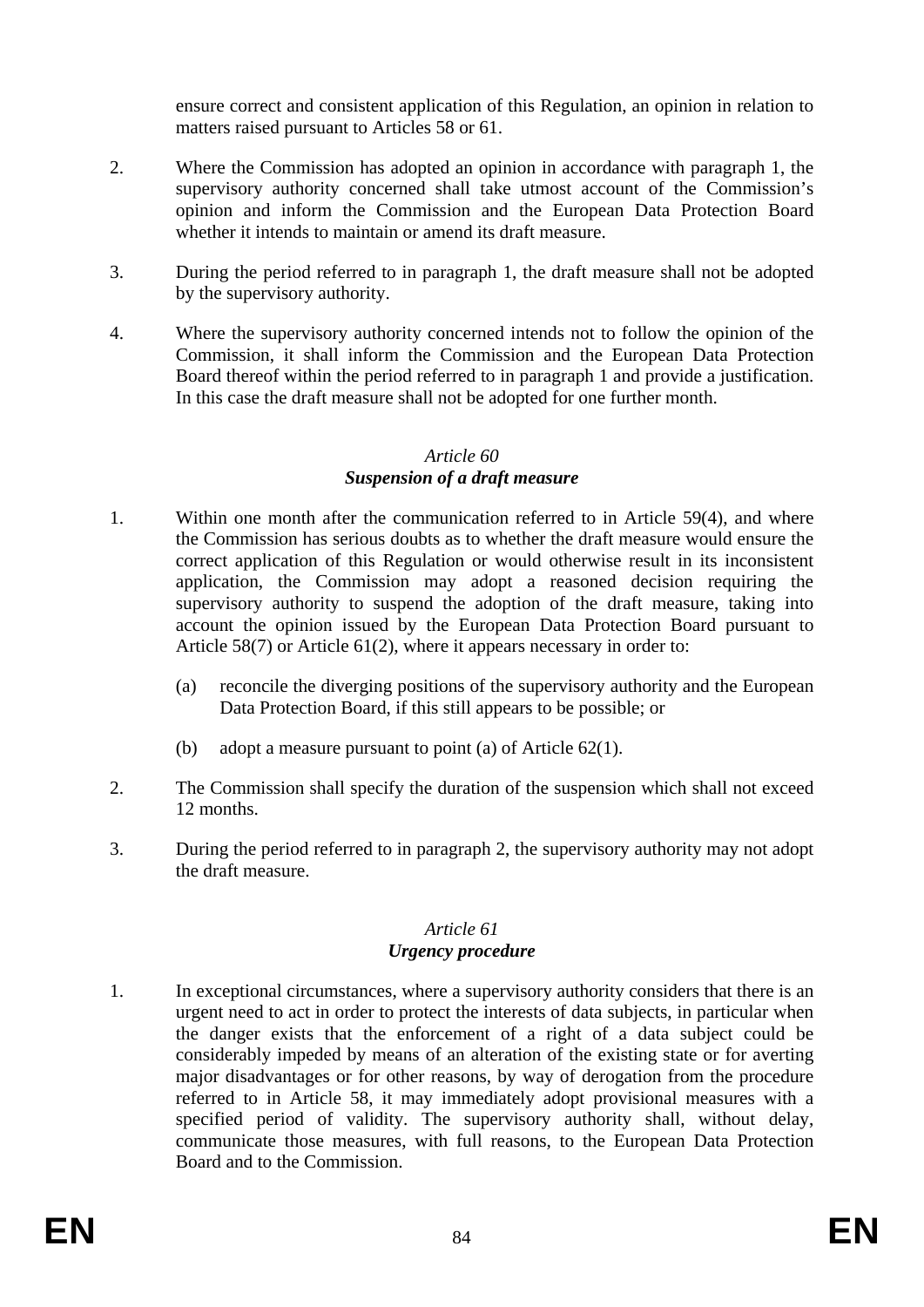ensure correct and consistent application of this Regulation, an opinion in relation to matters raised pursuant to Articles 58 or 61.

2. Where the Commission has adopted an opinion in accordance with paragraph 1, the supervisory authority concerned shall take utmost account of the Commission's opinion and inform the Commission and the European Data Protection Board whether it intends to maintain or amend its draft measure.

3. During the period referred to in paragraph 1, the draft measure shall not be adopted by the supervisory authority.

4. Where the supervisory authority concerned intends not to follow the opinion of the Commission, it shall inform the Commission and the European Data Protection Board thereof within the period referred to in paragraph 1 and provide a justification. In this case the draft measure shall not be adopted for one further month.

*Article 60*
***Suspension of a draft measure***

1. Within one month after the communication referred to in Article 59(4), and where the Commission has serious doubts as to whether the draft measure would ensure the correct application of this Regulation or would otherwise result in its inconsistent application, the Commission may adopt a reasoned decision requiring the supervisory authority to suspend the adoption of the draft measure, taking into account the opinion issued by the European Data Protection Board pursuant to Article 58(7) or Article 61(2), where it appears necessary in order to:

   (a) reconcile the diverging positions of the supervisory authority and the European Data Protection Board, if this still appears to be possible; or

   (b) adopt a measure pursuant to point (a) of Article 62(1).

2. The Commission shall specify the duration of the suspension which shall not exceed 12 months.

3. During the period referred to in paragraph 2, the supervisory authority may not adopt the draft measure.

*Article 61*
***Urgency procedure***

1. In exceptional circumstances, where a supervisory authority considers that there is an urgent need to act in order to protect the interests of data subjects, in particular when the danger exists that the enforcement of a right of a data subject could be considerably impeded by means of an alteration of the existing state or for averting major disadvantages or for other reasons, by way of derogation from the procedure referred to in Article 58, it may immediately adopt provisional measures with a specified period of validity. The supervisory authority shall, without delay, communicate those measures, with full reasons, to the European Data Protection Board and to the Commission.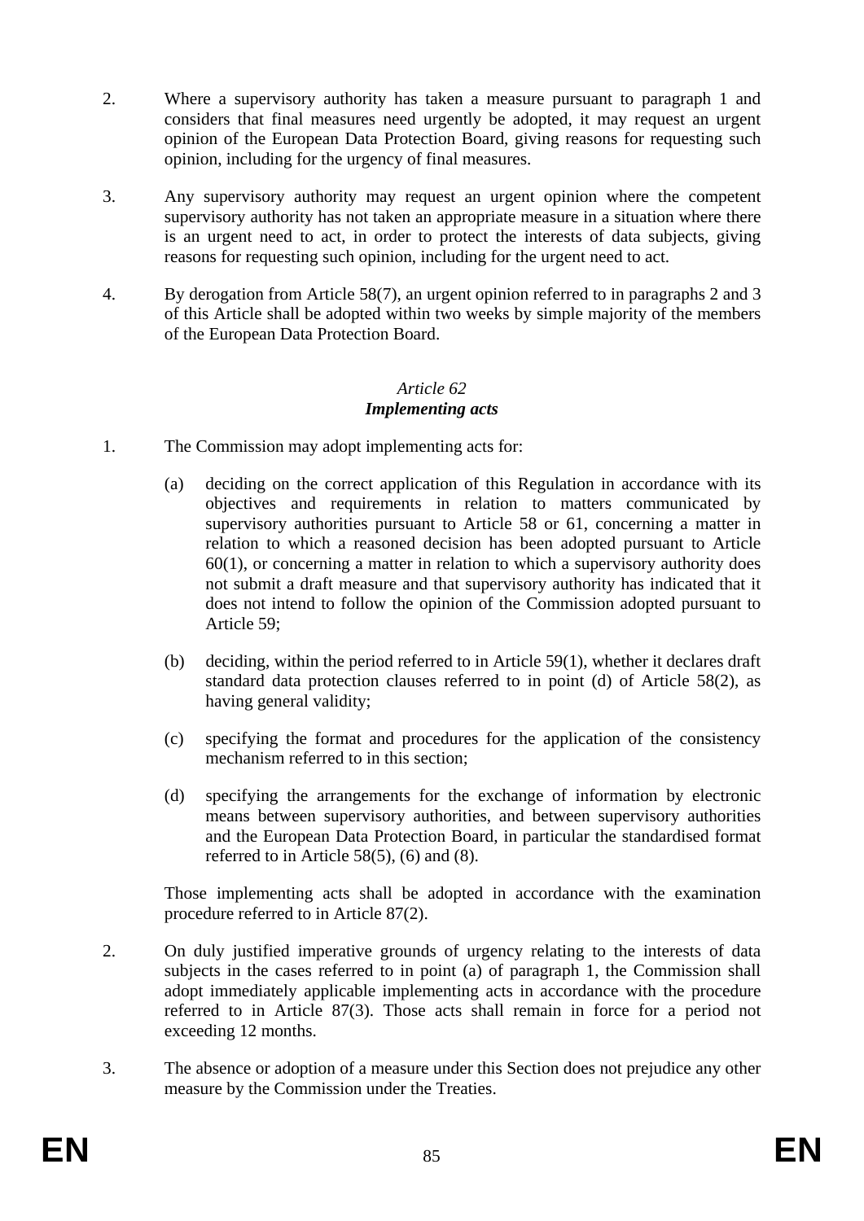2. Where a supervisory authority has taken a measure pursuant to paragraph 1 and considers that final measures need urgently be adopted, it may request an urgent opinion of the European Data Protection Board, giving reasons for requesting such opinion, including for the urgency of final measures.

3. Any supervisory authority may request an urgent opinion where the competent supervisory authority has not taken an appropriate measure in a situation where there is an urgent need to act, in order to protect the interests of data subjects, giving reasons for requesting such opinion, including for the urgent need to act.

4. By derogation from Article 58(7), an urgent opinion referred to in paragraphs 2 and 3 of this Article shall be adopted within two weeks by simple majority of the members of the European Data Protection Board.

### *Article 62*
### ***Implementing acts***

1. The Commission may adopt implementing acts for:

   (a) deciding on the correct application of this Regulation in accordance with its objectives and requirements in relation to matters communicated by supervisory authorities pursuant to Article 58 or 61, concerning a matter in relation to which a reasoned decision has been adopted pursuant to Article 60(1), or concerning a matter in relation to which a supervisory authority does not submit a draft measure and that supervisory authority has indicated that it does not intend to follow the opinion of the Commission adopted pursuant to Article 59;

   (b) deciding, within the period referred to in Article 59(1), whether it declares draft standard data protection clauses referred to in point (d) of Article 58(2), as having general validity;

   (c) specifying the format and procedures for the application of the consistency mechanism referred to in this section;

   (d) specifying the arrangements for the exchange of information by electronic means between supervisory authorities, and between supervisory authorities and the European Data Protection Board, in particular the standardised format referred to in Article 58(5), (6) and (8).

   Those implementing acts shall be adopted in accordance with the examination procedure referred to in Article 87(2).

2. On duly justified imperative grounds of urgency relating to the interests of data subjects in the cases referred to in point (a) of paragraph 1, the Commission shall adopt immediately applicable implementing acts in accordance with the procedure referred to in Article 87(3). Those acts shall remain in force for a period not exceeding 12 months.

3. The absence or adoption of a measure under this Section does not prejudice any other measure by the Commission under the Treaties.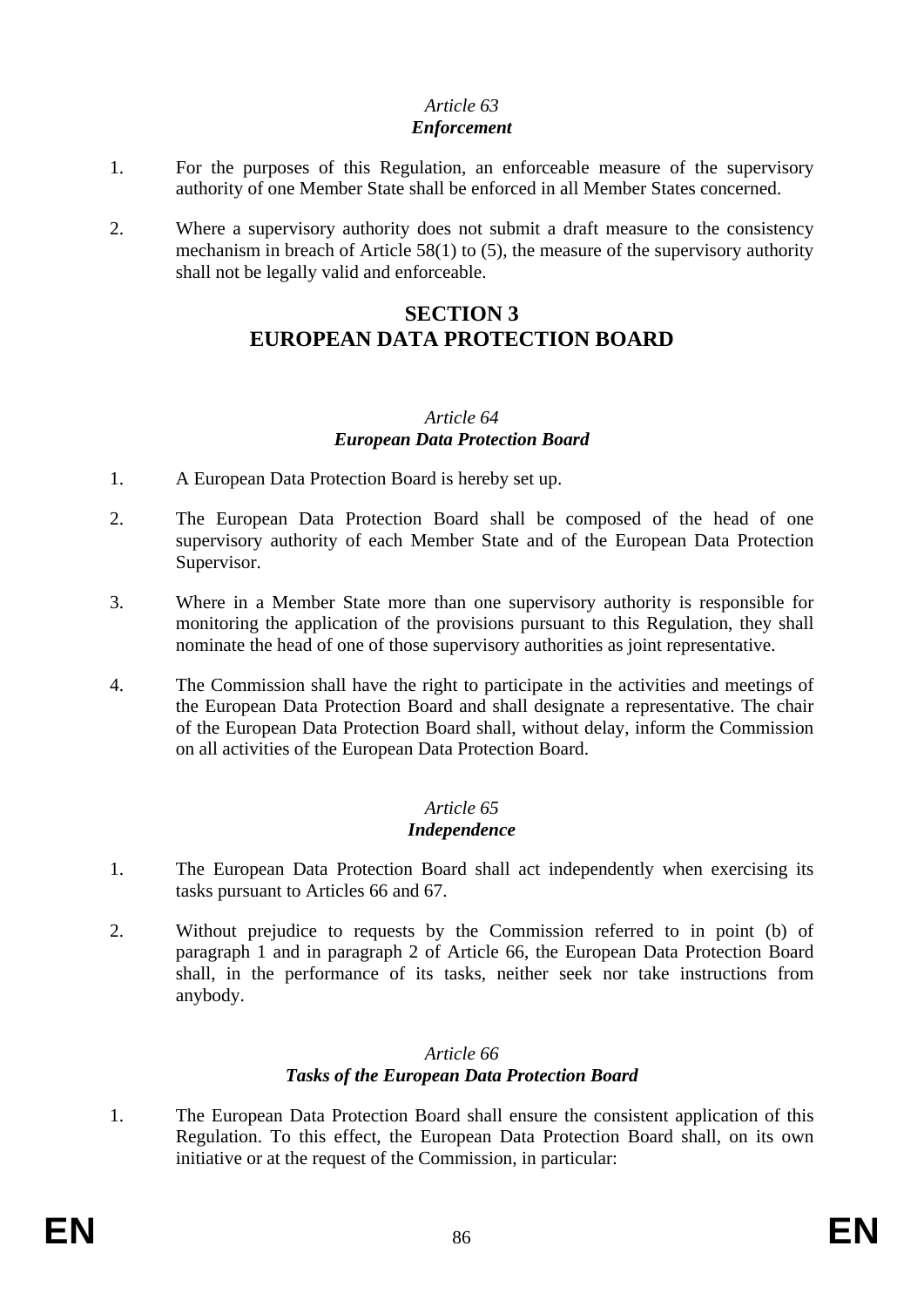*Article 63*
***Enforcement***

1. For the purposes of this Regulation, an enforceable measure of the supervisory authority of one Member State shall be enforced in all Member States concerned.

2. Where a supervisory authority does not submit a draft measure to the consistency mechanism in breach of Article 58(1) to (5), the measure of the supervisory authority shall not be legally valid and enforceable.

## SECTION 3
## EUROPEAN DATA PROTECTION BOARD

*Article 64*
***European Data Protection Board***

1. A European Data Protection Board is hereby set up.

2. The European Data Protection Board shall be composed of the head of one supervisory authority of each Member State and of the European Data Protection Supervisor.

3. Where in a Member State more than one supervisory authority is responsible for monitoring the application of the provisions pursuant to this Regulation, they shall nominate the head of one of those supervisory authorities as joint representative.

4. The Commission shall have the right to participate in the activities and meetings of the European Data Protection Board and shall designate a representative. The chair of the European Data Protection Board shall, without delay, inform the Commission on all activities of the European Data Protection Board.

*Article 65*
***Independence***

1. The European Data Protection Board shall act independently when exercising its tasks pursuant to Articles 66 and 67.

2. Without prejudice to requests by the Commission referred to in point (b) of paragraph 1 and in paragraph 2 of Article 66, the European Data Protection Board shall, in the performance of its tasks, neither seek nor take instructions from anybody.

*Article 66*
***Tasks of the European Data Protection Board***

1. The European Data Protection Board shall ensure the consistent application of this Regulation. To this effect, the European Data Protection Board shall, on its own initiative or at the request of the Commission, in particular: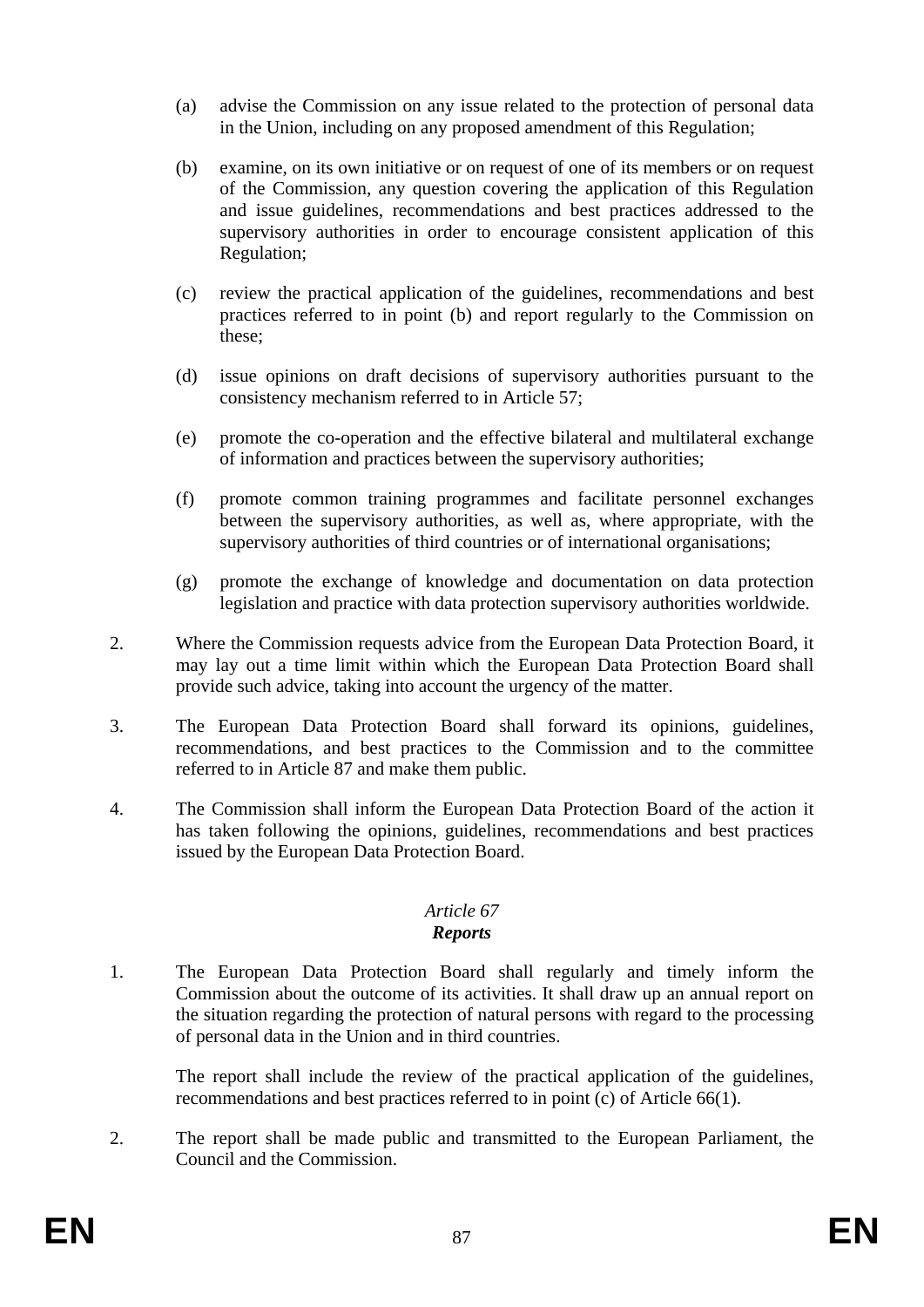(a) advise the Commission on any issue related to the protection of personal data in the Union, including on any proposed amendment of this Regulation;

(b) examine, on its own initiative or on request of one of its members or on request of the Commission, any question covering the application of this Regulation and issue guidelines, recommendations and best practices addressed to the supervisory authorities in order to encourage consistent application of this Regulation;

(c) review the practical application of the guidelines, recommendations and best practices referred to in point (b) and report regularly to the Commission on these;

(d) issue opinions on draft decisions of supervisory authorities pursuant to the consistency mechanism referred to in Article 57;

(e) promote the co-operation and the effective bilateral and multilateral exchange of information and practices between the supervisory authorities;

(f) promote common training programmes and facilitate personnel exchanges between the supervisory authorities, as well as, where appropriate, with the supervisory authorities of third countries or of international organisations;

(g) promote the exchange of knowledge and documentation on data protection legislation and practice with data protection supervisory authorities worldwide.

2. Where the Commission requests advice from the European Data Protection Board, it may lay out a time limit within which the European Data Protection Board shall provide such advice, taking into account the urgency of the matter.

3. The European Data Protection Board shall forward its opinions, guidelines, recommendations, and best practices to the Commission and to the committee referred to in Article 87 and make them public.

4. The Commission shall inform the European Data Protection Board of the action it has taken following the opinions, guidelines, recommendations and best practices issued by the European Data Protection Board.

*Article 67*
***Reports***

1. The European Data Protection Board shall regularly and timely inform the Commission about the outcome of its activities. It shall draw up an annual report on the situation regarding the protection of natural persons with regard to the processing of personal data in the Union and in third countries.

   The report shall include the review of the practical application of the guidelines, recommendations and best practices referred to in point (c) of Article 66(1).

2. The report shall be made public and transmitted to the European Parliament, the Council and the Commission.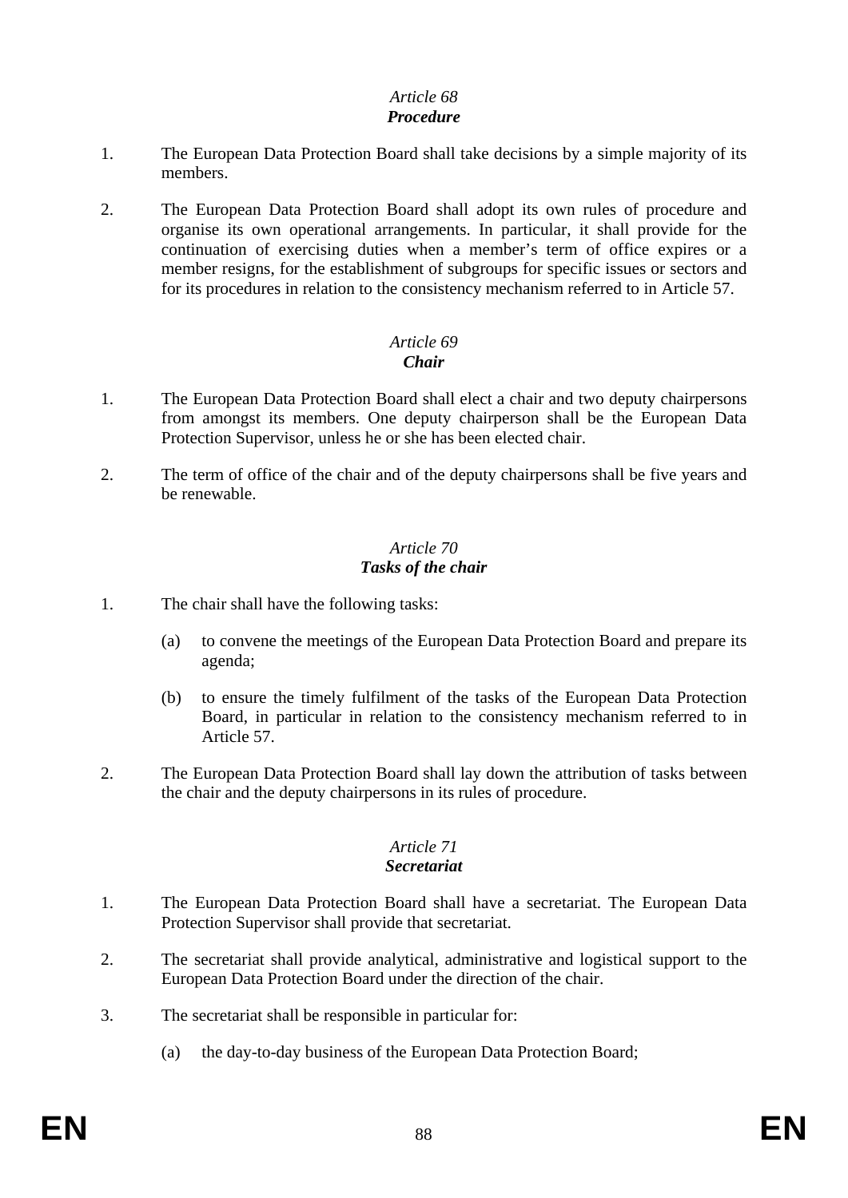*Article 68*
***Procedure***

1. The European Data Protection Board shall take decisions by a simple majority of its members.

2. The European Data Protection Board shall adopt its own rules of procedure and organise its own operational arrangements. In particular, it shall provide for the continuation of exercising duties when a member's term of office expires or a member resigns, for the establishment of subgroups for specific issues or sectors and for its procedures in relation to the consistency mechanism referred to in Article 57.

*Article 69*
***Chair***

1. The European Data Protection Board shall elect a chair and two deputy chairpersons from amongst its members. One deputy chairperson shall be the European Data Protection Supervisor, unless he or she has been elected chair.

2. The term of office of the chair and of the deputy chairpersons shall be five years and be renewable.

*Article 70*
***Tasks of the chair***

1. The chair shall have the following tasks:

   (a) to convene the meetings of the European Data Protection Board and prepare its agenda;

   (b) to ensure the timely fulfilment of the tasks of the European Data Protection Board, in particular in relation to the consistency mechanism referred to in Article 57.

2. The European Data Protection Board shall lay down the attribution of tasks between the chair and the deputy chairpersons in its rules of procedure.

*Article 71*
***Secretariat***

1. The European Data Protection Board shall have a secretariat. The European Data Protection Supervisor shall provide that secretariat.

2. The secretariat shall provide analytical, administrative and logistical support to the European Data Protection Board under the direction of the chair.

3. The secretariat shall be responsible in particular for:

   (a) the day-to-day business of the European Data Protection Board;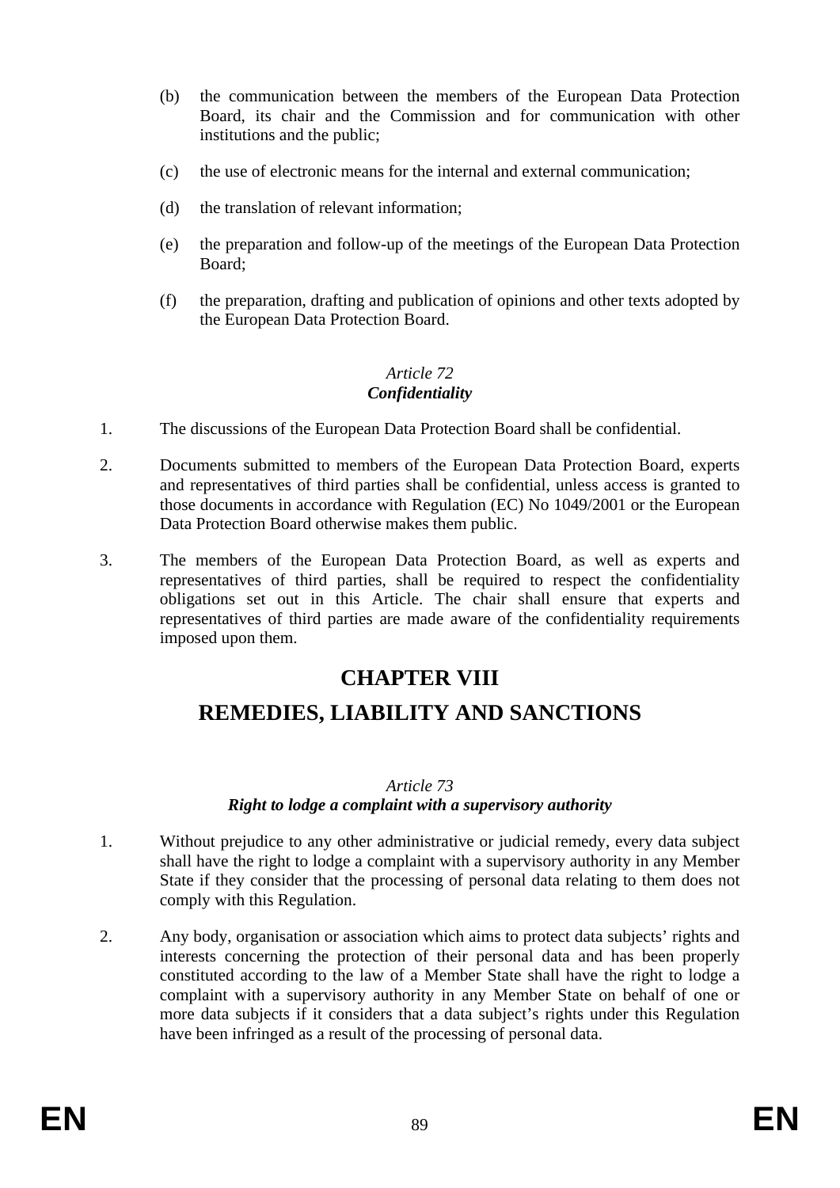(b) the communication between the members of the European Data Protection Board, its chair and the Commission and for communication with other institutions and the public;

(c) the use of electronic means for the internal and external communication;

(d) the translation of relevant information;

(e) the preparation and follow-up of the meetings of the European Data Protection Board;

(f) the preparation, drafting and publication of opinions and other texts adopted by the European Data Protection Board.

*Article 72*
***Confidentiality***

1. The discussions of the European Data Protection Board shall be confidential.

2. Documents submitted to members of the European Data Protection Board, experts and representatives of third parties shall be confidential, unless access is granted to those documents in accordance with Regulation (EC) No 1049/2001 or the European Data Protection Board otherwise makes them public.

3. The members of the European Data Protection Board, as well as experts and representatives of third parties, shall be required to respect the confidentiality obligations set out in this Article. The chair shall ensure that experts and representatives of third parties are made aware of the confidentiality requirements imposed upon them.

# CHAPTER VIII

# REMEDIES, LIABILITY AND SANCTIONS

*Article 73*
***Right to lodge a complaint with a supervisory authority***

1. Without prejudice to any other administrative or judicial remedy, every data subject shall have the right to lodge a complaint with a supervisory authority in any Member State if they consider that the processing of personal data relating to them does not comply with this Regulation.

2. Any body, organisation or association which aims to protect data subjects' rights and interests concerning the protection of their personal data and has been properly constituted according to the law of a Member State shall have the right to lodge a complaint with a supervisory authority in any Member State on behalf of one or more data subjects if it considers that a data subject's rights under this Regulation have been infringed as a result of the processing of personal data.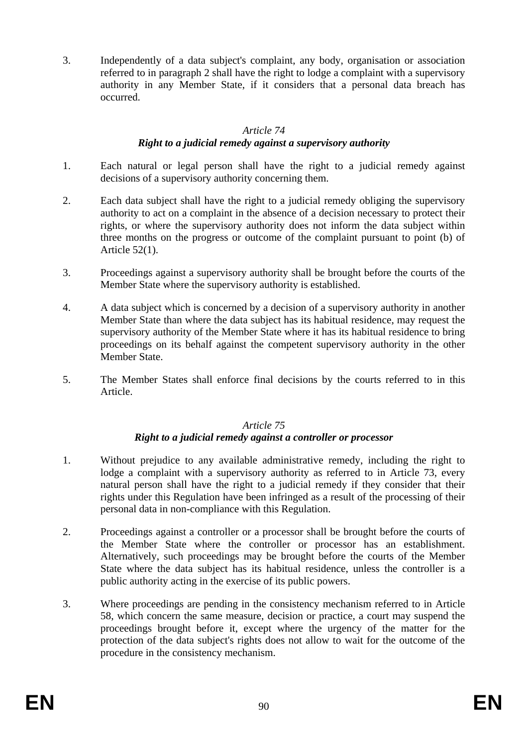3. Independently of a data subject's complaint, any body, organisation or association referred to in paragraph 2 shall have the right to lodge a complaint with a supervisory authority in any Member State, if it considers that a personal data breach has occurred.

*Article 74*

***Right to a judicial remedy against a supervisory authority***

1. Each natural or legal person shall have the right to a judicial remedy against decisions of a supervisory authority concerning them.

2. Each data subject shall have the right to a judicial remedy obliging the supervisory authority to act on a complaint in the absence of a decision necessary to protect their rights, or where the supervisory authority does not inform the data subject within three months on the progress or outcome of the complaint pursuant to point (b) of Article 52(1).

3. Proceedings against a supervisory authority shall be brought before the courts of the Member State where the supervisory authority is established.

4. A data subject which is concerned by a decision of a supervisory authority in another Member State than where the data subject has its habitual residence, may request the supervisory authority of the Member State where it has its habitual residence to bring proceedings on its behalf against the competent supervisory authority in the other Member State.

5. The Member States shall enforce final decisions by the courts referred to in this Article.

*Article 75*

***Right to a judicial remedy against a controller or processor***

1. Without prejudice to any available administrative remedy, including the right to lodge a complaint with a supervisory authority as referred to in Article 73, every natural person shall have the right to a judicial remedy if they consider that their rights under this Regulation have been infringed as a result of the processing of their personal data in non-compliance with this Regulation.

2. Proceedings against a controller or a processor shall be brought before the courts of the Member State where the controller or processor has an establishment. Alternatively, such proceedings may be brought before the courts of the Member State where the data subject has its habitual residence, unless the controller is a public authority acting in the exercise of its public powers.

3. Where proceedings are pending in the consistency mechanism referred to in Article 58, which concern the same measure, decision or practice, a court may suspend the proceedings brought before it, except where the urgency of the matter for the protection of the data subject's rights does not allow to wait for the outcome of the procedure in the consistency mechanism.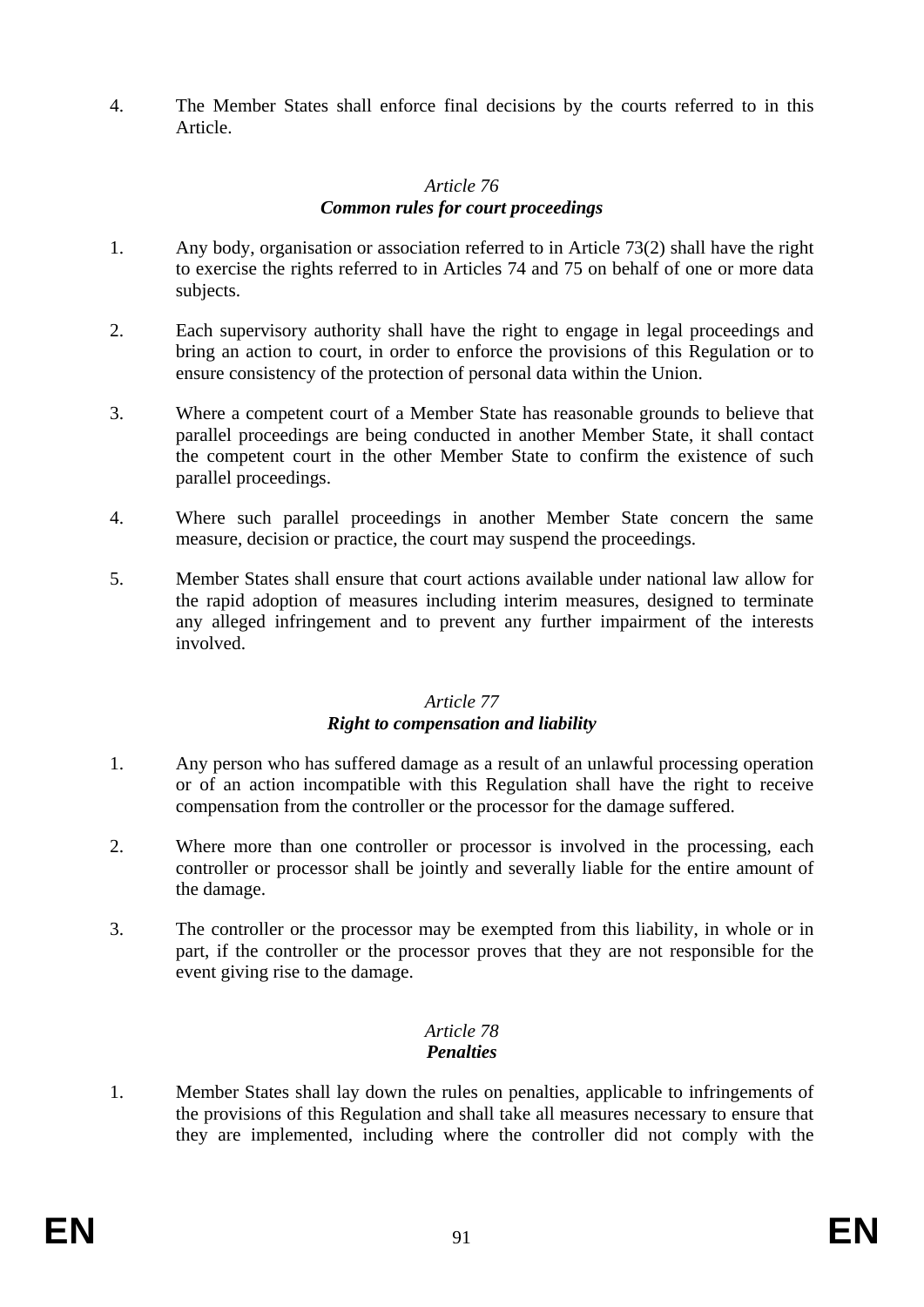4. The Member States shall enforce final decisions by the courts referred to in this Article.

### *Article 76*
### ***Common rules for court proceedings***

1. Any body, organisation or association referred to in Article 73(2) shall have the right to exercise the rights referred to in Articles 74 and 75 on behalf of one or more data subjects.

2. Each supervisory authority shall have the right to engage in legal proceedings and bring an action to court, in order to enforce the provisions of this Regulation or to ensure consistency of the protection of personal data within the Union.

3. Where a competent court of a Member State has reasonable grounds to believe that parallel proceedings are being conducted in another Member State, it shall contact the competent court in the other Member State to confirm the existence of such parallel proceedings.

4. Where such parallel proceedings in another Member State concern the same measure, decision or practice, the court may suspend the proceedings.

5. Member States shall ensure that court actions available under national law allow for the rapid adoption of measures including interim measures, designed to terminate any alleged infringement and to prevent any further impairment of the interests involved.

### *Article 77*
### ***Right to compensation and liability***

1. Any person who has suffered damage as a result of an unlawful processing operation or of an action incompatible with this Regulation shall have the right to receive compensation from the controller or the processor for the damage suffered.

2. Where more than one controller or processor is involved in the processing, each controller or processor shall be jointly and severally liable for the entire amount of the damage.

3. The controller or the processor may be exempted from this liability, in whole or in part, if the controller or the processor proves that they are not responsible for the event giving rise to the damage.

### *Article 78*
### ***Penalties***

1. Member States shall lay down the rules on penalties, applicable to infringements of the provisions of this Regulation and shall take all measures necessary to ensure that they are implemented, including where the controller did not comply with the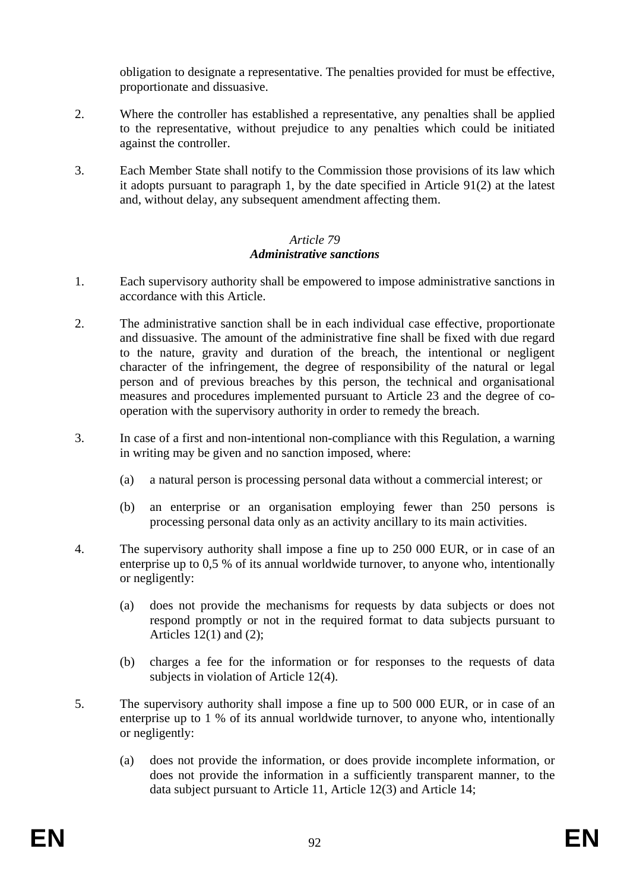obligation to designate a representative. The penalties provided for must be effective, proportionate and dissuasive.

2. Where the controller has established a representative, any penalties shall be applied to the representative, without prejudice to any penalties which could be initiated against the controller.

3. Each Member State shall notify to the Commission those provisions of its law which it adopts pursuant to paragraph 1, by the date specified in Article 91(2) at the latest and, without delay, any subsequent amendment affecting them.

### *Article 79*
### ***Administrative sanctions***

1. Each supervisory authority shall be empowered to impose administrative sanctions in accordance with this Article.

2. The administrative sanction shall be in each individual case effective, proportionate and dissuasive. The amount of the administrative fine shall be fixed with due regard to the nature, gravity and duration of the breach, the intentional or negligent character of the infringement, the degree of responsibility of the natural or legal person and of previous breaches by this person, the technical and organisational measures and procedures implemented pursuant to Article 23 and the degree of co-operation with the supervisory authority in order to remedy the breach.

3. In case of a first and non-intentional non-compliance with this Regulation, a warning in writing may be given and no sanction imposed, where:

   (a) a natural person is processing personal data without a commercial interest; or

   (b) an enterprise or an organisation employing fewer than 250 persons is processing personal data only as an activity ancillary to its main activities.

4. The supervisory authority shall impose a fine up to 250 000 EUR, or in case of an enterprise up to 0,5 % of its annual worldwide turnover, to anyone who, intentionally or negligently:

   (a) does not provide the mechanisms for requests by data subjects or does not respond promptly or not in the required format to data subjects pursuant to Articles 12(1) and (2);

   (b) charges a fee for the information or for responses to the requests of data subjects in violation of Article 12(4).

5. The supervisory authority shall impose a fine up to 500 000 EUR, or in case of an enterprise up to 1 % of its annual worldwide turnover, to anyone who, intentionally or negligently:

   (a) does not provide the information, or does provide incomplete information, or does not provide the information in a sufficiently transparent manner, to the data subject pursuant to Article 11, Article 12(3) and Article 14;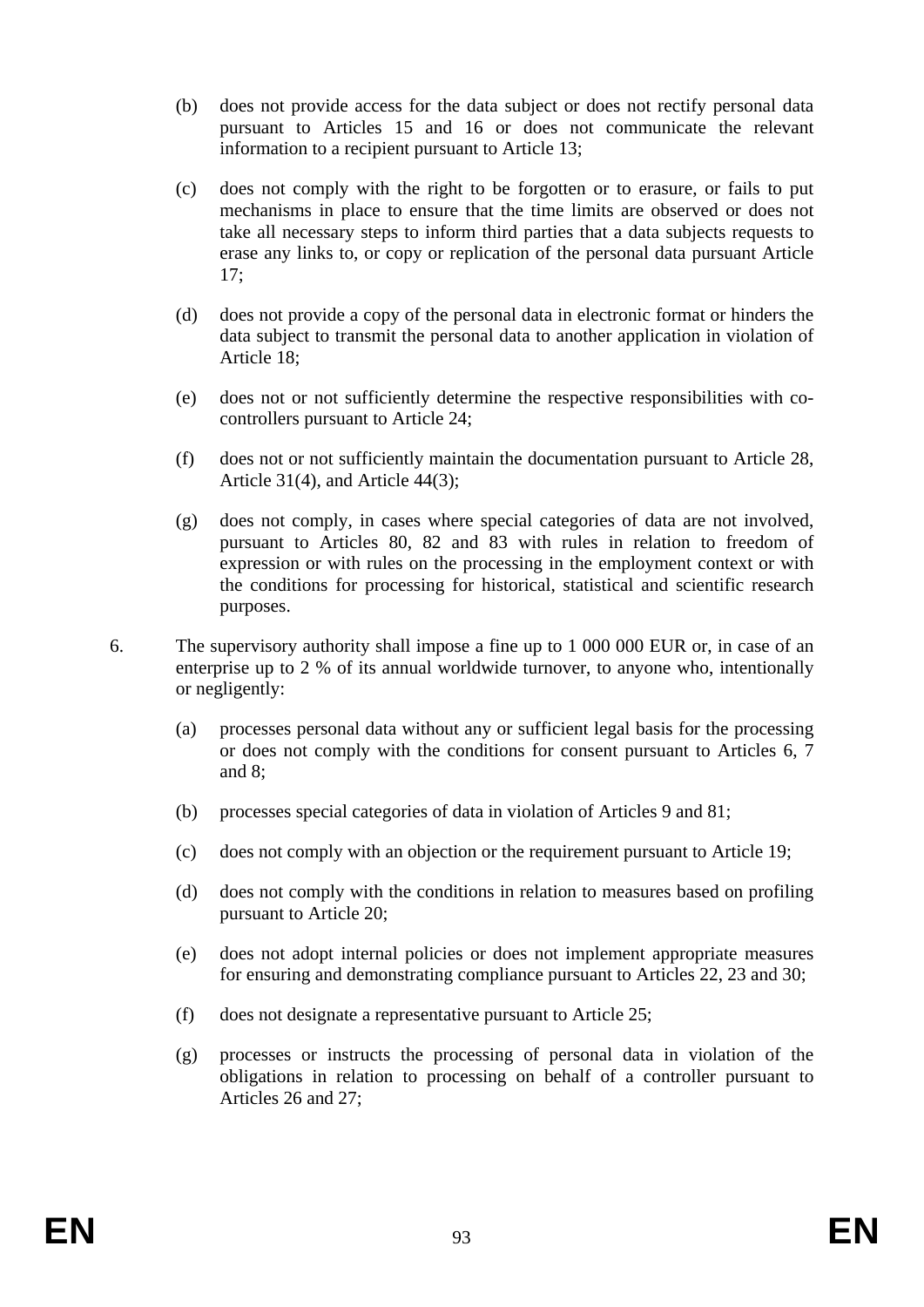(b) does not provide access for the data subject or does not rectify personal data pursuant to Articles 15 and 16 or does not communicate the relevant information to a recipient pursuant to Article 13;

(c) does not comply with the right to be forgotten or to erasure, or fails to put mechanisms in place to ensure that the time limits are observed or does not take all necessary steps to inform third parties that a data subjects requests to erase any links to, or copy or replication of the personal data pursuant Article 17;

(d) does not provide a copy of the personal data in electronic format or hinders the data subject to transmit the personal data to another application in violation of Article 18;

(e) does not or not sufficiently determine the respective responsibilities with co-controllers pursuant to Article 24;

(f) does not or not sufficiently maintain the documentation pursuant to Article 28, Article 31(4), and Article 44(3);

(g) does not comply, in cases where special categories of data are not involved, pursuant to Articles 80, 82 and 83 with rules in relation to freedom of expression or with rules on the processing in the employment context or with the conditions for processing for historical, statistical and scientific research purposes.

6. The supervisory authority shall impose a fine up to 1 000 000 EUR or, in case of an enterprise up to 2 % of its annual worldwide turnover, to anyone who, intentionally or negligently:

(a) processes personal data without any or sufficient legal basis for the processing or does not comply with the conditions for consent pursuant to Articles 6, 7 and 8;

(b) processes special categories of data in violation of Articles 9 and 81;

(c) does not comply with an objection or the requirement pursuant to Article 19;

(d) does not comply with the conditions in relation to measures based on profiling pursuant to Article 20;

(e) does not adopt internal policies or does not implement appropriate measures for ensuring and demonstrating compliance pursuant to Articles 22, 23 and 30;

(f) does not designate a representative pursuant to Article 25;

(g) processes or instructs the processing of personal data in violation of the obligations in relation to processing on behalf of a controller pursuant to Articles 26 and 27;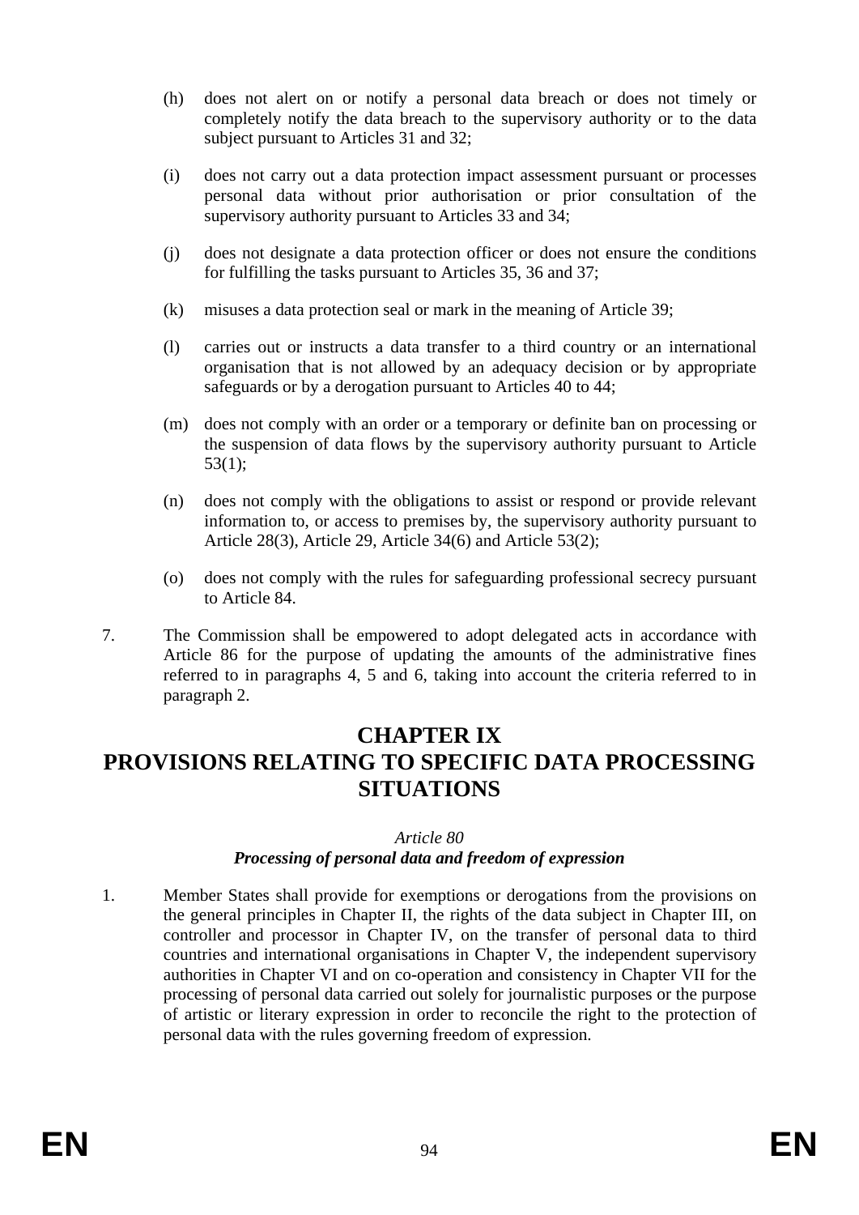(h) does not alert on or notify a personal data breach or does not timely or completely notify the data breach to the supervisory authority or to the data subject pursuant to Articles 31 and 32;

(i) does not carry out a data protection impact assessment pursuant or processes personal data without prior authorisation or prior consultation of the supervisory authority pursuant to Articles 33 and 34;

(j) does not designate a data protection officer or does not ensure the conditions for fulfilling the tasks pursuant to Articles 35, 36 and 37;

(k) misuses a data protection seal or mark in the meaning of Article 39;

(l) carries out or instructs a data transfer to a third country or an international organisation that is not allowed by an adequacy decision or by appropriate safeguards or by a derogation pursuant to Articles 40 to 44;

(m) does not comply with an order or a temporary or definite ban on processing or the suspension of data flows by the supervisory authority pursuant to Article 53(1);

(n) does not comply with the obligations to assist or respond or provide relevant information to, or access to premises by, the supervisory authority pursuant to Article 28(3), Article 29, Article 34(6) and Article 53(2);

(o) does not comply with the rules for safeguarding professional secrecy pursuant to Article 84.

7. The Commission shall be empowered to adopt delegated acts in accordance with Article 86 for the purpose of updating the amounts of the administrative fines referred to in paragraphs 4, 5 and 6, taking into account the criteria referred to in paragraph 2.

# CHAPTER IX
# PROVISIONS RELATING TO SPECIFIC DATA PROCESSING SITUATIONS

*Article 80*
***Processing of personal data and freedom of expression***

1. Member States shall provide for exemptions or derogations from the provisions on the general principles in Chapter II, the rights of the data subject in Chapter III, on controller and processor in Chapter IV, on the transfer of personal data to third countries and international organisations in Chapter V, the independent supervisory authorities in Chapter VI and on co-operation and consistency in Chapter VII for the processing of personal data carried out solely for journalistic purposes or the purpose of artistic or literary expression in order to reconcile the right to the protection of personal data with the rules governing freedom of expression.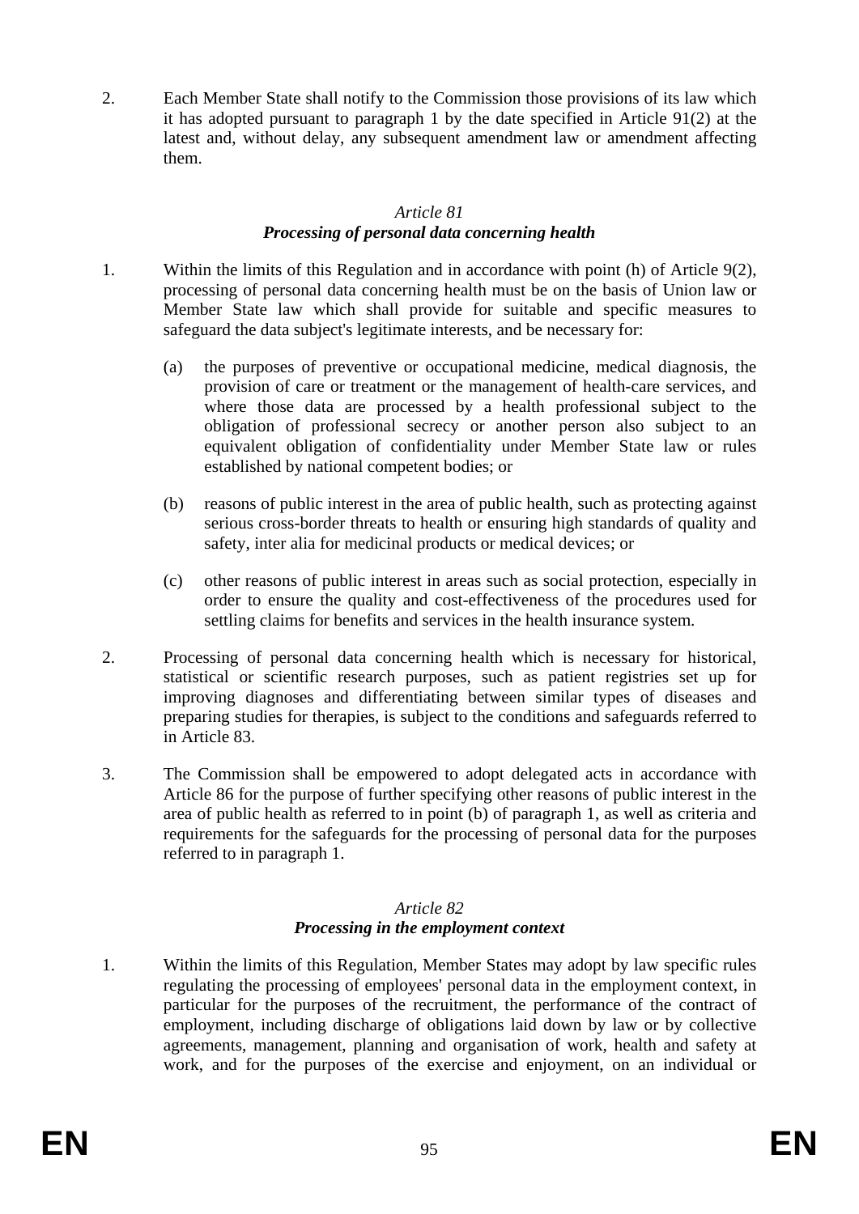2. Each Member State shall notify to the Commission those provisions of its law which it has adopted pursuant to paragraph 1 by the date specified in Article 91(2) at the latest and, without delay, any subsequent amendment law or amendment affecting them.

### *Article 81*
### ***Processing of personal data concerning health***

1. Within the limits of this Regulation and in accordance with point (h) of Article 9(2), processing of personal data concerning health must be on the basis of Union law or Member State law which shall provide for suitable and specific measures to safeguard the data subject's legitimate interests, and be necessary for:

   (a) the purposes of preventive or occupational medicine, medical diagnosis, the provision of care or treatment or the management of health-care services, and where those data are processed by a health professional subject to the obligation of professional secrecy or another person also subject to an equivalent obligation of confidentiality under Member State law or rules established by national competent bodies; or

   (b) reasons of public interest in the area of public health, such as protecting against serious cross-border threats to health or ensuring high standards of quality and safety, inter alia for medicinal products or medical devices; or

   (c) other reasons of public interest in areas such as social protection, especially in order to ensure the quality and cost-effectiveness of the procedures used for settling claims for benefits and services in the health insurance system.

2. Processing of personal data concerning health which is necessary for historical, statistical or scientific research purposes, such as patient registries set up for improving diagnoses and differentiating between similar types of diseases and preparing studies for therapies, is subject to the conditions and safeguards referred to in Article 83.

3. The Commission shall be empowered to adopt delegated acts in accordance with Article 86 for the purpose of further specifying other reasons of public interest in the area of public health as referred to in point (b) of paragraph 1, as well as criteria and requirements for the safeguards for the processing of personal data for the purposes referred to in paragraph 1.

### *Article 82*
### ***Processing in the employment context***

1. Within the limits of this Regulation, Member States may adopt by law specific rules regulating the processing of employees' personal data in the employment context, in particular for the purposes of the recruitment, the performance of the contract of employment, including discharge of obligations laid down by law or by collective agreements, management, planning and organisation of work, health and safety at work, and for the purposes of the exercise and enjoyment, on an individual or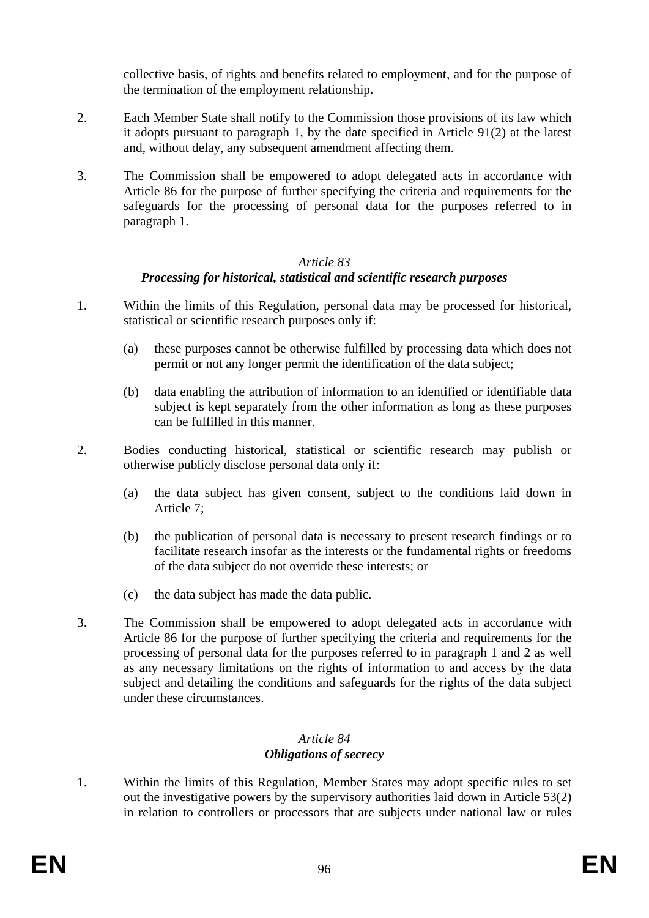collective basis, of rights and benefits related to employment, and for the purpose of the termination of the employment relationship.

2. Each Member State shall notify to the Commission those provisions of its law which it adopts pursuant to paragraph 1, by the date specified in Article 91(2) at the latest and, without delay, any subsequent amendment affecting them.

3. The Commission shall be empowered to adopt delegated acts in accordance with Article 86 for the purpose of further specifying the criteria and requirements for the safeguards for the processing of personal data for the purposes referred to in paragraph 1.

*Article 83*
***Processing for historical, statistical and scientific research purposes***

1. Within the limits of this Regulation, personal data may be processed for historical, statistical or scientific research purposes only if:

   (a) these purposes cannot be otherwise fulfilled by processing data which does not permit or not any longer permit the identification of the data subject;

   (b) data enabling the attribution of information to an identified or identifiable data subject is kept separately from the other information as long as these purposes can be fulfilled in this manner.

2. Bodies conducting historical, statistical or scientific research may publish or otherwise publicly disclose personal data only if:

   (a) the data subject has given consent, subject to the conditions laid down in Article 7;

   (b) the publication of personal data is necessary to present research findings or to facilitate research insofar as the interests or the fundamental rights or freedoms of the data subject do not override these interests; or

   (c) the data subject has made the data public.

3. The Commission shall be empowered to adopt delegated acts in accordance with Article 86 for the purpose of further specifying the criteria and requirements for the processing of personal data for the purposes referred to in paragraph 1 and 2 as well as any necessary limitations on the rights of information to and access by the data subject and detailing the conditions and safeguards for the rights of the data subject under these circumstances.

*Article 84*
***Obligations of secrecy***

1. Within the limits of this Regulation, Member States may adopt specific rules to set out the investigative powers by the supervisory authorities laid down in Article 53(2) in relation to controllers or processors that are subjects under national law or rules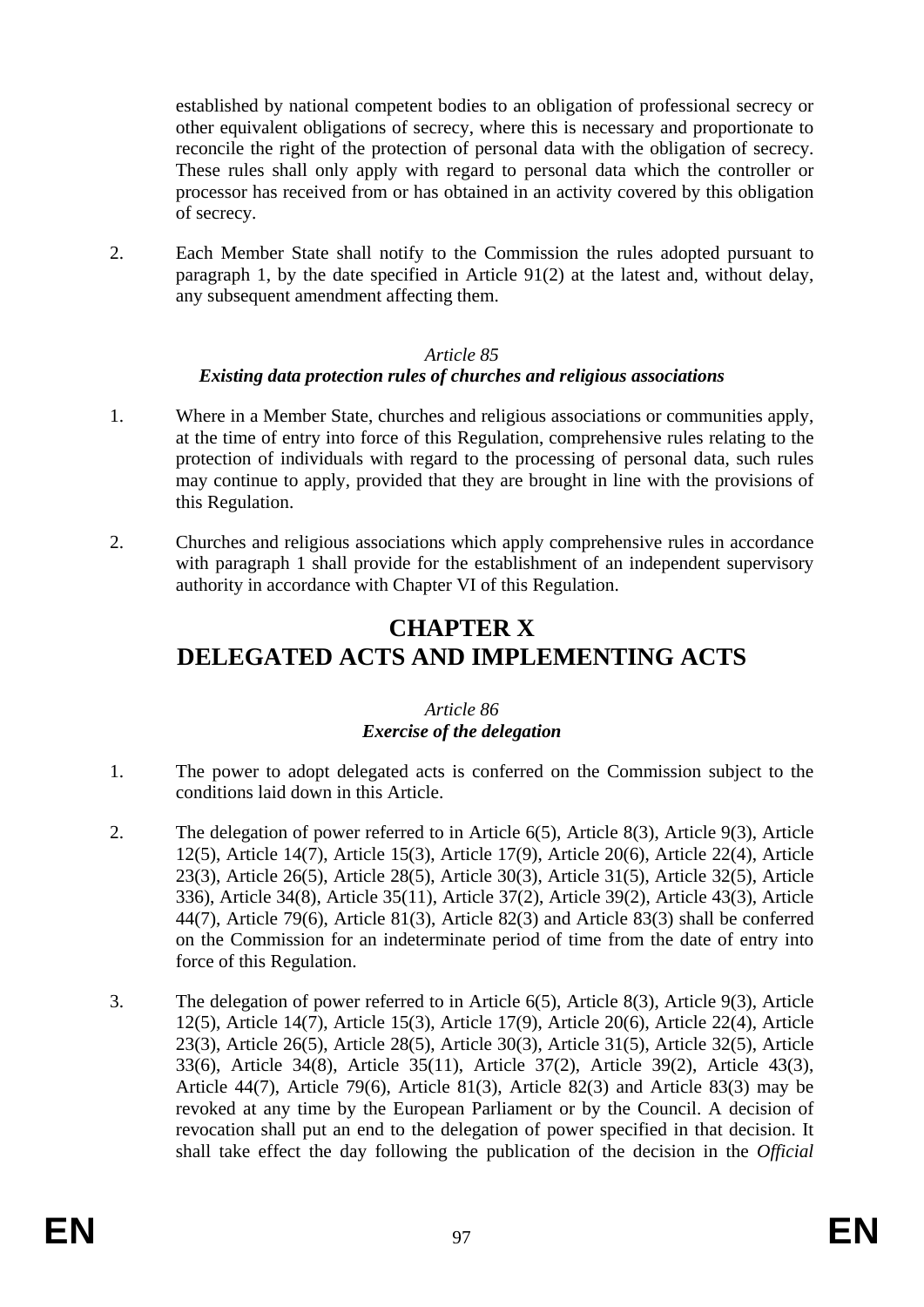established by national competent bodies to an obligation of professional secrecy or other equivalent obligations of secrecy, where this is necessary and proportionate to reconcile the right of the protection of personal data with the obligation of secrecy. These rules shall only apply with regard to personal data which the controller or processor has received from or has obtained in an activity covered by this obligation of secrecy.

2. Each Member State shall notify to the Commission the rules adopted pursuant to paragraph 1, by the date specified in Article 91(2) at the latest and, without delay, any subsequent amendment affecting them.

*Article 85*
***Existing data protection rules of churches and religious associations***

1. Where in a Member State, churches and religious associations or communities apply, at the time of entry into force of this Regulation, comprehensive rules relating to the protection of individuals with regard to the processing of personal data, such rules may continue to apply, provided that they are brought in line with the provisions of this Regulation.

2. Churches and religious associations which apply comprehensive rules in accordance with paragraph 1 shall provide for the establishment of an independent supervisory authority in accordance with Chapter VI of this Regulation.

# CHAPTER X
# DELEGATED ACTS AND IMPLEMENTING ACTS

*Article 86*
***Exercise of the delegation***

1. The power to adopt delegated acts is conferred on the Commission subject to the conditions laid down in this Article.

2. The delegation of power referred to in Article 6(5), Article 8(3), Article 9(3), Article 12(5), Article 14(7), Article 15(3), Article 17(9), Article 20(6), Article 22(4), Article 23(3), Article 26(5), Article 28(5), Article 30(3), Article 31(5), Article 32(5), Article 336), Article 34(8), Article 35(11), Article 37(2), Article 39(2), Article 43(3), Article 44(7), Article 79(6), Article 81(3), Article 82(3) and Article 83(3) shall be conferred on the Commission for an indeterminate period of time from the date of entry into force of this Regulation.

3. The delegation of power referred to in Article 6(5), Article 8(3), Article 9(3), Article 12(5), Article 14(7), Article 15(3), Article 17(9), Article 20(6), Article 22(4), Article 23(3), Article 26(5), Article 28(5), Article 30(3), Article 31(5), Article 32(5), Article 33(6), Article 34(8), Article 35(11), Article 37(2), Article 39(2), Article 43(3), Article 44(7), Article 79(6), Article 81(3), Article 82(3) and Article 83(3) may be revoked at any time by the European Parliament or by the Council. A decision of revocation shall put an end to the delegation of power specified in that decision. It shall take effect the day following the publication of the decision in the *Official*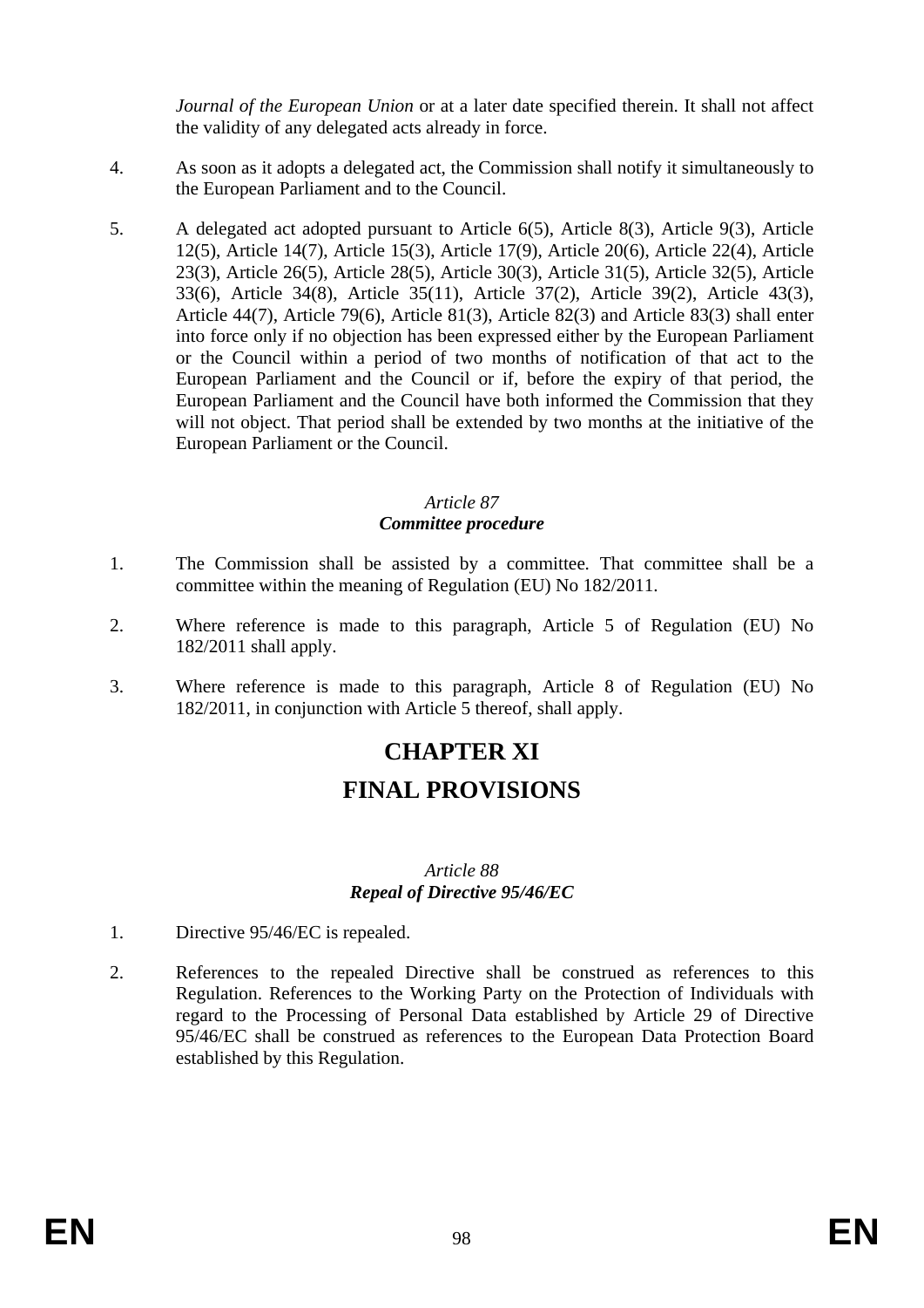*Journal of the European Union* or at a later date specified therein. It shall not affect the validity of any delegated acts already in force.

4. As soon as it adopts a delegated act, the Commission shall notify it simultaneously to the European Parliament and to the Council.

5. A delegated act adopted pursuant to Article 6(5), Article 8(3), Article 9(3), Article 12(5), Article 14(7), Article 15(3), Article 17(9), Article 20(6), Article 22(4), Article 23(3), Article 26(5), Article 28(5), Article 30(3), Article 31(5), Article 32(5), Article 33(6), Article 34(8), Article 35(11), Article 37(2), Article 39(2), Article 43(3), Article 44(7), Article 79(6), Article 81(3), Article 82(3) and Article 83(3) shall enter into force only if no objection has been expressed either by the European Parliament or the Council within a period of two months of notification of that act to the European Parliament and the Council or if, before the expiry of that period, the European Parliament and the Council have both informed the Commission that they will not object. That period shall be extended by two months at the initiative of the European Parliament or the Council.

### *Article 87*
### ***Committee procedure***

1. The Commission shall be assisted by a committee. That committee shall be a committee within the meaning of Regulation (EU) No 182/2011.

2. Where reference is made to this paragraph, Article 5 of Regulation (EU) No 182/2011 shall apply.

3. Where reference is made to this paragraph, Article 8 of Regulation (EU) No 182/2011, in conjunction with Article 5 thereof, shall apply.

# CHAPTER XI
# FINAL PROVISIONS

### *Article 88*
### ***Repeal of Directive 95/46/EC***

1. Directive 95/46/EC is repealed.

2. References to the repealed Directive shall be construed as references to this Regulation. References to the Working Party on the Protection of Individuals with regard to the Processing of Personal Data established by Article 29 of Directive 95/46/EC shall be construed as references to the European Data Protection Board established by this Regulation.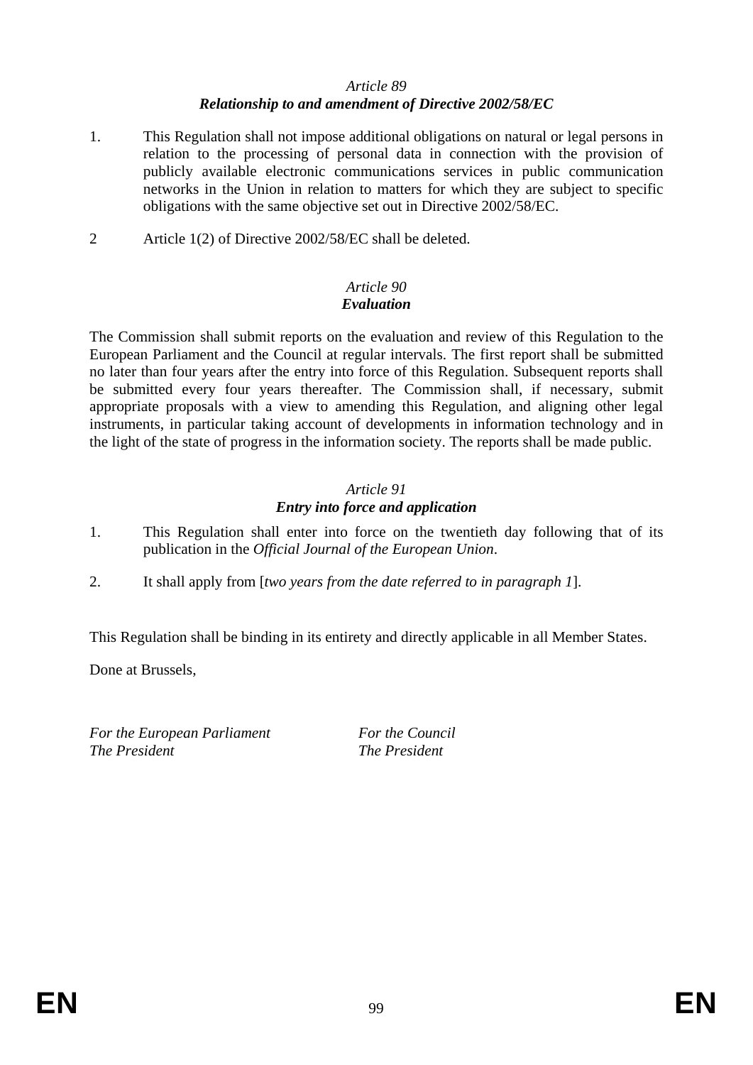*Article 89*
***Relationship to and amendment of Directive 2002/58/EC***

1. This Regulation shall not impose additional obligations on natural or legal persons in relation to the processing of personal data in connection with the provision of publicly available electronic communications services in public communication networks in the Union in relation to matters for which they are subject to specific obligations with the same objective set out in Directive 2002/58/EC.

2 Article 1(2) of Directive 2002/58/EC shall be deleted.

*Article 90*
***Evaluation***

The Commission shall submit reports on the evaluation and review of this Regulation to the European Parliament and the Council at regular intervals. The first report shall be submitted no later than four years after the entry into force of this Regulation. Subsequent reports shall be submitted every four years thereafter. The Commission shall, if necessary, submit appropriate proposals with a view to amending this Regulation, and aligning other legal instruments, in particular taking account of developments in information technology and in the light of the state of progress in the information society. The reports shall be made public.

*Article 91*
***Entry into force and application***

1. This Regulation shall enter into force on the twentieth day following that of its publication in the *Official Journal of the European Union*.

2. It shall apply from [*two years from the date referred to in paragraph 1*].

This Regulation shall be binding in its entirety and directly applicable in all Member States.

Done at Brussels,

*For the European Parliament*
*The President*

*For the Council*
*The President*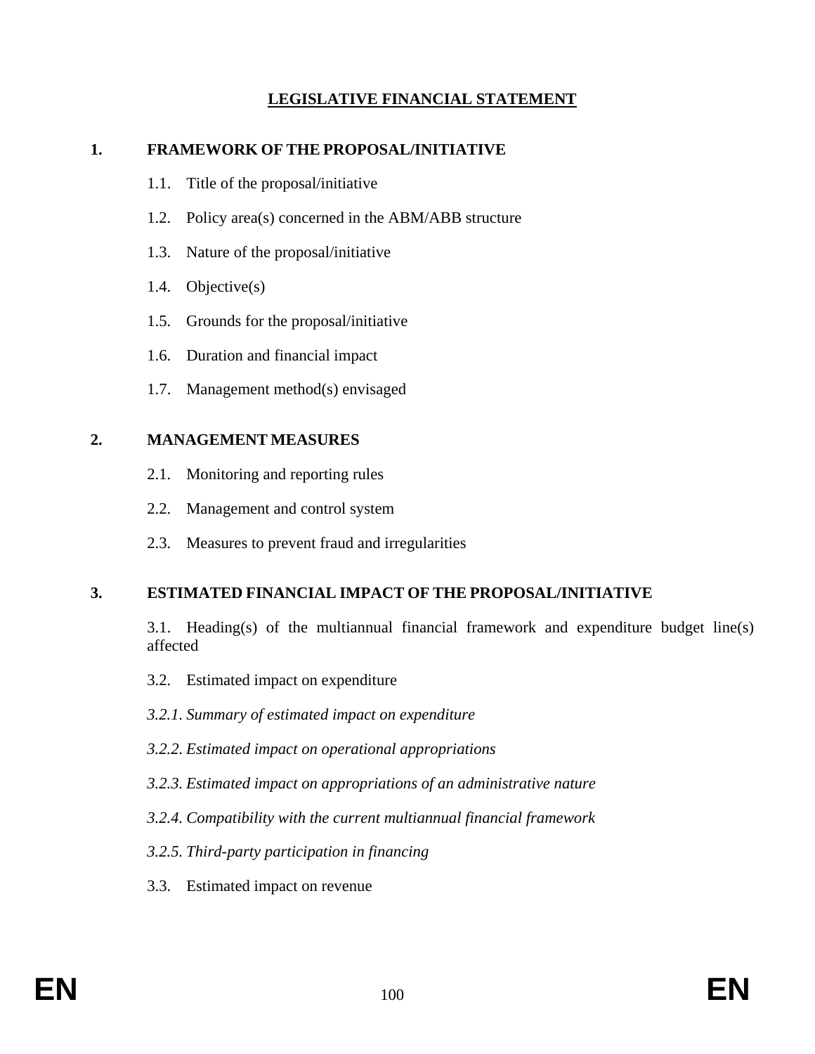# LEGISLATIVE FINANCIAL STATEMENT

## 1. FRAMEWORK OF THE PROPOSAL/INITIATIVE

1.1. Title of the proposal/initiative

1.2. Policy area(s) concerned in the ABM/ABB structure

1.3. Nature of the proposal/initiative

1.4. Objective(s)

1.5. Grounds for the proposal/initiative

1.6. Duration and financial impact

1.7. Management method(s) envisaged

## 2. MANAGEMENT MEASURES

2.1. Monitoring and reporting rules

2.2. Management and control system

2.3. Measures to prevent fraud and irregularities

## 3. ESTIMATED FINANCIAL IMPACT OF THE PROPOSAL/INITIATIVE

3.1. Heading(s) of the multiannual financial framework and expenditure budget line(s) affected

3.2. Estimated impact on expenditure

*3.2.1. Summary of estimated impact on expenditure*

*3.2.2. Estimated impact on operational appropriations*

*3.2.3. Estimated impact on appropriations of an administrative nature*

*3.2.4. Compatibility with the current multiannual financial framework*

*3.2.5. Third-party participation in financing*

3.3. Estimated impact on revenue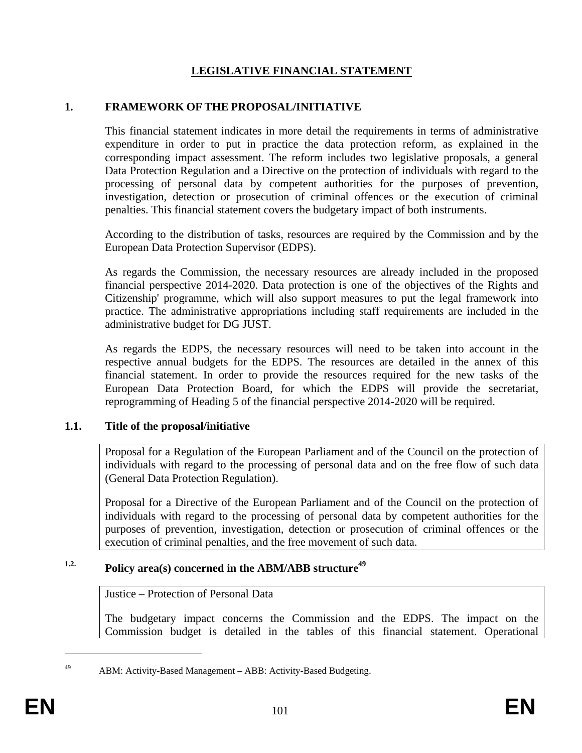# LEGISLATIVE FINANCIAL STATEMENT

## 1. FRAMEWORK OF THE PROPOSAL/INITIATIVE

This financial statement indicates in more detail the requirements in terms of administrative expenditure in order to put in practice the data protection reform, as explained in the corresponding impact assessment. The reform includes two legislative proposals, a general Data Protection Regulation and a Directive on the protection of individuals with regard to the processing of personal data by competent authorities for the purposes of prevention, investigation, detection or prosecution of criminal offences or the execution of criminal penalties. This financial statement covers the budgetary impact of both instruments.

According to the distribution of tasks, resources are required by the Commission and by the European Data Protection Supervisor (EDPS).

As regards the Commission, the necessary resources are already included in the proposed financial perspective 2014-2020. Data protection is one of the objectives of the Rights and Citizenship' programme, which will also support measures to put the legal framework into practice. The administrative appropriations including staff requirements are included in the administrative budget for DG JUST.

As regards the EDPS, the necessary resources will need to be taken into account in the respective annual budgets for the EDPS. The resources are detailed in the annex of this financial statement. In order to provide the resources required for the new tasks of the European Data Protection Board, for which the EDPS will provide the secretariat, reprogramming of Heading 5 of the financial perspective 2014-2020 will be required.

### 1.1. Title of the proposal/initiative

Proposal for a Regulation of the European Parliament and of the Council on the protection of individuals with regard to the processing of personal data and on the free flow of such data (General Data Protection Regulation).

Proposal for a Directive of the European Parliament and of the Council on the protection of individuals with regard to the processing of personal data by competent authorities for the purposes of prevention, investigation, detection or prosecution of criminal offences or the execution of criminal penalties, and the free movement of such data.

### 1.2. Policy area(s) concerned in the ABM/ABB structure[49]

Justice – Protection of Personal Data

The budgetary impact concerns the Commission and the EDPS. The impact on the Commission budget is detailed in the tables of this financial statement. Operational

---

[49] ABM: Activity-Based Management – ABB: Activity-Based Budgeting.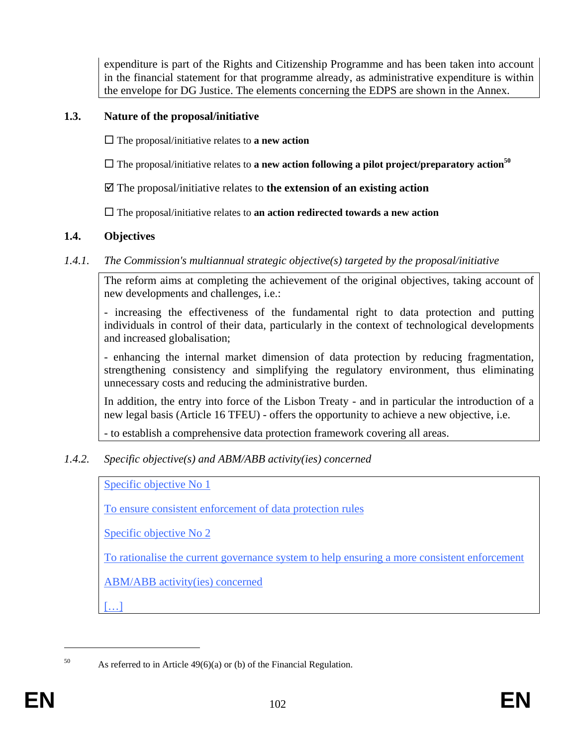expenditure is part of the Rights and Citizenship Programme and has been taken into account in the financial statement for that programme already, as administrative expenditure is within the envelope for DG Justice. The elements concerning the EDPS are shown in the Annex.

## 1.3. Nature of the proposal/initiative

☐ The proposal/initiative relates to **a new action**

☐ The proposal/initiative relates to **a new action following a pilot project/preparatory action**[50]

☑ The proposal/initiative relates to **the extension of an existing action**

☐ The proposal/initiative relates to **an action redirected towards a new action**

## 1.4. Objectives

### *1.4.1. The Commission's multiannual strategic objective(s) targeted by the proposal/initiative*

The reform aims at completing the achievement of the original objectives, taking account of new developments and challenges, i.e.:

- increasing the effectiveness of the fundamental right to data protection and putting individuals in control of their data, particularly in the context of technological developments and increased globalisation;

- enhancing the internal market dimension of data protection by reducing fragmentation, strengthening consistency and simplifying the regulatory environment, thus eliminating unnecessary costs and reducing the administrative burden.

In addition, the entry into force of the Lisbon Treaty - and in particular the introduction of a new legal basis (Article 16 TFEU) - offers the opportunity to achieve a new objective, i.e.

- to establish a comprehensive data protection framework covering all areas.

### *1.4.2. Specific objective(s) and ABM/ABB activity(ies) concerned*

Specific objective No 1

To ensure consistent enforcement of data protection rules

Specific objective No 2

To rationalise the current governance system to help ensuring a more consistent enforcement

ABM/ABB activity(ies) concerned

[…]

---

[50] As referred to in Article 49(6)(a) or (b) of the Financial Regulation.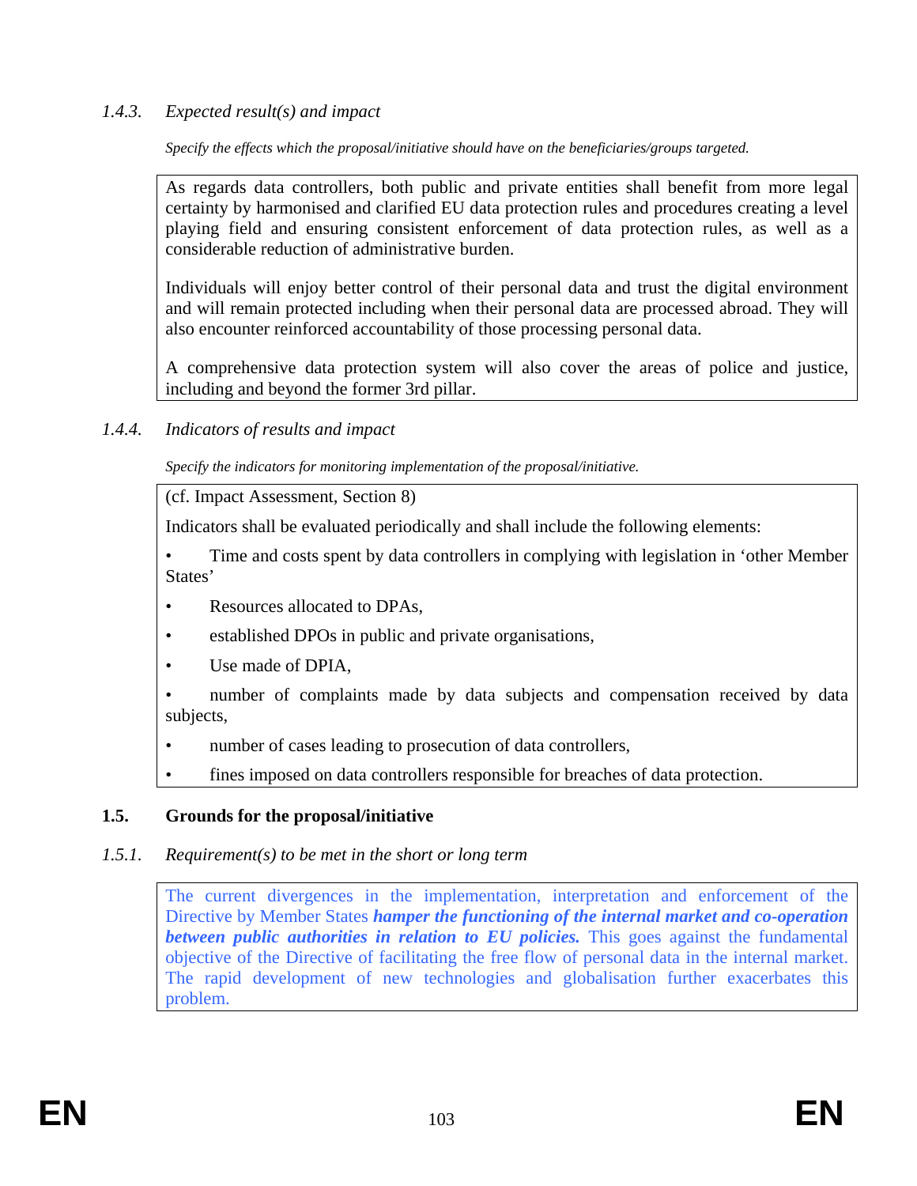### *1.4.3. Expected result(s) and impact*

*Specify the effects which the proposal/initiative should have on the beneficiaries/groups targeted.*

As regards data controllers, both public and private entities shall benefit from more legal certainty by harmonised and clarified EU data protection rules and procedures creating a level playing field and ensuring consistent enforcement of data protection rules, as well as a considerable reduction of administrative burden.

Individuals will enjoy better control of their personal data and trust the digital environment and will remain protected including when their personal data are processed abroad. They will also encounter reinforced accountability of those processing personal data.

A comprehensive data protection system will also cover the areas of police and justice, including and beyond the former 3rd pillar.

### *1.4.4. Indicators of results and impact*

*Specify the indicators for monitoring implementation of the proposal/initiative.*

(cf. Impact Assessment, Section 8)

Indicators shall be evaluated periodically and shall include the following elements:

- Time and costs spent by data controllers in complying with legislation in 'other Member States'
- Resources allocated to DPAs,
- established DPOs in public and private organisations,
- Use made of DPIA,
- number of complaints made by data subjects and compensation received by data subjects,
- number of cases leading to prosecution of data controllers,
- fines imposed on data controllers responsible for breaches of data protection.

## 1.5. Grounds for the proposal/initiative

### *1.5.1. Requirement(s) to be met in the short or long term*

The current divergences in the implementation, interpretation and enforcement of the Directive by Member States ***hamper the functioning of the internal market and co-operation between public authorities in relation to EU policies.*** This goes against the fundamental objective of the Directive of facilitating the free flow of personal data in the internal market. The rapid development of new technologies and globalisation further exacerbates this problem.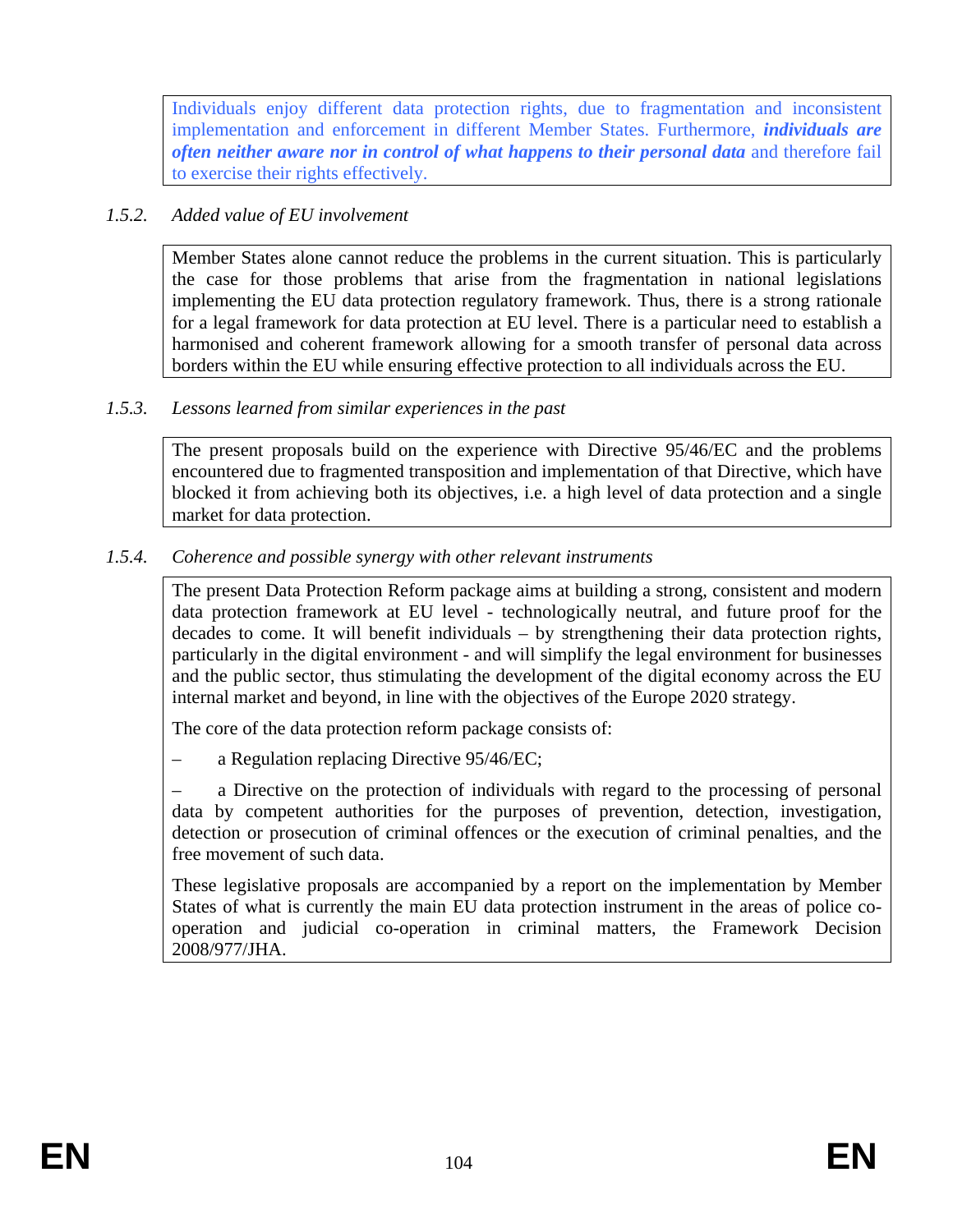Individuals enjoy different data protection rights, due to fragmentation and inconsistent implementation and enforcement in different Member States. Furthermore, ***individuals are often neither aware nor in control of what happens to their personal data*** and therefore fail to exercise their rights effectively.

### 1.5.2. *Added value of EU involvement*

Member States alone cannot reduce the problems in the current situation. This is particularly the case for those problems that arise from the fragmentation in national legislations implementing the EU data protection regulatory framework. Thus, there is a strong rationale for a legal framework for data protection at EU level. There is a particular need to establish a harmonised and coherent framework allowing for a smooth transfer of personal data across borders within the EU while ensuring effective protection to all individuals across the EU.

### 1.5.3. *Lessons learned from similar experiences in the past*

The present proposals build on the experience with Directive 95/46/EC and the problems encountered due to fragmented transposition and implementation of that Directive, which have blocked it from achieving both its objectives, i.e. a high level of data protection and a single market for data protection.

### 1.5.4. *Coherence and possible synergy with other relevant instruments*

The present Data Protection Reform package aims at building a strong, consistent and modern data protection framework at EU level - technologically neutral, and future proof for the decades to come. It will benefit individuals – by strengthening their data protection rights, particularly in the digital environment - and will simplify the legal environment for businesses and the public sector, thus stimulating the development of the digital economy across the EU internal market and beyond, in line with the objectives of the Europe 2020 strategy.

The core of the data protection reform package consists of:

– a Regulation replacing Directive 95/46/EC;

– a Directive on the protection of individuals with regard to the processing of personal data by competent authorities for the purposes of prevention, detection, investigation, detection or prosecution of criminal offences or the execution of criminal penalties, and the free movement of such data.

These legislative proposals are accompanied by a report on the implementation by Member States of what is currently the main EU data protection instrument in the areas of police co-operation and judicial co-operation in criminal matters, the Framework Decision 2008/977/JHA.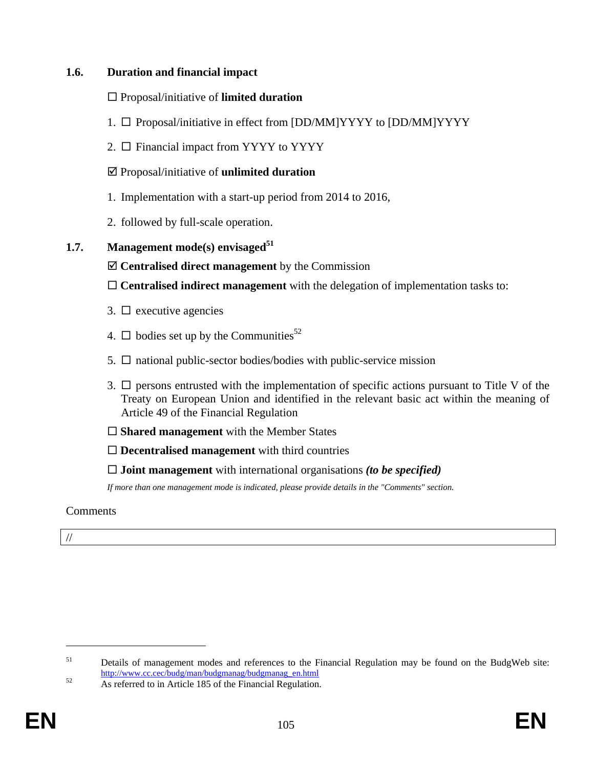### 1.6. Duration and financial impact

☐ Proposal/initiative of **limited duration**

1. ☐ Proposal/initiative in effect from [DD/MM]YYYY to [DD/MM]YYYY

2. ☐ Financial impact from YYYY to YYYY

☑ Proposal/initiative of **unlimited duration**

1. Implementation with a start-up period from 2014 to 2016,

2. followed by full-scale operation.

### 1.7. Management mode(s) envisaged[51]

☑ **Centralised direct management** by the Commission

☐ **Centralised indirect management** with the delegation of implementation tasks to:

3. ☐ executive agencies

4. ☐ bodies set up by the Communities[52]

5. ☐ national public-sector bodies/bodies with public-service mission

3. ☐ persons entrusted with the implementation of specific actions pursuant to Title V of the Treaty on European Union and identified in the relevant basic act within the meaning of Article 49 of the Financial Regulation

☐ **Shared management** with the Member States

☐ **Decentralised management** with third countries

☐ **Joint management** with international organisations ***(to be specified)***

*If more than one management mode is indicated, please provide details in the "Comments" section.*

Comments

| // |
|---|

---

[51] Details of management modes and references to the Financial Regulation may be found on the BudgWeb site: http://www.cc.cec/budg/man/budgmanag/budgmanag_en.html

[52] As referred to in Article 185 of the Financial Regulation.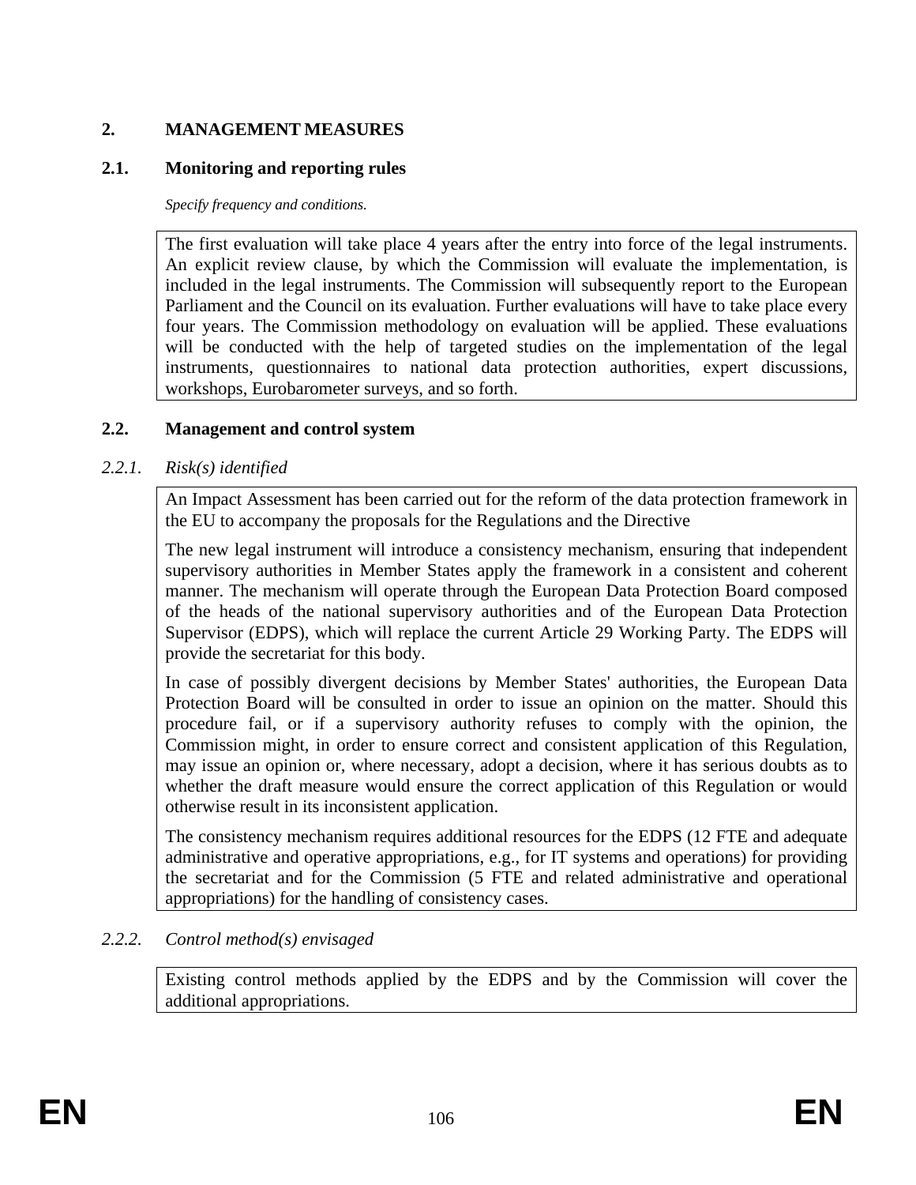## 2. MANAGEMENT MEASURES

### 2.1. Monitoring and reporting rules

*Specify frequency and conditions.*

The first evaluation will take place 4 years after the entry into force of the legal instruments. An explicit review clause, by which the Commission will evaluate the implementation, is included in the legal instruments. The Commission will subsequently report to the European Parliament and the Council on its evaluation. Further evaluations will have to take place every four years. The Commission methodology on evaluation will be applied. These evaluations will be conducted with the help of targeted studies on the implementation of the legal instruments, questionnaires to national data protection authorities, expert discussions, workshops, Eurobarometer surveys, and so forth.

### 2.2. Management and control system

#### *2.2.1. Risk(s) identified*

An Impact Assessment has been carried out for the reform of the data protection framework in the EU to accompany the proposals for the Regulations and the Directive

The new legal instrument will introduce a consistency mechanism, ensuring that independent supervisory authorities in Member States apply the framework in a consistent and coherent manner. The mechanism will operate through the European Data Protection Board composed of the heads of the national supervisory authorities and of the European Data Protection Supervisor (EDPS), which will replace the current Article 29 Working Party. The EDPS will provide the secretariat for this body.

In case of possibly divergent decisions by Member States' authorities, the European Data Protection Board will be consulted in order to issue an opinion on the matter. Should this procedure fail, or if a supervisory authority refuses to comply with the opinion, the Commission might, in order to ensure correct and consistent application of this Regulation, may issue an opinion or, where necessary, adopt a decision, where it has serious doubts as to whether the draft measure would ensure the correct application of this Regulation or would otherwise result in its inconsistent application.

The consistency mechanism requires additional resources for the EDPS (12 FTE and adequate administrative and operative appropriations, e.g., for IT systems and operations) for providing the secretariat and for the Commission (5 FTE and related administrative and operational appropriations) for the handling of consistency cases.

#### *2.2.2. Control method(s) envisaged*

Existing control methods applied by the EDPS and by the Commission will cover the additional appropriations.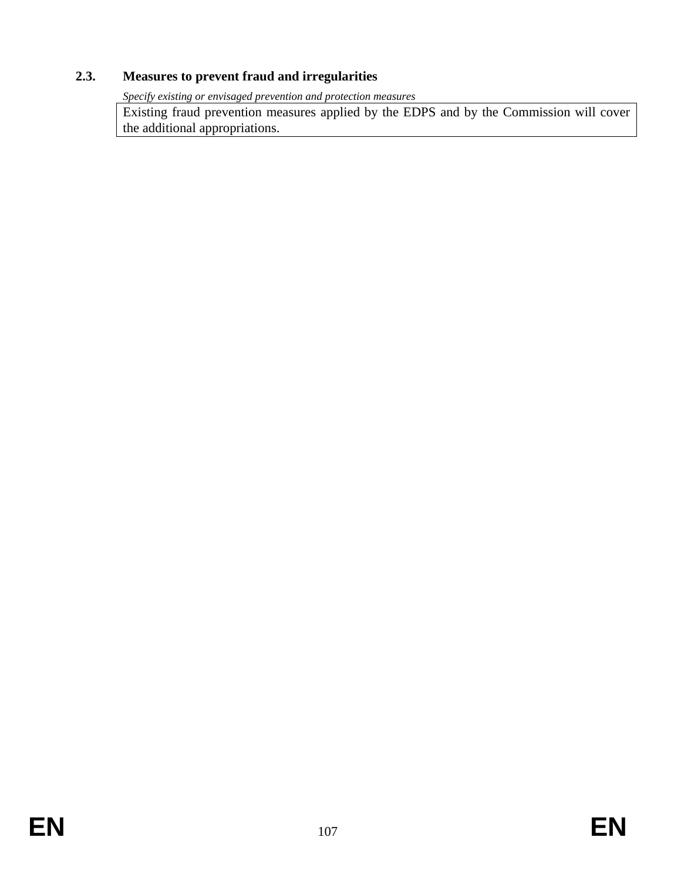### 2.3. Measures to prevent fraud and irregularities

*Specify existing or envisaged prevention and protection measures*

| Existing fraud prevention measures applied by the EDPS and by the Commission will cover the additional appropriations. |
|---|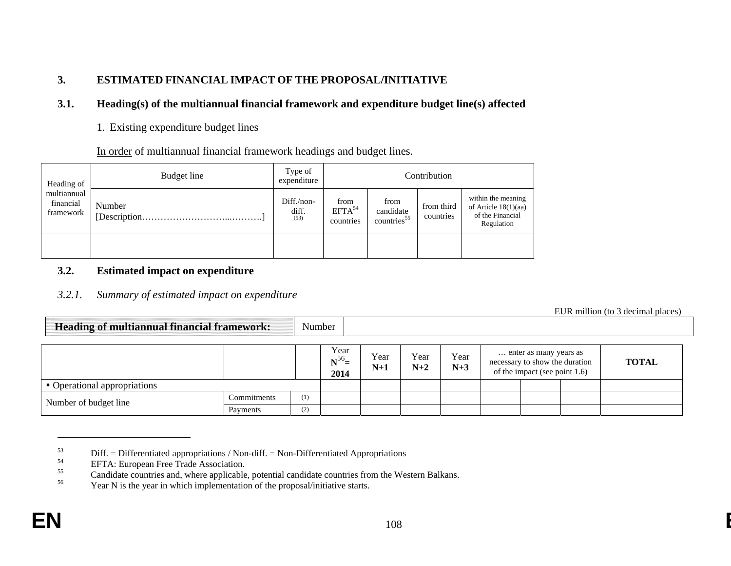## 3. ESTIMATED FINANCIAL IMPACT OF THE PROPOSAL/INITIATIVE

### 3.1. Heading(s) of the multiannual financial framework and expenditure budget line(s) affected

1. Existing expenditure budget lines

In order of multiannual financial framework headings and budget lines.

| Heading of multiannual financial framework | Budget line | Type of expenditure | Contribution | | | |
|---|---|---|---|---|---|---|
| | Number [Description………………………...……….] | Diff./non-diff. (53) | from EFTA[54] countries | from candidate countries[55] | from third countries | within the meaning of Article 18(1)(aa) of the Financial Regulation |
| | | | | | | |

### 3.2. Estimated impact on expenditure

#### *3.2.1. Summary of estimated impact on expenditure*

EUR million (to 3 decimal places)

| **Heading of multiannual financial framework:** | Number | |
|---|---|---|

| | | | Year N[56]= 2014 | Year N+1 | Year N+2 | Year N+3 | … enter as many years as necessary to show the duration of the impact (see point 1.6) | | | **TOTAL** |
|---|---|---|---|---|---|---|---|---|---|---|
| • Operational appropriations | | | | | | | | | | |
| Number of budget line | Commitments | (1) | | | | | | | | |
| | Payments | (2) | | | | | | | | |

---

53 Diff. = Differentiated appropriations / Non-diff. = Non-Differentiated Appropriations

54 EFTA: European Free Trade Association.

55 Candidate countries and, where applicable, potential candidate countries from the Western Balkans.

56 Year N is the year in which implementation of the proposal/initiative starts.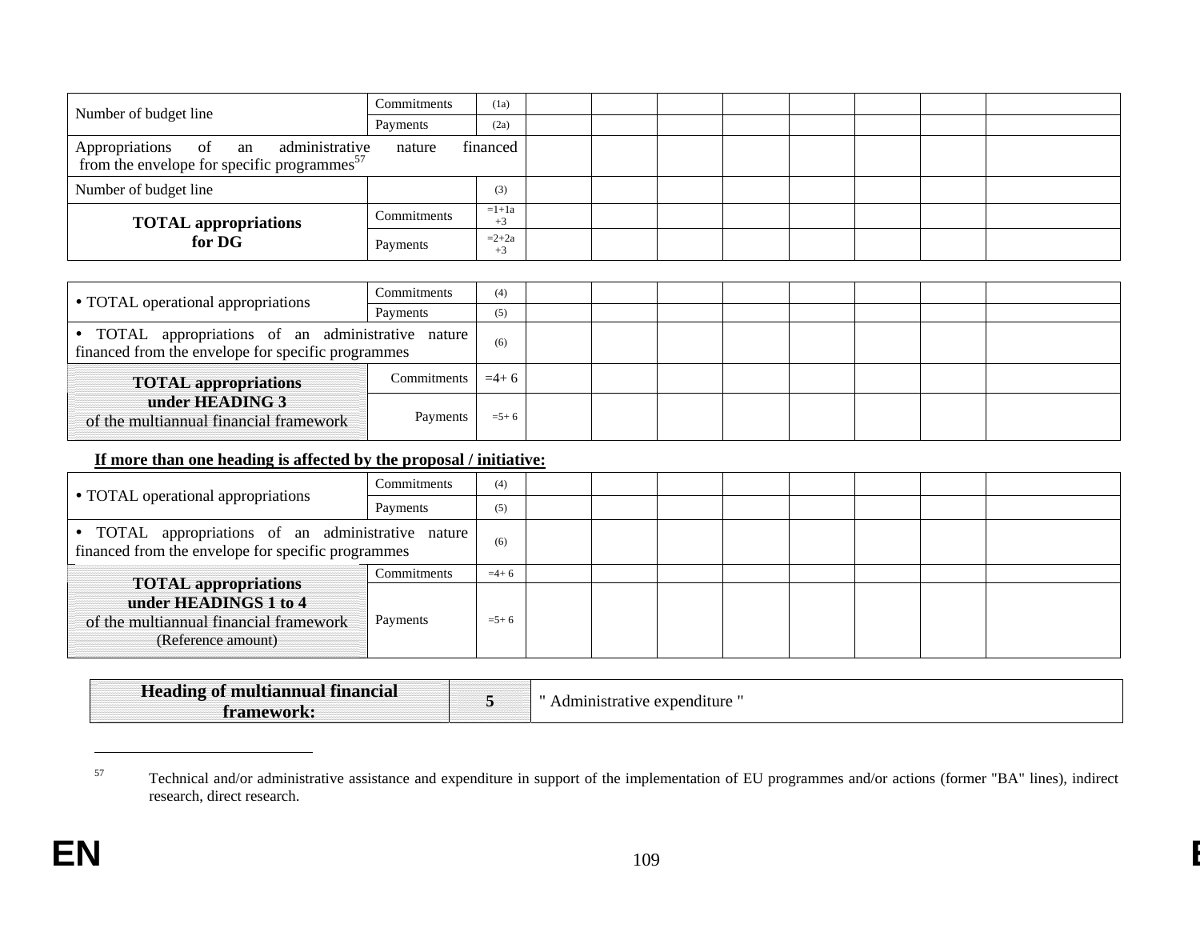| | | | | | | | | | | |
|---|---|---|---|---|---|---|---|---|---|---|
| Number of budget line | Commitments | (1a) | | | | | | | | |
| | Payments | (2a) | | | | | | | | |
| Appropriations of an administrative nature financed from the envelope for specific programmes[57] | | | | | | | | | | |
| Number of budget line | | (3) | | | | | | | | |
| **TOTAL appropriations for DG** | Commitments | =1+1a +3 | | | | | | | | |
| | Payments | =2+2a +3 | | | | | | | | |

| | | | | | | | | | | |
|---|---|---|---|---|---|---|---|---|---|---|
| • TOTAL operational appropriations | Commitments | (4) | | | | | | | | |
| | Payments | (5) | | | | | | | | |
| • TOTAL appropriations of an administrative nature financed from the envelope for specific programmes | | (6) | | | | | | | | |
| **TOTAL appropriations under HEADING 3** of the multiannual financial framework | Commitments | =4+ 6 | | | | | | | | |
| | Payments | =5+ 6 | | | | | | | | |

**If more than one heading is affected by the proposal / initiative:**

| | | | | | | | | | | |
|---|---|---|---|---|---|---|---|---|---|---|
| • TOTAL operational appropriations | Commitments | (4) | | | | | | | | |
| | Payments | (5) | | | | | | | | |
| • TOTAL appropriations of an administrative nature financed from the envelope for specific programmes | | (6) | | | | | | | | |
| **TOTAL appropriations under HEADINGS 1 to 4** of the multiannual financial framework (Reference amount) | Commitments | =4+ 6 | | | | | | | | |
| | Payments | =5+ 6 | | | | | | | | |

| | | |
|---|---|---|
| **Heading of multiannual financial framework:** | **5** | " Administrative expenditure " |

[57] Technical and/or administrative assistance and expenditure in support of the implementation of EU programmes and/or actions (former "BA" lines), indirect research, direct research.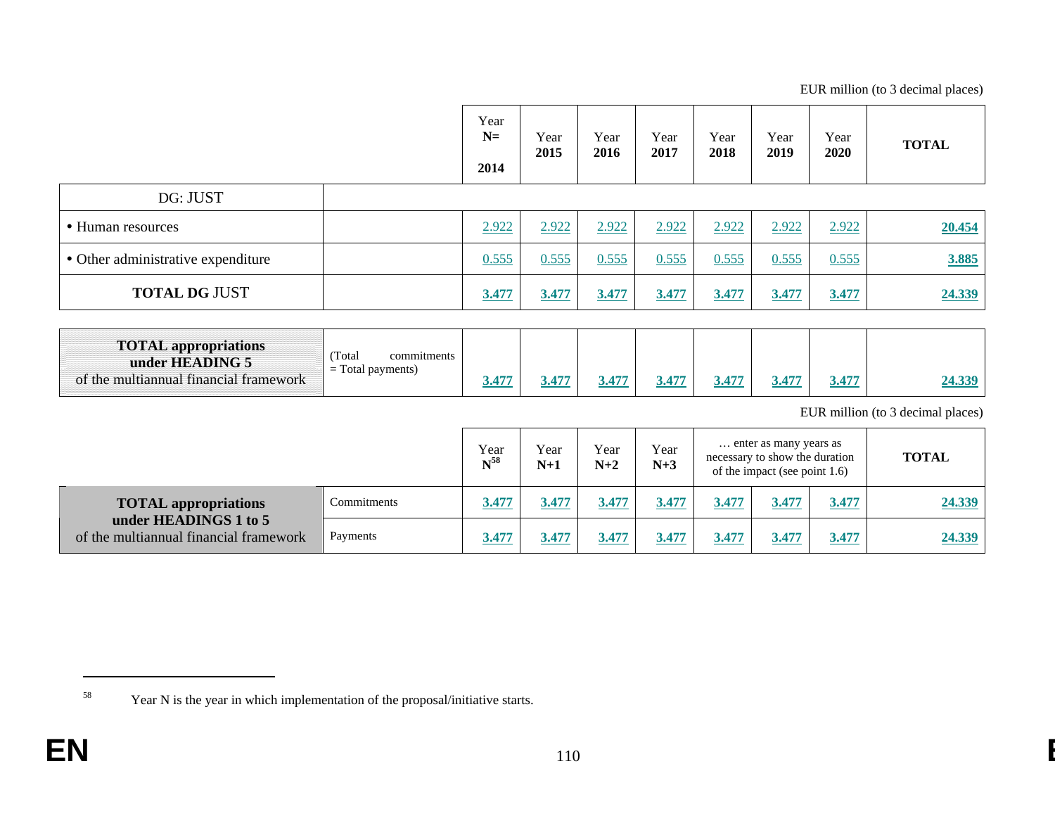EUR million (to 3 decimal places)

| | | Year N= 2014 | Year 2015 | Year 2016 | Year 2017 | Year 2018 | Year 2019 | Year 2020 | TOTAL |
|---|---|---|---|---|---|---|---|---|---|
| DG: JUST | | | | | | | | | |
| • Human resources | | 2.922 | 2.922 | 2.922 | 2.922 | 2.922 | 2.922 | 2.922 | **20.454** |
| • Other administrative expenditure | | 0.555 | 0.555 | 0.555 | 0.555 | 0.555 | 0.555 | 0.555 | **3.885** |
| **TOTAL DG JUST** | | **3.477** | **3.477** | **3.477** | **3.477** | **3.477** | **3.477** | **3.477** | **24.339** |

| | | | | | | | | | |
|---|---|---|---|---|---|---|---|---|---|
| **TOTAL appropriations under HEADING 5** of the multiannual financial framework | (Total commitments = Total payments) | **3.477** | **3.477** | **3.477** | **3.477** | **3.477** | **3.477** | **3.477** | **24.339** |

EUR million (to 3 decimal places)

| | | Year N[58] | Year N+1 | Year N+2 | Year N+3 | … enter as many years as necessary to show the duration of the impact (see point 1.6) | | | TOTAL |
|---|---|---|---|---|---|---|---|---|---|
| **TOTAL appropriations under HEADINGS 1 to 5** of the multiannual financial framework | Commitments | **3.477** | **3.477** | **3.477** | **3.477** | **3.477** | **3.477** | **3.477** | **24.339** |
| | Payments | **3.477** | **3.477** | **3.477** | **3.477** | **3.477** | **3.477** | **3.477** | **24.339** |

[58] Year N is the year in which implementation of the proposal/initiative starts.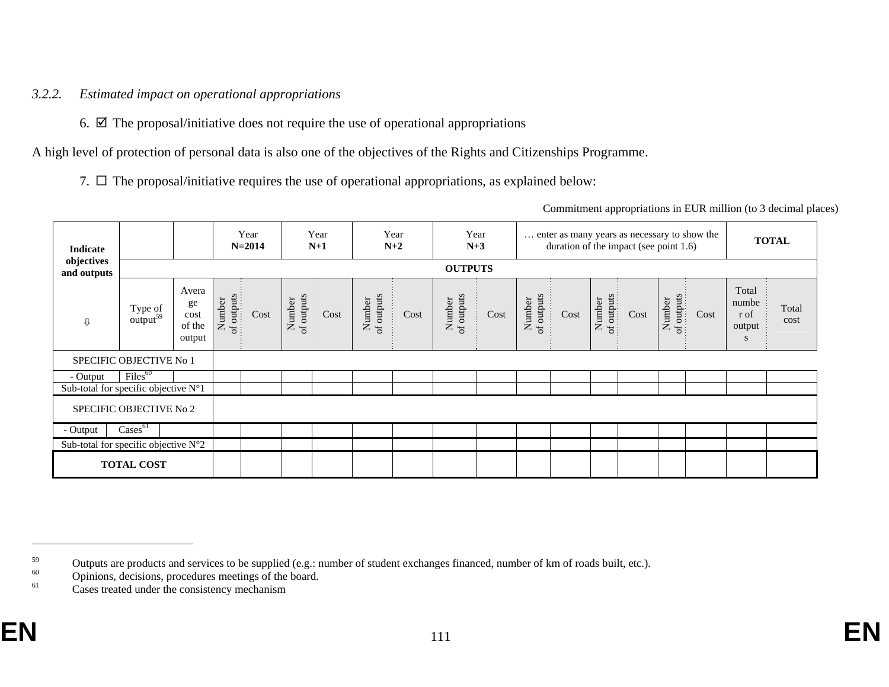*3.2.2. Estimated impact on operational appropriations*

6. ☑ The proposal/initiative does not require the use of operational appropriations

A high level of protection of personal data is also one of the objectives of the Rights and Citizenships Programme.

7. ☐ The proposal/initiative requires the use of operational appropriations, as explained below:

Commitment appropriations in EUR million (to 3 decimal places)

| Indicate objectives and outputs ⇩ | | | Year **N=2014** | | Year **N+1** | | Year **N+2** | | Year **N+3** | | … enter as many years as necessary to show the duration of the impact (see point 1.6) | | | | | | **TOTAL** | |
|---|---|---|---|---|---|---|---|---|---|---|---|---|---|---|---|---|---|---|
| | **OUTPUTS** | | | | | | | | | | | | | | | | | |
| | Type of output[59] | Average cost of the output | Number of outputs | Cost | Number of outputs | Cost | Number of outputs | Cost | Number of outputs | Cost | Number of outputs | Cost | Number of outputs | Cost | Number of outputs | Cost | Total number of outputs | Total cost |
| SPECIFIC OBJECTIVE No 1 | | | | | | | | | | | | | | | | | | |
| - Output | Files[60] | | | | | | | | | | | | | | | | | |
| Sub-total for specific objective N°1 | | | | | | | | | | | | | | | | | | |
| SPECIFIC OBJECTIVE No 2 | | | | | | | | | | | | | | | | | | |
| - Output | Cases[61] | | | | | | | | | | | | | | | | | |
| Sub-total for specific objective N°2 | | | | | | | | | | | | | | | | | | |
| **TOTAL COST** | | | | | | | | | | | | | | | | | | |

[59] Outputs are products and services to be supplied (e.g.: number of student exchanges financed, number of km of roads built, etc.).

[60] Opinions, decisions, procedures meetings of the board.

[61] Cases treated under the consistency mechanism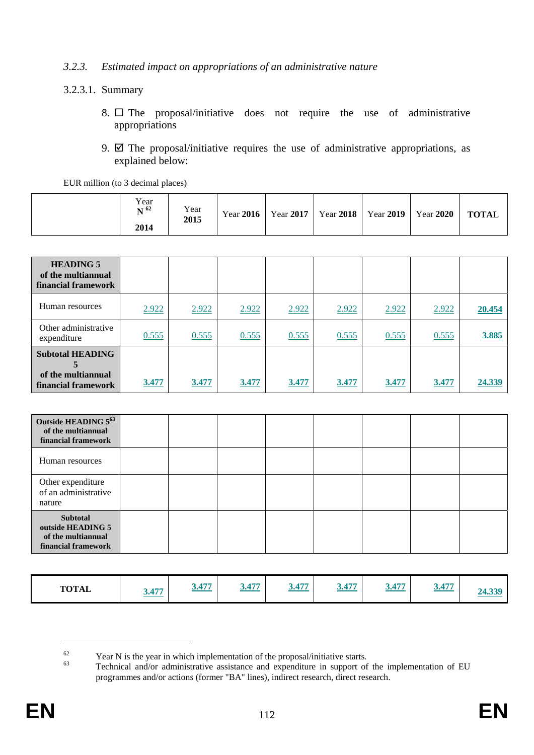*3.2.3. Estimated impact on appropriations of an administrative nature*

3.2.3.1. Summary

8. ☐ The proposal/initiative does not require the use of administrative appropriations

9. ☑ The proposal/initiative requires the use of administrative appropriations, as explained below:

EUR million (to 3 decimal places)

| | Year N[62] 2014 | Year 2015 | Year **2016** | Year **2017** | Year **2018** | Year **2019** | Year **2020** | **TOTAL** |
|---|---|---|---|---|---|---|---|---|
| **HEADING 5 of the multiannual financial framework** | | | | | | | | |
| Human resources | 2.922 | 2.922 | 2.922 | 2.922 | 2.922 | 2.922 | 2.922 | **20.454** |
| Other administrative expenditure | 0.555 | 0.555 | 0.555 | 0.555 | 0.555 | 0.555 | 0.555 | **3.885** |
| **Subtotal HEADING 5 of the multiannual financial framework** | **3.477** | **3.477** | **3.477** | **3.477** | **3.477** | **3.477** | **3.477** | **24.339** |
| **Outside HEADING 5[63] of the multiannual financial framework** | | | | | | | | |
| Human resources | | | | | | | | |
| Other expenditure of an administrative nature | | | | | | | | |
| **Subtotal outside HEADING 5 of the multiannual financial framework** | | | | | | | | |
| **TOTAL** | **3.477** | **3.477** | **3.477** | **3.477** | **3.477** | **3.477** | **3.477** | **24.339** |

[62] Year N is the year in which implementation of the proposal/initiative starts.

[63] Technical and/or administrative assistance and expenditure in support of the implementation of EU programmes and/or actions (former "BA" lines), indirect research, direct research.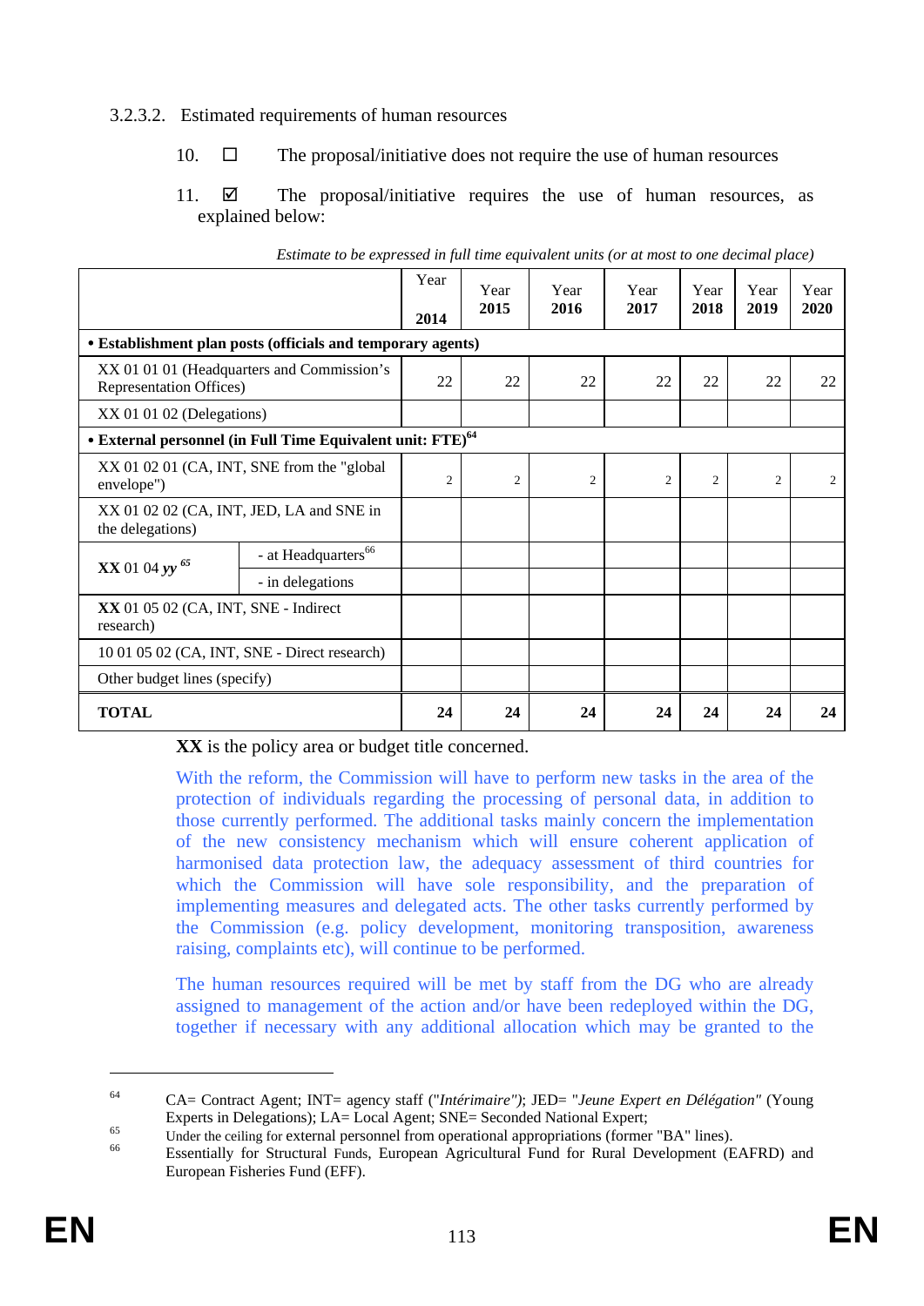3.2.3.2. Estimated requirements of human resources

10. ☐ The proposal/initiative does not require the use of human resources

11. ☑ The proposal/initiative requires the use of human resources, as explained below:

*Estimate to be expressed in full time equivalent units (or at most to one decimal place)*

| | | Year 2014 | Year 2015 | Year 2016 | Year 2017 | Year 2018 | Year 2019 | Year 2020 |
|---|---|---|---|---|---|---|---|---|
| **• Establishment plan posts (officials and temporary agents)** | | | | | | | | |
| XX 01 01 01 (Headquarters and Commission's Representation Offices) | | 22 | 22 | 22 | 22 | 22 | 22 | 22 |
| XX 01 01 02 (Delegations) | | | | | | | | |
| **• External personnel (in Full Time Equivalent unit: FTE)**[64] | | | | | | | | |
| XX 01 02 01 (CA, INT, SNE from the "global envelope") | | 2 | 2 | 2 | 2 | 2 | 2 | 2 |
| XX 01 02 02 (CA, INT, JED, LA and SNE in the delegations) | | | | | | | | |
| **XX** 01 04 ***yy***[65] | - at Headquarters[66] | | | | | | | |
| | - in delegations | | | | | | | |
| **XX** 01 05 02 (CA, INT, SNE - Indirect research) | | | | | | | | |
| 10 01 05 02 (CA, INT, SNE - Direct research) | | | | | | | | |
| Other budget lines (specify) | | | | | | | | |
| **TOTAL** | | **24** | **24** | **24** | **24** | **24** | **24** | **24** |

**XX** is the policy area or budget title concerned.

With the reform, the Commission will have to perform new tasks in the area of the protection of individuals regarding the processing of personal data, in addition to those currently performed. The additional tasks mainly concern the implementation of the new consistency mechanism which will ensure coherent application of harmonised data protection law, the adequacy assessment of third countries for which the Commission will have sole responsibility, and the preparation of implementing measures and delegated acts. The other tasks currently performed by the Commission (e.g. policy development, monitoring transposition, awareness raising, complaints etc), will continue to be performed.

The human resources required will be met by staff from the DG who are already assigned to management of the action and/or have been redeployed within the DG, together if necessary with any additional allocation which may be granted to the

---

[64] CA= Contract Agent; INT= agency staff (*"Intérimaire")*; JED= "*Jeune Expert en Délégation"* (Young Experts in Delegations); LA= Local Agent; SNE= Seconded National Expert;

[65] Under the ceiling for external personnel from operational appropriations (former "BA" lines).

[66] Essentially for Structural Funds, European Agricultural Fund for Rural Development (EAFRD) and European Fisheries Fund (EFF).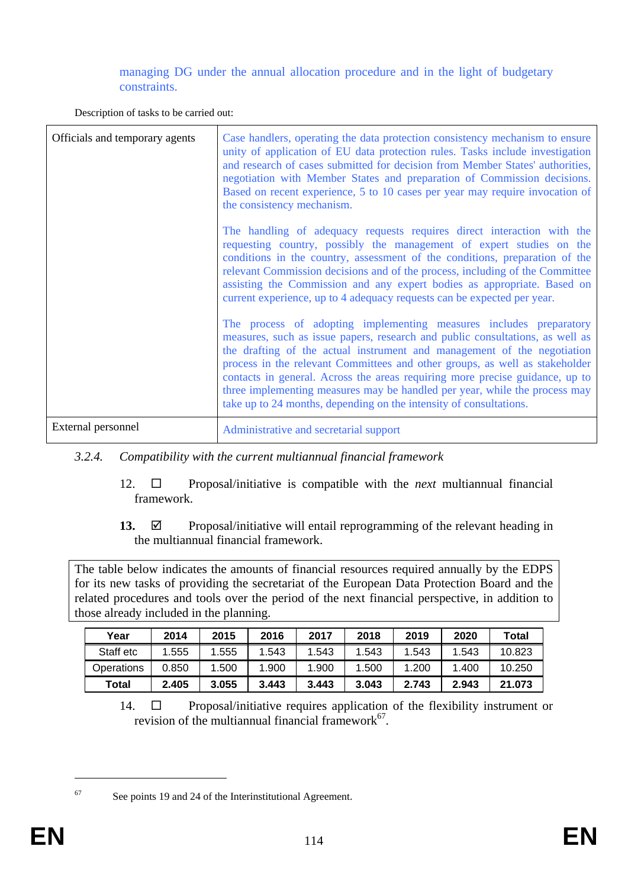managing DG under the annual allocation procedure and in the light of budgetary constraints.

Description of tasks to be carried out:

| Officials and temporary agents | Case handlers, operating the data protection consistency mechanism to ensure unity of application of EU data protection rules. Tasks include investigation and research of cases submitted for decision from Member States' authorities, negotiation with Member States and preparation of Commission decisions. Based on recent experience, 5 to 10 cases per year may require invocation of the consistency mechanism.<br><br>The handling of adequacy requests requires direct interaction with the requesting country, possibly the management of expert studies on the conditions in the country, assessment of the conditions, preparation of the relevant Commission decisions and of the process, including of the Committee assisting the Commission and any expert bodies as appropriate. Based on current experience, up to 4 adequacy requests can be expected per year.<br><br>The process of adopting implementing measures includes preparatory measures, such as issue papers, research and public consultations, as well as the drafting of the actual instrument and management of the negotiation process in the relevant Committees and other groups, as well as stakeholder contacts in general. Across the areas requiring more precise guidance, up to three implementing measures may be handled per year, while the process may take up to 24 months, depending on the intensity of consultations. |
|---|---|
| External personnel | Administrative and secretarial support |

### 3.2.4. *Compatibility with the current multiannual financial framework*

12. ☐ Proposal/initiative is compatible with the *next* multiannual financial framework.

**13.** ☑ Proposal/initiative will entail reprogramming of the relevant heading in the multiannual financial framework.

The table below indicates the amounts of financial resources required annually by the EDPS for its new tasks of providing the secretariat of the European Data Protection Board and the related procedures and tools over the period of the next financial perspective, in addition to those already included in the planning.

| Year | 2014 | 2015 | 2016 | 2017 | 2018 | 2019 | 2020 | Total |
|---|---|---|---|---|---|---|---|---|
| Staff etc | 1.555 | 1.555 | 1.543 | 1.543 | 1.543 | 1.543 | 1.543 | 10.823 |
| Operations | 0.850 | 1.500 | 1.900 | 1.900 | 1.500 | 1.200 | 1.400 | 10.250 |
| **Total** | **2.405** | **3.055** | **3.443** | **3.443** | **3.043** | **2.743** | **2.943** | **21.073** |

14. ☐ Proposal/initiative requires application of the flexibility instrument or revision of the multiannual financial framework[67].

---

[67] See points 19 and 24 of the Interinstitutional Agreement.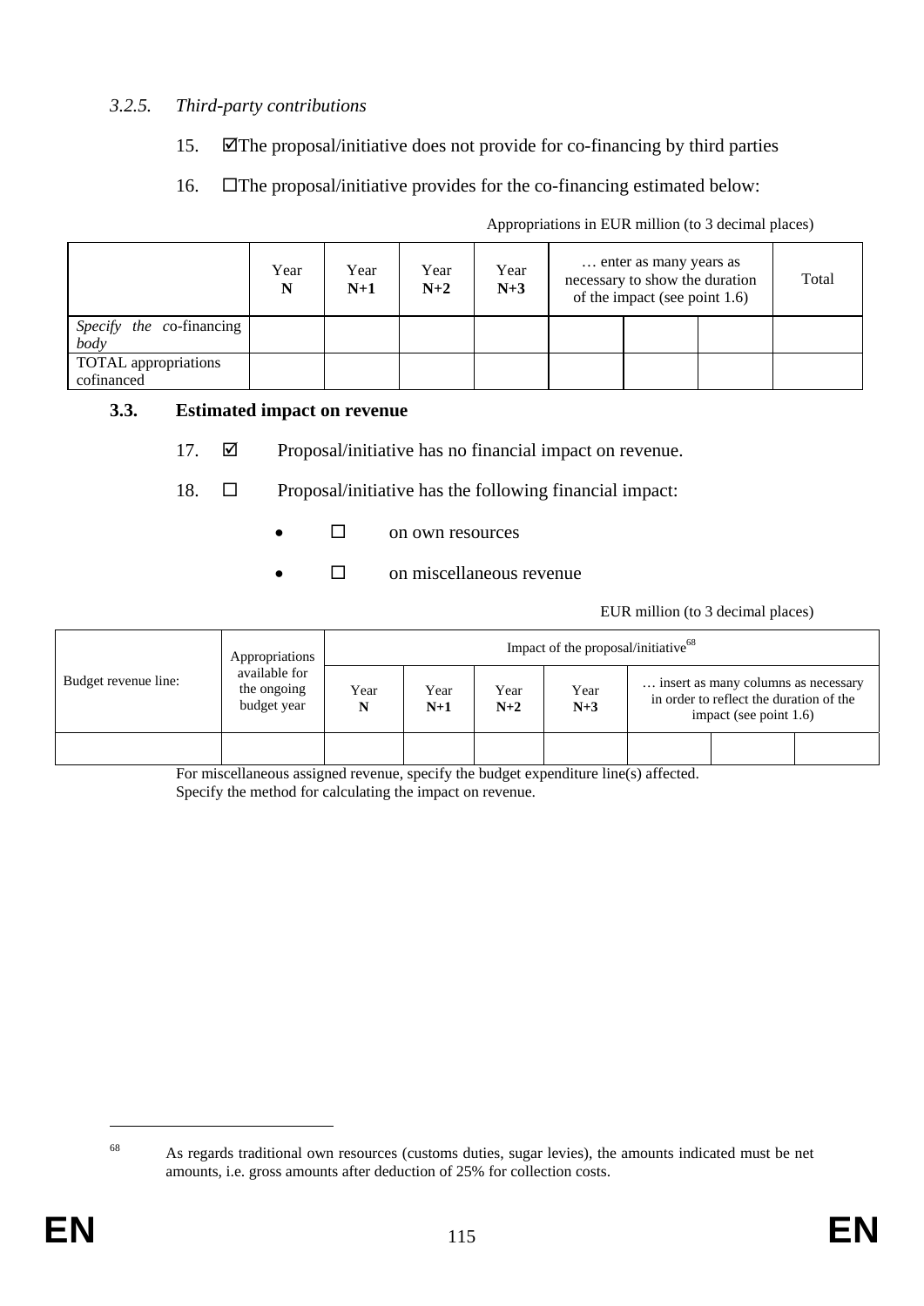### *3.2.5. Third-party contributions*

15. ☑The proposal/initiative does not provide for co-financing by third parties

16. ☐The proposal/initiative provides for the co-financing estimated below:

Appropriations in EUR million (to 3 decimal places)

| | Year **N** | Year **N+1** | Year **N+2** | Year **N+3** | … enter as many years as necessary to show the duration of the impact (see point 1.6) | | | Total |
|---|---|---|---|---|---|---|---|---|
| *Specify the c*o-financing *body* | | | | | | | | |
| TOTAL appropriations cofinanced | | | | | | | | |

### **3.3. Estimated impact on revenue**

17. ☑ Proposal/initiative has no financial impact on revenue.

18. ☐ Proposal/initiative has the following financial impact:

- ☐ on own resources
- ☐ on miscellaneous revenue

EUR million (to 3 decimal places)

| Budget revenue line: | Appropriations available for the ongoing budget year | Impact of the proposal/initiative[68] | | | | | | |
|---|---|---|---|---|---|---|---|---|
| | | Year **N** | Year **N+1** | Year **N+2** | Year **N+3** | … insert as many columns as necessary in order to reflect the duration of the impact (see point 1.6) | | |
| | | | | | | | | |

For miscellaneous assigned revenue, specify the budget expenditure line(s) affected.

Specify the method for calculating the impact on revenue.

[68] As regards traditional own resources (customs duties, sugar levies), the amounts indicated must be net amounts, i.e. gross amounts after deduction of 25% for collection costs.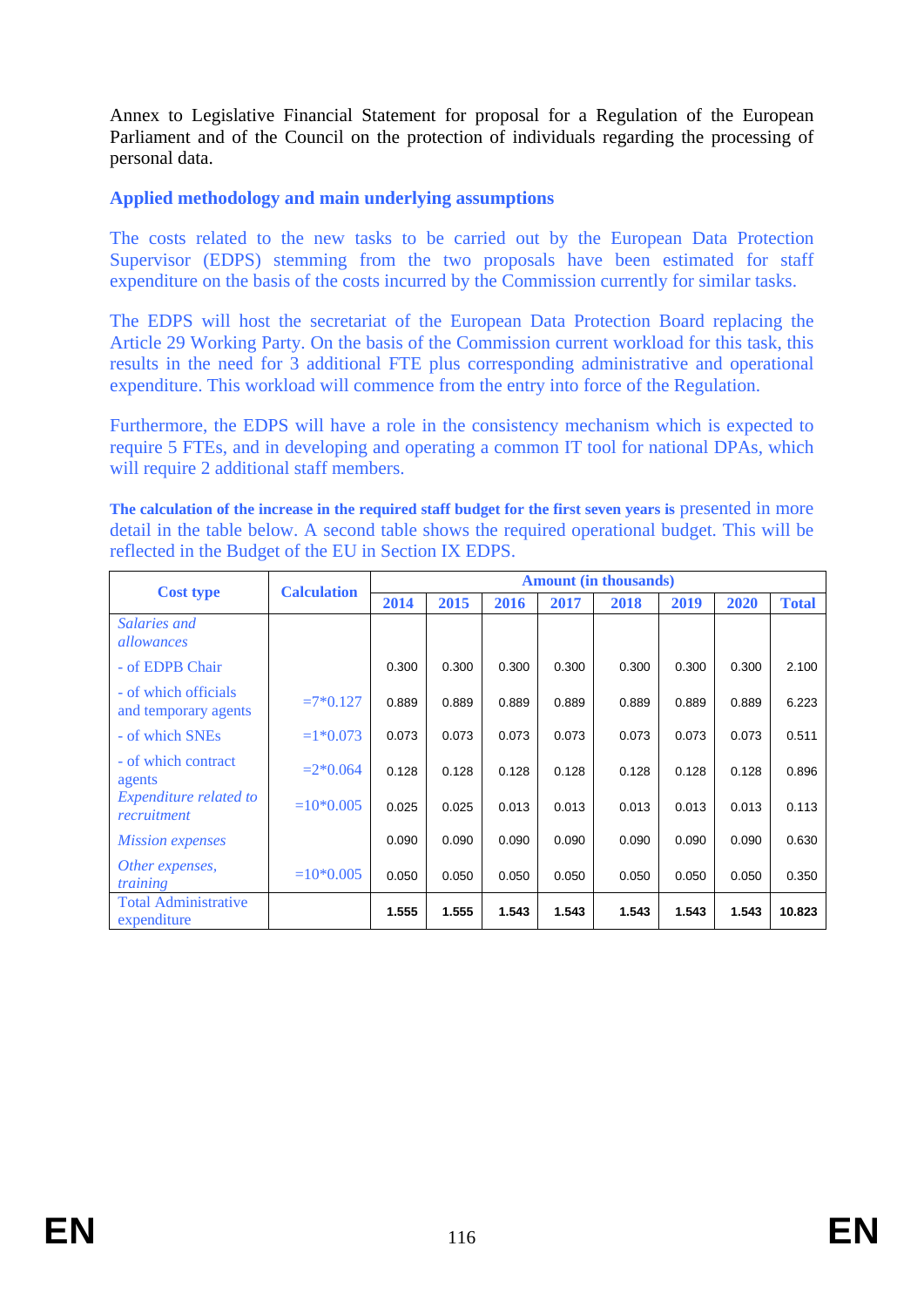Annex to Legislative Financial Statement for proposal for a Regulation of the European Parliament and of the Council on the protection of individuals regarding the processing of personal data.

**Applied methodology and main underlying assumptions**

The costs related to the new tasks to be carried out by the European Data Protection Supervisor (EDPS) stemming from the two proposals have been estimated for staff expenditure on the basis of the costs incurred by the Commission currently for similar tasks.

The EDPS will host the secretariat of the European Data Protection Board replacing the Article 29 Working Party. On the basis of the Commission current workload for this task, this results in the need for 3 additional FTE plus corresponding administrative and operational expenditure. This workload will commence from the entry into force of the Regulation.

Furthermore, the EDPS will have a role in the consistency mechanism which is expected to require 5 FTEs, and in developing and operating a common IT tool for national DPAs, which will require 2 additional staff members.

**The calculation of the increase in the required staff budget for the first seven years is** presented in more detail in the table below. A second table shows the required operational budget. This will be reflected in the Budget of the EU in Section IX EDPS.

| Cost type | Calculation | Amount (in thousands) | | | | | | | |
|---|---|---|---|---|---|---|---|---|---|
| | | 2014 | 2015 | 2016 | 2017 | 2018 | 2019 | 2020 | Total |
| *Salaries and allowances* | | | | | | | | | |
| - of EDPB Chair | | 0.300 | 0.300 | 0.300 | 0.300 | 0.300 | 0.300 | 0.300 | 2.100 |
| - of which officials and temporary agents | =7*0.127 | 0.889 | 0.889 | 0.889 | 0.889 | 0.889 | 0.889 | 0.889 | 6.223 |
| - of which SNEs | =1*0.073 | 0.073 | 0.073 | 0.073 | 0.073 | 0.073 | 0.073 | 0.073 | 0.511 |
| - of which contract agents | =2*0.064 | 0.128 | 0.128 | 0.128 | 0.128 | 0.128 | 0.128 | 0.128 | 0.896 |
| *Expenditure related to recruitment* | =10*0.005 | 0.025 | 0.025 | 0.013 | 0.013 | 0.013 | 0.013 | 0.013 | 0.113 |
| *Mission expenses* | | 0.090 | 0.090 | 0.090 | 0.090 | 0.090 | 0.090 | 0.090 | 0.630 |
| *Other expenses, training* | =10*0.005 | 0.050 | 0.050 | 0.050 | 0.050 | 0.050 | 0.050 | 0.050 | 0.350 |
| Total Administrative expenditure | | **1.555** | **1.555** | **1.543** | **1.543** | **1.543** | **1.543** | **1.543** | **10.823** |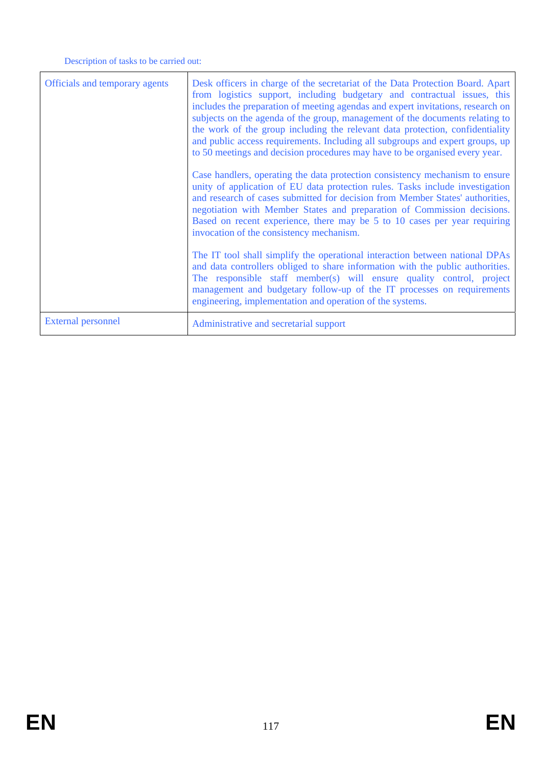Description of tasks to be carried out:

| | |
|---|---|
| Officials and temporary agents | Desk officers in charge of the secretariat of the Data Protection Board. Apart from logistics support, including budgetary and contractual issues, this includes the preparation of meeting agendas and expert invitations, research on subjects on the agenda of the group, management of the documents relating to the work of the group including the relevant data protection, confidentiality and public access requirements. Including all subgroups and expert groups, up to 50 meetings and decision procedures may have to be organised every year.<br><br>Case handlers, operating the data protection consistency mechanism to ensure unity of application of EU data protection rules. Tasks include investigation and research of cases submitted for decision from Member States' authorities, negotiation with Member States and preparation of Commission decisions. Based on recent experience, there may be 5 to 10 cases per year requiring invocation of the consistency mechanism.<br><br>The IT tool shall simplify the operational interaction between national DPAs and data controllers obliged to share information with the public authorities. The responsible staff member(s) will ensure quality control, project management and budgetary follow-up of the IT processes on requirements engineering, implementation and operation of the systems. |
| External personnel | Administrative and secretarial support |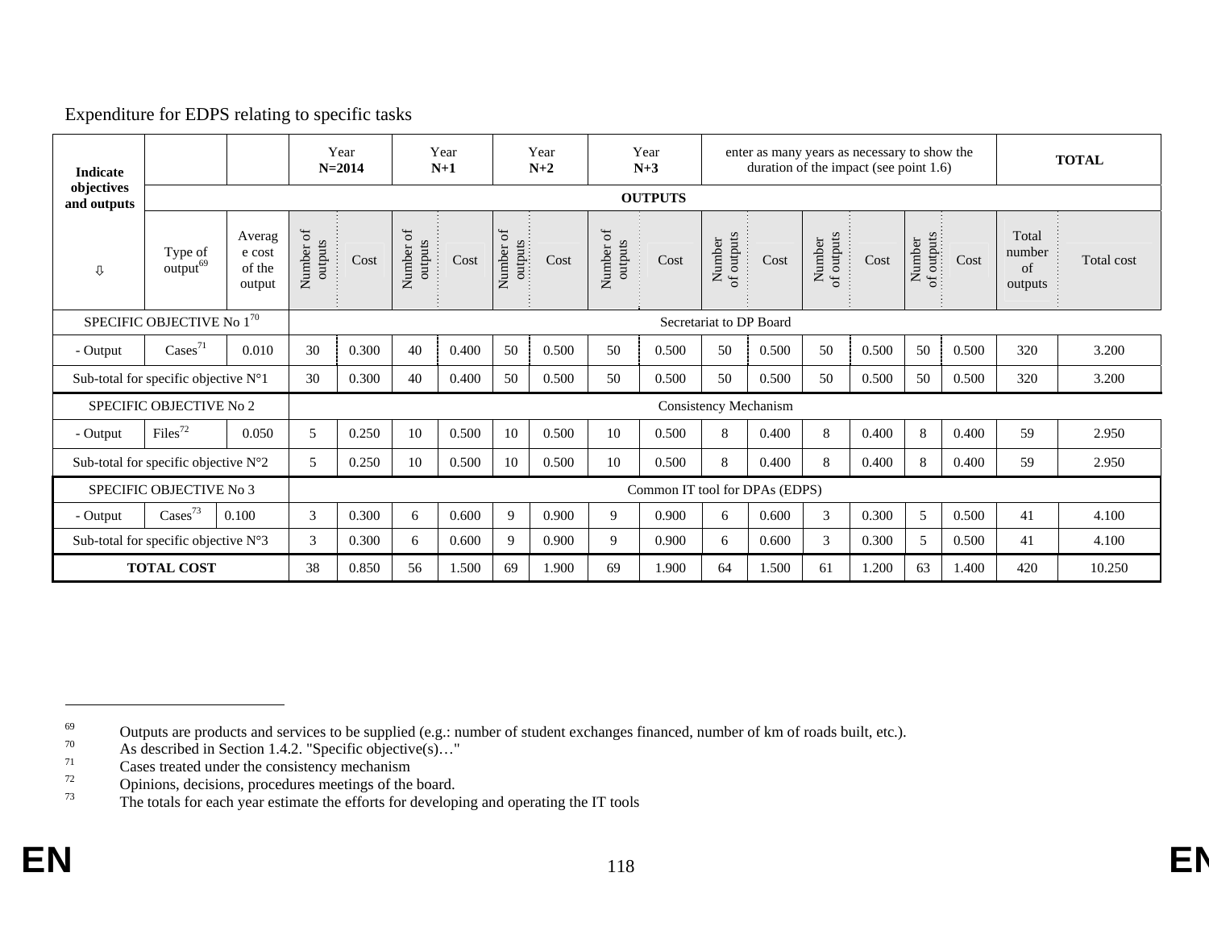Expenditure for EDPS relating to specific tasks

| Indicate objectives and outputs | | | Year N=2014 | | Year N+1 | | Year N+2 | | Year N+3 | | enter as many years as necessary to show the duration of the impact (see point 1.6) | | | | | | TOTAL | |
|---|---|---|---|---|---|---|---|---|---|---|---|---|---|---|---|---|---|---|
| | OUTPUTS | | | | | | | | | | | | | | | | | |
| ⇩ | Type of output[69] | Average cost of the output | Number of outputs | Cost | Number of outputs | Cost | Number of outputs | Cost | Number of outputs | Cost | Number of outputs | Cost | Number of outputs | Cost | Number of outputs | Cost | Total number of outputs | Total cost |
| SPECIFIC OBJECTIVE No 1[70] | | | Secretariat to DP Board | | | | | | | | | | | | | | | |
| - Output | Cases[71] | 0.010 | 30 | 0.300 | 40 | 0.400 | 50 | 0.500 | 50 | 0.500 | 50 | 0.500 | 50 | 0.500 | 50 | 0.500 | 320 | 3.200 |
| Sub-total for specific objective N°1 | | | 30 | 0.300 | 40 | 0.400 | 50 | 0.500 | 50 | 0.500 | 50 | 0.500 | 50 | 0.500 | 50 | 0.500 | 320 | 3.200 |
| SPECIFIC OBJECTIVE No 2 | | | Consistency Mechanism | | | | | | | | | | | | | | | |
| - Output | Files[72] | 0.050 | 5 | 0.250 | 10 | 0.500 | 10 | 0.500 | 10 | 0.500 | 8 | 0.400 | 8 | 0.400 | 8 | 0.400 | 59 | 2.950 |
| Sub-total for specific objective N°2 | | | 5 | 0.250 | 10 | 0.500 | 10 | 0.500 | 10 | 0.500 | 8 | 0.400 | 8 | 0.400 | 8 | 0.400 | 59 | 2.950 |
| SPECIFIC OBJECTIVE No 3 | | | Common IT tool for DPAs (EDPS) | | | | | | | | | | | | | | | |
| - Output | Cases[73] | 0.100 | 3 | 0.300 | 6 | 0.600 | 9 | 0.900 | 9 | 0.900 | 6 | 0.600 | 3 | 0.300 | 5 | 0.500 | 41 | 4.100 |
| Sub-total for specific objective N°3 | | | 3 | 0.300 | 6 | 0.600 | 9 | 0.900 | 9 | 0.900 | 6 | 0.600 | 3 | 0.300 | 5 | 0.500 | 41 | 4.100 |
| **TOTAL COST** | | | 38 | 0.850 | 56 | 1.500 | 69 | 1.900 | 69 | 1.900 | 64 | 1.500 | 61 | 1.200 | 63 | 1.400 | 420 | 10.250 |

[69] Outputs are products and services to be supplied (e.g.: number of student exchanges financed, number of km of roads built, etc.).

[70] As described in Section 1.4.2. "Specific objective(s)…"

[71] Cases treated under the consistency mechanism

[72] Opinions, decisions, procedures meetings of the board.

[73] The totals for each year estimate the efforts for developing and operating the IT tools